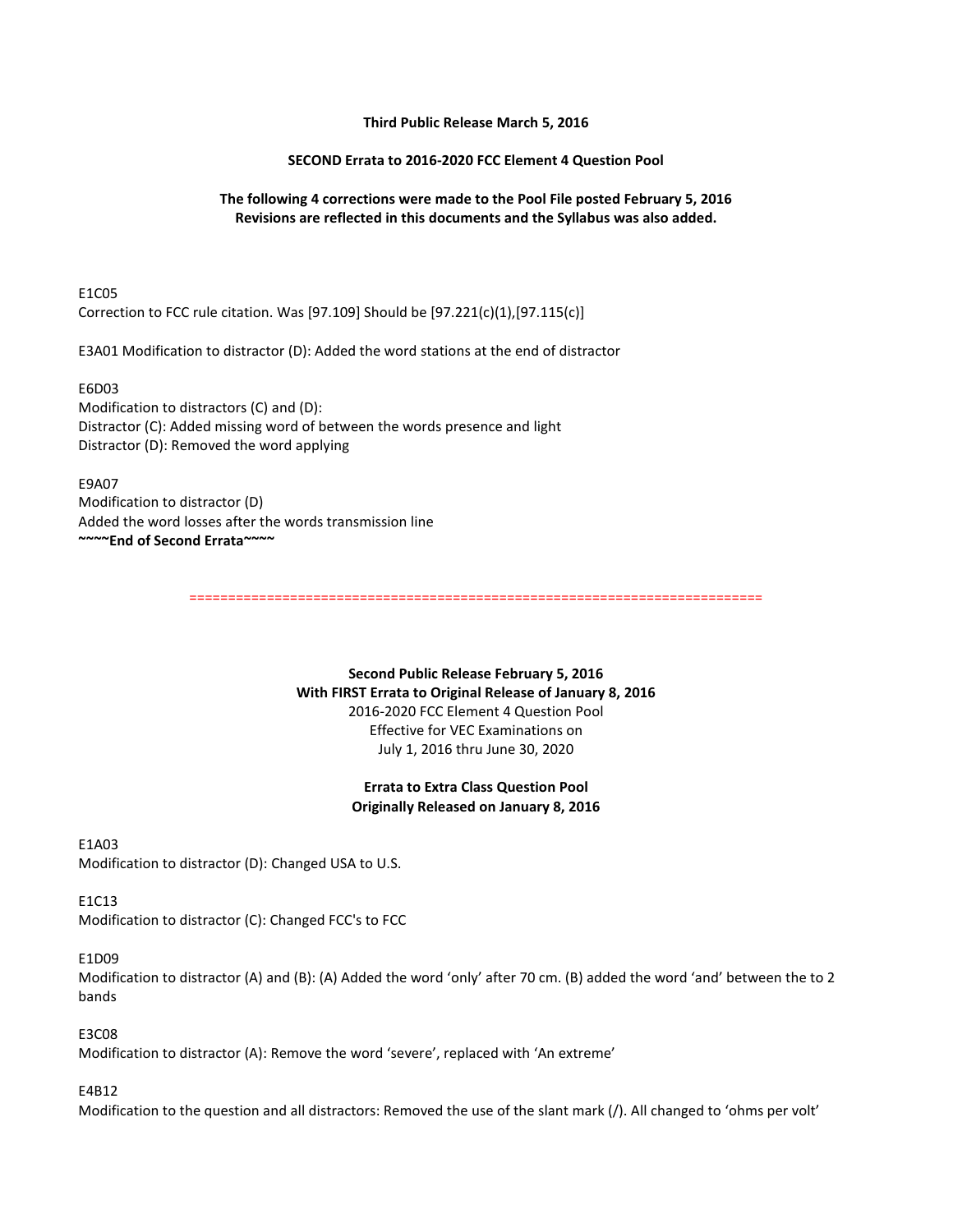**Third Public Release March 5, 2016**

**SECOND Errata to 2016-2020 FCC Element 4 Question Pool**

**The following 4 corrections were made to the Pool File posted February 5, 2016**
**Revisions are reflected in this documents and the Syllabus was also added.**

E1C05
Correction to FCC rule citation. Was [97.109] Should be [97.221(c)(1),[97.115(c)]

E3A01 Modification to distractor (D): Added the word stations at the end of distractor

E6D03
Modification to distractors (C) and (D):
Distractor (C): Added missing word of between the words presence and light
Distractor (D): Removed the word applying

E9A07
Modification to distractor (D)
Added the word losses after the words transmission line
**~~~~End of Second Errata~~~~**

========================================================================

**Second Public Release February 5, 2016**
**With FIRST Errata to Original Release of January 8, 2016**
2016-2020 FCC Element 4 Question Pool
Effective for VEC Examinations on
July 1, 2016 thru June 30, 2020

**Errata to Extra Class Question Pool**
**Originally Released on January 8, 2016**

E1A03
Modification to distractor (D): Changed USA to U.S.

E1C13
Modification to distractor (C): Changed FCC's to FCC

E1D09
Modification to distractor (A) and (B): (A) Added the word 'only' after 70 cm. (B) added the word 'and' between the to 2 bands

E3C08
Modification to distractor (A): Remove the word 'severe', replaced with 'An extreme'

E4B12
Modification to the question and all distractors: Removed the use of the slant mark (/). All changed to 'ohms per volt'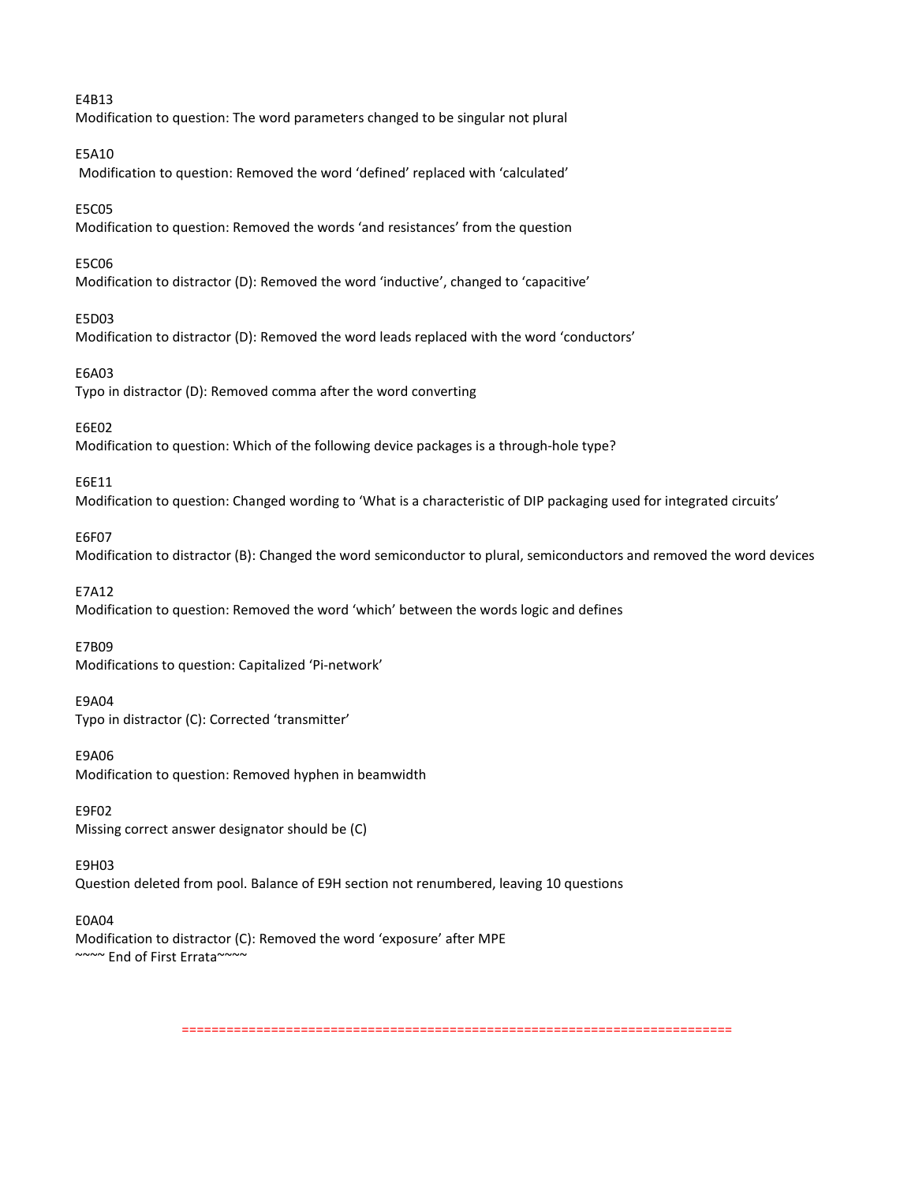E4B13

Modification to question: The word parameters changed to be singular not plural

E5A10

Modification to question: Removed the word 'defined' replaced with 'calculated'

E5C05

Modification to question: Removed the words 'and resistances' from the question

E5C06

Modification to distractor (D): Removed the word 'inductive', changed to 'capacitive'

E5D03

Modification to distractor (D): Removed the word leads replaced with the word 'conductors'

E6A03

Typo in distractor (D): Removed comma after the word converting

E6E02

Modification to question: Which of the following device packages is a through-hole type?

E6E11

Modification to question: Changed wording to 'What is a characteristic of DIP packaging used for integrated circuits'

E6F07

Modification to distractor (B): Changed the word semiconductor to plural, semiconductors and removed the word devices

E7A12

Modification to question: Removed the word 'which' between the words logic and defines

E7B09

Modifications to question: Capitalized 'Pi-network'

E9A04

Typo in distractor (C): Corrected 'transmitter'

E9A06

Modification to question: Removed hyphen in beamwidth

E9F02

Missing correct answer designator should be (C)

E9H03

Question deleted from pool. Balance of E9H section not renumbered, leaving 10 questions

E0A04

Modification to distractor (C): Removed the word 'exposure' after MPE

~~~~ End of First Errata~~~~

========================================================================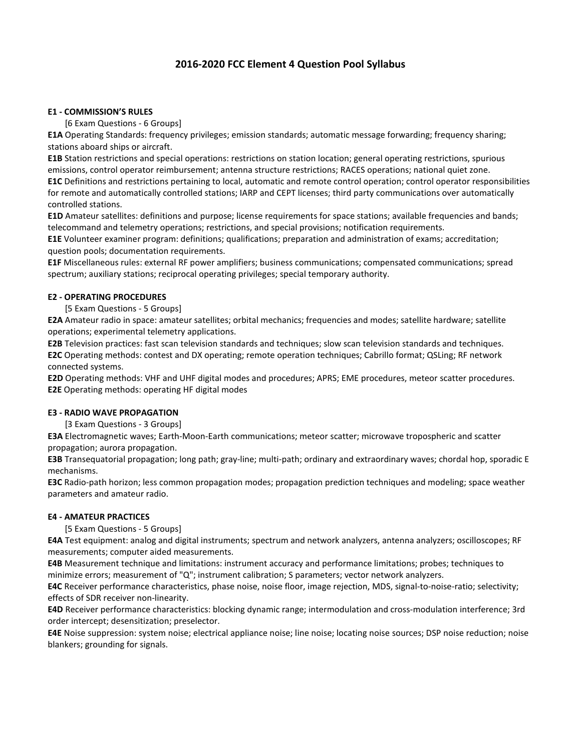# 2016-2020 FCC Element 4 Question Pool Syllabus

**E1 - COMMISSION'S RULES**

[6 Exam Questions - 6 Groups]

**E1A** Operating Standards: frequency privileges; emission standards; automatic message forwarding; frequency sharing; stations aboard ships or aircraft.

**E1B** Station restrictions and special operations: restrictions on station location; general operating restrictions, spurious emissions, control operator reimbursement; antenna structure restrictions; RACES operations; national quiet zone.

**E1C** Definitions and restrictions pertaining to local, automatic and remote control operation; control operator responsibilities for remote and automatically controlled stations; IARP and CEPT licenses; third party communications over automatically controlled stations.

**E1D** Amateur satellites: definitions and purpose; license requirements for space stations; available frequencies and bands; telecommand and telemetry operations; restrictions, and special provisions; notification requirements.

**E1E** Volunteer examiner program: definitions; qualifications; preparation and administration of exams; accreditation; question pools; documentation requirements.

**E1F** Miscellaneous rules: external RF power amplifiers; business communications; compensated communications; spread spectrum; auxiliary stations; reciprocal operating privileges; special temporary authority.

**E2 - OPERATING PROCEDURES**

[5 Exam Questions - 5 Groups]

**E2A** Amateur radio in space: amateur satellites; orbital mechanics; frequencies and modes; satellite hardware; satellite operations; experimental telemetry applications.

**E2B** Television practices: fast scan television standards and techniques; slow scan television standards and techniques.

**E2C** Operating methods: contest and DX operating; remote operation techniques; Cabrillo format; QSLing; RF network connected systems.

**E2D** Operating methods: VHF and UHF digital modes and procedures; APRS; EME procedures, meteor scatter procedures.

**E2E** Operating methods: operating HF digital modes

**E3 - RADIO WAVE PROPAGATION**

[3 Exam Questions - 3 Groups]

**E3A** Electromagnetic waves; Earth-Moon-Earth communications; meteor scatter; microwave tropospheric and scatter propagation; aurora propagation.

**E3B** Transequatorial propagation; long path; gray-line; multi-path; ordinary and extraordinary waves; chordal hop, sporadic E mechanisms.

**E3C** Radio-path horizon; less common propagation modes; propagation prediction techniques and modeling; space weather parameters and amateur radio.

**E4 - AMATEUR PRACTICES**

[5 Exam Questions - 5 Groups]

**E4A** Test equipment: analog and digital instruments; spectrum and network analyzers, antenna analyzers; oscilloscopes; RF measurements; computer aided measurements.

**E4B** Measurement technique and limitations: instrument accuracy and performance limitations; probes; techniques to minimize errors; measurement of "Q"; instrument calibration; S parameters; vector network analyzers.

**E4C** Receiver performance characteristics, phase noise, noise floor, image rejection, MDS, signal-to-noise-ratio; selectivity; effects of SDR receiver non-linearity.

**E4D** Receiver performance characteristics: blocking dynamic range; intermodulation and cross-modulation interference; 3rd order intercept; desensitization; preselector.

**E4E** Noise suppression: system noise; electrical appliance noise; line noise; locating noise sources; DSP noise reduction; noise blankers; grounding for signals.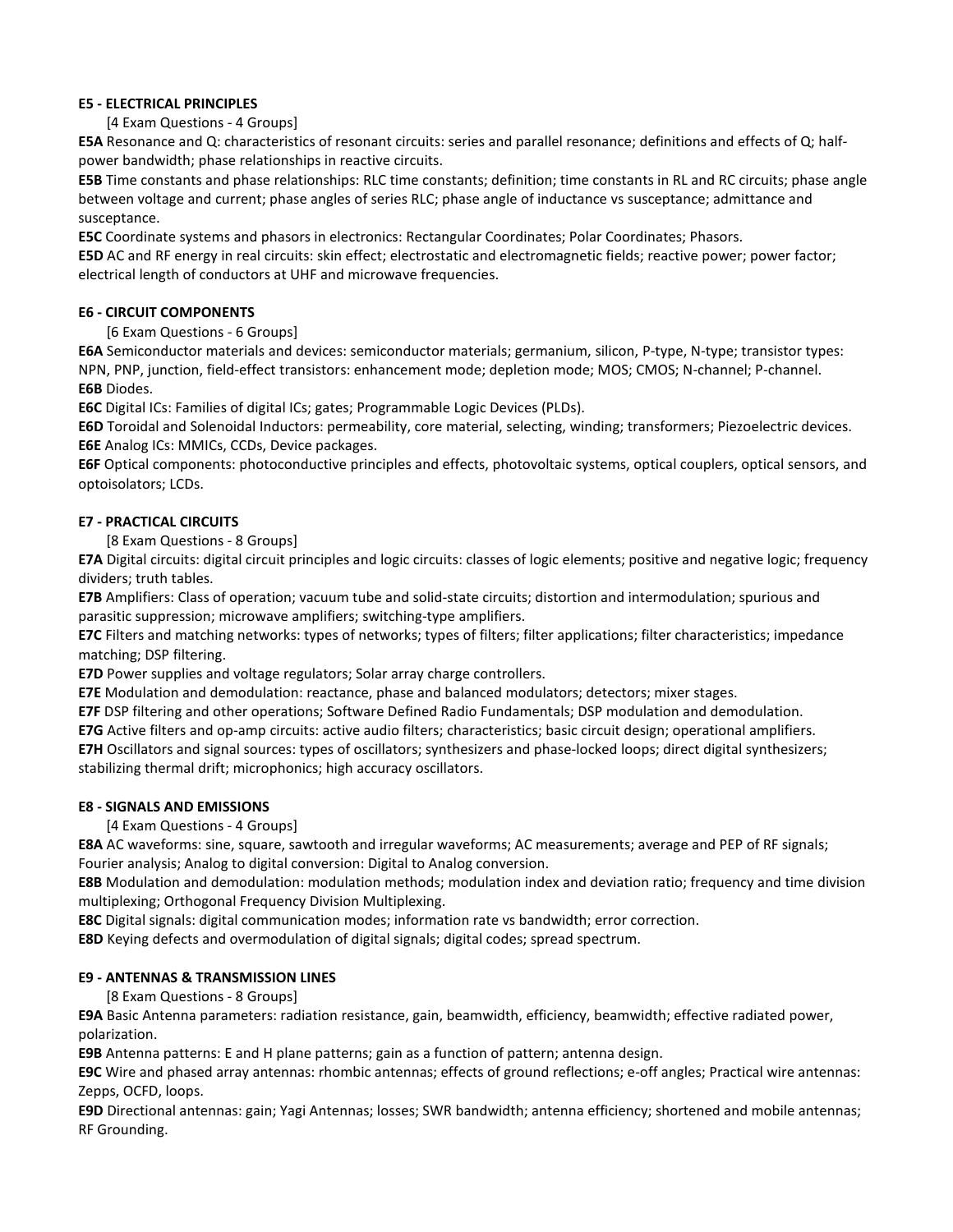**E5 - ELECTRICAL PRINCIPLES**

[4 Exam Questions - 4 Groups]

**E5A** Resonance and Q: characteristics of resonant circuits: series and parallel resonance; definitions and effects of Q; half-power bandwidth; phase relationships in reactive circuits.

**E5B** Time constants and phase relationships: RLC time constants; definition; time constants in RL and RC circuits; phase angle between voltage and current; phase angles of series RLC; phase angle of inductance vs susceptance; admittance and susceptance.

**E5C** Coordinate systems and phasors in electronics: Rectangular Coordinates; Polar Coordinates; Phasors.

**E5D** AC and RF energy in real circuits: skin effect; electrostatic and electromagnetic fields; reactive power; power factor; electrical length of conductors at UHF and microwave frequencies.

**E6 - CIRCUIT COMPONENTS**

[6 Exam Questions - 6 Groups]

**E6A** Semiconductor materials and devices: semiconductor materials; germanium, silicon, P-type, N-type; transistor types: NPN, PNP, junction, field-effect transistors: enhancement mode; depletion mode; MOS; CMOS; N-channel; P-channel.

**E6B** Diodes.

**E6C** Digital ICs: Families of digital ICs; gates; Programmable Logic Devices (PLDs).

**E6D** Toroidal and Solenoidal Inductors: permeability, core material, selecting, winding; transformers; Piezoelectric devices.

**E6E** Analog ICs: MMICs, CCDs, Device packages.

**E6F** Optical components: photoconductive principles and effects, photovoltaic systems, optical couplers, optical sensors, and optoisolators; LCDs.

**E7 - PRACTICAL CIRCUITS**

[8 Exam Questions - 8 Groups]

**E7A** Digital circuits: digital circuit principles and logic circuits: classes of logic elements; positive and negative logic; frequency dividers; truth tables.

**E7B** Amplifiers: Class of operation; vacuum tube and solid-state circuits; distortion and intermodulation; spurious and parasitic suppression; microwave amplifiers; switching-type amplifiers.

**E7C** Filters and matching networks: types of networks; types of filters; filter applications; filter characteristics; impedance matching; DSP filtering.

**E7D** Power supplies and voltage regulators; Solar array charge controllers.

**E7E** Modulation and demodulation: reactance, phase and balanced modulators; detectors; mixer stages.

**E7F** DSP filtering and other operations; Software Defined Radio Fundamentals; DSP modulation and demodulation.

**E7G** Active filters and op-amp circuits: active audio filters; characteristics; basic circuit design; operational amplifiers.

**E7H** Oscillators and signal sources: types of oscillators; synthesizers and phase-locked loops; direct digital synthesizers; stabilizing thermal drift; microphonics; high accuracy oscillators.

**E8 - SIGNALS AND EMISSIONS**

[4 Exam Questions - 4 Groups]

**E8A** AC waveforms: sine, square, sawtooth and irregular waveforms; AC measurements; average and PEP of RF signals; Fourier analysis; Analog to digital conversion: Digital to Analog conversion.

**E8B** Modulation and demodulation: modulation methods; modulation index and deviation ratio; frequency and time division multiplexing; Orthogonal Frequency Division Multiplexing.

**E8C** Digital signals: digital communication modes; information rate vs bandwidth; error correction.

**E8D** Keying defects and overmodulation of digital signals; digital codes; spread spectrum.

**E9 - ANTENNAS & TRANSMISSION LINES**

[8 Exam Questions - 8 Groups]

**E9A** Basic Antenna parameters: radiation resistance, gain, beamwidth, efficiency, beamwidth; effective radiated power, polarization.

**E9B** Antenna patterns: E and H plane patterns; gain as a function of pattern; antenna design.

**E9C** Wire and phased array antennas: rhombic antennas; effects of ground reflections; e-off angles; Practical wire antennas: Zepps, OCFD, loops.

**E9D** Directional antennas: gain; Yagi Antennas; losses; SWR bandwidth; antenna efficiency; shortened and mobile antennas; RF Grounding.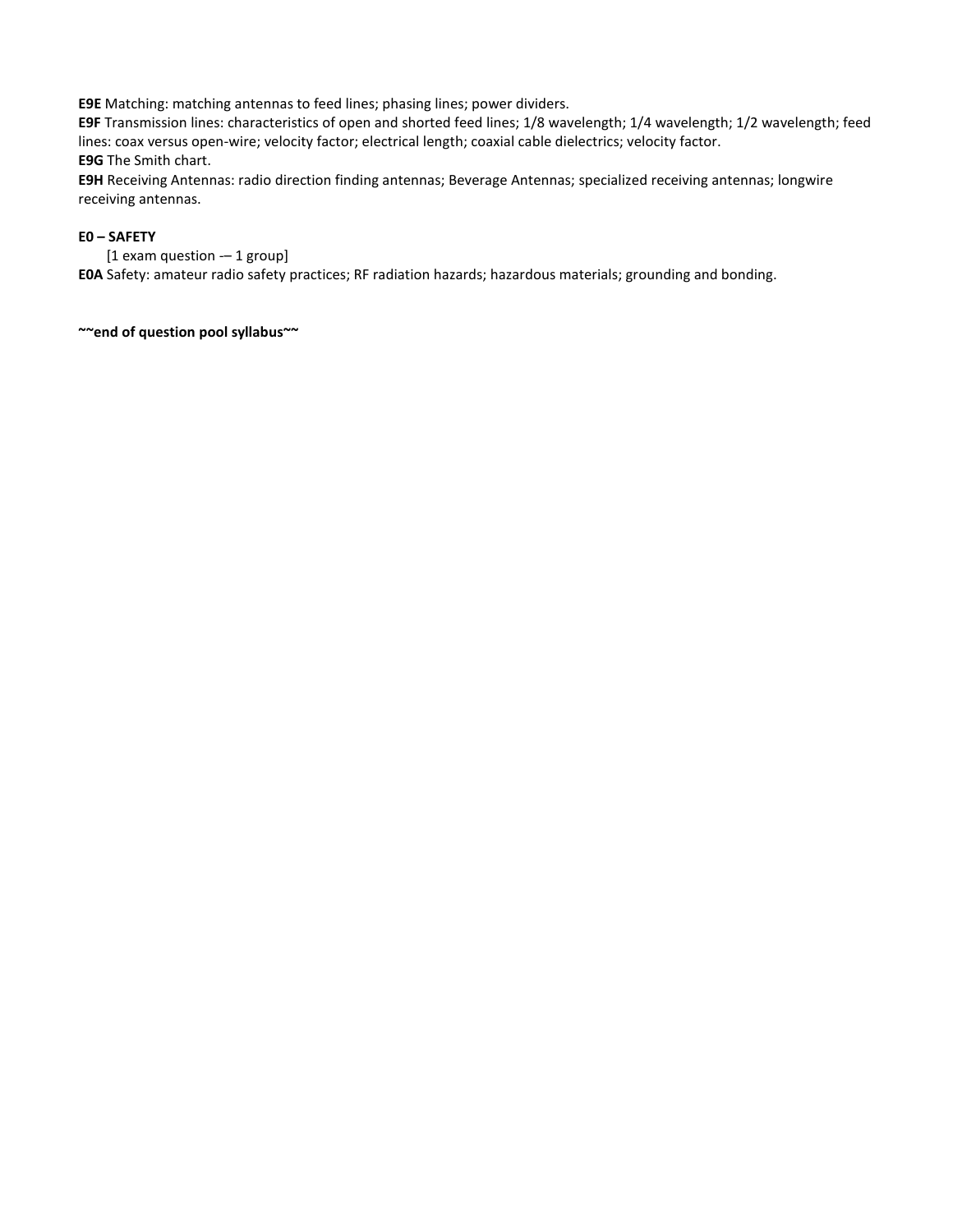**E9E** Matching: matching antennas to feed lines; phasing lines; power dividers.
**E9F** Transmission lines: characteristics of open and shorted feed lines; 1/8 wavelength; 1/4 wavelength; 1/2 wavelength; feed lines: coax versus open-wire; velocity factor; electrical length; coaxial cable dielectrics; velocity factor.
**E9G** The Smith chart.
**E9H** Receiving Antennas: radio direction finding antennas; Beverage Antennas; specialized receiving antennas; longwire receiving antennas.

**E0 – SAFETY**

[1 exam question -– 1 group]

**E0A** Safety: amateur radio safety practices; RF radiation hazards; hazardous materials; grounding and bonding.

**~~end of question pool syllabus~~**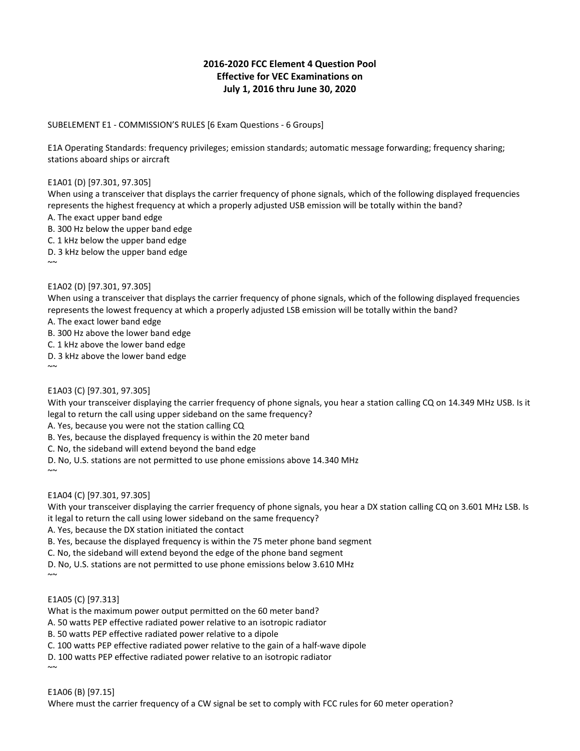# 2016-2020 FCC Element 4 Question Pool
## Effective for VEC Examinations on
## July 1, 2016 thru June 30, 2020

SUBELEMENT E1 - COMMISSION'S RULES [6 Exam Questions - 6 Groups]

E1A Operating Standards: frequency privileges; emission standards; automatic message forwarding; frequency sharing; stations aboard ships or aircraft

E1A01 (D) [97.301, 97.305]
When using a transceiver that displays the carrier frequency of phone signals, which of the following displayed frequencies represents the highest frequency at which a properly adjusted USB emission will be totally within the band?
A. The exact upper band edge
B. 300 Hz below the upper band edge
C. 1 kHz below the upper band edge
D. 3 kHz below the upper band edge
~~

E1A02 (D) [97.301, 97.305]
When using a transceiver that displays the carrier frequency of phone signals, which of the following displayed frequencies represents the lowest frequency at which a properly adjusted LSB emission will be totally within the band?
A. The exact lower band edge
B. 300 Hz above the lower band edge
C. 1 kHz above the lower band edge
D. 3 kHz above the lower band edge
~~

E1A03 (C) [97.301, 97.305]
With your transceiver displaying the carrier frequency of phone signals, you hear a station calling CQ on 14.349 MHz USB. Is it legal to return the call using upper sideband on the same frequency?
A. Yes, because you were not the station calling CQ
B. Yes, because the displayed frequency is within the 20 meter band
C. No, the sideband will extend beyond the band edge
D. No, U.S. stations are not permitted to use phone emissions above 14.340 MHz
~~

E1A04 (C) [97.301, 97.305]
With your transceiver displaying the carrier frequency of phone signals, you hear a DX station calling CQ on 3.601 MHz LSB. Is it legal to return the call using lower sideband on the same frequency?
A. Yes, because the DX station initiated the contact
B. Yes, because the displayed frequency is within the 75 meter phone band segment
C. No, the sideband will extend beyond the edge of the phone band segment
D. No, U.S. stations are not permitted to use phone emissions below 3.610 MHz
~~

E1A05 (C) [97.313]
What is the maximum power output permitted on the 60 meter band?
A. 50 watts PEP effective radiated power relative to an isotropic radiator
B. 50 watts PEP effective radiated power relative to a dipole
C. 100 watts PEP effective radiated power relative to the gain of a half-wave dipole
D. 100 watts PEP effective radiated power relative to an isotropic radiator
~~

E1A06 (B) [97.15]
Where must the carrier frequency of a CW signal be set to comply with FCC rules for 60 meter operation?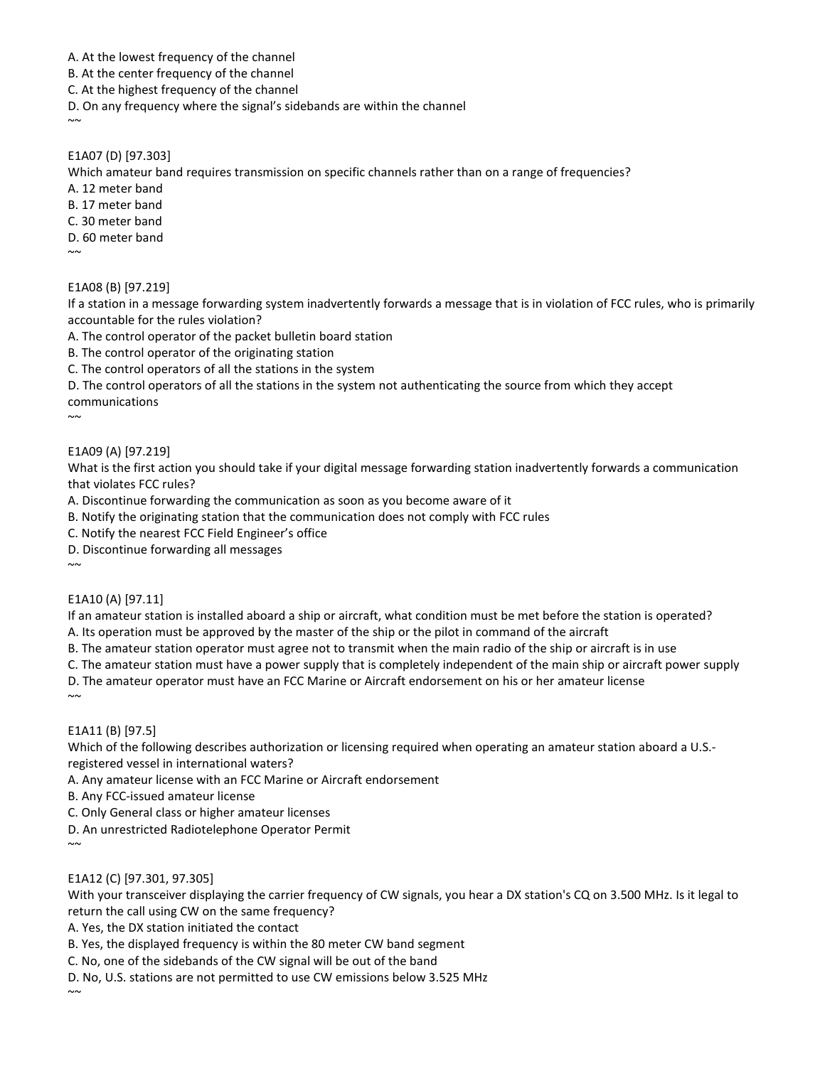A. At the lowest frequency of the channel
B. At the center frequency of the channel
C. At the highest frequency of the channel
D. On any frequency where the signal's sidebands are within the channel
~~

E1A07 (D) [97.303]
Which amateur band requires transmission on specific channels rather than on a range of frequencies?
A. 12 meter band
B. 17 meter band
C. 30 meter band
D. 60 meter band
~~

E1A08 (B) [97.219]
If a station in a message forwarding system inadvertently forwards a message that is in violation of FCC rules, who is primarily accountable for the rules violation?
A. The control operator of the packet bulletin board station
B. The control operator of the originating station
C. The control operators of all the stations in the system
D. The control operators of all the stations in the system not authenticating the source from which they accept communications
~~

E1A09 (A) [97.219]
What is the first action you should take if your digital message forwarding station inadvertently forwards a communication that violates FCC rules?
A. Discontinue forwarding the communication as soon as you become aware of it
B. Notify the originating station that the communication does not comply with FCC rules
C. Notify the nearest FCC Field Engineer's office
D. Discontinue forwarding all messages
~~

E1A10 (A) [97.11]
If an amateur station is installed aboard a ship or aircraft, what condition must be met before the station is operated?
A. Its operation must be approved by the master of the ship or the pilot in command of the aircraft
B. The amateur station operator must agree not to transmit when the main radio of the ship or aircraft is in use
C. The amateur station must have a power supply that is completely independent of the main ship or aircraft power supply
D. The amateur operator must have an FCC Marine or Aircraft endorsement on his or her amateur license
~~

E1A11 (B) [97.5]
Which of the following describes authorization or licensing required when operating an amateur station aboard a U.S.-registered vessel in international waters?
A. Any amateur license with an FCC Marine or Aircraft endorsement
B. Any FCC-issued amateur license
C. Only General class or higher amateur licenses
D. An unrestricted Radiotelephone Operator Permit
~~

E1A12 (C) [97.301, 97.305]
With your transceiver displaying the carrier frequency of CW signals, you hear a DX station's CQ on 3.500 MHz. Is it legal to return the call using CW on the same frequency?
A. Yes, the DX station initiated the contact
B. Yes, the displayed frequency is within the 80 meter CW band segment
C. No, one of the sidebands of the CW signal will be out of the band
D. No, U.S. stations are not permitted to use CW emissions below 3.525 MHz
~~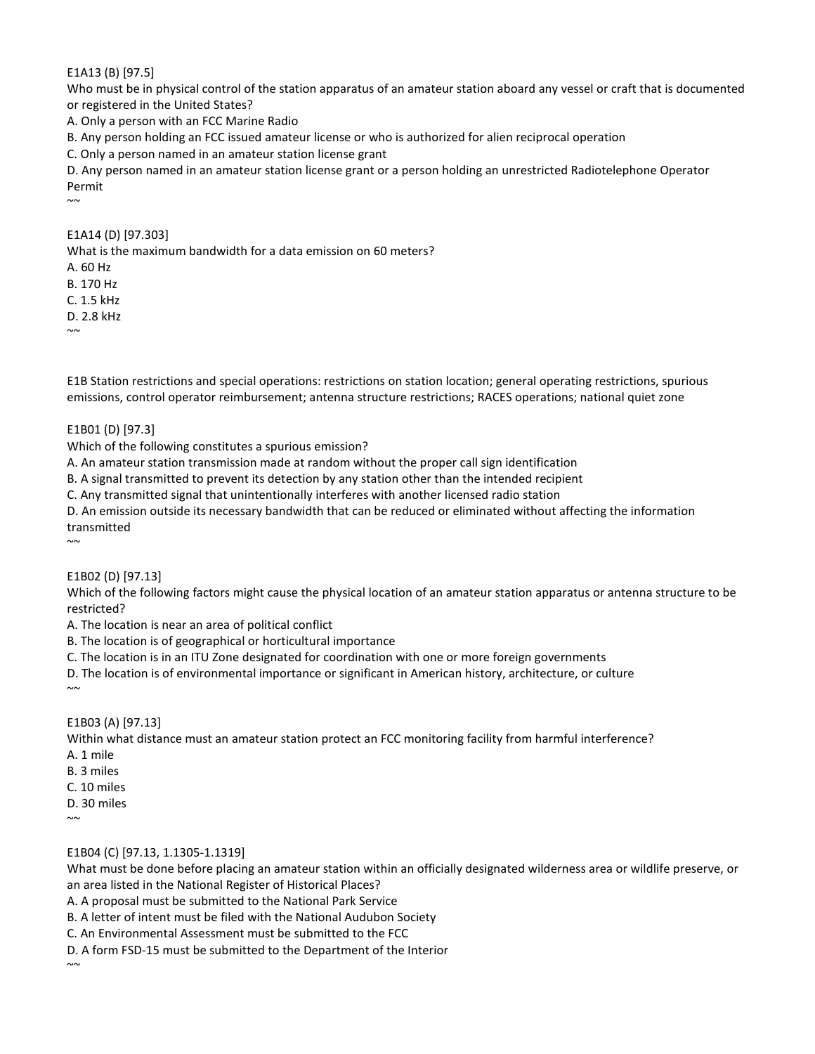E1A13 (B) [97.5]
Who must be in physical control of the station apparatus of an amateur station aboard any vessel or craft that is documented or registered in the United States?
A. Only a person with an FCC Marine Radio
B. Any person holding an FCC issued amateur license or who is authorized for alien reciprocal operation
C. Only a person named in an amateur station license grant
D. Any person named in an amateur station license grant or a person holding an unrestricted Radiotelephone Operator Permit
~~

E1A14 (D) [97.303]
What is the maximum bandwidth for a data emission on 60 meters?
A. 60 Hz
B. 170 Hz
C. 1.5 kHz
D. 2.8 kHz
~~

E1B Station restrictions and special operations: restrictions on station location; general operating restrictions, spurious emissions, control operator reimbursement; antenna structure restrictions; RACES operations; national quiet zone

E1B01 (D) [97.3]
Which of the following constitutes a spurious emission?
A. An amateur station transmission made at random without the proper call sign identification
B. A signal transmitted to prevent its detection by any station other than the intended recipient
C. Any transmitted signal that unintentionally interferes with another licensed radio station
D. An emission outside its necessary bandwidth that can be reduced or eliminated without affecting the information transmitted
~~

E1B02 (D) [97.13]
Which of the following factors might cause the physical location of an amateur station apparatus or antenna structure to be restricted?
A. The location is near an area of political conflict
B. The location is of geographical or horticultural importance
C. The location is in an ITU Zone designated for coordination with one or more foreign governments
D. The location is of environmental importance or significant in American history, architecture, or culture
~~

E1B03 (A) [97.13]
Within what distance must an amateur station protect an FCC monitoring facility from harmful interference?
A. 1 mile
B. 3 miles
C. 10 miles
D. 30 miles
~~

E1B04 (C) [97.13, 1.1305-1.1319]
What must be done before placing an amateur station within an officially designated wilderness area or wildlife preserve, or an area listed in the National Register of Historical Places?
A. A proposal must be submitted to the National Park Service
B. A letter of intent must be filed with the National Audubon Society
C. An Environmental Assessment must be submitted to the FCC
D. A form FSD-15 must be submitted to the Department of the Interior
~~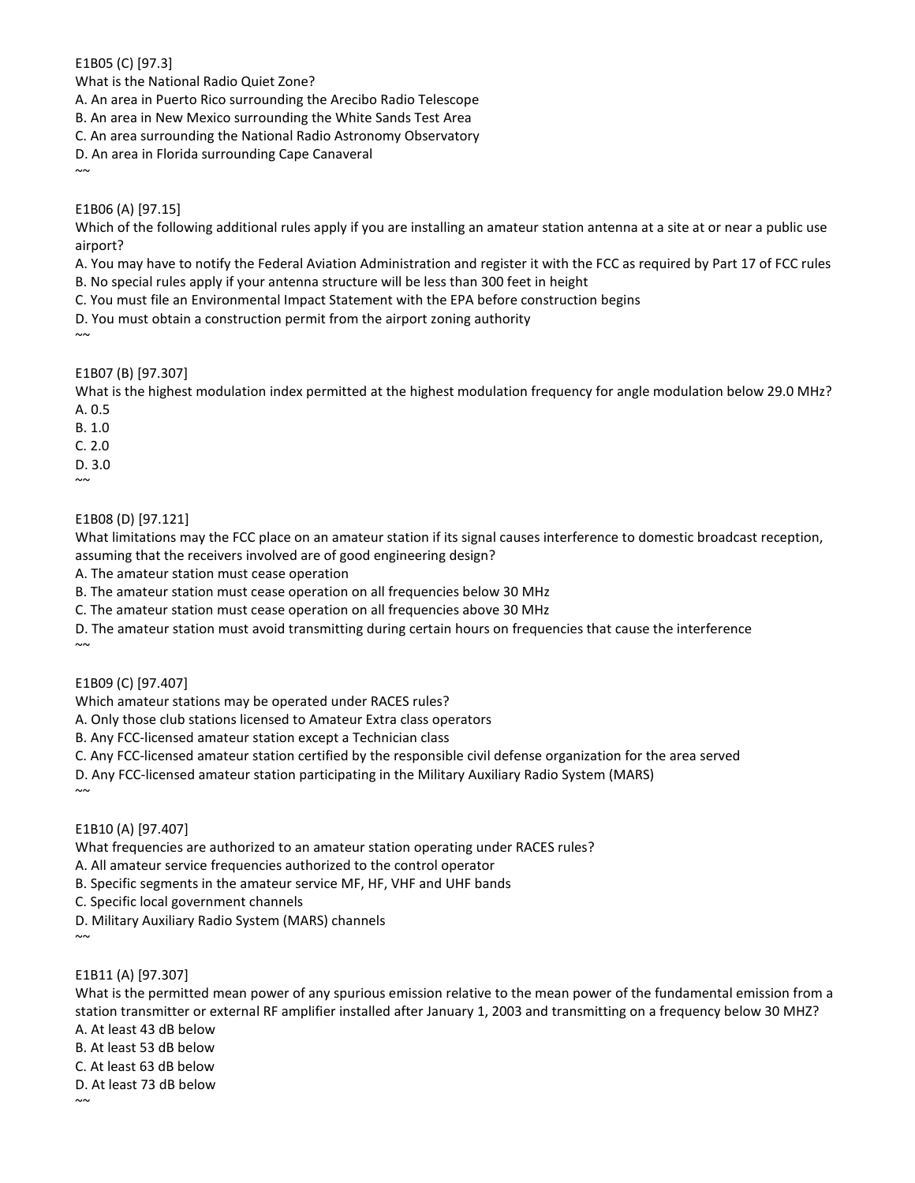E1B05 (C) [97.3]
What is the National Radio Quiet Zone?
A. An area in Puerto Rico surrounding the Arecibo Radio Telescope
B. An area in New Mexico surrounding the White Sands Test Area
C. An area surrounding the National Radio Astronomy Observatory
D. An area in Florida surrounding Cape Canaveral
~~

E1B06 (A) [97.15]
Which of the following additional rules apply if you are installing an amateur station antenna at a site at or near a public use airport?
A. You may have to notify the Federal Aviation Administration and register it with the FCC as required by Part 17 of FCC rules
B. No special rules apply if your antenna structure will be less than 300 feet in height
C. You must file an Environmental Impact Statement with the EPA before construction begins
D. You must obtain a construction permit from the airport zoning authority
~~

E1B07 (B) [97.307]
What is the highest modulation index permitted at the highest modulation frequency for angle modulation below 29.0 MHz?
A. 0.5
B. 1.0
C. 2.0
D. 3.0
~~

E1B08 (D) [97.121]
What limitations may the FCC place on an amateur station if its signal causes interference to domestic broadcast reception, assuming that the receivers involved are of good engineering design?
A. The amateur station must cease operation
B. The amateur station must cease operation on all frequencies below 30 MHz
C. The amateur station must cease operation on all frequencies above 30 MHz
D. The amateur station must avoid transmitting during certain hours on frequencies that cause the interference
~~

E1B09 (C) [97.407]
Which amateur stations may be operated under RACES rules?
A. Only those club stations licensed to Amateur Extra class operators
B. Any FCC-licensed amateur station except a Technician class
C. Any FCC-licensed amateur station certified by the responsible civil defense organization for the area served
D. Any FCC-licensed amateur station participating in the Military Auxiliary Radio System (MARS)
~~

E1B10 (A) [97.407]
What frequencies are authorized to an amateur station operating under RACES rules?
A. All amateur service frequencies authorized to the control operator
B. Specific segments in the amateur service MF, HF, VHF and UHF bands
C. Specific local government channels
D. Military Auxiliary Radio System (MARS) channels
~~

E1B11 (A) [97.307]
What is the permitted mean power of any spurious emission relative to the mean power of the fundamental emission from a station transmitter or external RF amplifier installed after January 1, 2003 and transmitting on a frequency below 30 MHZ?
A. At least 43 dB below
B. At least 53 dB below
C. At least 63 dB below
D. At least 73 dB below
~~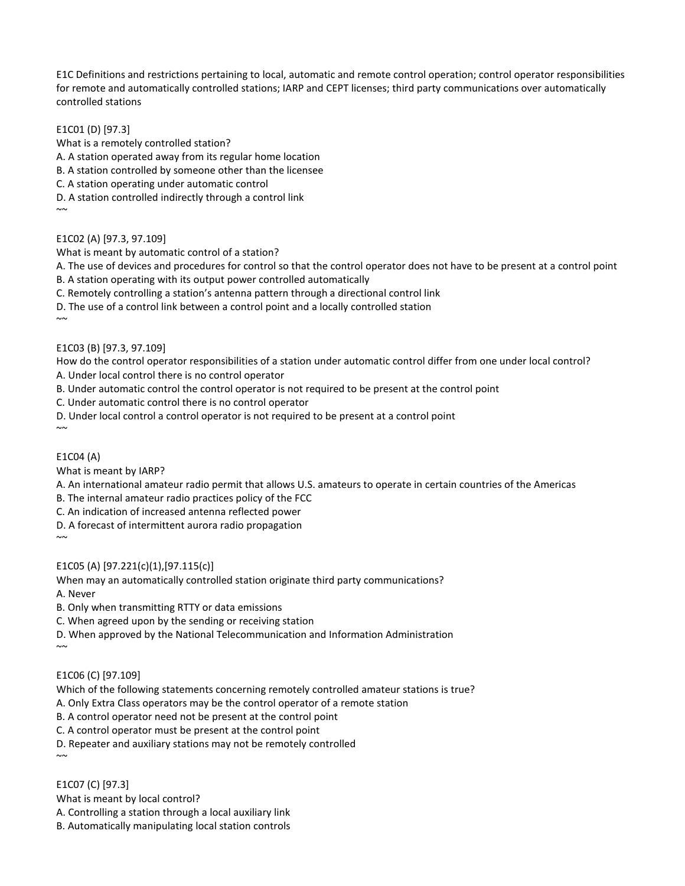E1C Definitions and restrictions pertaining to local, automatic and remote control operation; control operator responsibilities for remote and automatically controlled stations; IARP and CEPT licenses; third party communications over automatically controlled stations

E1C01 (D) [97.3]
What is a remotely controlled station?
A. A station operated away from its regular home location
B. A station controlled by someone other than the licensee
C. A station operating under automatic control
D. A station controlled indirectly through a control link
~~

E1C02 (A) [97.3, 97.109]
What is meant by automatic control of a station?
A. The use of devices and procedures for control so that the control operator does not have to be present at a control point
B. A station operating with its output power controlled automatically
C. Remotely controlling a station's antenna pattern through a directional control link
D. The use of a control link between a control point and a locally controlled station
~~

E1C03 (B) [97.3, 97.109]
How do the control operator responsibilities of a station under automatic control differ from one under local control?
A. Under local control there is no control operator
B. Under automatic control the control operator is not required to be present at the control point
C. Under automatic control there is no control operator
D. Under local control a control operator is not required to be present at a control point
~~

E1C04 (A)
What is meant by IARP?
A. An international amateur radio permit that allows U.S. amateurs to operate in certain countries of the Americas
B. The internal amateur radio practices policy of the FCC
C. An indication of increased antenna reflected power
D. A forecast of intermittent aurora radio propagation
~~

E1C05 (A) [97.221(c)(1),[97.115(c)]
When may an automatically controlled station originate third party communications?
A. Never
B. Only when transmitting RTTY or data emissions
C. When agreed upon by the sending or receiving station
D. When approved by the National Telecommunication and Information Administration
~~

E1C06 (C) [97.109]
Which of the following statements concerning remotely controlled amateur stations is true?
A. Only Extra Class operators may be the control operator of a remote station
B. A control operator need not be present at the control point
C. A control operator must be present at the control point
D. Repeater and auxiliary stations may not be remotely controlled
~~

E1C07 (C) [97.3]
What is meant by local control?
A. Controlling a station through a local auxiliary link
B. Automatically manipulating local station controls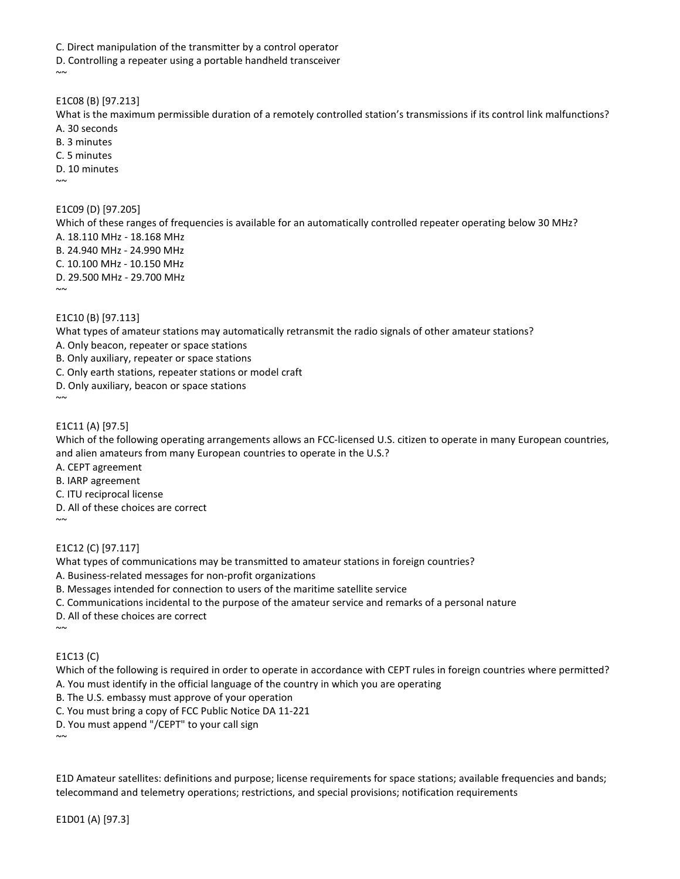C. Direct manipulation of the transmitter by a control operator
D. Controlling a repeater using a portable handheld transceiver
~~

E1C08 (B) [97.213]
What is the maximum permissible duration of a remotely controlled station's transmissions if its control link malfunctions?
A. 30 seconds
B. 3 minutes
C. 5 minutes
D. 10 minutes
~~

E1C09 (D) [97.205]
Which of these ranges of frequencies is available for an automatically controlled repeater operating below 30 MHz?
A. 18.110 MHz - 18.168 MHz
B. 24.940 MHz - 24.990 MHz
C. 10.100 MHz - 10.150 MHz
D. 29.500 MHz - 29.700 MHz
~~

E1C10 (B) [97.113]
What types of amateur stations may automatically retransmit the radio signals of other amateur stations?
A. Only beacon, repeater or space stations
B. Only auxiliary, repeater or space stations
C. Only earth stations, repeater stations or model craft
D. Only auxiliary, beacon or space stations
~~

E1C11 (A) [97.5]
Which of the following operating arrangements allows an FCC-licensed U.S. citizen to operate in many European countries, and alien amateurs from many European countries to operate in the U.S.?
A. CEPT agreement
B. IARP agreement
C. ITU reciprocal license
D. All of these choices are correct
~~

E1C12 (C) [97.117]
What types of communications may be transmitted to amateur stations in foreign countries?
A. Business-related messages for non-profit organizations
B. Messages intended for connection to users of the maritime satellite service
C. Communications incidental to the purpose of the amateur service and remarks of a personal nature
D. All of these choices are correct
~~

E1C13 (C)
Which of the following is required in order to operate in accordance with CEPT rules in foreign countries where permitted?
A. You must identify in the official language of the country in which you are operating
B. The U.S. embassy must approve of your operation
C. You must bring a copy of FCC Public Notice DA 11-221
D. You must append "/CEPT" to your call sign
~~

E1D Amateur satellites: definitions and purpose; license requirements for space stations; available frequencies and bands; telecommand and telemetry operations; restrictions, and special provisions; notification requirements

E1D01 (A) [97.3]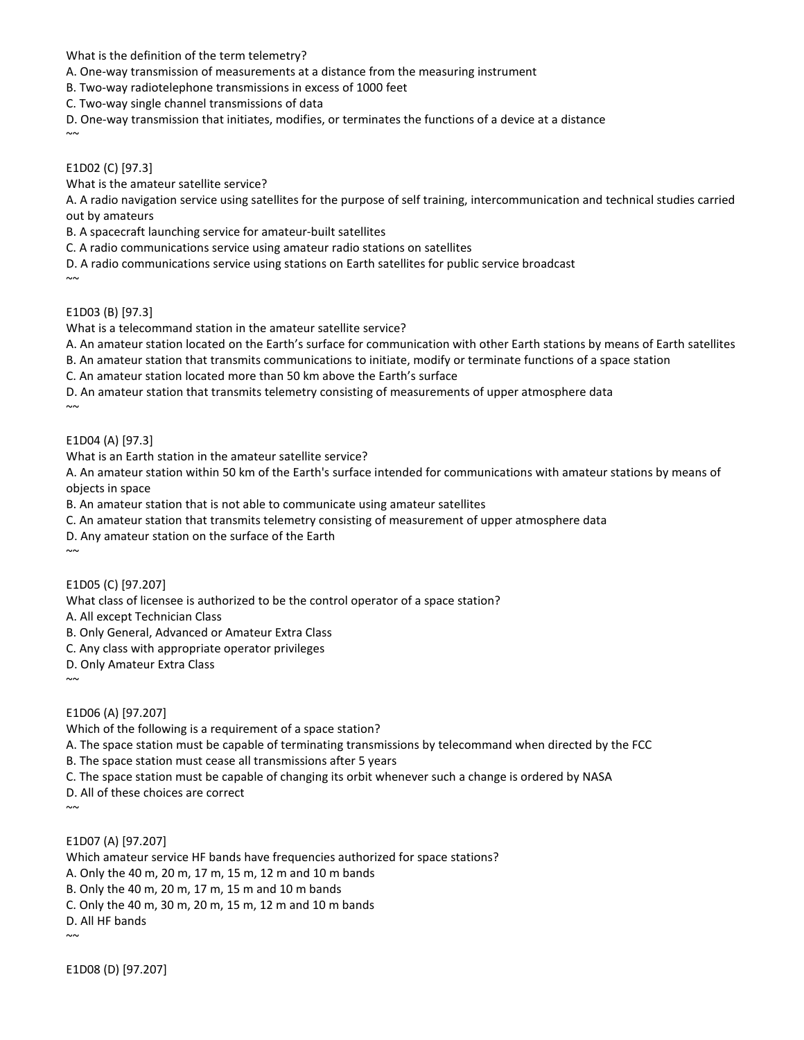What is the definition of the term telemetry?
A. One-way transmission of measurements at a distance from the measuring instrument
B. Two-way radiotelephone transmissions in excess of 1000 feet
C. Two-way single channel transmissions of data
D. One-way transmission that initiates, modifies, or terminates the functions of a device at a distance
~~

E1D02 (C) [97.3]
What is the amateur satellite service?
A. A radio navigation service using satellites for the purpose of self training, intercommunication and technical studies carried out by amateurs
B. A spacecraft launching service for amateur-built satellites
C. A radio communications service using amateur radio stations on satellites
D. A radio communications service using stations on Earth satellites for public service broadcast
~~

E1D03 (B) [97.3]
What is a telecommand station in the amateur satellite service?
A. An amateur station located on the Earth's surface for communication with other Earth stations by means of Earth satellites
B. An amateur station that transmits communications to initiate, modify or terminate functions of a space station
C. An amateur station located more than 50 km above the Earth's surface
D. An amateur station that transmits telemetry consisting of measurements of upper atmosphere data
~~

E1D04 (A) [97.3]
What is an Earth station in the amateur satellite service?
A. An amateur station within 50 km of the Earth's surface intended for communications with amateur stations by means of objects in space
B. An amateur station that is not able to communicate using amateur satellites
C. An amateur station that transmits telemetry consisting of measurement of upper atmosphere data
D. Any amateur station on the surface of the Earth
~~

E1D05 (C) [97.207]
What class of licensee is authorized to be the control operator of a space station?
A. All except Technician Class
B. Only General, Advanced or Amateur Extra Class
C. Any class with appropriate operator privileges
D. Only Amateur Extra Class
~~

E1D06 (A) [97.207]
Which of the following is a requirement of a space station?
A. The space station must be capable of terminating transmissions by telecommand when directed by the FCC
B. The space station must cease all transmissions after 5 years
C. The space station must be capable of changing its orbit whenever such a change is ordered by NASA
D. All of these choices are correct
~~

E1D07 (A) [97.207]
Which amateur service HF bands have frequencies authorized for space stations?
A. Only the 40 m, 20 m, 17 m, 15 m, 12 m and 10 m bands
B. Only the 40 m, 20 m, 17 m, 15 m and 10 m bands
C. Only the 40 m, 30 m, 20 m, 15 m, 12 m and 10 m bands
D. All HF bands
~~

E1D08 (D) [97.207]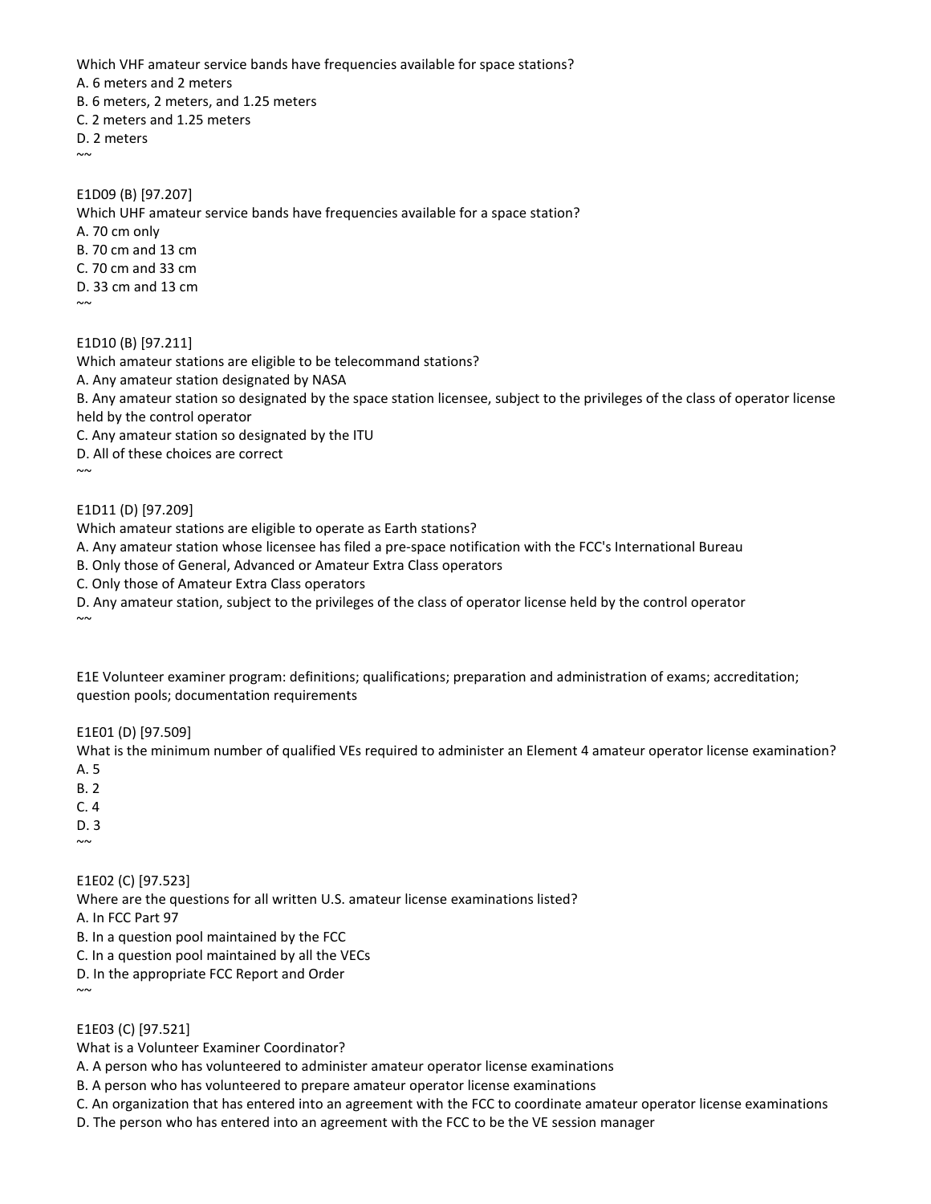Which VHF amateur service bands have frequencies available for space stations?
A. 6 meters and 2 meters
B. 6 meters, 2 meters, and 1.25 meters
C. 2 meters and 1.25 meters
D. 2 meters
~~

E1D09 (B) [97.207]
Which UHF amateur service bands have frequencies available for a space station?
A. 70 cm only
B. 70 cm and 13 cm
C. 70 cm and 33 cm
D. 33 cm and 13 cm
~~

E1D10 (B) [97.211]
Which amateur stations are eligible to be telecommand stations?
A. Any amateur station designated by NASA
B. Any amateur station so designated by the space station licensee, subject to the privileges of the class of operator license held by the control operator
C. Any amateur station so designated by the ITU
D. All of these choices are correct
~~

E1D11 (D) [97.209]
Which amateur stations are eligible to operate as Earth stations?
A. Any amateur station whose licensee has filed a pre-space notification with the FCC's International Bureau
B. Only those of General, Advanced or Amateur Extra Class operators
C. Only those of Amateur Extra Class operators
D. Any amateur station, subject to the privileges of the class of operator license held by the control operator
~~

E1E Volunteer examiner program: definitions; qualifications; preparation and administration of exams; accreditation; question pools; documentation requirements

E1E01 (D) [97.509]
What is the minimum number of qualified VEs required to administer an Element 4 amateur operator license examination?
A. 5
B. 2
C. 4
D. 3
~~

E1E02 (C) [97.523]
Where are the questions for all written U.S. amateur license examinations listed?
A. In FCC Part 97
B. In a question pool maintained by the FCC
C. In a question pool maintained by all the VECs
D. In the appropriate FCC Report and Order
~~

E1E03 (C) [97.521]
What is a Volunteer Examiner Coordinator?
A. A person who has volunteered to administer amateur operator license examinations
B. A person who has volunteered to prepare amateur operator license examinations
C. An organization that has entered into an agreement with the FCC to coordinate amateur operator license examinations
D. The person who has entered into an agreement with the FCC to be the VE session manager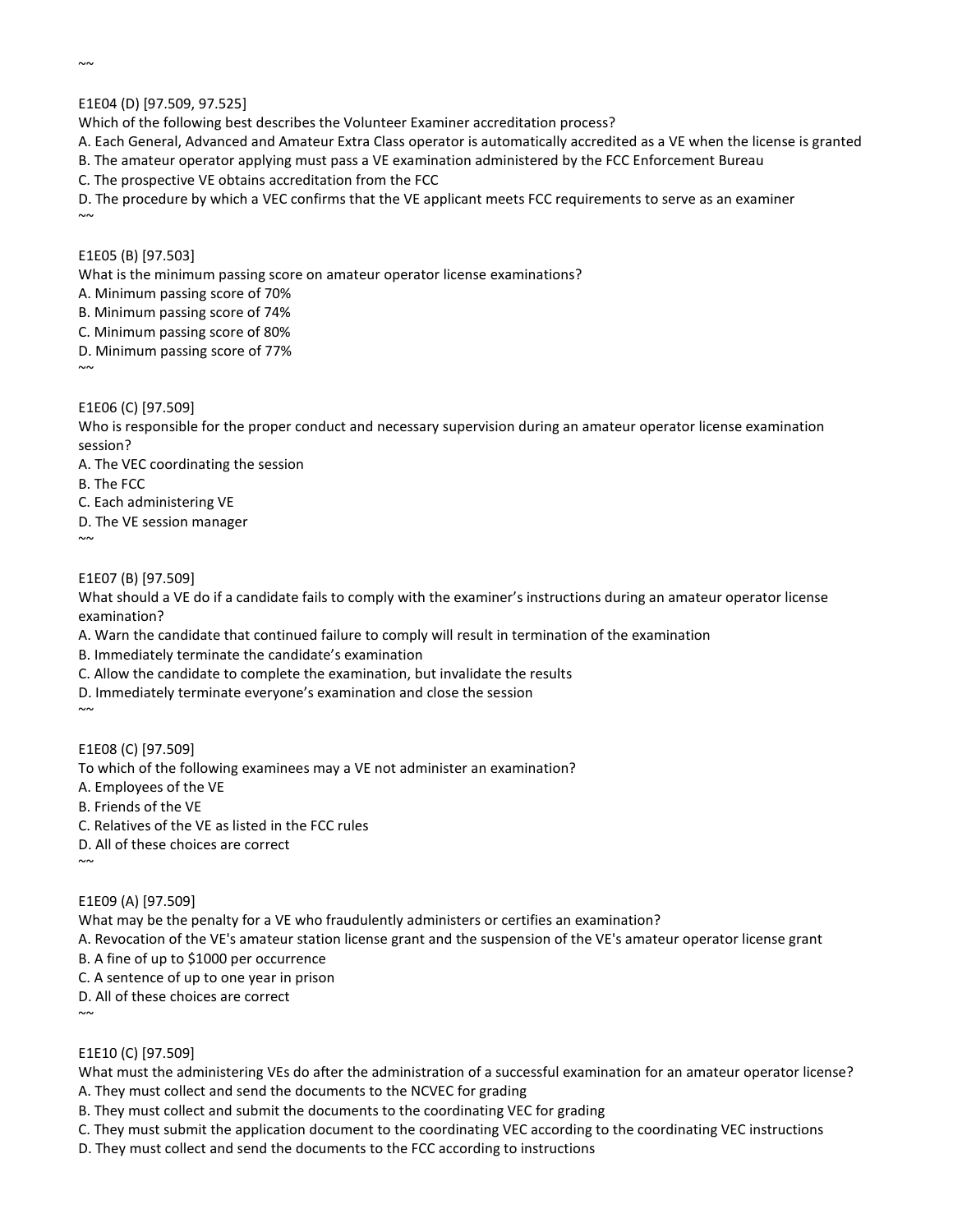~~

E1E04 (D) [97.509, 97.525]
Which of the following best describes the Volunteer Examiner accreditation process?
A. Each General, Advanced and Amateur Extra Class operator is automatically accredited as a VE when the license is granted
B. The amateur operator applying must pass a VE examination administered by the FCC Enforcement Bureau
C. The prospective VE obtains accreditation from the FCC
D. The procedure by which a VEC confirms that the VE applicant meets FCC requirements to serve as an examiner
~~

E1E05 (B) [97.503]
What is the minimum passing score on amateur operator license examinations?
A. Minimum passing score of 70%
B. Minimum passing score of 74%
C. Minimum passing score of 80%
D. Minimum passing score of 77%
~~

E1E06 (C) [97.509]
Who is responsible for the proper conduct and necessary supervision during an amateur operator license examination session?
A. The VEC coordinating the session
B. The FCC
C. Each administering VE
D. The VE session manager
~~

E1E07 (B) [97.509]
What should a VE do if a candidate fails to comply with the examiner's instructions during an amateur operator license examination?
A. Warn the candidate that continued failure to comply will result in termination of the examination
B. Immediately terminate the candidate's examination
C. Allow the candidate to complete the examination, but invalidate the results
D. Immediately terminate everyone's examination and close the session
~~

E1E08 (C) [97.509]
To which of the following examinees may a VE not administer an examination?
A. Employees of the VE
B. Friends of the VE
C. Relatives of the VE as listed in the FCC rules
D. All of these choices are correct
~~

E1E09 (A) [97.509]
What may be the penalty for a VE who fraudulently administers or certifies an examination?
A. Revocation of the VE's amateur station license grant and the suspension of the VE's amateur operator license grant
B. A fine of up to $1000 per occurrence
C. A sentence of up to one year in prison
D. All of these choices are correct
~~

E1E10 (C) [97.509]
What must the administering VEs do after the administration of a successful examination for an amateur operator license?
A. They must collect and send the documents to the NCVEC for grading
B. They must collect and submit the documents to the coordinating VEC for grading
C. They must submit the application document to the coordinating VEC according to the coordinating VEC instructions
D. They must collect and send the documents to the FCC according to instructions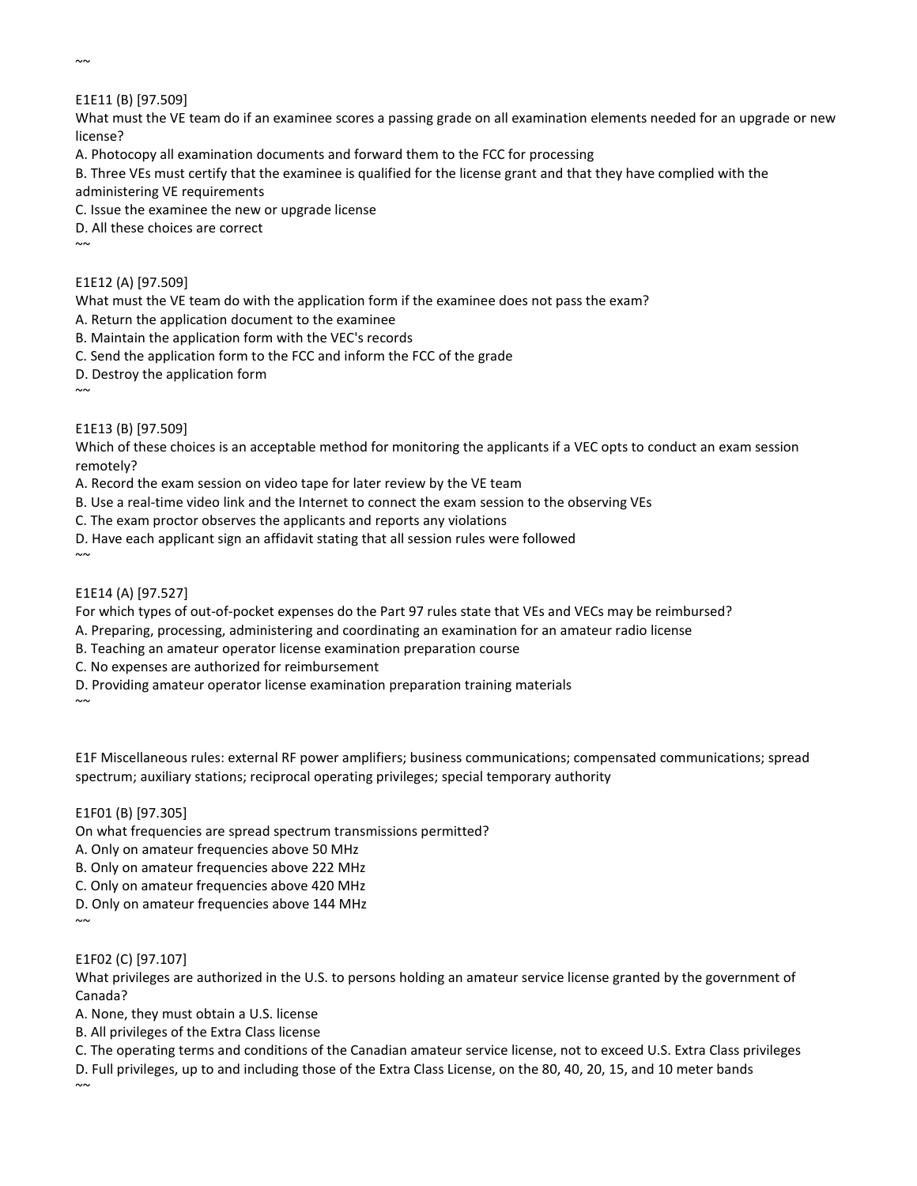~~

E1E11 (B) [97.509]
What must the VE team do if an examinee scores a passing grade on all examination elements needed for an upgrade or new license?
A. Photocopy all examination documents and forward them to the FCC for processing
B. Three VEs must certify that the examinee is qualified for the license grant and that they have complied with the administering VE requirements
C. Issue the examinee the new or upgrade license
D. All these choices are correct
~~

E1E12 (A) [97.509]
What must the VE team do with the application form if the examinee does not pass the exam?
A. Return the application document to the examinee
B. Maintain the application form with the VEC's records
C. Send the application form to the FCC and inform the FCC of the grade
D. Destroy the application form
~~

E1E13 (B) [97.509]
Which of these choices is an acceptable method for monitoring the applicants if a VEC opts to conduct an exam session remotely?
A. Record the exam session on video tape for later review by the VE team
B. Use a real-time video link and the Internet to connect the exam session to the observing VEs
C. The exam proctor observes the applicants and reports any violations
D. Have each applicant sign an affidavit stating that all session rules were followed
~~

E1E14 (A) [97.527]
For which types of out-of-pocket expenses do the Part 97 rules state that VEs and VECs may be reimbursed?
A. Preparing, processing, administering and coordinating an examination for an amateur radio license
B. Teaching an amateur operator license examination preparation course
C. No expenses are authorized for reimbursement
D. Providing amateur operator license examination preparation training materials
~~

E1F Miscellaneous rules: external RF power amplifiers; business communications; compensated communications; spread spectrum; auxiliary stations; reciprocal operating privileges; special temporary authority

E1F01 (B) [97.305]
On what frequencies are spread spectrum transmissions permitted?
A. Only on amateur frequencies above 50 MHz
B. Only on amateur frequencies above 222 MHz
C. Only on amateur frequencies above 420 MHz
D. Only on amateur frequencies above 144 MHz
~~

E1F02 (C) [97.107]
What privileges are authorized in the U.S. to persons holding an amateur service license granted by the government of Canada?
A. None, they must obtain a U.S. license
B. All privileges of the Extra Class license
C. The operating terms and conditions of the Canadian amateur service license, not to exceed U.S. Extra Class privileges
D. Full privileges, up to and including those of the Extra Class License, on the 80, 40, 20, 15, and 10 meter bands
~~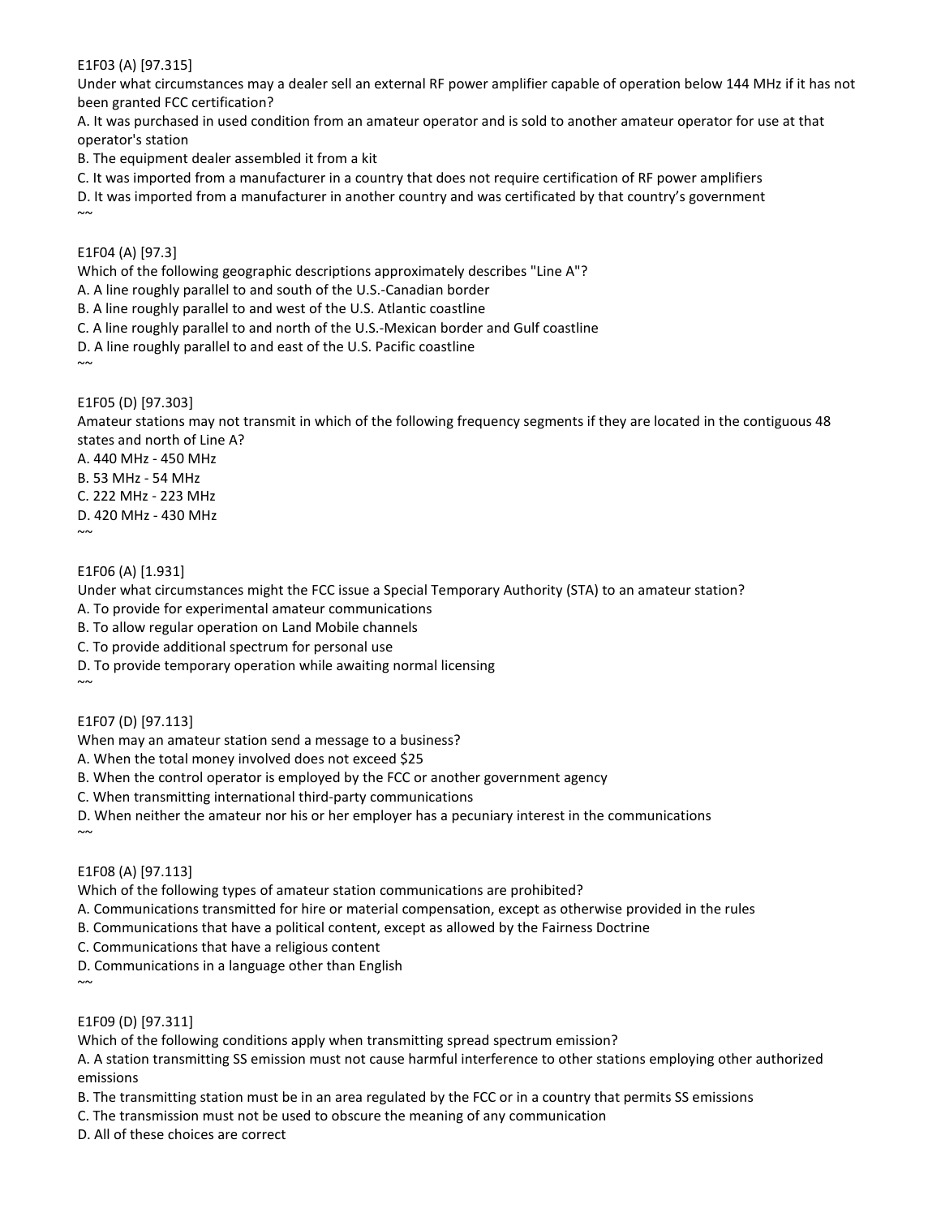E1F03 (A) [97.315]
Under what circumstances may a dealer sell an external RF power amplifier capable of operation below 144 MHz if it has not been granted FCC certification?
A. It was purchased in used condition from an amateur operator and is sold to another amateur operator for use at that operator's station
B. The equipment dealer assembled it from a kit
C. It was imported from a manufacturer in a country that does not require certification of RF power amplifiers
D. It was imported from a manufacturer in another country and was certificated by that country's government
~~

E1F04 (A) [97.3]
Which of the following geographic descriptions approximately describes "Line A"?
A. A line roughly parallel to and south of the U.S.-Canadian border
B. A line roughly parallel to and west of the U.S. Atlantic coastline
C. A line roughly parallel to and north of the U.S.-Mexican border and Gulf coastline
D. A line roughly parallel to and east of the U.S. Pacific coastline
~~

E1F05 (D) [97.303]
Amateur stations may not transmit in which of the following frequency segments if they are located in the contiguous 48 states and north of Line A?
A. 440 MHz - 450 MHz
B. 53 MHz - 54 MHz
C. 222 MHz - 223 MHz
D. 420 MHz - 430 MHz
~~

E1F06 (A) [1.931]
Under what circumstances might the FCC issue a Special Temporary Authority (STA) to an amateur station?
A. To provide for experimental amateur communications
B. To allow regular operation on Land Mobile channels
C. To provide additional spectrum for personal use
D. To provide temporary operation while awaiting normal licensing
~~

E1F07 (D) [97.113]
When may an amateur station send a message to a business?
A. When the total money involved does not exceed $25
B. When the control operator is employed by the FCC or another government agency
C. When transmitting international third-party communications
D. When neither the amateur nor his or her employer has a pecuniary interest in the communications
~~

E1F08 (A) [97.113]
Which of the following types of amateur station communications are prohibited?
A. Communications transmitted for hire or material compensation, except as otherwise provided in the rules
B. Communications that have a political content, except as allowed by the Fairness Doctrine
C. Communications that have a religious content
D. Communications in a language other than English
~~

E1F09 (D) [97.311]
Which of the following conditions apply when transmitting spread spectrum emission?
A. A station transmitting SS emission must not cause harmful interference to other stations employing other authorized emissions
B. The transmitting station must be in an area regulated by the FCC or in a country that permits SS emissions
C. The transmission must not be used to obscure the meaning of any communication
D. All of these choices are correct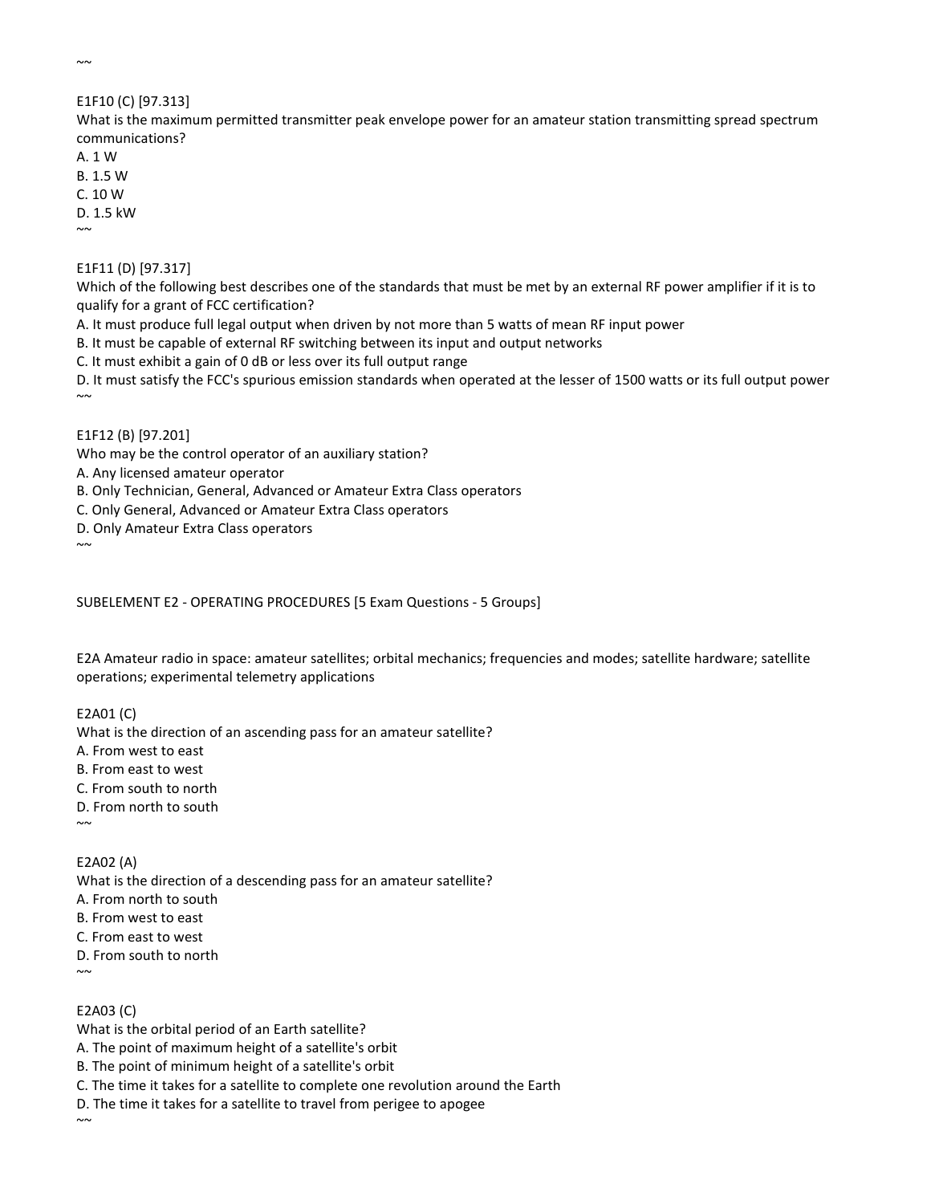~~

E1F10 (C) [97.313]
What is the maximum permitted transmitter peak envelope power for an amateur station transmitting spread spectrum communications?
A. 1 W
B. 1.5 W
C. 10 W
D. 1.5 kW
~~

E1F11 (D) [97.317]
Which of the following best describes one of the standards that must be met by an external RF power amplifier if it is to qualify for a grant of FCC certification?
A. It must produce full legal output when driven by not more than 5 watts of mean RF input power
B. It must be capable of external RF switching between its input and output networks
C. It must exhibit a gain of 0 dB or less over its full output range
D. It must satisfy the FCC's spurious emission standards when operated at the lesser of 1500 watts or its full output power
~~

E1F12 (B) [97.201]
Who may be the control operator of an auxiliary station?
A. Any licensed amateur operator
B. Only Technician, General, Advanced or Amateur Extra Class operators
C. Only General, Advanced or Amateur Extra Class operators
D. Only Amateur Extra Class operators
~~

## SUBELEMENT E2 - OPERATING PROCEDURES [5 Exam Questions - 5 Groups]

### E2A Amateur radio in space: amateur satellites; orbital mechanics; frequencies and modes; satellite hardware; satellite operations; experimental telemetry applications

E2A01 (C)
What is the direction of an ascending pass for an amateur satellite?
A. From west to east
B. From east to west
C. From south to north
D. From north to south
~~

E2A02 (A)
What is the direction of a descending pass for an amateur satellite?
A. From north to south
B. From west to east
C. From east to west
D. From south to north
~~

E2A03 (C)
What is the orbital period of an Earth satellite?
A. The point of maximum height of a satellite's orbit
B. The point of minimum height of a satellite's orbit
C. The time it takes for a satellite to complete one revolution around the Earth
D. The time it takes for a satellite to travel from perigee to apogee
~~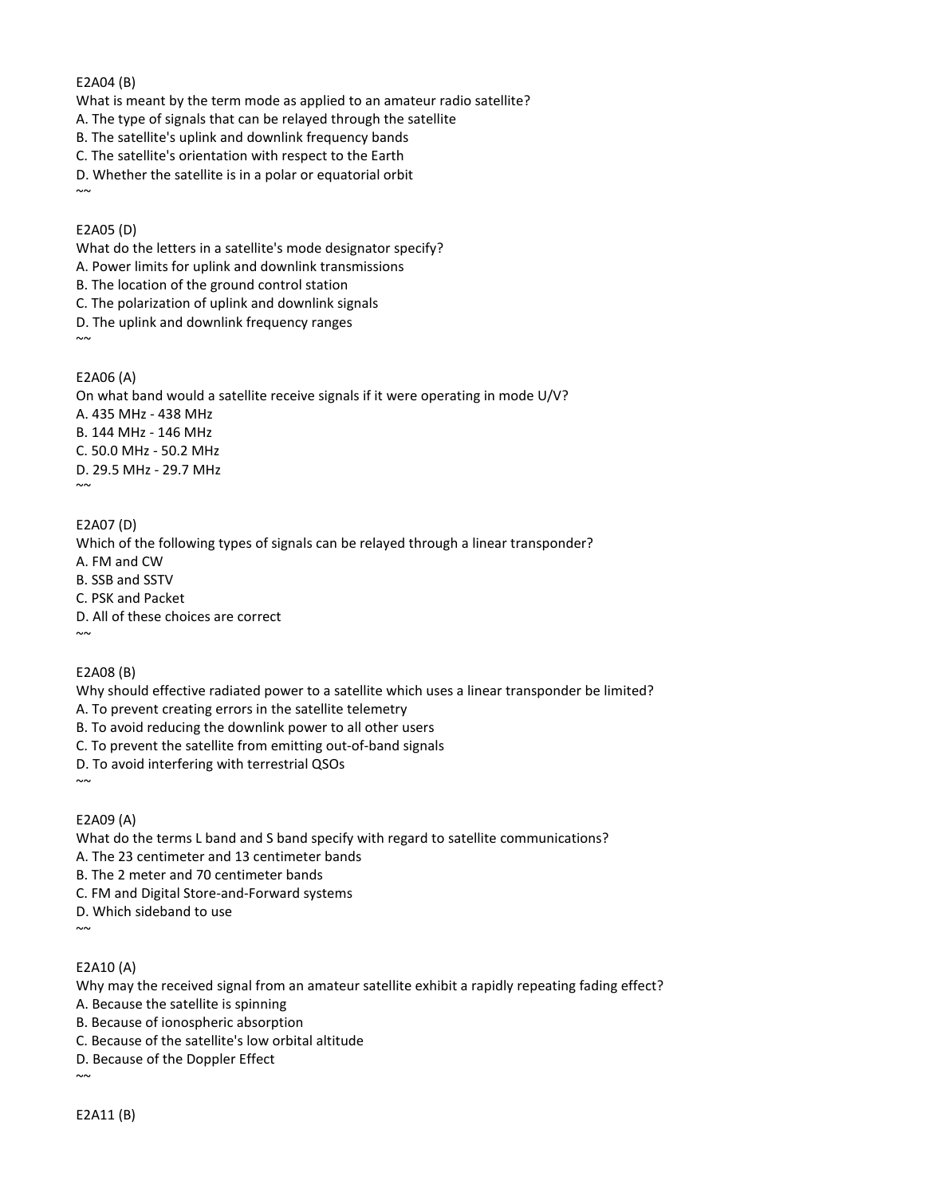E2A04 (B)
What is meant by the term mode as applied to an amateur radio satellite?
A. The type of signals that can be relayed through the satellite
B. The satellite's uplink and downlink frequency bands
C. The satellite's orientation with respect to the Earth
D. Whether the satellite is in a polar or equatorial orbit
~~

E2A05 (D)
What do the letters in a satellite's mode designator specify?
A. Power limits for uplink and downlink transmissions
B. The location of the ground control station
C. The polarization of uplink and downlink signals
D. The uplink and downlink frequency ranges
~~

E2A06 (A)
On what band would a satellite receive signals if it were operating in mode U/V?
A. 435 MHz - 438 MHz
B. 144 MHz - 146 MHz
C. 50.0 MHz - 50.2 MHz
D. 29.5 MHz - 29.7 MHz
~~

E2A07 (D)
Which of the following types of signals can be relayed through a linear transponder?
A. FM and CW
B. SSB and SSTV
C. PSK and Packet
D. All of these choices are correct
~~

E2A08 (B)
Why should effective radiated power to a satellite which uses a linear transponder be limited?
A. To prevent creating errors in the satellite telemetry
B. To avoid reducing the downlink power to all other users
C. To prevent the satellite from emitting out-of-band signals
D. To avoid interfering with terrestrial QSOs
~~

E2A09 (A)
What do the terms L band and S band specify with regard to satellite communications?
A. The 23 centimeter and 13 centimeter bands
B. The 2 meter and 70 centimeter bands
C. FM and Digital Store-and-Forward systems
D. Which sideband to use
~~

E2A10 (A)
Why may the received signal from an amateur satellite exhibit a rapidly repeating fading effect?
A. Because the satellite is spinning
B. Because of ionospheric absorption
C. Because of the satellite's low orbital altitude
D. Because of the Doppler Effect
~~

E2A11 (B)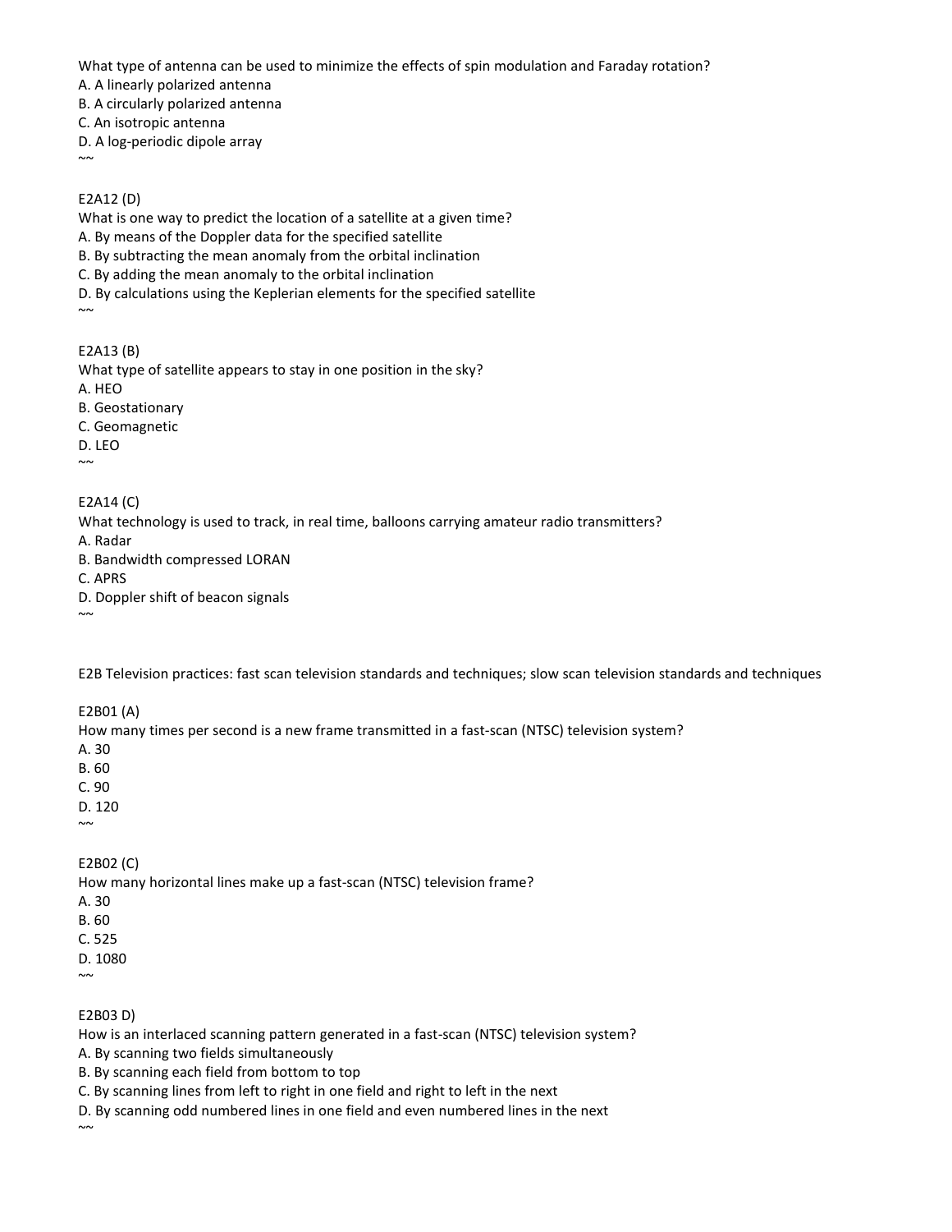What type of antenna can be used to minimize the effects of spin modulation and Faraday rotation?
A. A linearly polarized antenna
B. A circularly polarized antenna
C. An isotropic antenna
D. A log-periodic dipole array
~~

E2A12 (D)
What is one way to predict the location of a satellite at a given time?
A. By means of the Doppler data for the specified satellite
B. By subtracting the mean anomaly from the orbital inclination
C. By adding the mean anomaly to the orbital inclination
D. By calculations using the Keplerian elements for the specified satellite
~~

E2A13 (B)
What type of satellite appears to stay in one position in the sky?
A. HEO
B. Geostationary
C. Geomagnetic
D. LEO
~~

E2A14 (C)
What technology is used to track, in real time, balloons carrying amateur radio transmitters?
A. Radar
B. Bandwidth compressed LORAN
C. APRS
D. Doppler shift of beacon signals
~~

E2B Television practices: fast scan television standards and techniques; slow scan television standards and techniques

E2B01 (A)
How many times per second is a new frame transmitted in a fast-scan (NTSC) television system?
A. 30
B. 60
C. 90
D. 120
~~

E2B02 (C)
How many horizontal lines make up a fast-scan (NTSC) television frame?
A. 30
B. 60
C. 525
D. 1080
~~

E2B03 D)
How is an interlaced scanning pattern generated in a fast-scan (NTSC) television system?
A. By scanning two fields simultaneously
B. By scanning each field from bottom to top
C. By scanning lines from left to right in one field and right to left in the next
D. By scanning odd numbered lines in one field and even numbered lines in the next
~~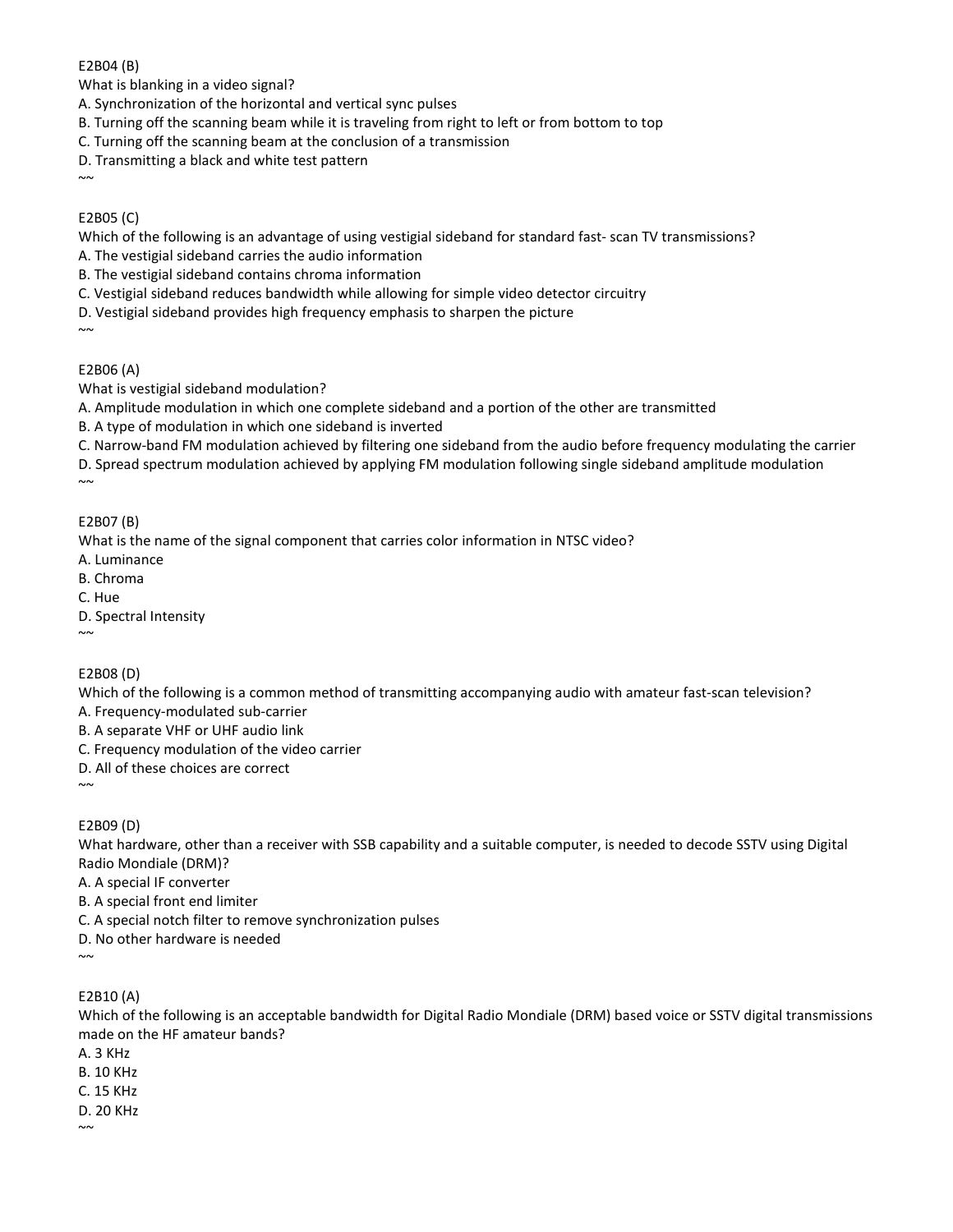E2B04 (B)
What is blanking in a video signal?
A. Synchronization of the horizontal and vertical sync pulses
B. Turning off the scanning beam while it is traveling from right to left or from bottom to top
C. Turning off the scanning beam at the conclusion of a transmission
D. Transmitting a black and white test pattern
~~

E2B05 (C)
Which of the following is an advantage of using vestigial sideband for standard fast- scan TV transmissions?
A. The vestigial sideband carries the audio information
B. The vestigial sideband contains chroma information
C. Vestigial sideband reduces bandwidth while allowing for simple video detector circuitry
D. Vestigial sideband provides high frequency emphasis to sharpen the picture
~~

E2B06 (A)
What is vestigial sideband modulation?
A. Amplitude modulation in which one complete sideband and a portion of the other are transmitted
B. A type of modulation in which one sideband is inverted
C. Narrow-band FM modulation achieved by filtering one sideband from the audio before frequency modulating the carrier
D. Spread spectrum modulation achieved by applying FM modulation following single sideband amplitude modulation
~~

E2B07 (B)
What is the name of the signal component that carries color information in NTSC video?
A. Luminance
B. Chroma
C. Hue
D. Spectral Intensity
~~

E2B08 (D)
Which of the following is a common method of transmitting accompanying audio with amateur fast-scan television?
A. Frequency-modulated sub-carrier
B. A separate VHF or UHF audio link
C. Frequency modulation of the video carrier
D. All of these choices are correct
~~

E2B09 (D)
What hardware, other than a receiver with SSB capability and a suitable computer, is needed to decode SSTV using Digital Radio Mondiale (DRM)?
A. A special IF converter
B. A special front end limiter
C. A special notch filter to remove synchronization pulses
D. No other hardware is needed
~~

E2B10 (A)
Which of the following is an acceptable bandwidth for Digital Radio Mondiale (DRM) based voice or SSTV digital transmissions made on the HF amateur bands?
A. 3 KHz
B. 10 KHz
C. 15 KHz
D. 20 KHz
~~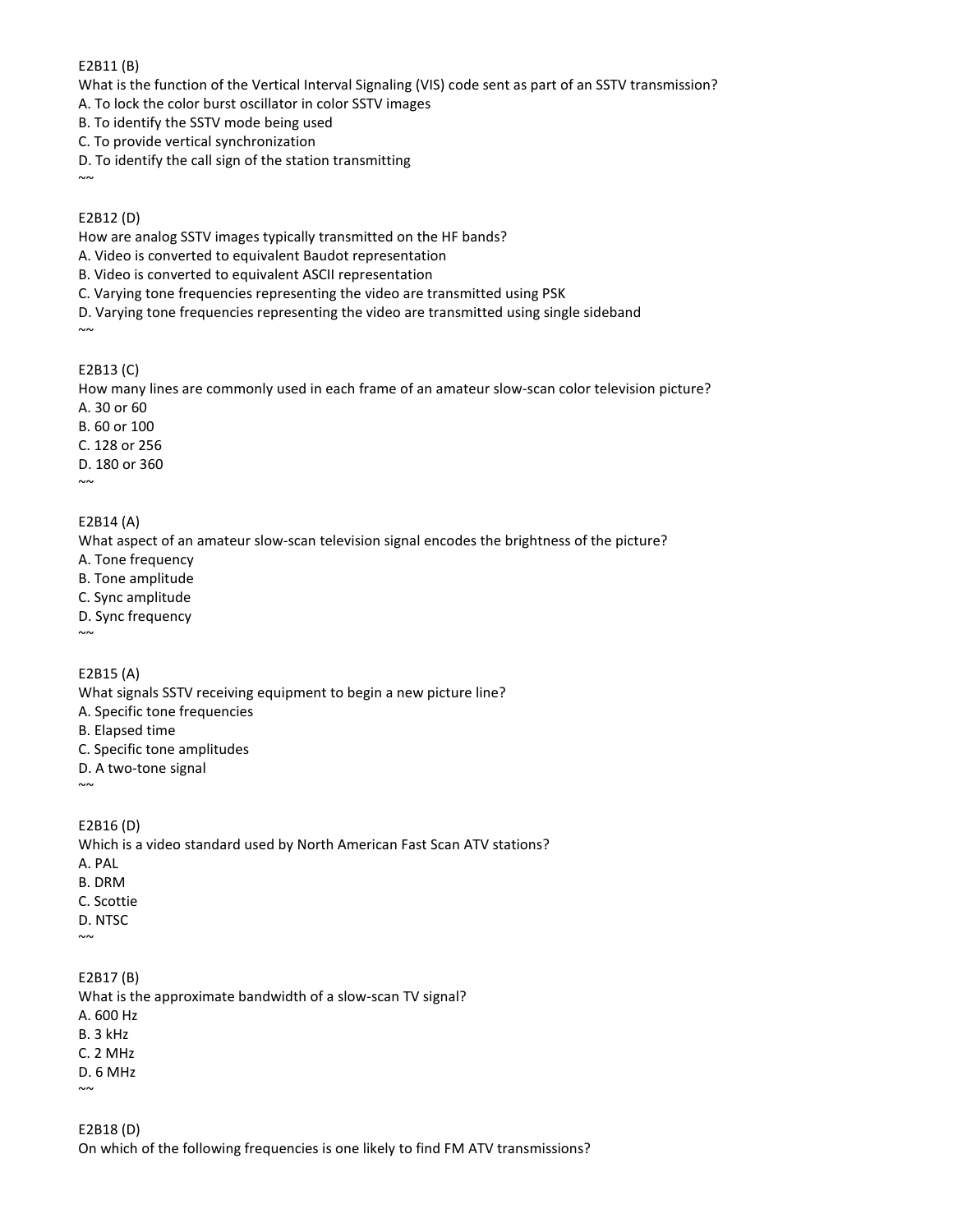E2B11 (B)
What is the function of the Vertical Interval Signaling (VIS) code sent as part of an SSTV transmission?
A. To lock the color burst oscillator in color SSTV images
B. To identify the SSTV mode being used
C. To provide vertical synchronization
D. To identify the call sign of the station transmitting
~~

E2B12 (D)
How are analog SSTV images typically transmitted on the HF bands?
A. Video is converted to equivalent Baudot representation
B. Video is converted to equivalent ASCII representation
C. Varying tone frequencies representing the video are transmitted using PSK
D. Varying tone frequencies representing the video are transmitted using single sideband
~~

E2B13 (C)
How many lines are commonly used in each frame of an amateur slow-scan color television picture?
A. 30 or 60
B. 60 or 100
C. 128 or 256
D. 180 or 360
~~

E2B14 (A)
What aspect of an amateur slow-scan television signal encodes the brightness of the picture?
A. Tone frequency
B. Tone amplitude
C. Sync amplitude
D. Sync frequency
~~

E2B15 (A)
What signals SSTV receiving equipment to begin a new picture line?
A. Specific tone frequencies
B. Elapsed time
C. Specific tone amplitudes
D. A two-tone signal
~~

E2B16 (D)
Which is a video standard used by North American Fast Scan ATV stations?
A. PAL
B. DRM
C. Scottie
D. NTSC
~~

E2B17 (B)
What is the approximate bandwidth of a slow-scan TV signal?
A. 600 Hz
B. 3 kHz
C. 2 MHz
D. 6 MHz
~~

E2B18 (D)
On which of the following frequencies is one likely to find FM ATV transmissions?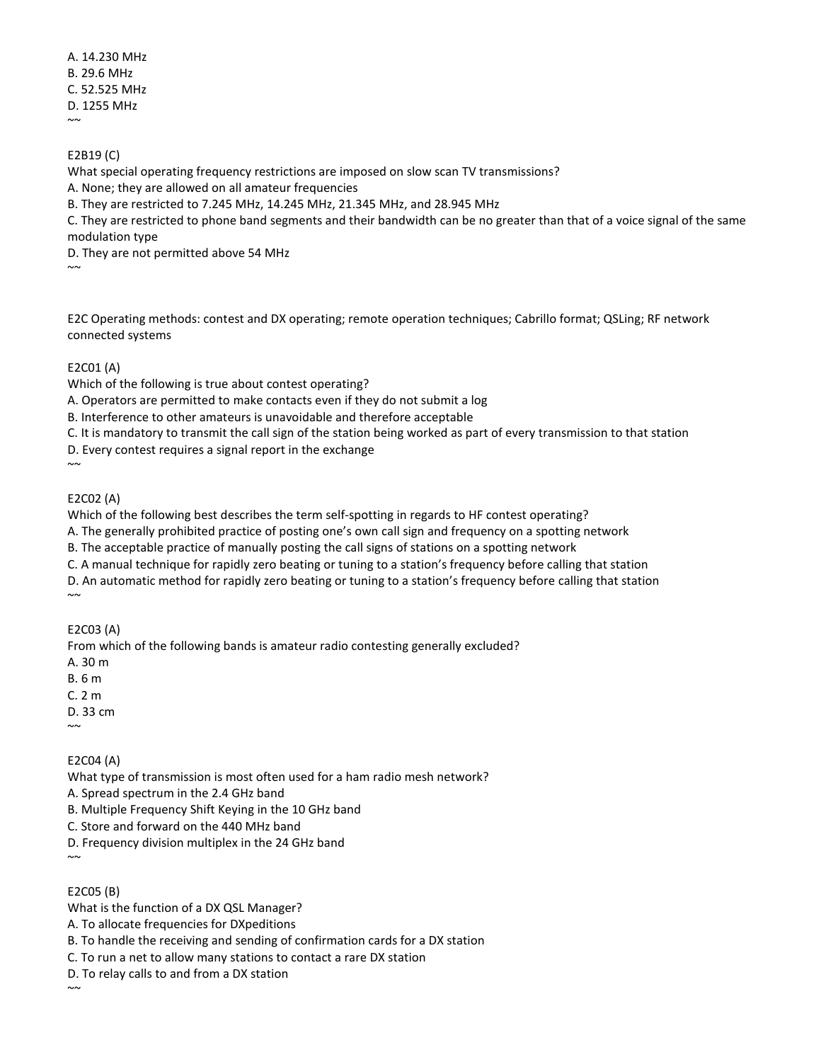A. 14.230 MHz
B. 29.6 MHz
C. 52.525 MHz
D. 1255 MHz
~~

E2B19 (C)
What special operating frequency restrictions are imposed on slow scan TV transmissions?
A. None; they are allowed on all amateur frequencies
B. They are restricted to 7.245 MHz, 14.245 MHz, 21.345 MHz, and 28.945 MHz
C. They are restricted to phone band segments and their bandwidth can be no greater than that of a voice signal of the same modulation type
D. They are not permitted above 54 MHz
~~

E2C Operating methods: contest and DX operating; remote operation techniques; Cabrillo format; QSLing; RF network connected systems

E2C01 (A)
Which of the following is true about contest operating?
A. Operators are permitted to make contacts even if they do not submit a log
B. Interference to other amateurs is unavoidable and therefore acceptable
C. It is mandatory to transmit the call sign of the station being worked as part of every transmission to that station
D. Every contest requires a signal report in the exchange
~~

E2C02 (A)
Which of the following best describes the term self-spotting in regards to HF contest operating?
A. The generally prohibited practice of posting one's own call sign and frequency on a spotting network
B. The acceptable practice of manually posting the call signs of stations on a spotting network
C. A manual technique for rapidly zero beating or tuning to a station's frequency before calling that station
D. An automatic method for rapidly zero beating or tuning to a station's frequency before calling that station
~~

E2C03 (A)
From which of the following bands is amateur radio contesting generally excluded?
A. 30 m
B. 6 m
C. 2 m
D. 33 cm
~~

E2C04 (A)
What type of transmission is most often used for a ham radio mesh network?
A. Spread spectrum in the 2.4 GHz band
B. Multiple Frequency Shift Keying in the 10 GHz band
C. Store and forward on the 440 MHz band
D. Frequency division multiplex in the 24 GHz band
~~

E2C05 (B)
What is the function of a DX QSL Manager?
A. To allocate frequencies for DXpeditions
B. To handle the receiving and sending of confirmation cards for a DX station
C. To run a net to allow many stations to contact a rare DX station
D. To relay calls to and from a DX station
~~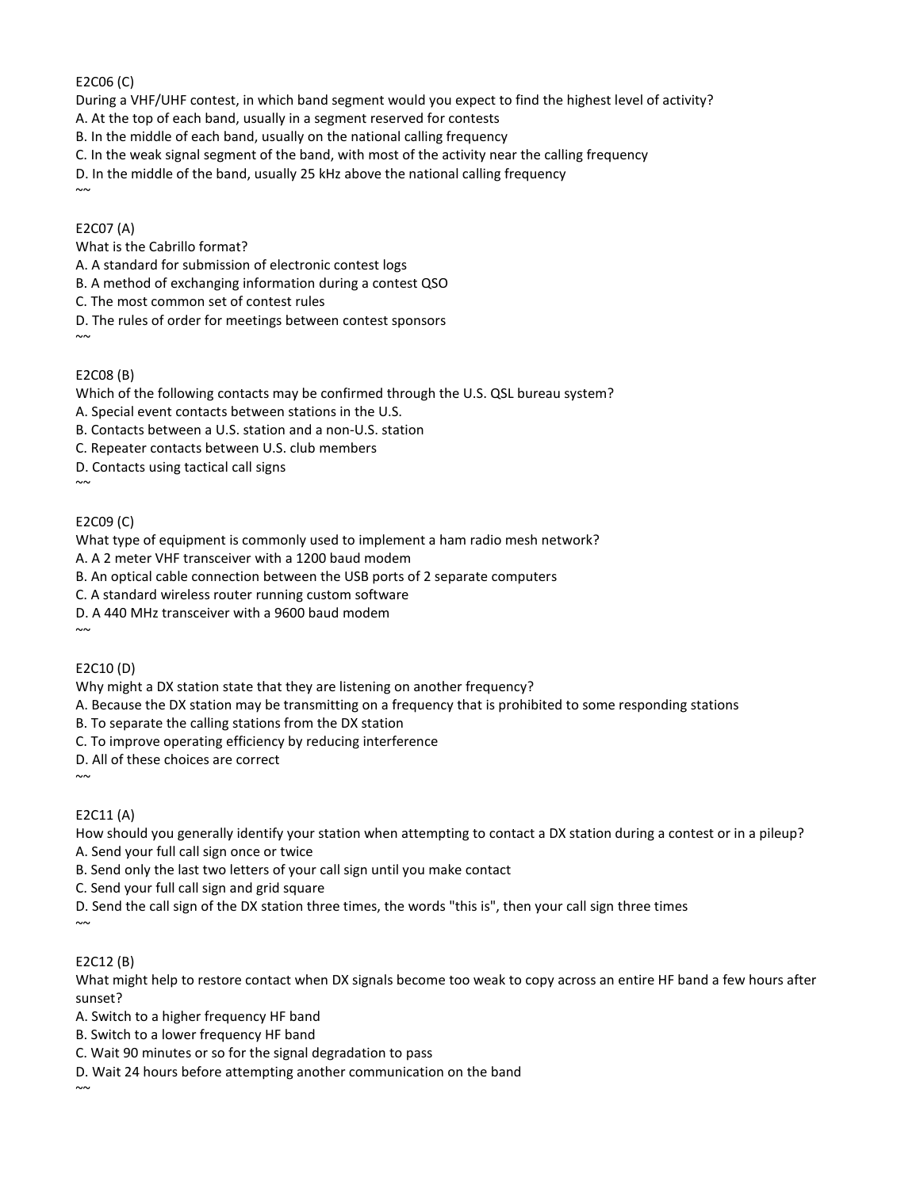E2C06 (C)
During a VHF/UHF contest, in which band segment would you expect to find the highest level of activity?
A. At the top of each band, usually in a segment reserved for contests
B. In the middle of each band, usually on the national calling frequency
C. In the weak signal segment of the band, with most of the activity near the calling frequency
D. In the middle of the band, usually 25 kHz above the national calling frequency
~~

E2C07 (A)
What is the Cabrillo format?
A. A standard for submission of electronic contest logs
B. A method of exchanging information during a contest QSO
C. The most common set of contest rules
D. The rules of order for meetings between contest sponsors
~~

E2C08 (B)
Which of the following contacts may be confirmed through the U.S. QSL bureau system?
A. Special event contacts between stations in the U.S.
B. Contacts between a U.S. station and a non-U.S. station
C. Repeater contacts between U.S. club members
D. Contacts using tactical call signs
~~

E2C09 (C)
What type of equipment is commonly used to implement a ham radio mesh network?
A. A 2 meter VHF transceiver with a 1200 baud modem
B. An optical cable connection between the USB ports of 2 separate computers
C. A standard wireless router running custom software
D. A 440 MHz transceiver with a 9600 baud modem
~~

E2C10 (D)
Why might a DX station state that they are listening on another frequency?
A. Because the DX station may be transmitting on a frequency that is prohibited to some responding stations
B. To separate the calling stations from the DX station
C. To improve operating efficiency by reducing interference
D. All of these choices are correct
~~

E2C11 (A)
How should you generally identify your station when attempting to contact a DX station during a contest or in a pileup?
A. Send your full call sign once or twice
B. Send only the last two letters of your call sign until you make contact
C. Send your full call sign and grid square
D. Send the call sign of the DX station three times, the words "this is", then your call sign three times
~~

E2C12 (B)
What might help to restore contact when DX signals become too weak to copy across an entire HF band a few hours after sunset?
A. Switch to a higher frequency HF band
B. Switch to a lower frequency HF band
C. Wait 90 minutes or so for the signal degradation to pass
D. Wait 24 hours before attempting another communication on the band
~~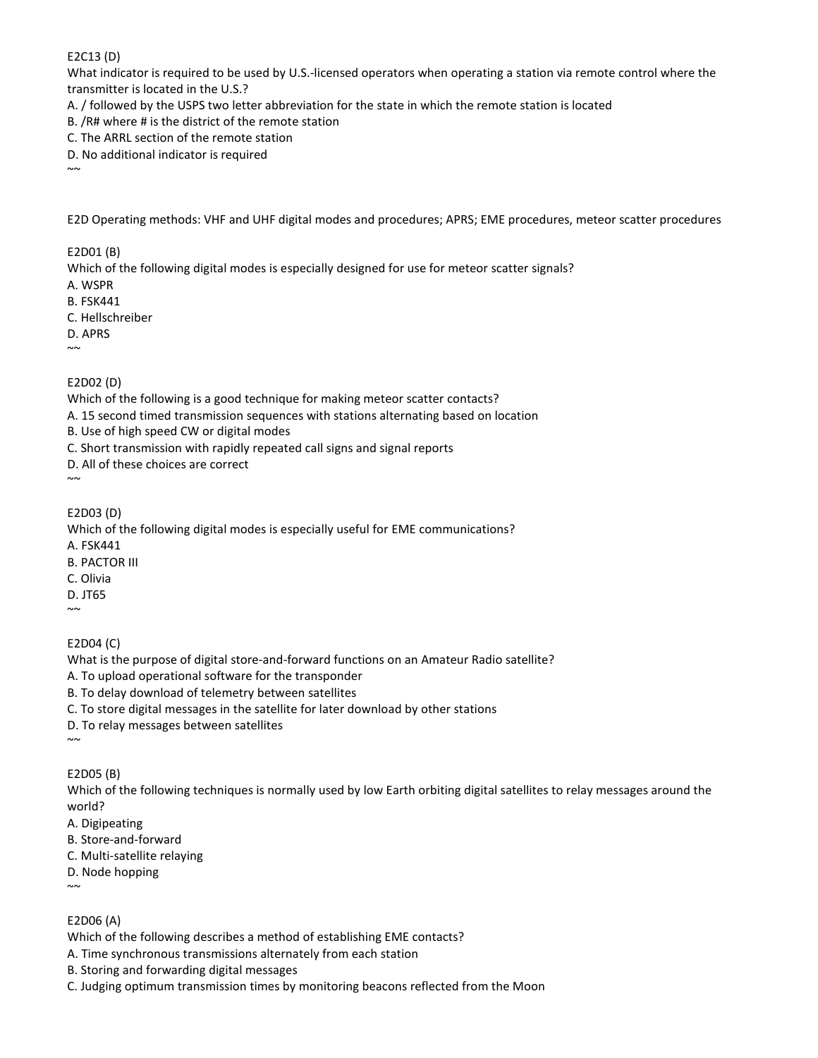E2C13 (D)
What indicator is required to be used by U.S.-licensed operators when operating a station via remote control where the transmitter is located in the U.S.?
A. / followed by the USPS two letter abbreviation for the state in which the remote station is located
B. /R# where # is the district of the remote station
C. The ARRL section of the remote station
D. No additional indicator is required
~~

E2D Operating methods: VHF and UHF digital modes and procedures; APRS; EME procedures, meteor scatter procedures

E2D01 (B)
Which of the following digital modes is especially designed for use for meteor scatter signals?
A. WSPR
B. FSK441
C. Hellschreiber
D. APRS
~~

E2D02 (D)
Which of the following is a good technique for making meteor scatter contacts?
A. 15 second timed transmission sequences with stations alternating based on location
B. Use of high speed CW or digital modes
C. Short transmission with rapidly repeated call signs and signal reports
D. All of these choices are correct
~~

E2D03 (D)
Which of the following digital modes is especially useful for EME communications?
A. FSK441
B. PACTOR III
C. Olivia
D. JT65
~~

E2D04 (C)
What is the purpose of digital store-and-forward functions on an Amateur Radio satellite?
A. To upload operational software for the transponder
B. To delay download of telemetry between satellites
C. To store digital messages in the satellite for later download by other stations
D. To relay messages between satellites
~~

E2D05 (B)
Which of the following techniques is normally used by low Earth orbiting digital satellites to relay messages around the world?
A. Digipeating
B. Store-and-forward
C. Multi-satellite relaying
D. Node hopping
~~

E2D06 (A)
Which of the following describes a method of establishing EME contacts?
A. Time synchronous transmissions alternately from each station
B. Storing and forwarding digital messages
C. Judging optimum transmission times by monitoring beacons reflected from the Moon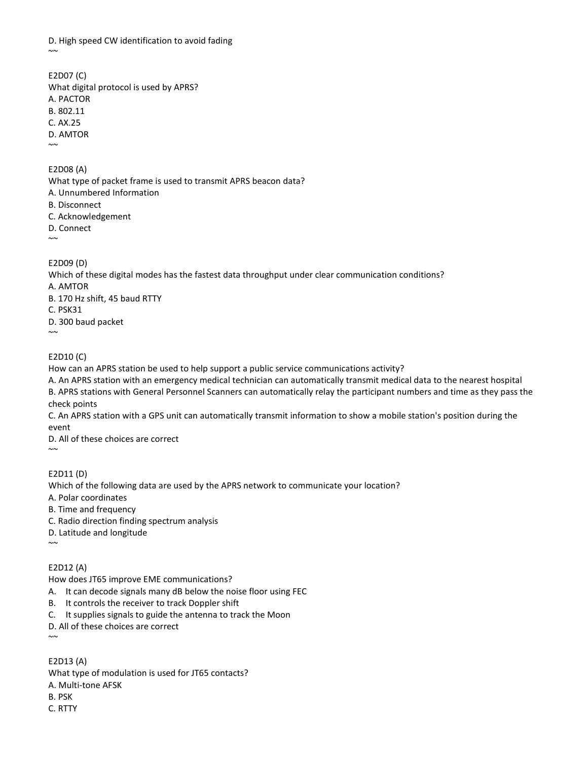D. High speed CW identification to avoid fading
~~

E2D07 (C)
What digital protocol is used by APRS?
A. PACTOR
B. 802.11
C. AX.25
D. AMTOR
~~

E2D08 (A)
What type of packet frame is used to transmit APRS beacon data?
A. Unnumbered Information
B. Disconnect
C. Acknowledgement
D. Connect
~~

E2D09 (D)
Which of these digital modes has the fastest data throughput under clear communication conditions?
A. AMTOR
B. 170 Hz shift, 45 baud RTTY
C. PSK31
D. 300 baud packet
~~

E2D10 (C)
How can an APRS station be used to help support a public service communications activity?
A. An APRS station with an emergency medical technician can automatically transmit medical data to the nearest hospital
B. APRS stations with General Personnel Scanners can automatically relay the participant numbers and time as they pass the check points
C. An APRS station with a GPS unit can automatically transmit information to show a mobile station's position during the event
D. All of these choices are correct
~~

E2D11 (D)
Which of the following data are used by the APRS network to communicate your location?
A. Polar coordinates
B. Time and frequency
C. Radio direction finding spectrum analysis
D. Latitude and longitude
~~

E2D12 (A)
How does JT65 improve EME communications?
A. It can decode signals many dB below the noise floor using FEC
B. It controls the receiver to track Doppler shift
C. It supplies signals to guide the antenna to track the Moon
D. All of these choices are correct
~~

E2D13 (A)
What type of modulation is used for JT65 contacts?
A. Multi-tone AFSK
B. PSK
C. RTTY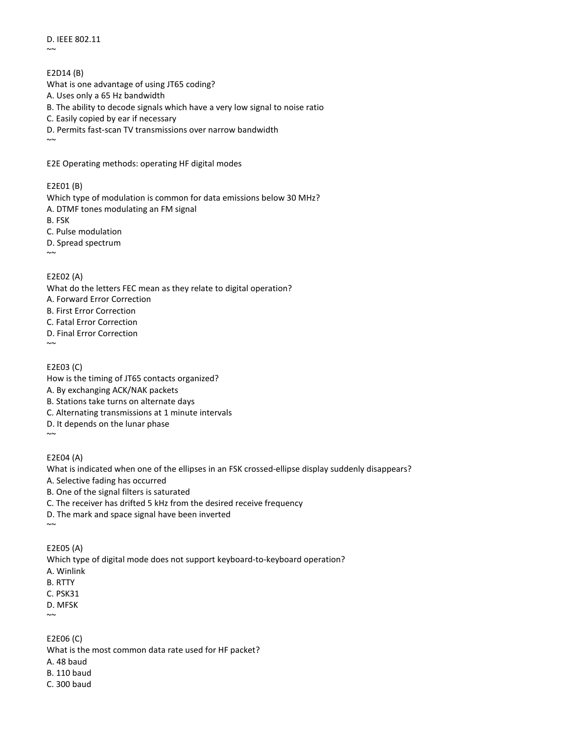D. IEEE 802.11
~~

E2D14 (B)
What is one advantage of using JT65 coding?
A. Uses only a 65 Hz bandwidth
B. The ability to decode signals which have a very low signal to noise ratio
C. Easily copied by ear if necessary
D. Permits fast-scan TV transmissions over narrow bandwidth
~~

E2E Operating methods: operating HF digital modes

E2E01 (B)
Which type of modulation is common for data emissions below 30 MHz?
A. DTMF tones modulating an FM signal
B. FSK
C. Pulse modulation
D. Spread spectrum
~~

E2E02 (A)
What do the letters FEC mean as they relate to digital operation?
A. Forward Error Correction
B. First Error Correction
C. Fatal Error Correction
D. Final Error Correction
~~

E2E03 (C)
How is the timing of JT65 contacts organized?
A. By exchanging ACK/NAK packets
B. Stations take turns on alternate days
C. Alternating transmissions at 1 minute intervals
D. It depends on the lunar phase
~~

E2E04 (A)
What is indicated when one of the ellipses in an FSK crossed-ellipse display suddenly disappears?
A. Selective fading has occurred
B. One of the signal filters is saturated
C. The receiver has drifted 5 kHz from the desired receive frequency
D. The mark and space signal have been inverted
~~

E2E05 (A)
Which type of digital mode does not support keyboard-to-keyboard operation?
A. Winlink
B. RTTY
C. PSK31
D. MFSK
~~

E2E06 (C)
What is the most common data rate used for HF packet?
A. 48 baud
B. 110 baud
C. 300 baud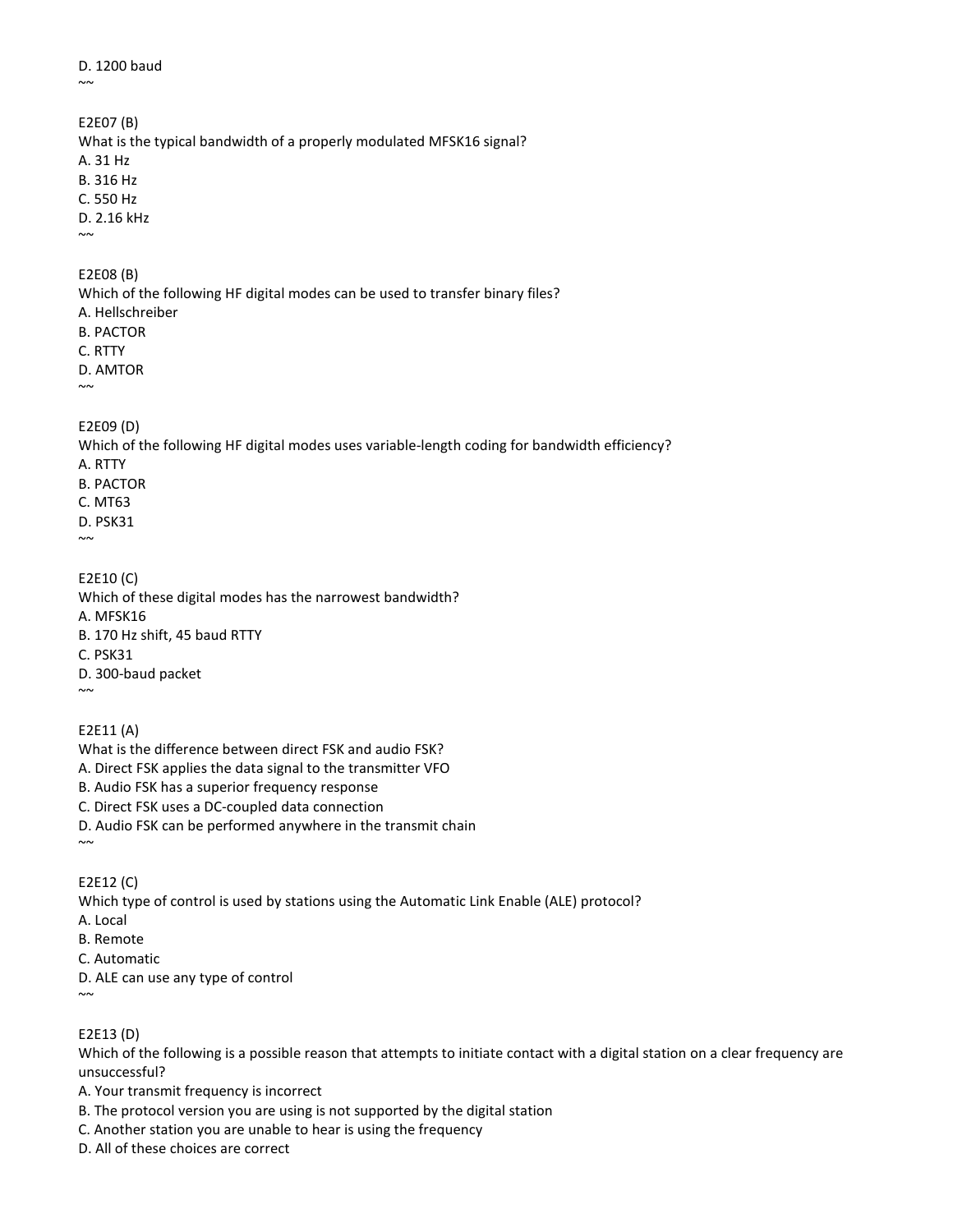D. 1200 baud
~~

E2E07 (B)
What is the typical bandwidth of a properly modulated MFSK16 signal?
A. 31 Hz
B. 316 Hz
C. 550 Hz
D. 2.16 kHz
~~

E2E08 (B)
Which of the following HF digital modes can be used to transfer binary files?
A. Hellschreiber
B. PACTOR
C. RTTY
D. AMTOR
~~

E2E09 (D)
Which of the following HF digital modes uses variable-length coding for bandwidth efficiency?
A. RTTY
B. PACTOR
C. MT63
D. PSK31
~~

E2E10 (C)
Which of these digital modes has the narrowest bandwidth?
A. MFSK16
B. 170 Hz shift, 45 baud RTTY
C. PSK31
D. 300-baud packet
~~

E2E11 (A)
What is the difference between direct FSK and audio FSK?
A. Direct FSK applies the data signal to the transmitter VFO
B. Audio FSK has a superior frequency response
C. Direct FSK uses a DC-coupled data connection
D. Audio FSK can be performed anywhere in the transmit chain
~~

E2E12 (C)
Which type of control is used by stations using the Automatic Link Enable (ALE) protocol?
A. Local
B. Remote
C. Automatic
D. ALE can use any type of control
~~

E2E13 (D)
Which of the following is a possible reason that attempts to initiate contact with a digital station on a clear frequency are unsuccessful?
A. Your transmit frequency is incorrect
B. The protocol version you are using is not supported by the digital station
C. Another station you are unable to hear is using the frequency
D. All of these choices are correct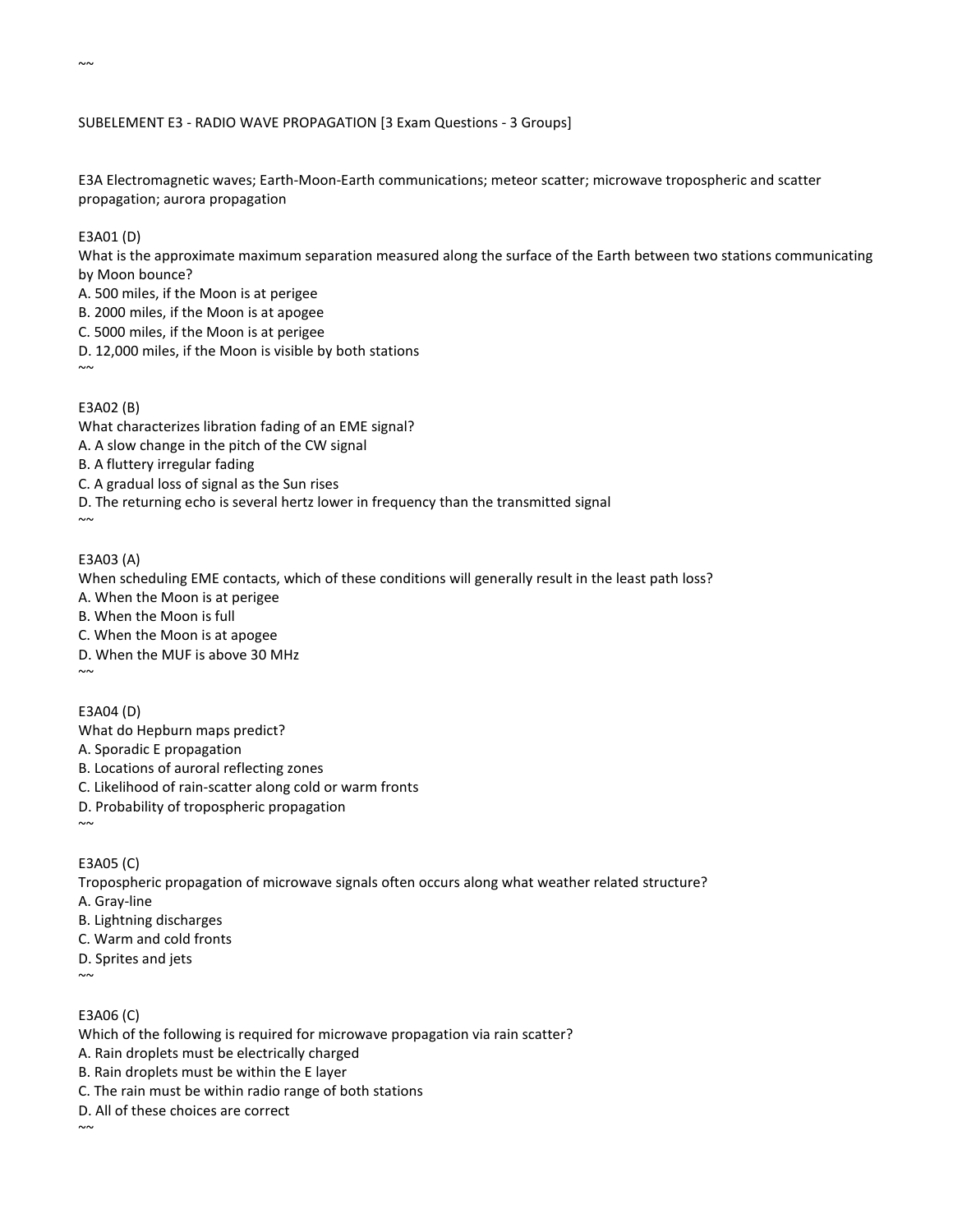~~

SUBELEMENT E3 - RADIO WAVE PROPAGATION [3 Exam Questions - 3 Groups]

E3A Electromagnetic waves; Earth-Moon-Earth communications; meteor scatter; microwave tropospheric and scatter propagation; aurora propagation

E3A01 (D)
What is the approximate maximum separation measured along the surface of the Earth between two stations communicating by Moon bounce?
A. 500 miles, if the Moon is at perigee
B. 2000 miles, if the Moon is at apogee
C. 5000 miles, if the Moon is at perigee
D. 12,000 miles, if the Moon is visible by both stations
~~

E3A02 (B)
What characterizes libration fading of an EME signal?
A. A slow change in the pitch of the CW signal
B. A fluttery irregular fading
C. A gradual loss of signal as the Sun rises
D. The returning echo is several hertz lower in frequency than the transmitted signal
~~

E3A03 (A)
When scheduling EME contacts, which of these conditions will generally result in the least path loss?
A. When the Moon is at perigee
B. When the Moon is full
C. When the Moon is at apogee
D. When the MUF is above 30 MHz
~~

E3A04 (D)
What do Hepburn maps predict?
A. Sporadic E propagation
B. Locations of auroral reflecting zones
C. Likelihood of rain-scatter along cold or warm fronts
D. Probability of tropospheric propagation
~~

E3A05 (C)
Tropospheric propagation of microwave signals often occurs along what weather related structure?
A. Gray-line
B. Lightning discharges
C. Warm and cold fronts
D. Sprites and jets
~~

E3A06 (C)
Which of the following is required for microwave propagation via rain scatter?
A. Rain droplets must be electrically charged
B. Rain droplets must be within the E layer
C. The rain must be within radio range of both stations
D. All of these choices are correct
~~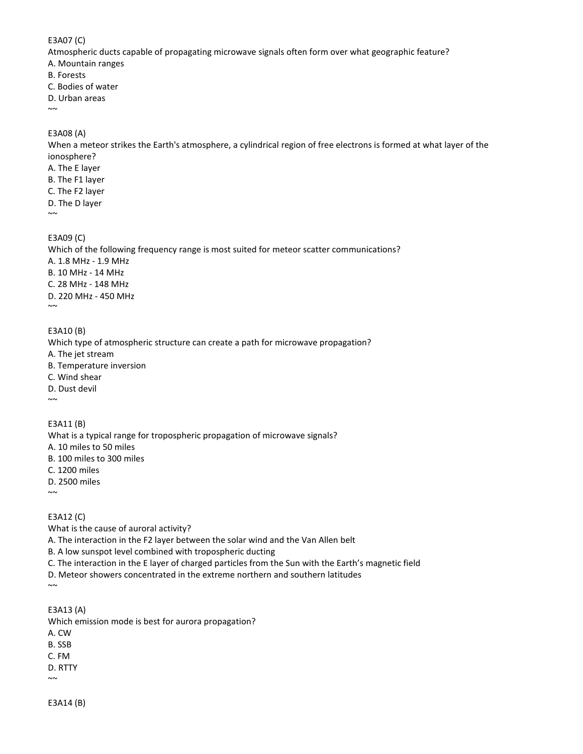E3A07 (C)
Atmospheric ducts capable of propagating microwave signals often form over what geographic feature?
A. Mountain ranges
B. Forests
C. Bodies of water
D. Urban areas
~~

E3A08 (A)
When a meteor strikes the Earth's atmosphere, a cylindrical region of free electrons is formed at what layer of the ionosphere?
A. The E layer
B. The F1 layer
C. The F2 layer
D. The D layer
~~

E3A09 (C)
Which of the following frequency range is most suited for meteor scatter communications?
A. 1.8 MHz - 1.9 MHz
B. 10 MHz - 14 MHz
C. 28 MHz - 148 MHz
D. 220 MHz - 450 MHz
~~

E3A10 (B)
Which type of atmospheric structure can create a path for microwave propagation?
A. The jet stream
B. Temperature inversion
C. Wind shear
D. Dust devil
~~

E3A11 (B)
What is a typical range for tropospheric propagation of microwave signals?
A. 10 miles to 50 miles
B. 100 miles to 300 miles
C. 1200 miles
D. 2500 miles
~~

E3A12 (C)
What is the cause of auroral activity?
A. The interaction in the F2 layer between the solar wind and the Van Allen belt
B. A low sunspot level combined with tropospheric ducting
C. The interaction in the E layer of charged particles from the Sun with the Earth's magnetic field
D. Meteor showers concentrated in the extreme northern and southern latitudes
~~

E3A13 (A)
Which emission mode is best for aurora propagation?
A. CW
B. SSB
C. FM
D. RTTY
~~

E3A14 (B)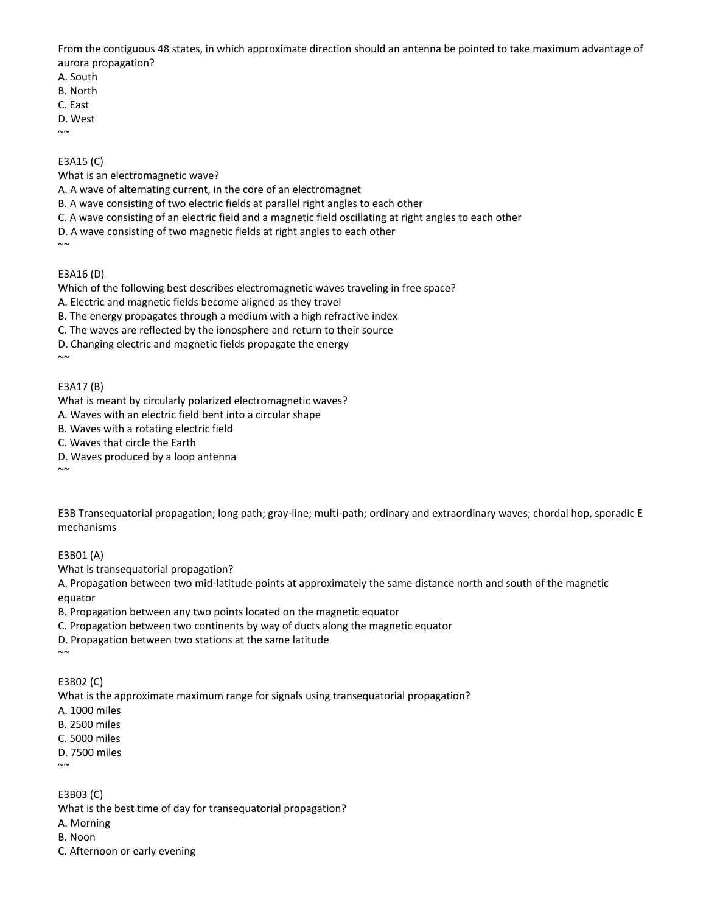From the contiguous 48 states, in which approximate direction should an antenna be pointed to take maximum advantage of aurora propagation?
A. South
B. North
C. East
D. West
~~

E3A15 (C)
What is an electromagnetic wave?
A. A wave of alternating current, in the core of an electromagnet
B. A wave consisting of two electric fields at parallel right angles to each other
C. A wave consisting of an electric field and a magnetic field oscillating at right angles to each other
D. A wave consisting of two magnetic fields at right angles to each other
~~

E3A16 (D)
Which of the following best describes electromagnetic waves traveling in free space?
A. Electric and magnetic fields become aligned as they travel
B. The energy propagates through a medium with a high refractive index
C. The waves are reflected by the ionosphere and return to their source
D. Changing electric and magnetic fields propagate the energy
~~

E3A17 (B)
What is meant by circularly polarized electromagnetic waves?
A. Waves with an electric field bent into a circular shape
B. Waves with a rotating electric field
C. Waves that circle the Earth
D. Waves produced by a loop antenna
~~

E3B Transequatorial propagation; long path; gray-line; multi-path; ordinary and extraordinary waves; chordal hop, sporadic E mechanisms

E3B01 (A)
What is transequatorial propagation?
A. Propagation between two mid-latitude points at approximately the same distance north and south of the magnetic equator
B. Propagation between any two points located on the magnetic equator
C. Propagation between two continents by way of ducts along the magnetic equator
D. Propagation between two stations at the same latitude
~~

E3B02 (C)
What is the approximate maximum range for signals using transequatorial propagation?
A. 1000 miles
B. 2500 miles
C. 5000 miles
D. 7500 miles
~~

E3B03 (C)
What is the best time of day for transequatorial propagation?
A. Morning
B. Noon
C. Afternoon or early evening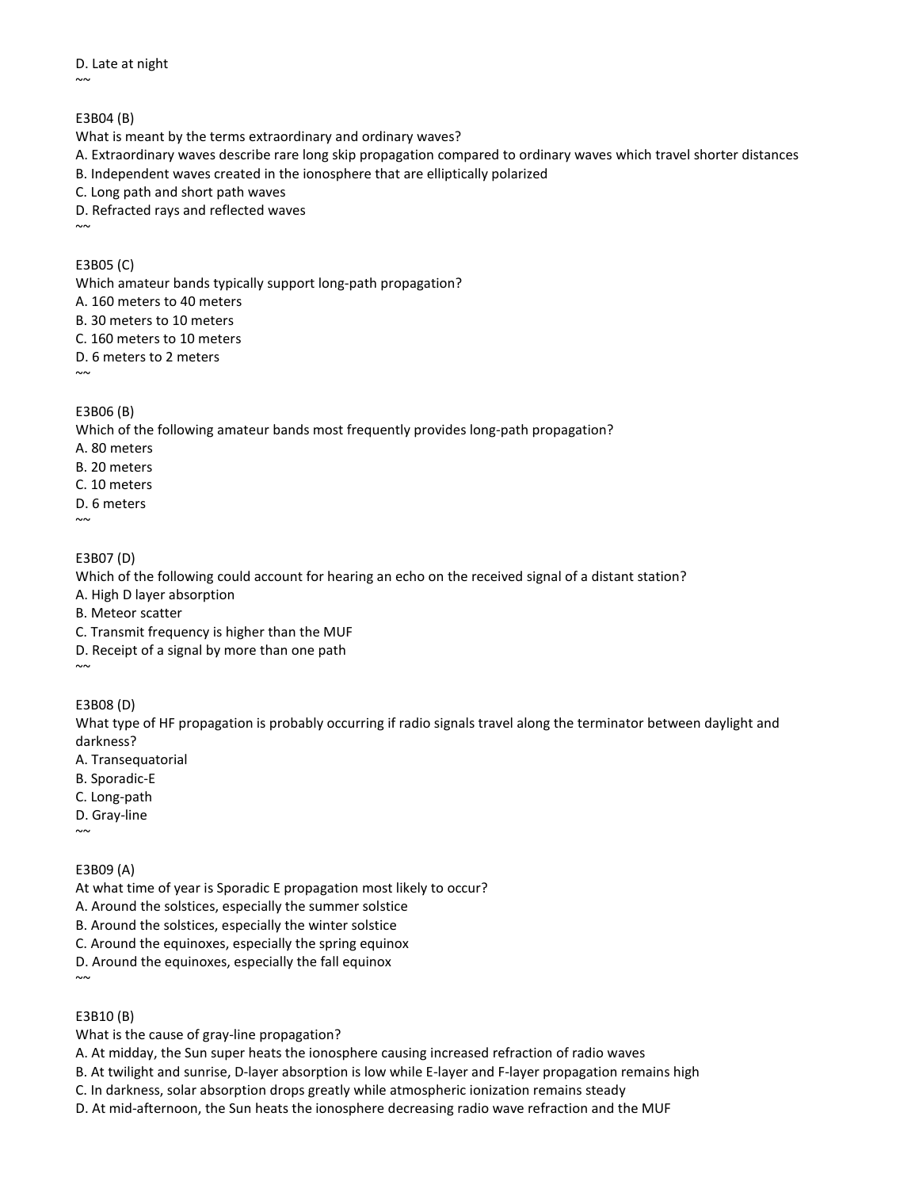D. Late at night
~~

E3B04 (B)
What is meant by the terms extraordinary and ordinary waves?
A. Extraordinary waves describe rare long skip propagation compared to ordinary waves which travel shorter distances
B. Independent waves created in the ionosphere that are elliptically polarized
C. Long path and short path waves
D. Refracted rays and reflected waves
~~

E3B05 (C)
Which amateur bands typically support long-path propagation?
A. 160 meters to 40 meters
B. 30 meters to 10 meters
C. 160 meters to 10 meters
D. 6 meters to 2 meters
~~

E3B06 (B)
Which of the following amateur bands most frequently provides long-path propagation?
A. 80 meters
B. 20 meters
C. 10 meters
D. 6 meters
~~

E3B07 (D)
Which of the following could account for hearing an echo on the received signal of a distant station?
A. High D layer absorption
B. Meteor scatter
C. Transmit frequency is higher than the MUF
D. Receipt of a signal by more than one path
~~

E3B08 (D)
What type of HF propagation is probably occurring if radio signals travel along the terminator between daylight and darkness?
A. Transequatorial
B. Sporadic-E
C. Long-path
D. Gray-line
~~

E3B09 (A)
At what time of year is Sporadic E propagation most likely to occur?
A. Around the solstices, especially the summer solstice
B. Around the solstices, especially the winter solstice
C. Around the equinoxes, especially the spring equinox
D. Around the equinoxes, especially the fall equinox
~~

E3B10 (B)
What is the cause of gray-line propagation?
A. At midday, the Sun super heats the ionosphere causing increased refraction of radio waves
B. At twilight and sunrise, D-layer absorption is low while E-layer and F-layer propagation remains high
C. In darkness, solar absorption drops greatly while atmospheric ionization remains steady
D. At mid-afternoon, the Sun heats the ionosphere decreasing radio wave refraction and the MUF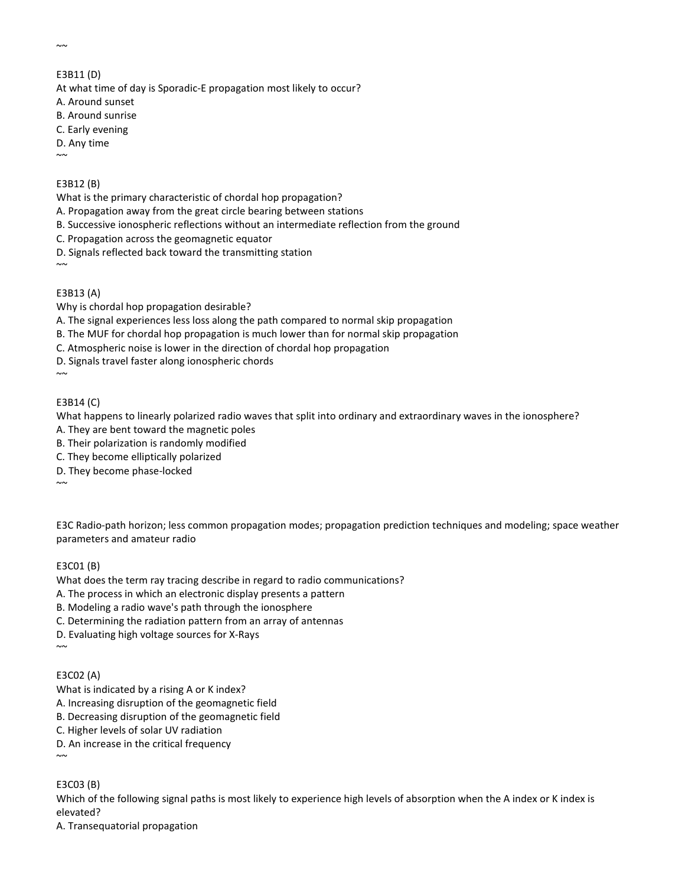~~

E3B11 (D)
At what time of day is Sporadic-E propagation most likely to occur?
A. Around sunset
B. Around sunrise
C. Early evening
D. Any time
~~

E3B12 (B)
What is the primary characteristic of chordal hop propagation?
A. Propagation away from the great circle bearing between stations
B. Successive ionospheric reflections without an intermediate reflection from the ground
C. Propagation across the geomagnetic equator
D. Signals reflected back toward the transmitting station
~~

E3B13 (A)
Why is chordal hop propagation desirable?
A. The signal experiences less loss along the path compared to normal skip propagation
B. The MUF for chordal hop propagation is much lower than for normal skip propagation
C. Atmospheric noise is lower in the direction of chordal hop propagation
D. Signals travel faster along ionospheric chords
~~

E3B14 (C)
What happens to linearly polarized radio waves that split into ordinary and extraordinary waves in the ionosphere?
A. They are bent toward the magnetic poles
B. Their polarization is randomly modified
C. They become elliptically polarized
D. They become phase-locked
~~

E3C Radio-path horizon; less common propagation modes; propagation prediction techniques and modeling; space weather parameters and amateur radio

E3C01 (B)
What does the term ray tracing describe in regard to radio communications?
A. The process in which an electronic display presents a pattern
B. Modeling a radio wave's path through the ionosphere
C. Determining the radiation pattern from an array of antennas
D. Evaluating high voltage sources for X-Rays
~~

E3C02 (A)
What is indicated by a rising A or K index?
A. Increasing disruption of the geomagnetic field
B. Decreasing disruption of the geomagnetic field
C. Higher levels of solar UV radiation
D. An increase in the critical frequency
~~

E3C03 (B)
Which of the following signal paths is most likely to experience high levels of absorption when the A index or K index is elevated?
A. Transequatorial propagation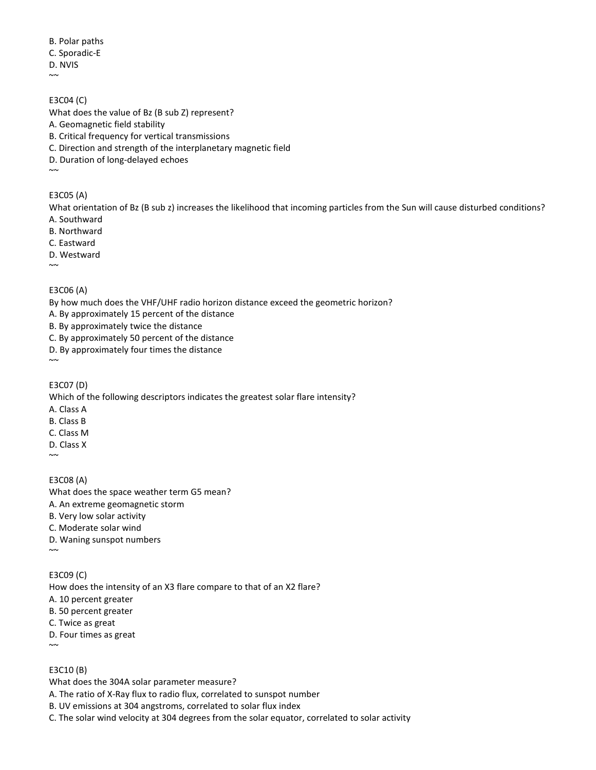B. Polar paths
C. Sporadic-E
D. NVIS
~~

E3C04 (C)
What does the value of Bz (B sub Z) represent?
A. Geomagnetic field stability
B. Critical frequency for vertical transmissions
C. Direction and strength of the interplanetary magnetic field
D. Duration of long-delayed echoes
~~

E3C05 (A)
What orientation of Bz (B sub z) increases the likelihood that incoming particles from the Sun will cause disturbed conditions?
A. Southward
B. Northward
C. Eastward
D. Westward
~~

E3C06 (A)
By how much does the VHF/UHF radio horizon distance exceed the geometric horizon?
A. By approximately 15 percent of the distance
B. By approximately twice the distance
C. By approximately 50 percent of the distance
D. By approximately four times the distance
~~

E3C07 (D)
Which of the following descriptors indicates the greatest solar flare intensity?
A. Class A
B. Class B
C. Class M
D. Class X
~~

E3C08 (A)
What does the space weather term G5 mean?
A. An extreme geomagnetic storm
B. Very low solar activity
C. Moderate solar wind
D. Waning sunspot numbers
~~

E3C09 (C)
How does the intensity of an X3 flare compare to that of an X2 flare?
A. 10 percent greater
B. 50 percent greater
C. Twice as great
D. Four times as great
~~

E3C10 (B)
What does the 304A solar parameter measure?
A. The ratio of X-Ray flux to radio flux, correlated to sunspot number
B. UV emissions at 304 angstroms, correlated to solar flux index
C. The solar wind velocity at 304 degrees from the solar equator, correlated to solar activity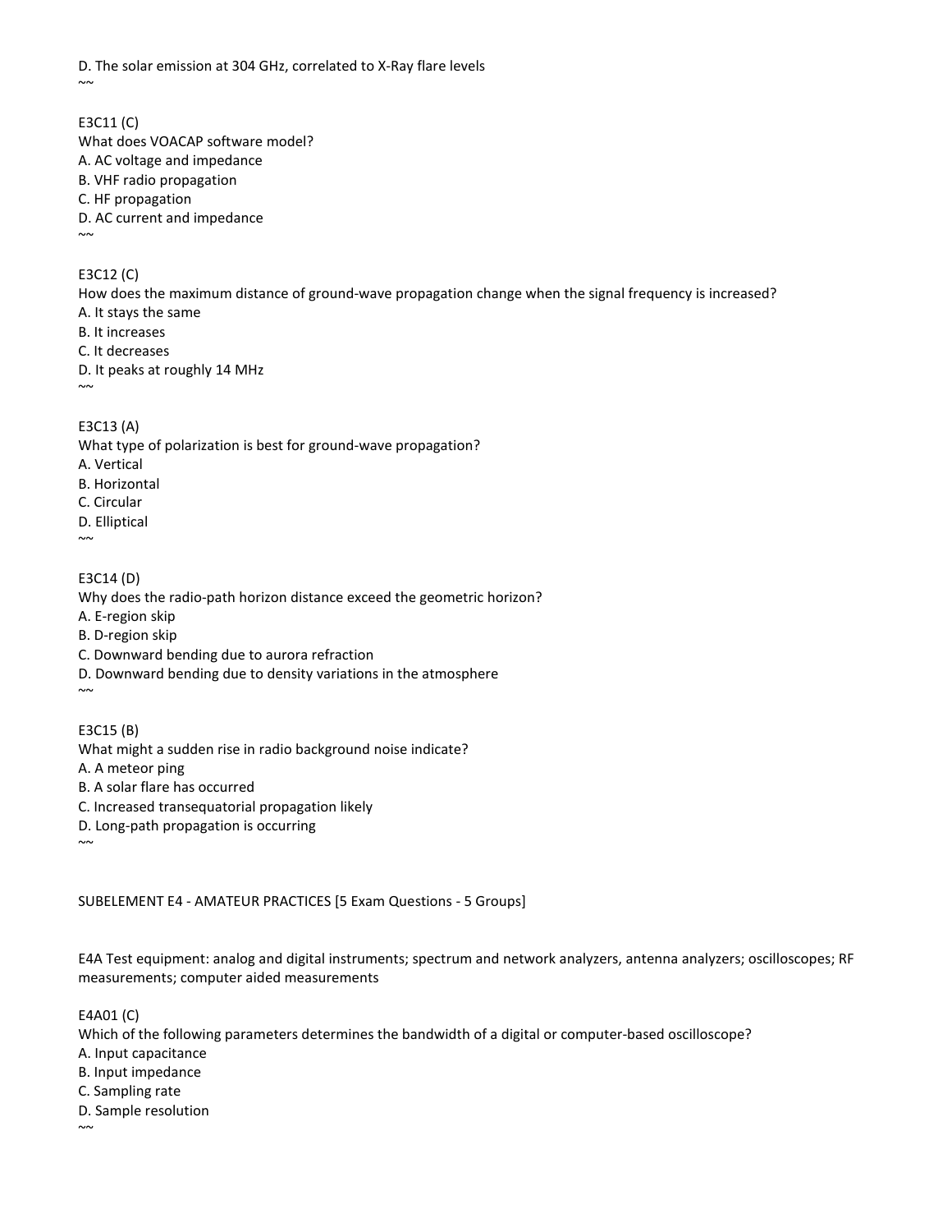D. The solar emission at 304 GHz, correlated to X-Ray flare levels
~~

E3C11 (C)
What does VOACAP software model?
A. AC voltage and impedance
B. VHF radio propagation
C. HF propagation
D. AC current and impedance
~~

E3C12 (C)
How does the maximum distance of ground-wave propagation change when the signal frequency is increased?
A. It stays the same
B. It increases
C. It decreases
D. It peaks at roughly 14 MHz
~~

E3C13 (A)
What type of polarization is best for ground-wave propagation?
A. Vertical
B. Horizontal
C. Circular
D. Elliptical
~~

E3C14 (D)
Why does the radio-path horizon distance exceed the geometric horizon?
A. E-region skip
B. D-region skip
C. Downward bending due to aurora refraction
D. Downward bending due to density variations in the atmosphere
~~

E3C15 (B)
What might a sudden rise in radio background noise indicate?
A. A meteor ping
B. A solar flare has occurred
C. Increased transequatorial propagation likely
D. Long-path propagation is occurring
~~

SUBELEMENT E4 - AMATEUR PRACTICES [5 Exam Questions - 5 Groups]

E4A Test equipment: analog and digital instruments; spectrum and network analyzers, antenna analyzers; oscilloscopes; RF measurements; computer aided measurements

E4A01 (C)
Which of the following parameters determines the bandwidth of a digital or computer-based oscilloscope?
A. Input capacitance
B. Input impedance
C. Sampling rate
D. Sample resolution
~~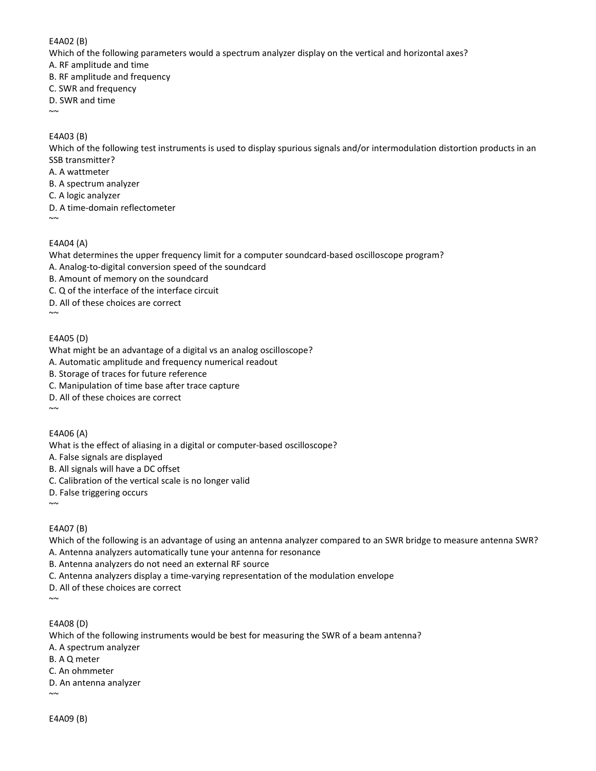E4A02 (B)
Which of the following parameters would a spectrum analyzer display on the vertical and horizontal axes?
A. RF amplitude and time
B. RF amplitude and frequency
C. SWR and frequency
D. SWR and time
~~

E4A03 (B)
Which of the following test instruments is used to display spurious signals and/or intermodulation distortion products in an SSB transmitter?
A. A wattmeter
B. A spectrum analyzer
C. A logic analyzer
D. A time-domain reflectometer
~~

E4A04 (A)
What determines the upper frequency limit for a computer soundcard-based oscilloscope program?
A. Analog-to-digital conversion speed of the soundcard
B. Amount of memory on the soundcard
C. Q of the interface of the interface circuit
D. All of these choices are correct
~~

E4A05 (D)
What might be an advantage of a digital vs an analog oscilloscope?
A. Automatic amplitude and frequency numerical readout
B. Storage of traces for future reference
C. Manipulation of time base after trace capture
D. All of these choices are correct
~~

E4A06 (A)
What is the effect of aliasing in a digital or computer-based oscilloscope?
A. False signals are displayed
B. All signals will have a DC offset
C. Calibration of the vertical scale is no longer valid
D. False triggering occurs
~~

E4A07 (B)
Which of the following is an advantage of using an antenna analyzer compared to an SWR bridge to measure antenna SWR?
A. Antenna analyzers automatically tune your antenna for resonance
B. Antenna analyzers do not need an external RF source
C. Antenna analyzers display a time-varying representation of the modulation envelope
D. All of these choices are correct
~~

E4A08 (D)
Which of the following instruments would be best for measuring the SWR of a beam antenna?
A. A spectrum analyzer
B. A Q meter
C. An ohmmeter
D. An antenna analyzer
~~

E4A09 (B)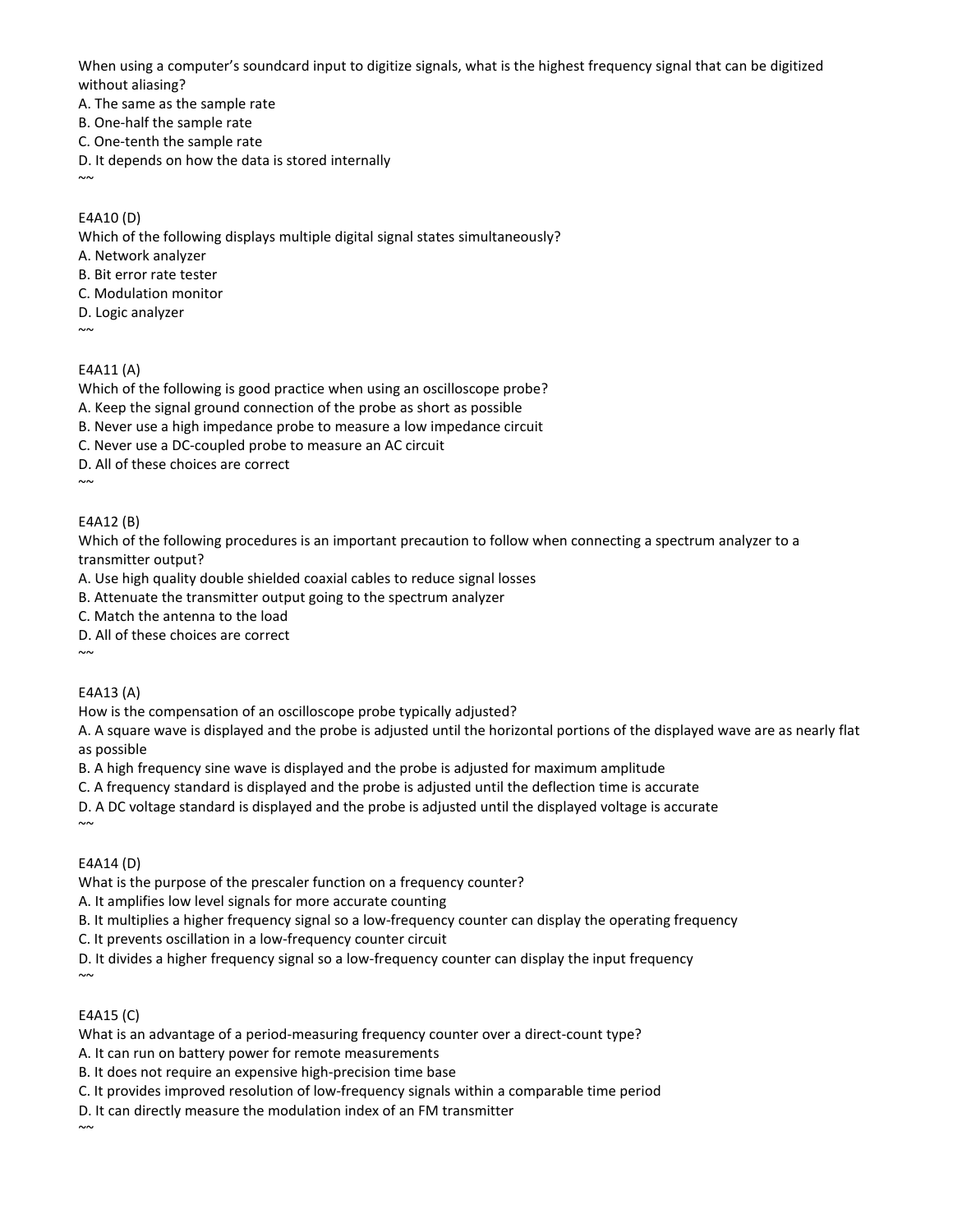When using a computer's soundcard input to digitize signals, what is the highest frequency signal that can be digitized without aliasing?

A. The same as the sample rate
B. One-half the sample rate
C. One-tenth the sample rate
D. It depends on how the data is stored internally
~~

E4A10 (D)
Which of the following displays multiple digital signal states simultaneously?
A. Network analyzer
B. Bit error rate tester
C. Modulation monitor
D. Logic analyzer
~~

E4A11 (A)
Which of the following is good practice when using an oscilloscope probe?
A. Keep the signal ground connection of the probe as short as possible
B. Never use a high impedance probe to measure a low impedance circuit
C. Never use a DC-coupled probe to measure an AC circuit
D. All of these choices are correct
~~

E4A12 (B)
Which of the following procedures is an important precaution to follow when connecting a spectrum analyzer to a transmitter output?
A. Use high quality double shielded coaxial cables to reduce signal losses
B. Attenuate the transmitter output going to the spectrum analyzer
C. Match the antenna to the load
D. All of these choices are correct
~~

E4A13 (A)
How is the compensation of an oscilloscope probe typically adjusted?
A. A square wave is displayed and the probe is adjusted until the horizontal portions of the displayed wave are as nearly flat as possible
B. A high frequency sine wave is displayed and the probe is adjusted for maximum amplitude
C. A frequency standard is displayed and the probe is adjusted until the deflection time is accurate
D. A DC voltage standard is displayed and the probe is adjusted until the displayed voltage is accurate
~~

E4A14 (D)
What is the purpose of the prescaler function on a frequency counter?
A. It amplifies low level signals for more accurate counting
B. It multiplies a higher frequency signal so a low-frequency counter can display the operating frequency
C. It prevents oscillation in a low-frequency counter circuit
D. It divides a higher frequency signal so a low-frequency counter can display the input frequency
~~

E4A15 (C)
What is an advantage of a period-measuring frequency counter over a direct-count type?
A. It can run on battery power for remote measurements
B. It does not require an expensive high-precision time base
C. It provides improved resolution of low-frequency signals within a comparable time period
D. It can directly measure the modulation index of an FM transmitter
~~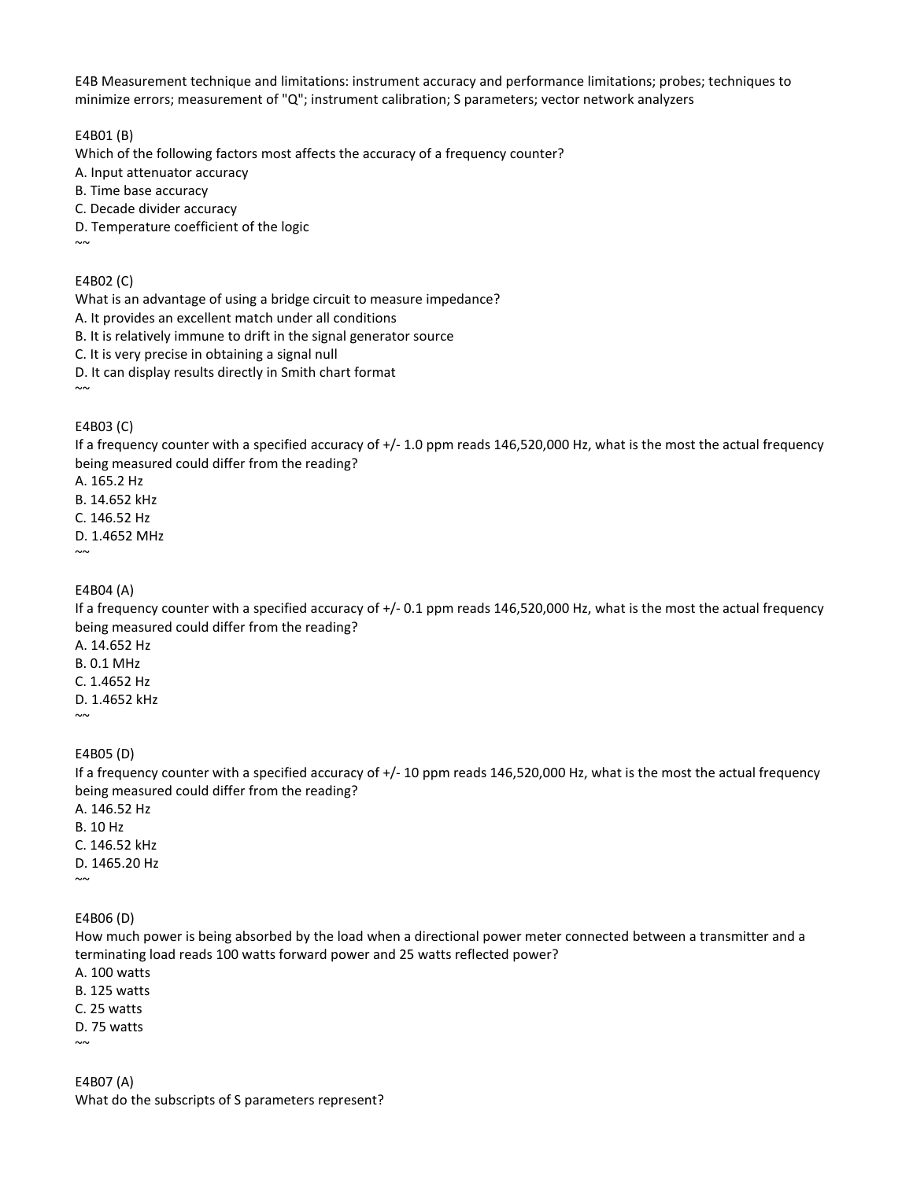E4B Measurement technique and limitations: instrument accuracy and performance limitations; probes; techniques to minimize errors; measurement of "Q"; instrument calibration; S parameters; vector network analyzers

E4B01 (B)
Which of the following factors most affects the accuracy of a frequency counter?
A. Input attenuator accuracy
B. Time base accuracy
C. Decade divider accuracy
D. Temperature coefficient of the logic
~~

E4B02 (C)
What is an advantage of using a bridge circuit to measure impedance?
A. It provides an excellent match under all conditions
B. It is relatively immune to drift in the signal generator source
C. It is very precise in obtaining a signal null
D. It can display results directly in Smith chart format
~~

E4B03 (C)
If a frequency counter with a specified accuracy of +/- 1.0 ppm reads 146,520,000 Hz, what is the most the actual frequency being measured could differ from the reading?
A. 165.2 Hz
B. 14.652 kHz
C. 146.52 Hz
D. 1.4652 MHz
~~

E4B04 (A)
If a frequency counter with a specified accuracy of +/- 0.1 ppm reads 146,520,000 Hz, what is the most the actual frequency being measured could differ from the reading?
A. 14.652 Hz
B. 0.1 MHz
C. 1.4652 Hz
D. 1.4652 kHz
~~

E4B05 (D)
If a frequency counter with a specified accuracy of +/- 10 ppm reads 146,520,000 Hz, what is the most the actual frequency being measured could differ from the reading?
A. 146.52 Hz
B. 10 Hz
C. 146.52 kHz
D. 1465.20 Hz
~~

E4B06 (D)
How much power is being absorbed by the load when a directional power meter connected between a transmitter and a terminating load reads 100 watts forward power and 25 watts reflected power?
A. 100 watts
B. 125 watts
C. 25 watts
D. 75 watts
~~

E4B07 (A)
What do the subscripts of S parameters represent?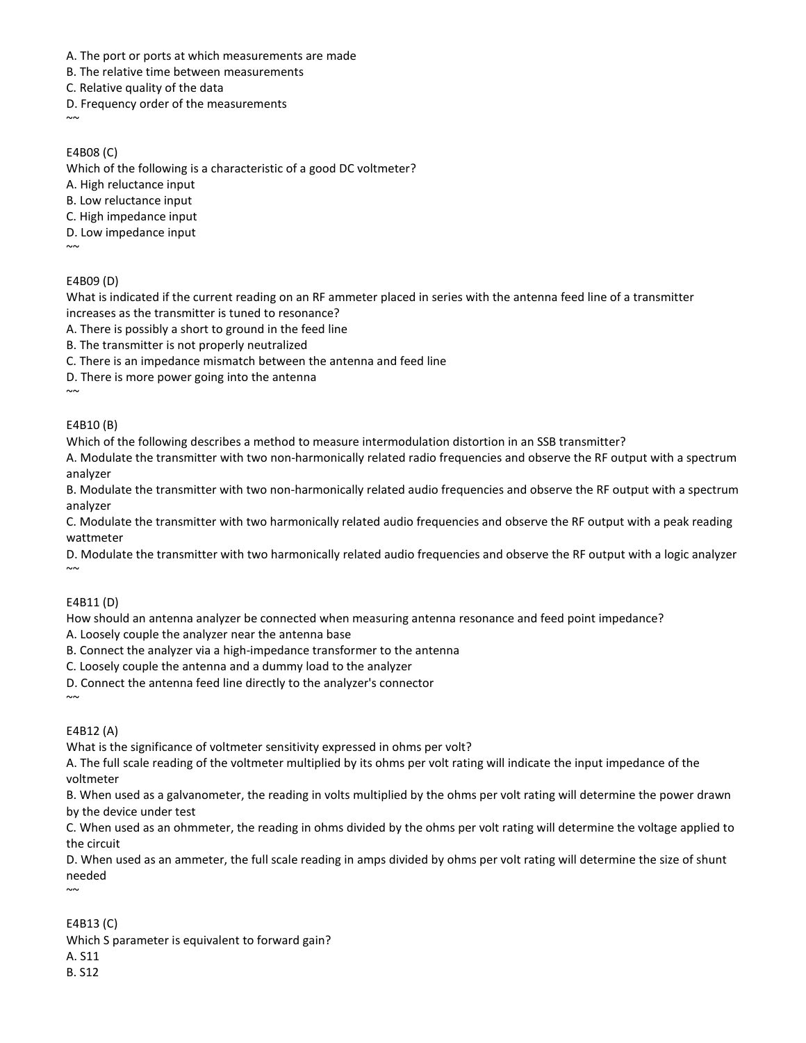A. The port or ports at which measurements are made
B. The relative time between measurements
C. Relative quality of the data
D. Frequency order of the measurements
~~

E4B08 (C)
Which of the following is a characteristic of a good DC voltmeter?
A. High reluctance input
B. Low reluctance input
C. High impedance input
D. Low impedance input
~~

E4B09 (D)
What is indicated if the current reading on an RF ammeter placed in series with the antenna feed line of a transmitter increases as the transmitter is tuned to resonance?
A. There is possibly a short to ground in the feed line
B. The transmitter is not properly neutralized
C. There is an impedance mismatch between the antenna and feed line
D. There is more power going into the antenna
~~

E4B10 (B)
Which of the following describes a method to measure intermodulation distortion in an SSB transmitter?
A. Modulate the transmitter with two non-harmonically related radio frequencies and observe the RF output with a spectrum analyzer
B. Modulate the transmitter with two non-harmonically related audio frequencies and observe the RF output with a spectrum analyzer
C. Modulate the transmitter with two harmonically related audio frequencies and observe the RF output with a peak reading wattmeter
D. Modulate the transmitter with two harmonically related audio frequencies and observe the RF output with a logic analyzer
~~

E4B11 (D)
How should an antenna analyzer be connected when measuring antenna resonance and feed point impedance?
A. Loosely couple the analyzer near the antenna base
B. Connect the analyzer via a high-impedance transformer to the antenna
C. Loosely couple the antenna and a dummy load to the analyzer
D. Connect the antenna feed line directly to the analyzer's connector
~~

E4B12 (A)
What is the significance of voltmeter sensitivity expressed in ohms per volt?
A. The full scale reading of the voltmeter multiplied by its ohms per volt rating will indicate the input impedance of the voltmeter
B. When used as a galvanometer, the reading in volts multiplied by the ohms per volt rating will determine the power drawn by the device under test
C. When used as an ohmmeter, the reading in ohms divided by the ohms per volt rating will determine the voltage applied to the circuit
D. When used as an ammeter, the full scale reading in amps divided by ohms per volt rating will determine the size of shunt needed
~~

E4B13 (C)
Which S parameter is equivalent to forward gain?
A. S11
B. S12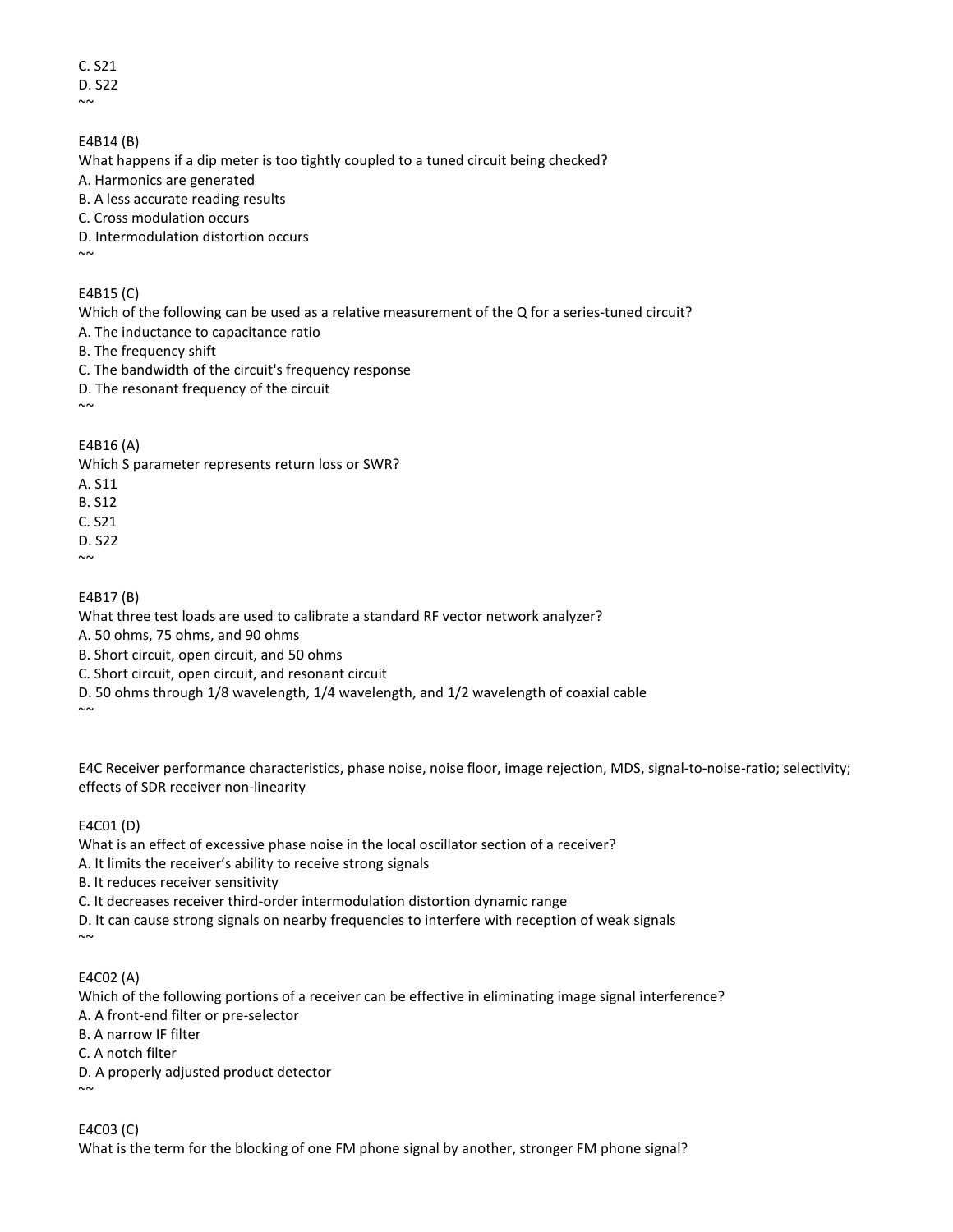C. S21
D. S22
~~

E4B14 (B)
What happens if a dip meter is too tightly coupled to a tuned circuit being checked?
A. Harmonics are generated
B. A less accurate reading results
C. Cross modulation occurs
D. Intermodulation distortion occurs
~~

E4B15 (C)
Which of the following can be used as a relative measurement of the Q for a series-tuned circuit?
A. The inductance to capacitance ratio
B. The frequency shift
C. The bandwidth of the circuit's frequency response
D. The resonant frequency of the circuit
~~

E4B16 (A)
Which S parameter represents return loss or SWR?
A. S11
B. S12
C. S21
D. S22
~~

E4B17 (B)
What three test loads are used to calibrate a standard RF vector network analyzer?
A. 50 ohms, 75 ohms, and 90 ohms
B. Short circuit, open circuit, and 50 ohms
C. Short circuit, open circuit, and resonant circuit
D. 50 ohms through 1/8 wavelength, 1/4 wavelength, and 1/2 wavelength of coaxial cable
~~

E4C Receiver performance characteristics, phase noise, noise floor, image rejection, MDS, signal-to-noise-ratio; selectivity; effects of SDR receiver non-linearity

E4C01 (D)
What is an effect of excessive phase noise in the local oscillator section of a receiver?
A. It limits the receiver's ability to receive strong signals
B. It reduces receiver sensitivity
C. It decreases receiver third-order intermodulation distortion dynamic range
D. It can cause strong signals on nearby frequencies to interfere with reception of weak signals
~~

E4C02 (A)
Which of the following portions of a receiver can be effective in eliminating image signal interference?
A. A front-end filter or pre-selector
B. A narrow IF filter
C. A notch filter
D. A properly adjusted product detector
~~

E4C03 (C)
What is the term for the blocking of one FM phone signal by another, stronger FM phone signal?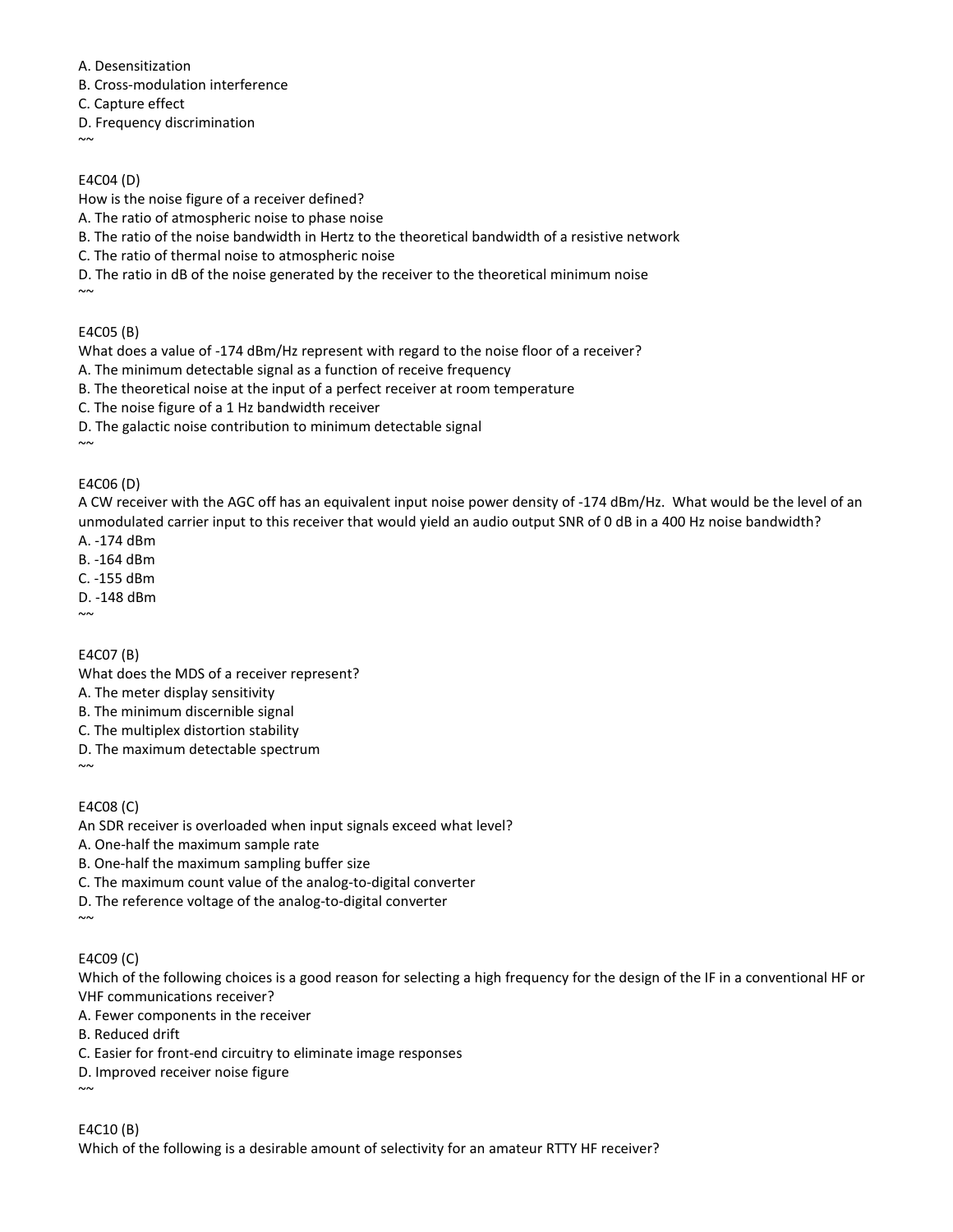A. Desensitization
B. Cross-modulation interference
C. Capture effect
D. Frequency discrimination
~~

E4C04 (D)
How is the noise figure of a receiver defined?
A. The ratio of atmospheric noise to phase noise
B. The ratio of the noise bandwidth in Hertz to the theoretical bandwidth of a resistive network
C. The ratio of thermal noise to atmospheric noise
D. The ratio in dB of the noise generated by the receiver to the theoretical minimum noise
~~

E4C05 (B)
What does a value of -174 dBm/Hz represent with regard to the noise floor of a receiver?
A. The minimum detectable signal as a function of receive frequency
B. The theoretical noise at the input of a perfect receiver at room temperature
C. The noise figure of a 1 Hz bandwidth receiver
D. The galactic noise contribution to minimum detectable signal
~~

E4C06 (D)
A CW receiver with the AGC off has an equivalent input noise power density of -174 dBm/Hz. What would be the level of an unmodulated carrier input to this receiver that would yield an audio output SNR of 0 dB in a 400 Hz noise bandwidth?
A. -174 dBm
B. -164 dBm
C. -155 dBm
D. -148 dBm
~~

E4C07 (B)
What does the MDS of a receiver represent?
A. The meter display sensitivity
B. The minimum discernible signal
C. The multiplex distortion stability
D. The maximum detectable spectrum
~~

E4C08 (C)
An SDR receiver is overloaded when input signals exceed what level?
A. One-half the maximum sample rate
B. One-half the maximum sampling buffer size
C. The maximum count value of the analog-to-digital converter
D. The reference voltage of the analog-to-digital converter
~~

E4C09 (C)
Which of the following choices is a good reason for selecting a high frequency for the design of the IF in a conventional HF or VHF communications receiver?
A. Fewer components in the receiver
B. Reduced drift
C. Easier for front-end circuitry to eliminate image responses
D. Improved receiver noise figure
~~

E4C10 (B)
Which of the following is a desirable amount of selectivity for an amateur RTTY HF receiver?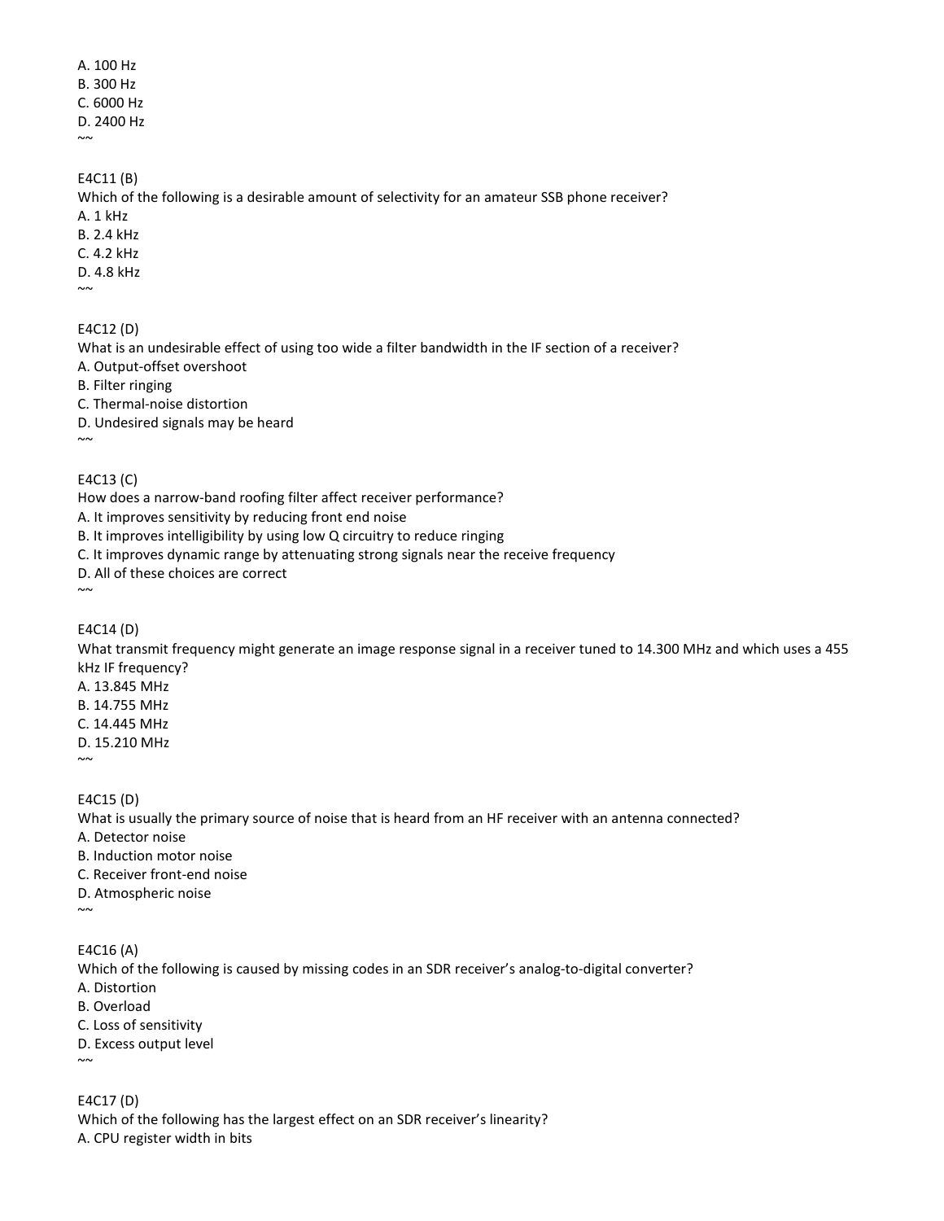A. 100 Hz
B. 300 Hz
C. 6000 Hz
D. 2400 Hz
~~

E4C11 (B)
Which of the following is a desirable amount of selectivity for an amateur SSB phone receiver?
A. 1 kHz
B. 2.4 kHz
C. 4.2 kHz
D. 4.8 kHz
~~

E4C12 (D)
What is an undesirable effect of using too wide a filter bandwidth in the IF section of a receiver?
A. Output-offset overshoot
B. Filter ringing
C. Thermal-noise distortion
D. Undesired signals may be heard
~~

E4C13 (C)
How does a narrow-band roofing filter affect receiver performance?
A. It improves sensitivity by reducing front end noise
B. It improves intelligibility by using low Q circuitry to reduce ringing
C. It improves dynamic range by attenuating strong signals near the receive frequency
D. All of these choices are correct
~~

E4C14 (D)
What transmit frequency might generate an image response signal in a receiver tuned to 14.300 MHz and which uses a 455 kHz IF frequency?
A. 13.845 MHz
B. 14.755 MHz
C. 14.445 MHz
D. 15.210 MHz
~~

E4C15 (D)
What is usually the primary source of noise that is heard from an HF receiver with an antenna connected?
A. Detector noise
B. Induction motor noise
C. Receiver front-end noise
D. Atmospheric noise
~~

E4C16 (A)
Which of the following is caused by missing codes in an SDR receiver's analog-to-digital converter?
A. Distortion
B. Overload
C. Loss of sensitivity
D. Excess output level
~~

E4C17 (D)
Which of the following has the largest effect on an SDR receiver's linearity?
A. CPU register width in bits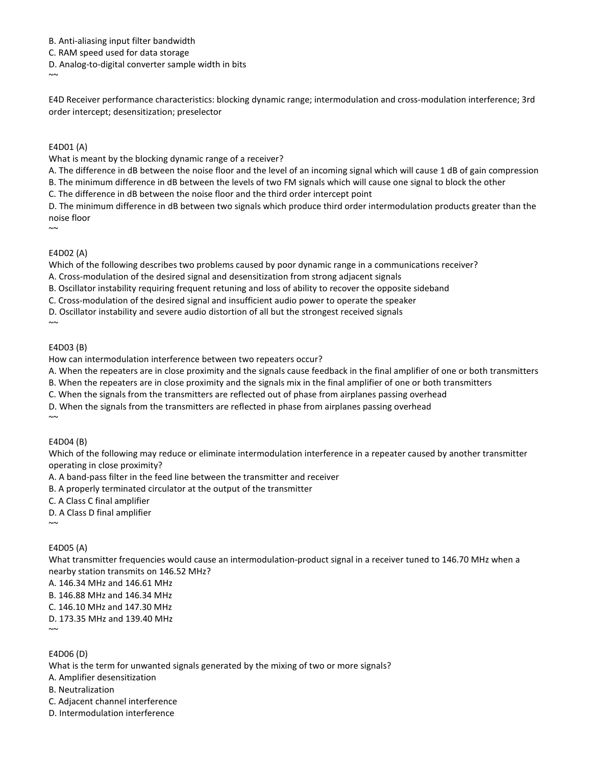B. Anti-aliasing input filter bandwidth
C. RAM speed used for data storage
D. Analog-to-digital converter sample width in bits
~~

E4D Receiver performance characteristics: blocking dynamic range; intermodulation and cross-modulation interference; 3rd order intercept; desensitization; preselector

E4D01 (A)
What is meant by the blocking dynamic range of a receiver?
A. The difference in dB between the noise floor and the level of an incoming signal which will cause 1 dB of gain compression
B. The minimum difference in dB between the levels of two FM signals which will cause one signal to block the other
C. The difference in dB between the noise floor and the third order intercept point
D. The minimum difference in dB between two signals which produce third order intermodulation products greater than the noise floor
~~

E4D02 (A)
Which of the following describes two problems caused by poor dynamic range in a communications receiver?
A. Cross-modulation of the desired signal and desensitization from strong adjacent signals
B. Oscillator instability requiring frequent retuning and loss of ability to recover the opposite sideband
C. Cross-modulation of the desired signal and insufficient audio power to operate the speaker
D. Oscillator instability and severe audio distortion of all but the strongest received signals
~~

E4D03 (B)
How can intermodulation interference between two repeaters occur?
A. When the repeaters are in close proximity and the signals cause feedback in the final amplifier of one or both transmitters
B. When the repeaters are in close proximity and the signals mix in the final amplifier of one or both transmitters
C. When the signals from the transmitters are reflected out of phase from airplanes passing overhead
D. When the signals from the transmitters are reflected in phase from airplanes passing overhead
~~

E4D04 (B)
Which of the following may reduce or eliminate intermodulation interference in a repeater caused by another transmitter operating in close proximity?
A. A band-pass filter in the feed line between the transmitter and receiver
B. A properly terminated circulator at the output of the transmitter
C. A Class C final amplifier
D. A Class D final amplifier
~~

E4D05 (A)
What transmitter frequencies would cause an intermodulation-product signal in a receiver tuned to 146.70 MHz when a nearby station transmits on 146.52 MHz?
A. 146.34 MHz and 146.61 MHz
B. 146.88 MHz and 146.34 MHz
C. 146.10 MHz and 147.30 MHz
D. 173.35 MHz and 139.40 MHz
~~

E4D06 (D)
What is the term for unwanted signals generated by the mixing of two or more signals?
A. Amplifier desensitization
B. Neutralization
C. Adjacent channel interference
D. Intermodulation interference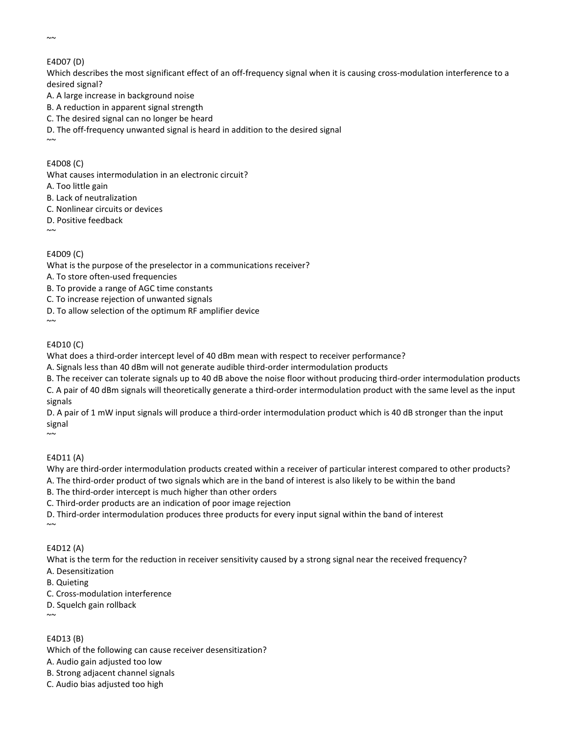~~

E4D07 (D)
Which describes the most significant effect of an off-frequency signal when it is causing cross-modulation interference to a desired signal?
A. A large increase in background noise
B. A reduction in apparent signal strength
C. The desired signal can no longer be heard
D. The off-frequency unwanted signal is heard in addition to the desired signal
~~

E4D08 (C)
What causes intermodulation in an electronic circuit?
A. Too little gain
B. Lack of neutralization
C. Nonlinear circuits or devices
D. Positive feedback
~~

E4D09 (C)
What is the purpose of the preselector in a communications receiver?
A. To store often-used frequencies
B. To provide a range of AGC time constants
C. To increase rejection of unwanted signals
D. To allow selection of the optimum RF amplifier device
~~

E4D10 (C)
What does a third-order intercept level of 40 dBm mean with respect to receiver performance?
A. Signals less than 40 dBm will not generate audible third-order intermodulation products
B. The receiver can tolerate signals up to 40 dB above the noise floor without producing third-order intermodulation products
C. A pair of 40 dBm signals will theoretically generate a third-order intermodulation product with the same level as the input signals
D. A pair of 1 mW input signals will produce a third-order intermodulation product which is 40 dB stronger than the input signal
~~

E4D11 (A)
Why are third-order intermodulation products created within a receiver of particular interest compared to other products?
A. The third-order product of two signals which are in the band of interest is also likely to be within the band
B. The third-order intercept is much higher than other orders
C. Third-order products are an indication of poor image rejection
D. Third-order intermodulation produces three products for every input signal within the band of interest
~~

E4D12 (A)
What is the term for the reduction in receiver sensitivity caused by a strong signal near the received frequency?
A. Desensitization
B. Quieting
C. Cross-modulation interference
D. Squelch gain rollback
~~

E4D13 (B)
Which of the following can cause receiver desensitization?
A. Audio gain adjusted too low
B. Strong adjacent channel signals
C. Audio bias adjusted too high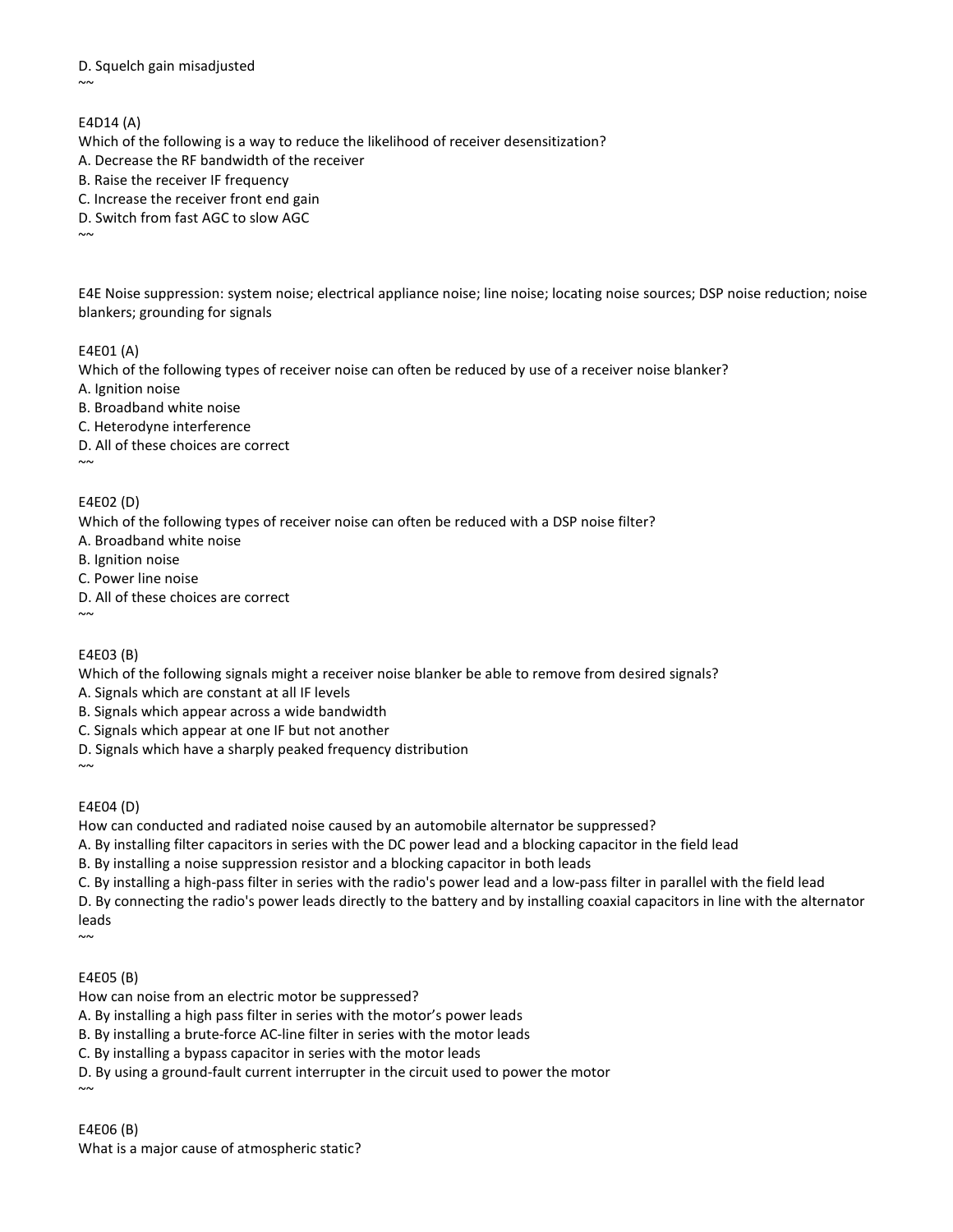D. Squelch gain misadjusted
~~

E4D14 (A)
Which of the following is a way to reduce the likelihood of receiver desensitization?
A. Decrease the RF bandwidth of the receiver
B. Raise the receiver IF frequency
C. Increase the receiver front end gain
D. Switch from fast AGC to slow AGC
~~

E4E Noise suppression: system noise; electrical appliance noise; line noise; locating noise sources; DSP noise reduction; noise blankers; grounding for signals

E4E01 (A)
Which of the following types of receiver noise can often be reduced by use of a receiver noise blanker?
A. Ignition noise
B. Broadband white noise
C. Heterodyne interference
D. All of these choices are correct
~~

E4E02 (D)
Which of the following types of receiver noise can often be reduced with a DSP noise filter?
A. Broadband white noise
B. Ignition noise
C. Power line noise
D. All of these choices are correct
~~

E4E03 (B)
Which of the following signals might a receiver noise blanker be able to remove from desired signals?
A. Signals which are constant at all IF levels
B. Signals which appear across a wide bandwidth
C. Signals which appear at one IF but not another
D. Signals which have a sharply peaked frequency distribution
~~

E4E04 (D)
How can conducted and radiated noise caused by an automobile alternator be suppressed?
A. By installing filter capacitors in series with the DC power lead and a blocking capacitor in the field lead
B. By installing a noise suppression resistor and a blocking capacitor in both leads
C. By installing a high-pass filter in series with the radio's power lead and a low-pass filter in parallel with the field lead
D. By connecting the radio's power leads directly to the battery and by installing coaxial capacitors in line with the alternator leads
~~

E4E05 (B)
How can noise from an electric motor be suppressed?
A. By installing a high pass filter in series with the motor's power leads
B. By installing a brute-force AC-line filter in series with the motor leads
C. By installing a bypass capacitor in series with the motor leads
D. By using a ground-fault current interrupter in the circuit used to power the motor
~~

E4E06 (B)
What is a major cause of atmospheric static?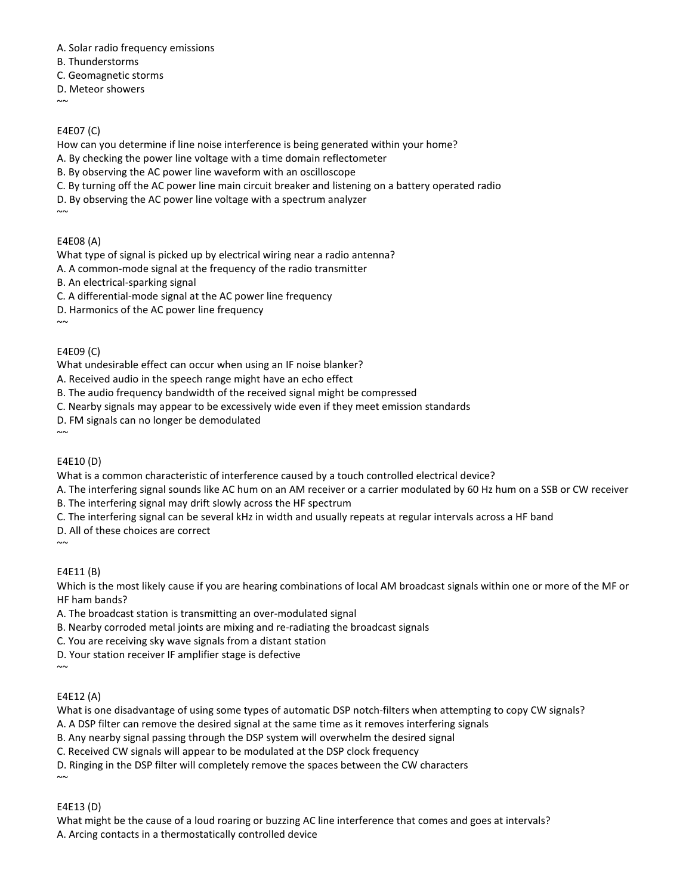A. Solar radio frequency emissions
B. Thunderstorms
C. Geomagnetic storms
D. Meteor showers
~~

E4E07 (C)
How can you determine if line noise interference is being generated within your home?
A. By checking the power line voltage with a time domain reflectometer
B. By observing the AC power line waveform with an oscilloscope
C. By turning off the AC power line main circuit breaker and listening on a battery operated radio
D. By observing the AC power line voltage with a spectrum analyzer
~~

E4E08 (A)
What type of signal is picked up by electrical wiring near a radio antenna?
A. A common-mode signal at the frequency of the radio transmitter
B. An electrical-sparking signal
C. A differential-mode signal at the AC power line frequency
D. Harmonics of the AC power line frequency
~~

E4E09 (C)
What undesirable effect can occur when using an IF noise blanker?
A. Received audio in the speech range might have an echo effect
B. The audio frequency bandwidth of the received signal might be compressed
C. Nearby signals may appear to be excessively wide even if they meet emission standards
D. FM signals can no longer be demodulated
~~

E4E10 (D)
What is a common characteristic of interference caused by a touch controlled electrical device?
A. The interfering signal sounds like AC hum on an AM receiver or a carrier modulated by 60 Hz hum on a SSB or CW receiver
B. The interfering signal may drift slowly across the HF spectrum
C. The interfering signal can be several kHz in width and usually repeats at regular intervals across a HF band
D. All of these choices are correct
~~

E4E11 (B)
Which is the most likely cause if you are hearing combinations of local AM broadcast signals within one or more of the MF or HF ham bands?
A. The broadcast station is transmitting an over-modulated signal
B. Nearby corroded metal joints are mixing and re-radiating the broadcast signals
C. You are receiving sky wave signals from a distant station
D. Your station receiver IF amplifier stage is defective
~~

E4E12 (A)
What is one disadvantage of using some types of automatic DSP notch-filters when attempting to copy CW signals?
A. A DSP filter can remove the desired signal at the same time as it removes interfering signals
B. Any nearby signal passing through the DSP system will overwhelm the desired signal
C. Received CW signals will appear to be modulated at the DSP clock frequency
D. Ringing in the DSP filter will completely remove the spaces between the CW characters
~~

E4E13 (D)
What might be the cause of a loud roaring or buzzing AC line interference that comes and goes at intervals?
A. Arcing contacts in a thermostatically controlled device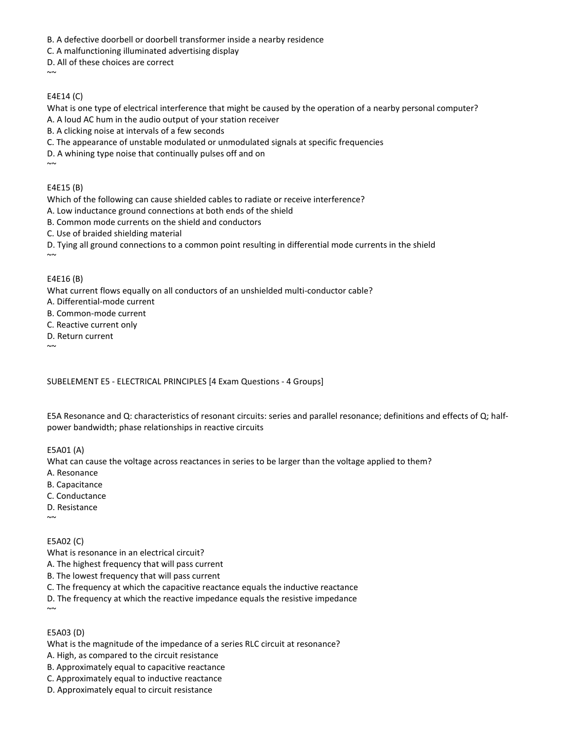B. A defective doorbell or doorbell transformer inside a nearby residence
C. A malfunctioning illuminated advertising display
D. All of these choices are correct
~~

E4E14 (C)
What is one type of electrical interference that might be caused by the operation of a nearby personal computer?
A. A loud AC hum in the audio output of your station receiver
B. A clicking noise at intervals of a few seconds
C. The appearance of unstable modulated or unmodulated signals at specific frequencies
D. A whining type noise that continually pulses off and on
~~

E4E15 (B)
Which of the following can cause shielded cables to radiate or receive interference?
A. Low inductance ground connections at both ends of the shield
B. Common mode currents on the shield and conductors
C. Use of braided shielding material
D. Tying all ground connections to a common point resulting in differential mode currents in the shield
~~

E4E16 (B)
What current flows equally on all conductors of an unshielded multi-conductor cable?
A. Differential-mode current
B. Common-mode current
C. Reactive current only
D. Return current
~~

SUBELEMENT E5 - ELECTRICAL PRINCIPLES [4 Exam Questions - 4 Groups]

E5A Resonance and Q: characteristics of resonant circuits: series and parallel resonance; definitions and effects of Q; half-power bandwidth; phase relationships in reactive circuits

E5A01 (A)
What can cause the voltage across reactances in series to be larger than the voltage applied to them?
A. Resonance
B. Capacitance
C. Conductance
D. Resistance
~~

E5A02 (C)
What is resonance in an electrical circuit?
A. The highest frequency that will pass current
B. The lowest frequency that will pass current
C. The frequency at which the capacitive reactance equals the inductive reactance
D. The frequency at which the reactive impedance equals the resistive impedance
~~

E5A03 (D)
What is the magnitude of the impedance of a series RLC circuit at resonance?
A. High, as compared to the circuit resistance
B. Approximately equal to capacitive reactance
C. Approximately equal to inductive reactance
D. Approximately equal to circuit resistance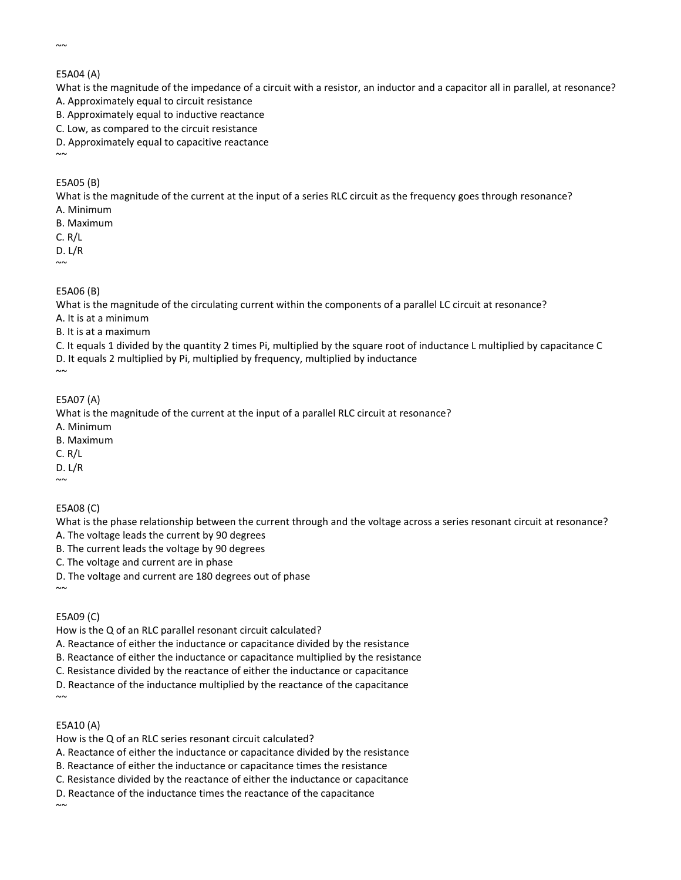~~

E5A04 (A)
What is the magnitude of the impedance of a circuit with a resistor, an inductor and a capacitor all in parallel, at resonance?
A. Approximately equal to circuit resistance
B. Approximately equal to inductive reactance
C. Low, as compared to the circuit resistance
D. Approximately equal to capacitive reactance
~~

E5A05 (B)
What is the magnitude of the current at the input of a series RLC circuit as the frequency goes through resonance?
A. Minimum
B. Maximum
C. R/L
D. L/R
~~

E5A06 (B)
What is the magnitude of the circulating current within the components of a parallel LC circuit at resonance?
A. It is at a minimum
B. It is at a maximum
C. It equals 1 divided by the quantity 2 times Pi, multiplied by the square root of inductance L multiplied by capacitance C
D. It equals 2 multiplied by Pi, multiplied by frequency, multiplied by inductance
~~

E5A07 (A)
What is the magnitude of the current at the input of a parallel RLC circuit at resonance?
A. Minimum
B. Maximum
C. R/L
D. L/R
~~

E5A08 (C)
What is the phase relationship between the current through and the voltage across a series resonant circuit at resonance?
A. The voltage leads the current by 90 degrees
B. The current leads the voltage by 90 degrees
C. The voltage and current are in phase
D. The voltage and current are 180 degrees out of phase
~~

E5A09 (C)
How is the Q of an RLC parallel resonant circuit calculated?
A. Reactance of either the inductance or capacitance divided by the resistance
B. Reactance of either the inductance or capacitance multiplied by the resistance
C. Resistance divided by the reactance of either the inductance or capacitance
D. Reactance of the inductance multiplied by the reactance of the capacitance
~~

E5A10 (A)
How is the Q of an RLC series resonant circuit calculated?
A. Reactance of either the inductance or capacitance divided by the resistance
B. Reactance of either the inductance or capacitance times the resistance
C. Resistance divided by the reactance of either the inductance or capacitance
D. Reactance of the inductance times the reactance of the capacitance
~~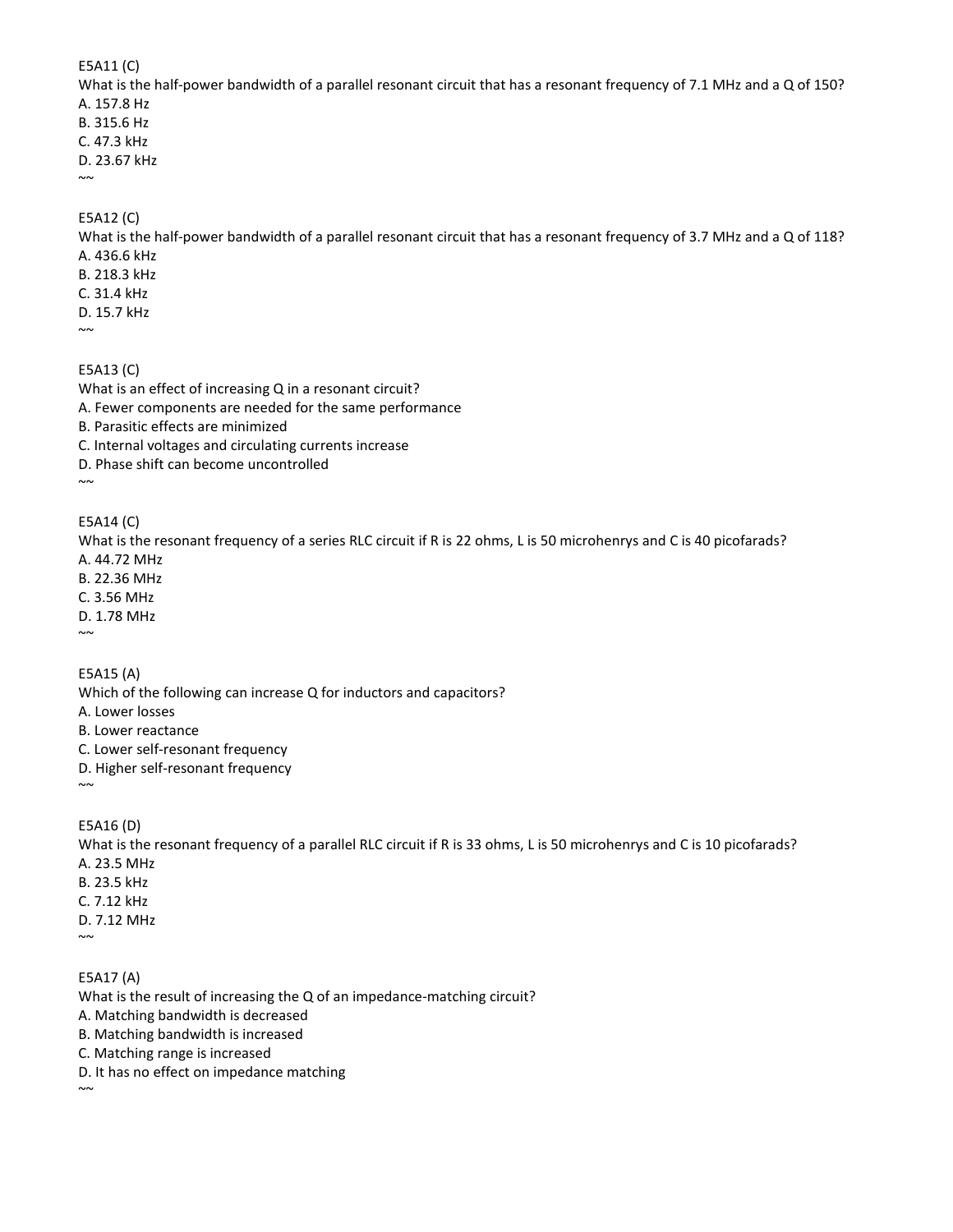E5A11 (C)
What is the half-power bandwidth of a parallel resonant circuit that has a resonant frequency of 7.1 MHz and a Q of 150?
A. 157.8 Hz
B. 315.6 Hz
C. 47.3 kHz
D. 23.67 kHz
~~

E5A12 (C)
What is the half-power bandwidth of a parallel resonant circuit that has a resonant frequency of 3.7 MHz and a Q of 118?
A. 436.6 kHz
B. 218.3 kHz
C. 31.4 kHz
D. 15.7 kHz
~~

E5A13 (C)
What is an effect of increasing Q in a resonant circuit?
A. Fewer components are needed for the same performance
B. Parasitic effects are minimized
C. Internal voltages and circulating currents increase
D. Phase shift can become uncontrolled
~~

E5A14 (C)
What is the resonant frequency of a series RLC circuit if R is 22 ohms, L is 50 microhenrys and C is 40 picofarads?
A. 44.72 MHz
B. 22.36 MHz
C. 3.56 MHz
D. 1.78 MHz
~~

E5A15 (A)
Which of the following can increase Q for inductors and capacitors?
A. Lower losses
B. Lower reactance
C. Lower self-resonant frequency
D. Higher self-resonant frequency
~~

E5A16 (D)
What is the resonant frequency of a parallel RLC circuit if R is 33 ohms, L is 50 microhenrys and C is 10 picofarads?
A. 23.5 MHz
B. 23.5 kHz
C. 7.12 kHz
D. 7.12 MHz
~~

E5A17 (A)
What is the result of increasing the Q of an impedance-matching circuit?
A. Matching bandwidth is decreased
B. Matching bandwidth is increased
C. Matching range is increased
D. It has no effect on impedance matching
~~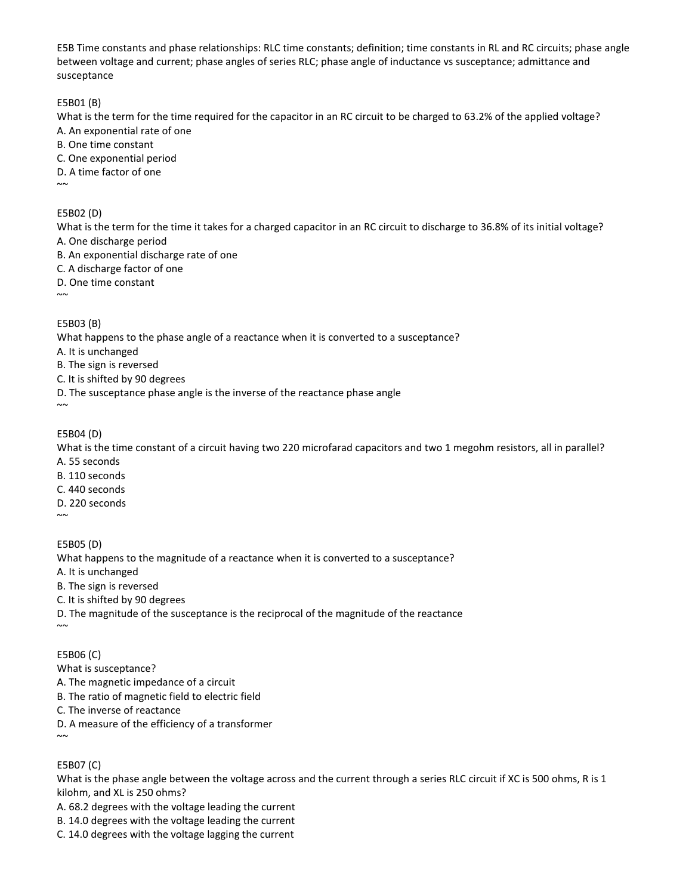E5B Time constants and phase relationships: RLC time constants; definition; time constants in RL and RC circuits; phase angle between voltage and current; phase angles of series RLC; phase angle of inductance vs susceptance; admittance and susceptance

E5B01 (B)
What is the term for the time required for the capacitor in an RC circuit to be charged to 63.2% of the applied voltage?
A. An exponential rate of one
B. One time constant
C. One exponential period
D. A time factor of one
~~

E5B02 (D)
What is the term for the time it takes for a charged capacitor in an RC circuit to discharge to 36.8% of its initial voltage?
A. One discharge period
B. An exponential discharge rate of one
C. A discharge factor of one
D. One time constant
~~

E5B03 (B)
What happens to the phase angle of a reactance when it is converted to a susceptance?
A. It is unchanged
B. The sign is reversed
C. It is shifted by 90 degrees
D. The susceptance phase angle is the inverse of the reactance phase angle
~~

E5B04 (D)
What is the time constant of a circuit having two 220 microfarad capacitors and two 1 megohm resistors, all in parallel?
A. 55 seconds
B. 110 seconds
C. 440 seconds
D. 220 seconds
~~

E5B05 (D)
What happens to the magnitude of a reactance when it is converted to a susceptance?
A. It is unchanged
B. The sign is reversed
C. It is shifted by 90 degrees
D. The magnitude of the susceptance is the reciprocal of the magnitude of the reactance
~~

E5B06 (C)
What is susceptance?
A. The magnetic impedance of a circuit
B. The ratio of magnetic field to electric field
C. The inverse of reactance
D. A measure of the efficiency of a transformer
~~

E5B07 (C)
What is the phase angle between the voltage across and the current through a series RLC circuit if XC is 500 ohms, R is 1 kilohm, and XL is 250 ohms?
A. 68.2 degrees with the voltage leading the current
B. 14.0 degrees with the voltage leading the current
C. 14.0 degrees with the voltage lagging the current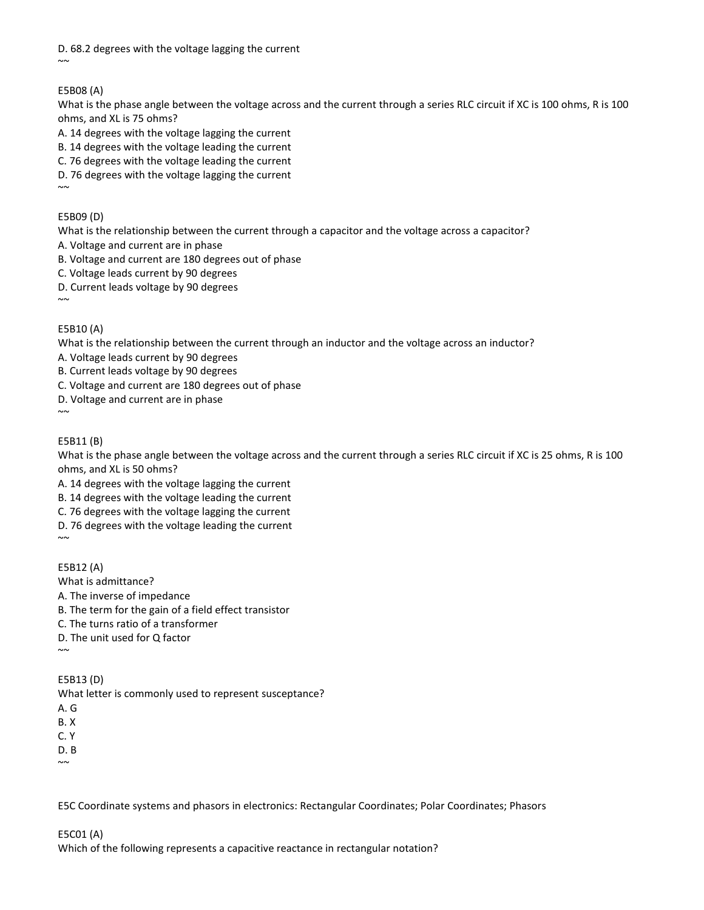D. 68.2 degrees with the voltage lagging the current
~~

E5B08 (A)
What is the phase angle between the voltage across and the current through a series RLC circuit if XC is 100 ohms, R is 100 ohms, and XL is 75 ohms?
A. 14 degrees with the voltage lagging the current
B. 14 degrees with the voltage leading the current
C. 76 degrees with the voltage leading the current
D. 76 degrees with the voltage lagging the current
~~

E5B09 (D)
What is the relationship between the current through a capacitor and the voltage across a capacitor?
A. Voltage and current are in phase
B. Voltage and current are 180 degrees out of phase
C. Voltage leads current by 90 degrees
D. Current leads voltage by 90 degrees
~~

E5B10 (A)
What is the relationship between the current through an inductor and the voltage across an inductor?
A. Voltage leads current by 90 degrees
B. Current leads voltage by 90 degrees
C. Voltage and current are 180 degrees out of phase
D. Voltage and current are in phase
~~

E5B11 (B)
What is the phase angle between the voltage across and the current through a series RLC circuit if XC is 25 ohms, R is 100 ohms, and XL is 50 ohms?
A. 14 degrees with the voltage lagging the current
B. 14 degrees with the voltage leading the current
C. 76 degrees with the voltage lagging the current
D. 76 degrees with the voltage leading the current
~~

E5B12 (A)
What is admittance?
A. The inverse of impedance
B. The term for the gain of a field effect transistor
C. The turns ratio of a transformer
D. The unit used for Q factor
~~

E5B13 (D)
What letter is commonly used to represent susceptance?
A. G
B. X
C. Y
D. B
~~

E5C Coordinate systems and phasors in electronics: Rectangular Coordinates; Polar Coordinates; Phasors

E5C01 (A)
Which of the following represents a capacitive reactance in rectangular notation?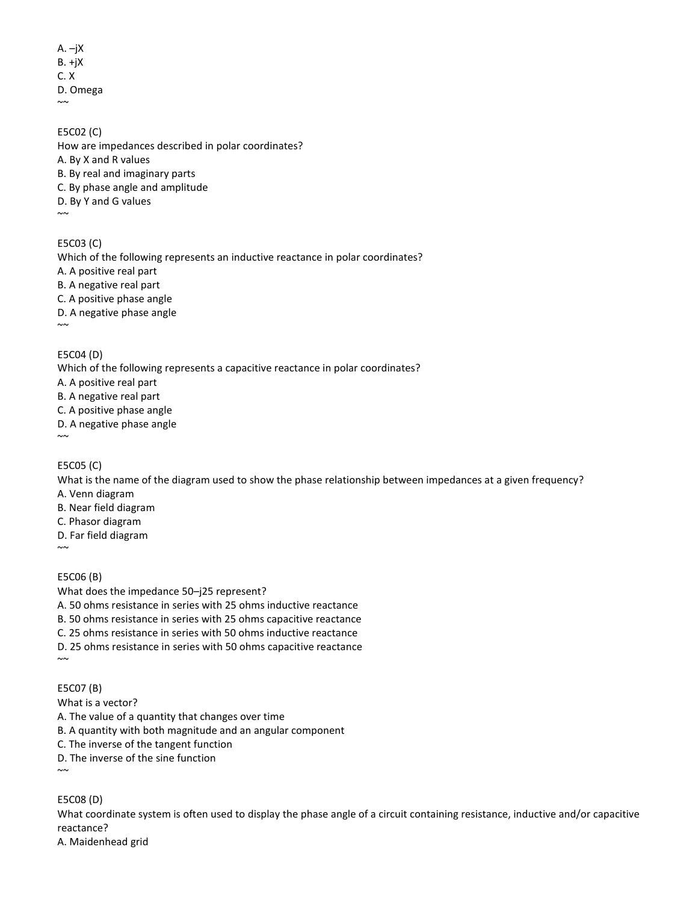A. –jX
B. +jX
C. X
D. Omega
~~

E5C02 (C)
How are impedances described in polar coordinates?
A. By X and R values
B. By real and imaginary parts
C. By phase angle and amplitude
D. By Y and G values
~~

E5C03 (C)
Which of the following represents an inductive reactance in polar coordinates?
A. A positive real part
B. A negative real part
C. A positive phase angle
D. A negative phase angle
~~

E5C04 (D)
Which of the following represents a capacitive reactance in polar coordinates?
A. A positive real part
B. A negative real part
C. A positive phase angle
D. A negative phase angle
~~

E5C05 (C)
What is the name of the diagram used to show the phase relationship between impedances at a given frequency?
A. Venn diagram
B. Near field diagram
C. Phasor diagram
D. Far field diagram
~~

E5C06 (B)
What does the impedance 50–j25 represent?
A. 50 ohms resistance in series with 25 ohms inductive reactance
B. 50 ohms resistance in series with 25 ohms capacitive reactance
C. 25 ohms resistance in series with 50 ohms inductive reactance
D. 25 ohms resistance in series with 50 ohms capacitive reactance
~~

E5C07 (B)
What is a vector?
A. The value of a quantity that changes over time
B. A quantity with both magnitude and an angular component
C. The inverse of the tangent function
D. The inverse of the sine function
~~

E5C08 (D)
What coordinate system is often used to display the phase angle of a circuit containing resistance, inductive and/or capacitive reactance?
A. Maidenhead grid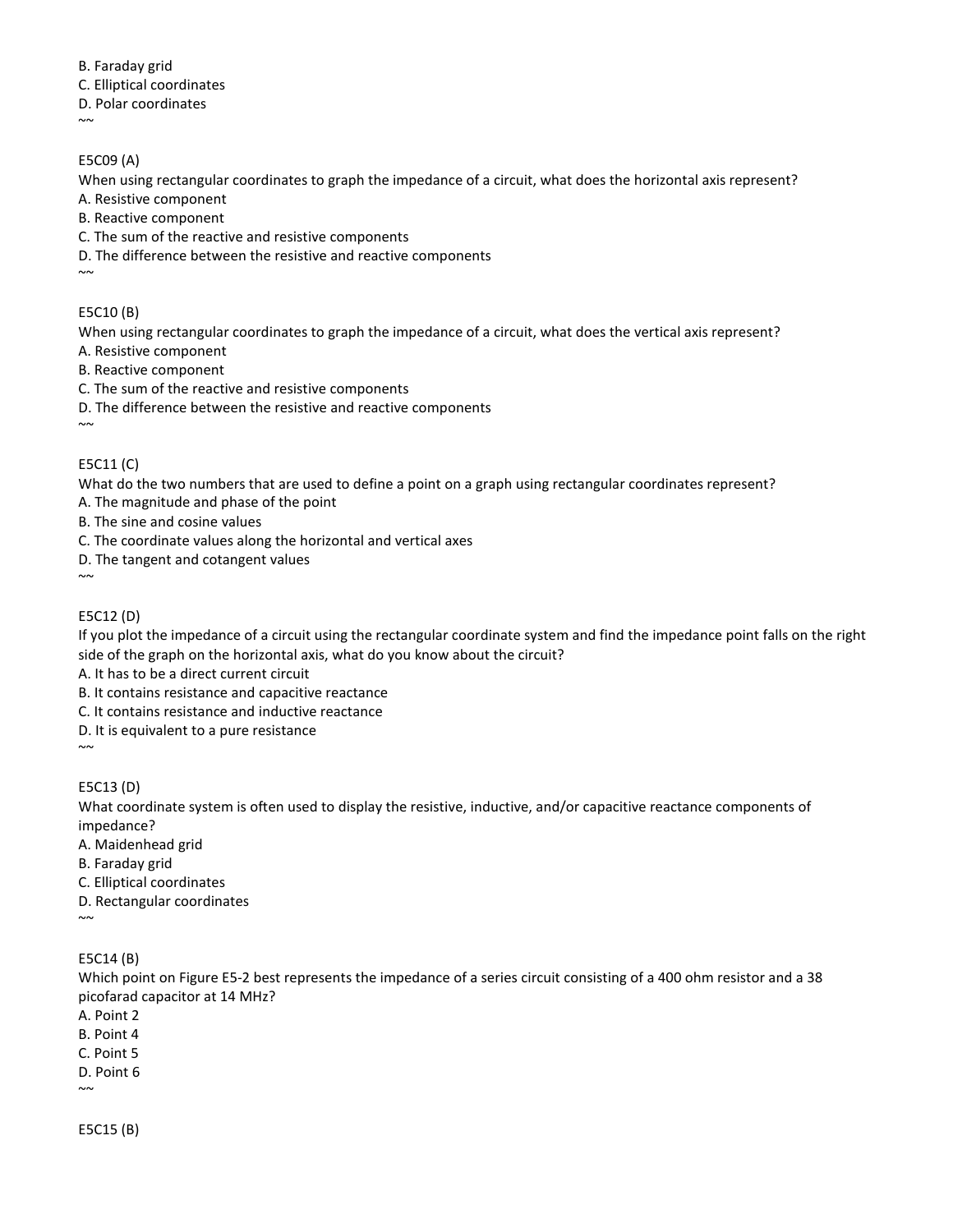B. Faraday grid
C. Elliptical coordinates
D. Polar coordinates
~~

E5C09 (A)
When using rectangular coordinates to graph the impedance of a circuit, what does the horizontal axis represent?
A. Resistive component
B. Reactive component
C. The sum of the reactive and resistive components
D. The difference between the resistive and reactive components
~~

E5C10 (B)
When using rectangular coordinates to graph the impedance of a circuit, what does the vertical axis represent?
A. Resistive component
B. Reactive component
C. The sum of the reactive and resistive components
D. The difference between the resistive and reactive components
~~

E5C11 (C)
What do the two numbers that are used to define a point on a graph using rectangular coordinates represent?
A. The magnitude and phase of the point
B. The sine and cosine values
C. The coordinate values along the horizontal and vertical axes
D. The tangent and cotangent values
~~

E5C12 (D)
If you plot the impedance of a circuit using the rectangular coordinate system and find the impedance point falls on the right side of the graph on the horizontal axis, what do you know about the circuit?
A. It has to be a direct current circuit
B. It contains resistance and capacitive reactance
C. It contains resistance and inductive reactance
D. It is equivalent to a pure resistance
~~

E5C13 (D)
What coordinate system is often used to display the resistive, inductive, and/or capacitive reactance components of impedance?
A. Maidenhead grid
B. Faraday grid
C. Elliptical coordinates
D. Rectangular coordinates
~~

E5C14 (B)
Which point on Figure E5-2 best represents the impedance of a series circuit consisting of a 400 ohm resistor and a 38 picofarad capacitor at 14 MHz?
A. Point 2
B. Point 4
C. Point 5
D. Point 6
~~

E5C15 (B)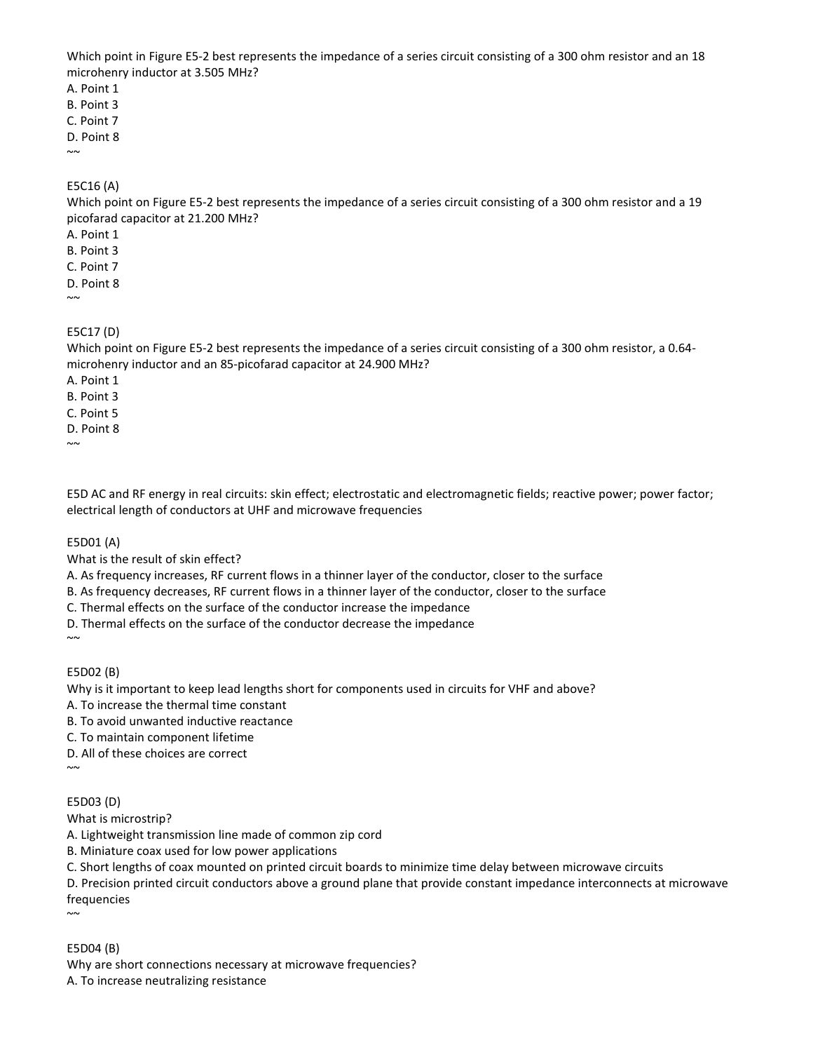Which point in Figure E5-2 best represents the impedance of a series circuit consisting of a 300 ohm resistor and an 18 microhenry inductor at 3.505 MHz?
A. Point 1
B. Point 3
C. Point 7
D. Point 8
~~

E5C16 (A)
Which point on Figure E5-2 best represents the impedance of a series circuit consisting of a 300 ohm resistor and a 19 picofarad capacitor at 21.200 MHz?
A. Point 1
B. Point 3
C. Point 7
D. Point 8
~~

E5C17 (D)
Which point on Figure E5-2 best represents the impedance of a series circuit consisting of a 300 ohm resistor, a 0.64-microhenry inductor and an 85-picofarad capacitor at 24.900 MHz?
A. Point 1
B. Point 3
C. Point 5
D. Point 8
~~

E5D AC and RF energy in real circuits: skin effect; electrostatic and electromagnetic fields; reactive power; power factor; electrical length of conductors at UHF and microwave frequencies

E5D01 (A)
What is the result of skin effect?
A. As frequency increases, RF current flows in a thinner layer of the conductor, closer to the surface
B. As frequency decreases, RF current flows in a thinner layer of the conductor, closer to the surface
C. Thermal effects on the surface of the conductor increase the impedance
D. Thermal effects on the surface of the conductor decrease the impedance
~~

E5D02 (B)
Why is it important to keep lead lengths short for components used in circuits for VHF and above?
A. To increase the thermal time constant
B. To avoid unwanted inductive reactance
C. To maintain component lifetime
D. All of these choices are correct
~~

E5D03 (D)
What is microstrip?
A. Lightweight transmission line made of common zip cord
B. Miniature coax used for low power applications
C. Short lengths of coax mounted on printed circuit boards to minimize time delay between microwave circuits
D. Precision printed circuit conductors above a ground plane that provide constant impedance interconnects at microwave frequencies
~~

E5D04 (B)
Why are short connections necessary at microwave frequencies?
A. To increase neutralizing resistance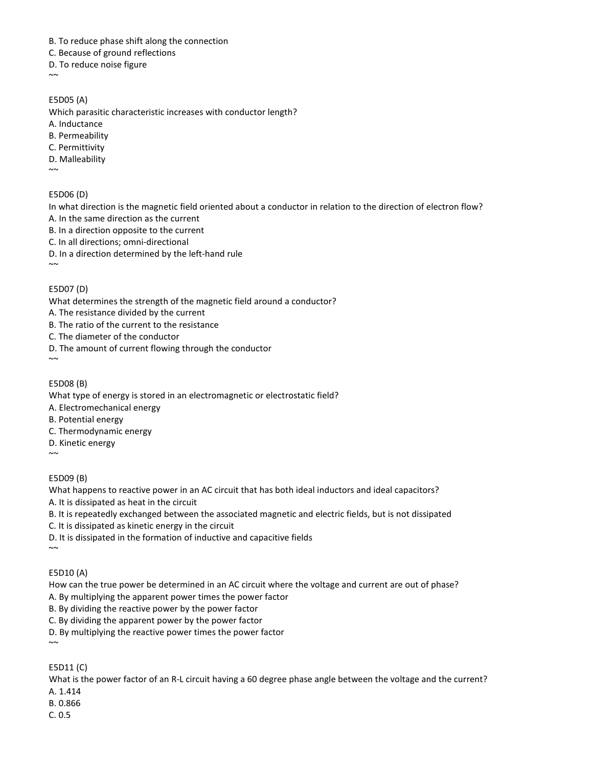B. To reduce phase shift along the connection
C. Because of ground reflections
D. To reduce noise figure
~~

E5D05 (A)
Which parasitic characteristic increases with conductor length?
A. Inductance
B. Permeability
C. Permittivity
D. Malleability
~~

E5D06 (D)
In what direction is the magnetic field oriented about a conductor in relation to the direction of electron flow?
A. In the same direction as the current
B. In a direction opposite to the current
C. In all directions; omni-directional
D. In a direction determined by the left-hand rule
~~

E5D07 (D)
What determines the strength of the magnetic field around a conductor?
A. The resistance divided by the current
B. The ratio of the current to the resistance
C. The diameter of the conductor
D. The amount of current flowing through the conductor
~~

E5D08 (B)
What type of energy is stored in an electromagnetic or electrostatic field?
A. Electromechanical energy
B. Potential energy
C. Thermodynamic energy
D. Kinetic energy
~~

E5D09 (B)
What happens to reactive power in an AC circuit that has both ideal inductors and ideal capacitors?
A. It is dissipated as heat in the circuit
B. It is repeatedly exchanged between the associated magnetic and electric fields, but is not dissipated
C. It is dissipated as kinetic energy in the circuit
D. It is dissipated in the formation of inductive and capacitive fields
~~

E5D10 (A)
How can the true power be determined in an AC circuit where the voltage and current are out of phase?
A. By multiplying the apparent power times the power factor
B. By dividing the reactive power by the power factor
C. By dividing the apparent power by the power factor
D. By multiplying the reactive power times the power factor
~~

E5D11 (C)
What is the power factor of an R-L circuit having a 60 degree phase angle between the voltage and the current?
A. 1.414
B. 0.866
C. 0.5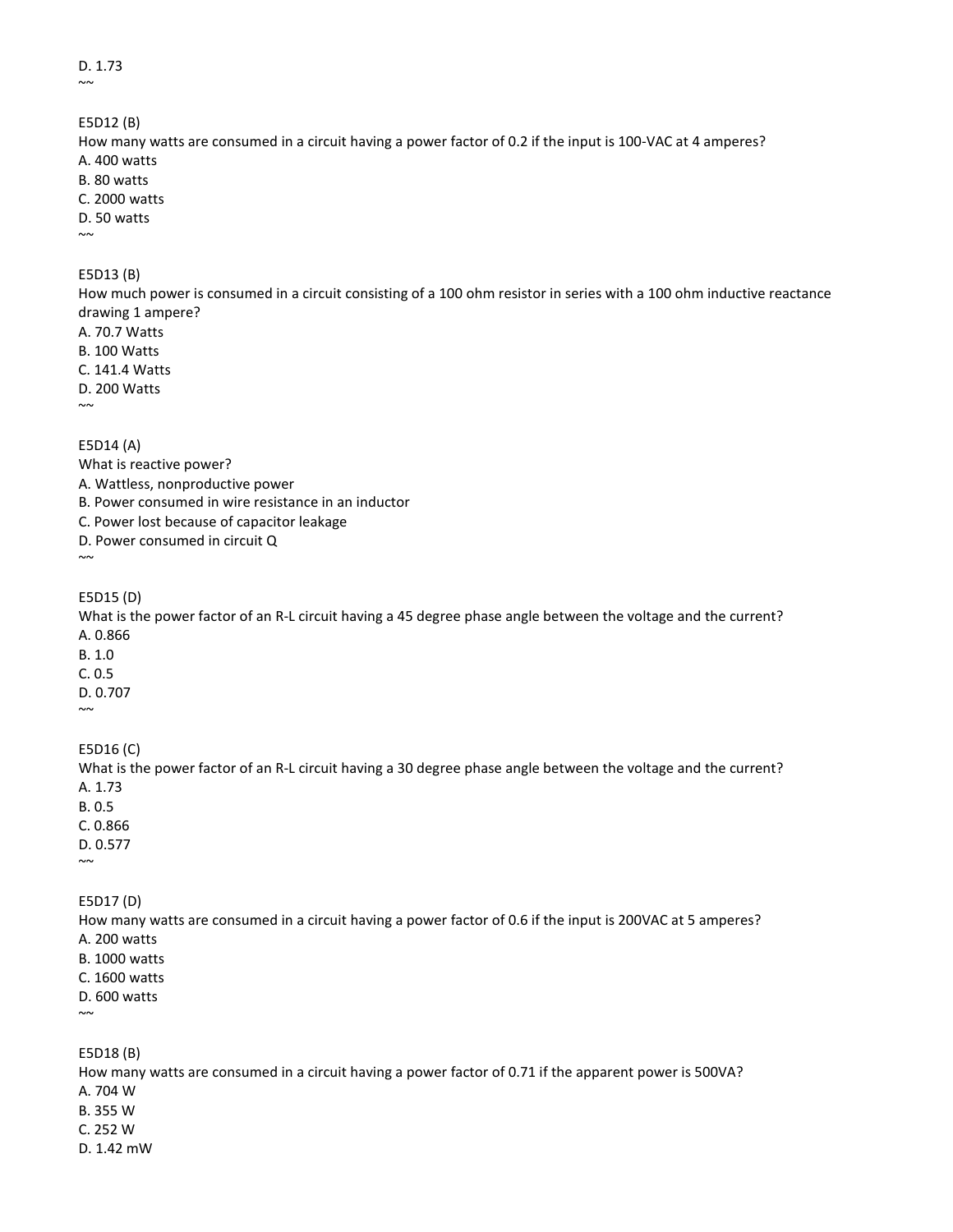D. 1.73
~~

E5D12 (B)
How many watts are consumed in a circuit having a power factor of 0.2 if the input is 100-VAC at 4 amperes?
A. 400 watts
B. 80 watts
C. 2000 watts
D. 50 watts
~~

E5D13 (B)
How much power is consumed in a circuit consisting of a 100 ohm resistor in series with a 100 ohm inductive reactance drawing 1 ampere?
A. 70.7 Watts
B. 100 Watts
C. 141.4 Watts
D. 200 Watts
~~

E5D14 (A)
What is reactive power?
A. Wattless, nonproductive power
B. Power consumed in wire resistance in an inductor
C. Power lost because of capacitor leakage
D. Power consumed in circuit Q
~~

E5D15 (D)
What is the power factor of an R-L circuit having a 45 degree phase angle between the voltage and the current?
A. 0.866
B. 1.0
C. 0.5
D. 0.707
~~

E5D16 (C)
What is the power factor of an R-L circuit having a 30 degree phase angle between the voltage and the current?
A. 1.73
B. 0.5
C. 0.866
D. 0.577
~~

E5D17 (D)
How many watts are consumed in a circuit having a power factor of 0.6 if the input is 200VAC at 5 amperes?
A. 200 watts
B. 1000 watts
C. 1600 watts
D. 600 watts
~~

E5D18 (B)
How many watts are consumed in a circuit having a power factor of 0.71 if the apparent power is 500VA?
A. 704 W
B. 355 W
C. 252 W
D. 1.42 mW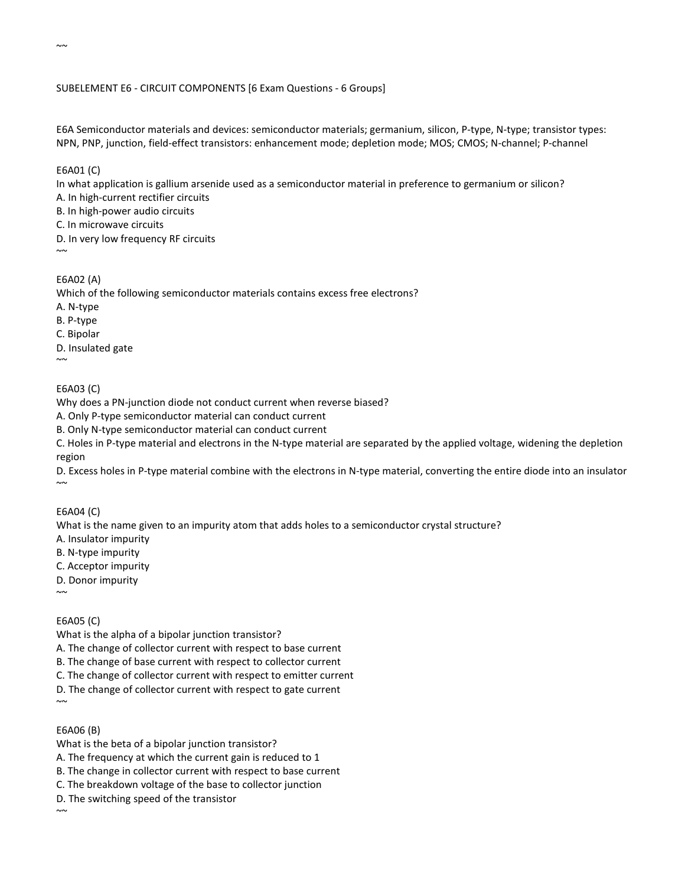~~

SUBELEMENT E6 - CIRCUIT COMPONENTS [6 Exam Questions - 6 Groups]

E6A Semiconductor materials and devices: semiconductor materials; germanium, silicon, P-type, N-type; transistor types: NPN, PNP, junction, field-effect transistors: enhancement mode; depletion mode; MOS; CMOS; N-channel; P-channel

E6A01 (C)
In what application is gallium arsenide used as a semiconductor material in preference to germanium or silicon?
A. In high-current rectifier circuits
B. In high-power audio circuits
C. In microwave circuits
D. In very low frequency RF circuits
~~

E6A02 (A)
Which of the following semiconductor materials contains excess free electrons?
A. N-type
B. P-type
C. Bipolar
D. Insulated gate
~~

E6A03 (C)
Why does a PN-junction diode not conduct current when reverse biased?
A. Only P-type semiconductor material can conduct current
B. Only N-type semiconductor material can conduct current
C. Holes in P-type material and electrons in the N-type material are separated by the applied voltage, widening the depletion region
D. Excess holes in P-type material combine with the electrons in N-type material, converting the entire diode into an insulator
~~

E6A04 (C)
What is the name given to an impurity atom that adds holes to a semiconductor crystal structure?
A. Insulator impurity
B. N-type impurity
C. Acceptor impurity
D. Donor impurity
~~

E6A05 (C)
What is the alpha of a bipolar junction transistor?
A. The change of collector current with respect to base current
B. The change of base current with respect to collector current
C. The change of collector current with respect to emitter current
D. The change of collector current with respect to gate current
~~

E6A06 (B)
What is the beta of a bipolar junction transistor?
A. The frequency at which the current gain is reduced to 1
B. The change in collector current with respect to base current
C. The breakdown voltage of the base to collector junction
D. The switching speed of the transistor
~~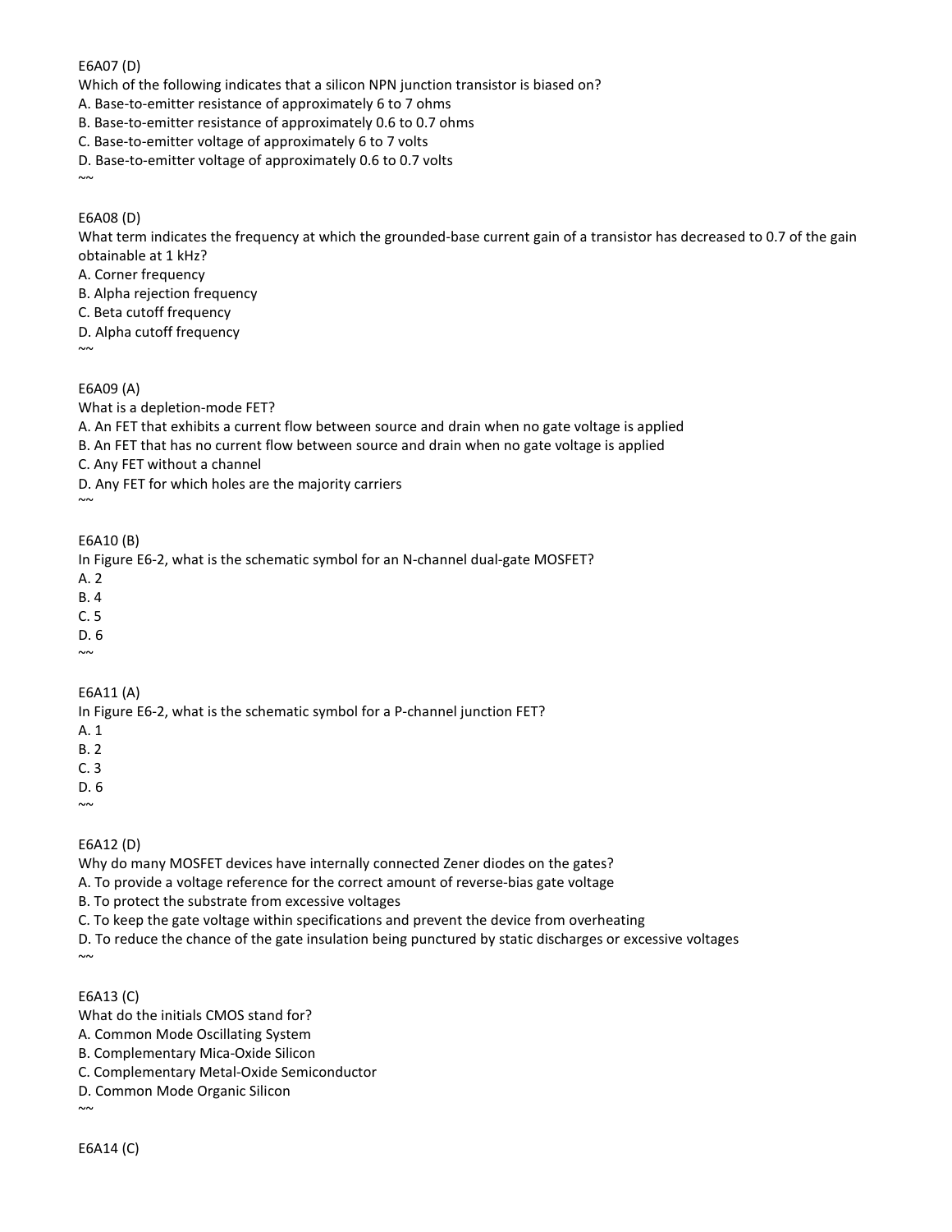E6A07 (D)
Which of the following indicates that a silicon NPN junction transistor is biased on?
A. Base-to-emitter resistance of approximately 6 to 7 ohms
B. Base-to-emitter resistance of approximately 0.6 to 0.7 ohms
C. Base-to-emitter voltage of approximately 6 to 7 volts
D. Base-to-emitter voltage of approximately 0.6 to 0.7 volts
~~

E6A08 (D)
What term indicates the frequency at which the grounded-base current gain of a transistor has decreased to 0.7 of the gain obtainable at 1 kHz?
A. Corner frequency
B. Alpha rejection frequency
C. Beta cutoff frequency
D. Alpha cutoff frequency
~~

E6A09 (A)
What is a depletion-mode FET?
A. An FET that exhibits a current flow between source and drain when no gate voltage is applied
B. An FET that has no current flow between source and drain when no gate voltage is applied
C. Any FET without a channel
D. Any FET for which holes are the majority carriers
~~

E6A10 (B)
In Figure E6-2, what is the schematic symbol for an N-channel dual-gate MOSFET?
A. 2
B. 4
C. 5
D. 6
~~

E6A11 (A)
In Figure E6-2, what is the schematic symbol for a P-channel junction FET?
A. 1
B. 2
C. 3
D. 6
~~

E6A12 (D)
Why do many MOSFET devices have internally connected Zener diodes on the gates?
A. To provide a voltage reference for the correct amount of reverse-bias gate voltage
B. To protect the substrate from excessive voltages
C. To keep the gate voltage within specifications and prevent the device from overheating
D. To reduce the chance of the gate insulation being punctured by static discharges or excessive voltages
~~

E6A13 (C)
What do the initials CMOS stand for?
A. Common Mode Oscillating System
B. Complementary Mica-Oxide Silicon
C. Complementary Metal-Oxide Semiconductor
D. Common Mode Organic Silicon
~~

E6A14 (C)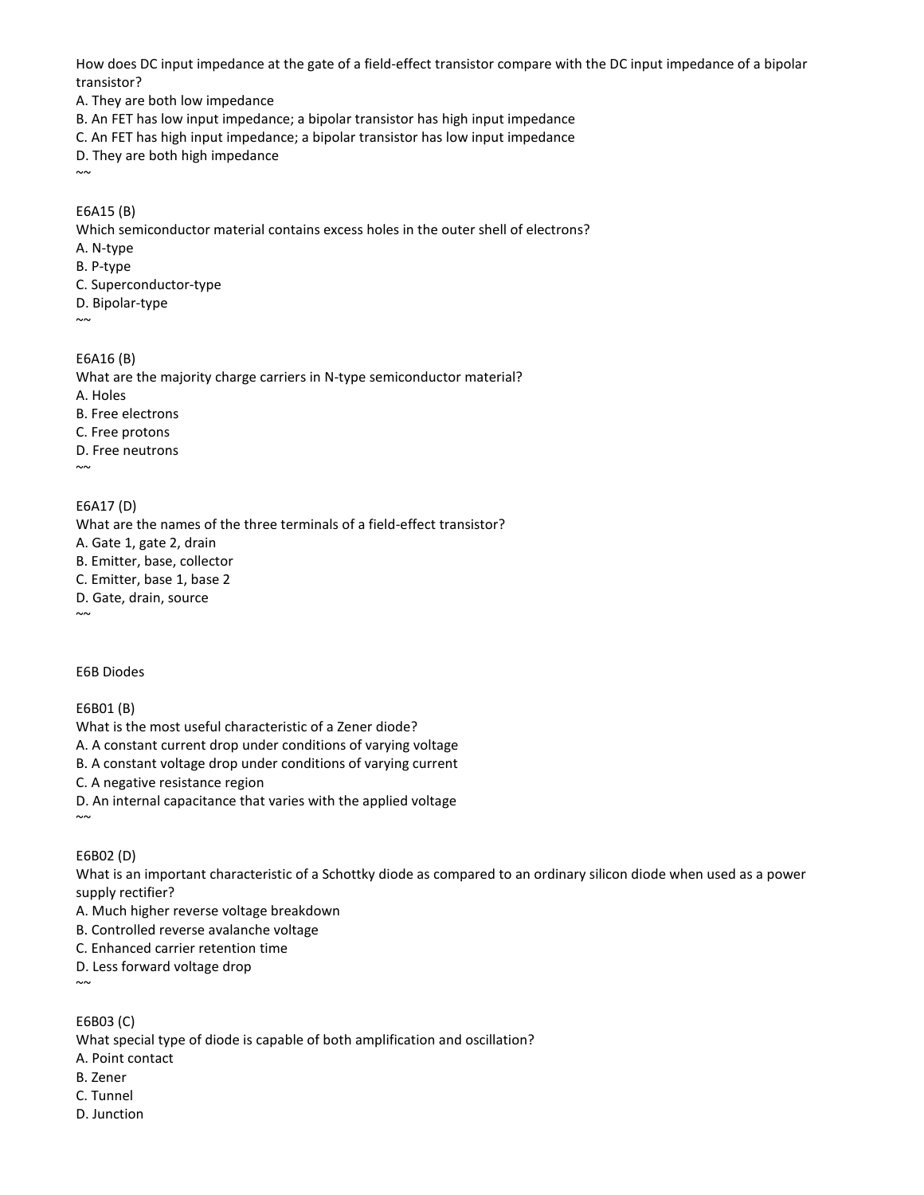How does DC input impedance at the gate of a field-effect transistor compare with the DC input impedance of a bipolar transistor?

A. They are both low impedance
B. An FET has low input impedance; a bipolar transistor has high input impedance
C. An FET has high input impedance; a bipolar transistor has low input impedance
D. They are both high impedance
~~

E6A15 (B)
Which semiconductor material contains excess holes in the outer shell of electrons?
A. N-type
B. P-type
C. Superconductor-type
D. Bipolar-type
~~

E6A16 (B)
What are the majority charge carriers in N-type semiconductor material?
A. Holes
B. Free electrons
C. Free protons
D. Free neutrons
~~

E6A17 (D)
What are the names of the three terminals of a field-effect transistor?
A. Gate 1, gate 2, drain
B. Emitter, base, collector
C. Emitter, base 1, base 2
D. Gate, drain, source
~~

E6B Diodes

E6B01 (B)
What is the most useful characteristic of a Zener diode?
A. A constant current drop under conditions of varying voltage
B. A constant voltage drop under conditions of varying current
C. A negative resistance region
D. An internal capacitance that varies with the applied voltage
~~

E6B02 (D)
What is an important characteristic of a Schottky diode as compared to an ordinary silicon diode when used as a power supply rectifier?
A. Much higher reverse voltage breakdown
B. Controlled reverse avalanche voltage
C. Enhanced carrier retention time
D. Less forward voltage drop
~~

E6B03 (C)
What special type of diode is capable of both amplification and oscillation?
A. Point contact
B. Zener
C. Tunnel
D. Junction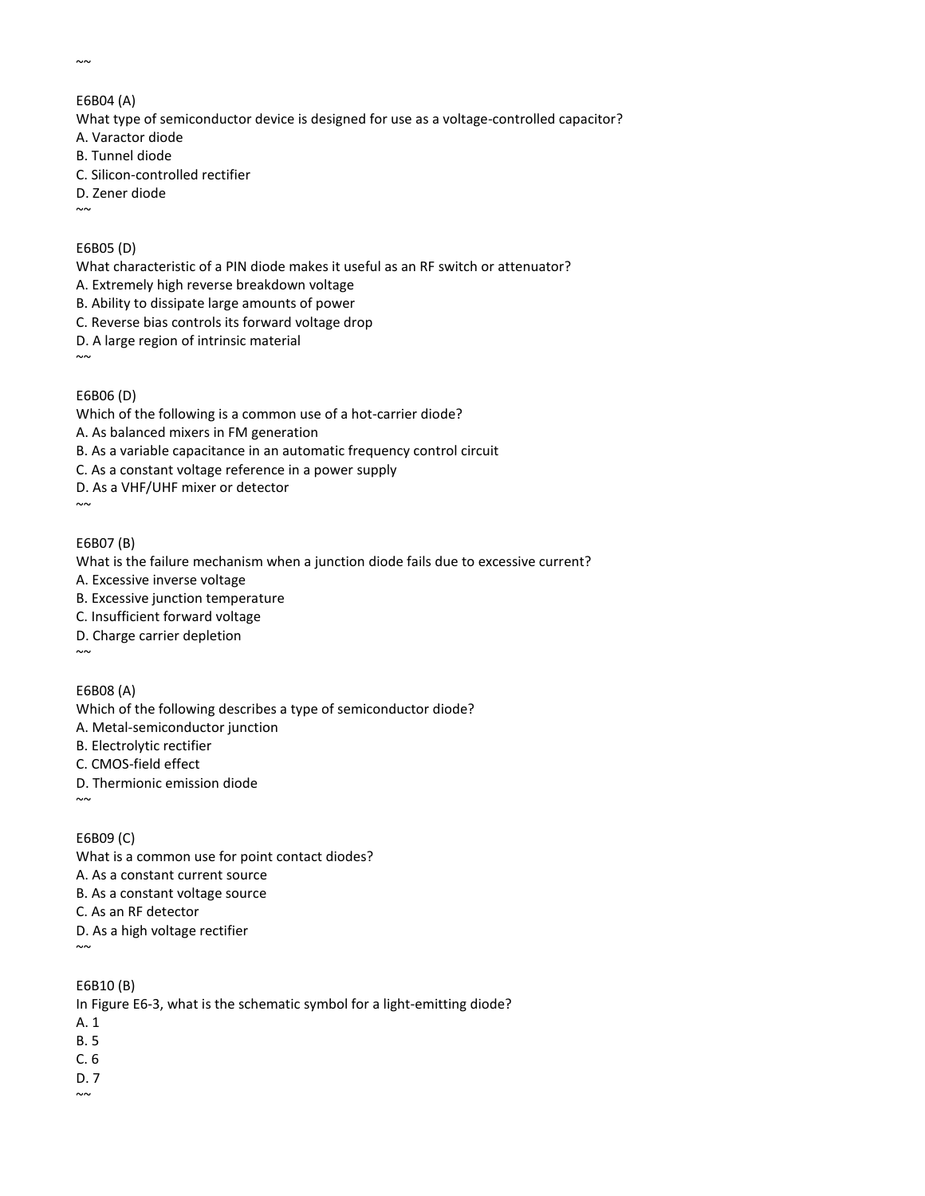~~

E6B04 (A)
What type of semiconductor device is designed for use as a voltage-controlled capacitor?
A. Varactor diode
B. Tunnel diode
C. Silicon-controlled rectifier
D. Zener diode
~~

E6B05 (D)
What characteristic of a PIN diode makes it useful as an RF switch or attenuator?
A. Extremely high reverse breakdown voltage
B. Ability to dissipate large amounts of power
C. Reverse bias controls its forward voltage drop
D. A large region of intrinsic material
~~

E6B06 (D)
Which of the following is a common use of a hot-carrier diode?
A. As balanced mixers in FM generation
B. As a variable capacitance in an automatic frequency control circuit
C. As a constant voltage reference in a power supply
D. As a VHF/UHF mixer or detector
~~

E6B07 (B)
What is the failure mechanism when a junction diode fails due to excessive current?
A. Excessive inverse voltage
B. Excessive junction temperature
C. Insufficient forward voltage
D. Charge carrier depletion
~~

E6B08 (A)
Which of the following describes a type of semiconductor diode?
A. Metal-semiconductor junction
B. Electrolytic rectifier
C. CMOS-field effect
D. Thermionic emission diode
~~

E6B09 (C)
What is a common use for point contact diodes?
A. As a constant current source
B. As a constant voltage source
C. As an RF detector
D. As a high voltage rectifier
~~

E6B10 (B)
In Figure E6-3, what is the schematic symbol for a light-emitting diode?
A. 1
B. 5
C. 6
D. 7
~~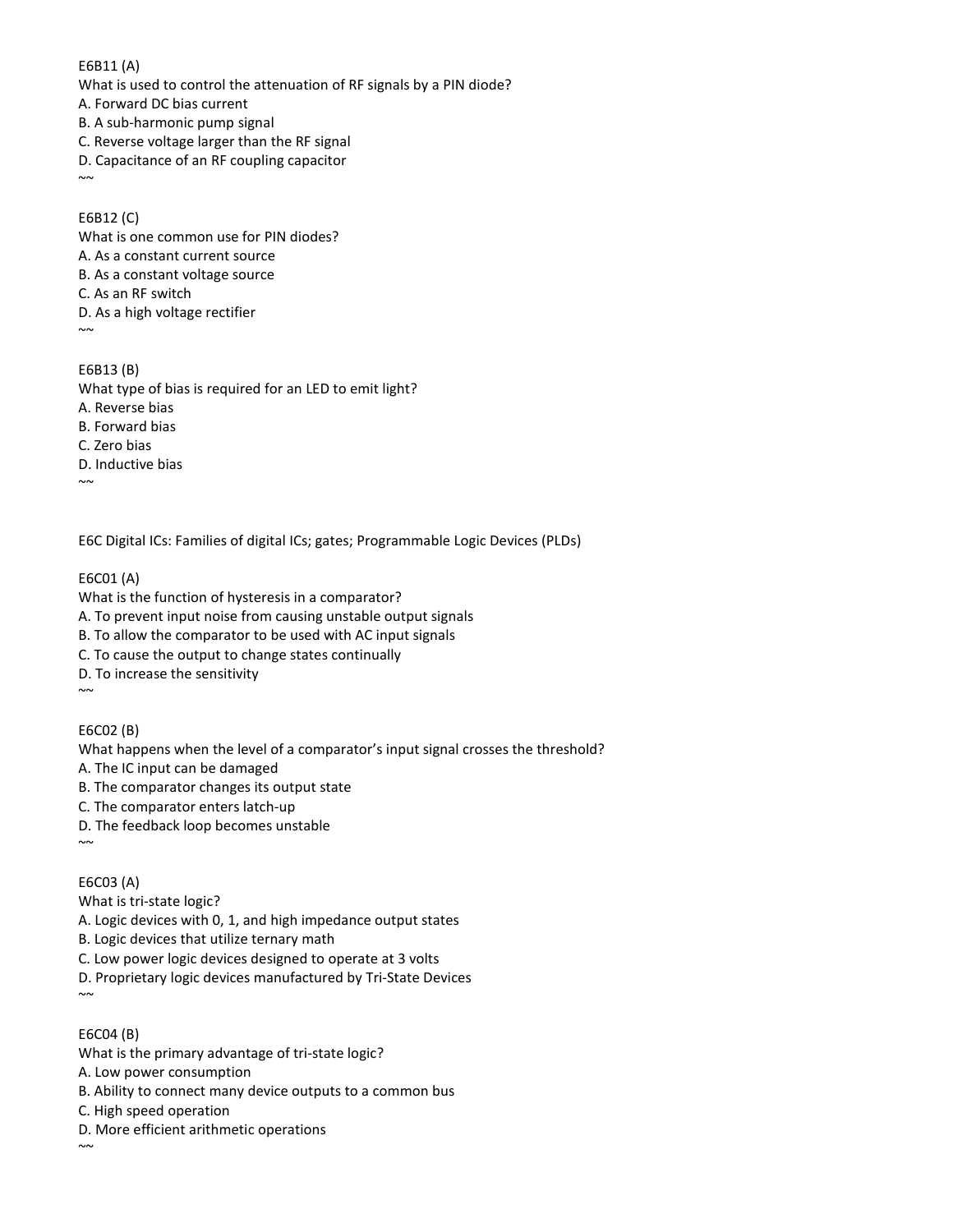E6B11 (A)
What is used to control the attenuation of RF signals by a PIN diode?
A. Forward DC bias current
B. A sub-harmonic pump signal
C. Reverse voltage larger than the RF signal
D. Capacitance of an RF coupling capacitor
~~

E6B12 (C)
What is one common use for PIN diodes?
A. As a constant current source
B. As a constant voltage source
C. As an RF switch
D. As a high voltage rectifier
~~

E6B13 (B)
What type of bias is required for an LED to emit light?
A. Reverse bias
B. Forward bias
C. Zero bias
D. Inductive bias
~~

E6C Digital ICs: Families of digital ICs; gates; Programmable Logic Devices (PLDs)

E6C01 (A)
What is the function of hysteresis in a comparator?
A. To prevent input noise from causing unstable output signals
B. To allow the comparator to be used with AC input signals
C. To cause the output to change states continually
D. To increase the sensitivity
~~

E6C02 (B)
What happens when the level of a comparator's input signal crosses the threshold?
A. The IC input can be damaged
B. The comparator changes its output state
C. The comparator enters latch-up
D. The feedback loop becomes unstable
~~

E6C03 (A)
What is tri-state logic?
A. Logic devices with 0, 1, and high impedance output states
B. Logic devices that utilize ternary math
C. Low power logic devices designed to operate at 3 volts
D. Proprietary logic devices manufactured by Tri-State Devices
~~

E6C04 (B)
What is the primary advantage of tri-state logic?
A. Low power consumption
B. Ability to connect many device outputs to a common bus
C. High speed operation
D. More efficient arithmetic operations
~~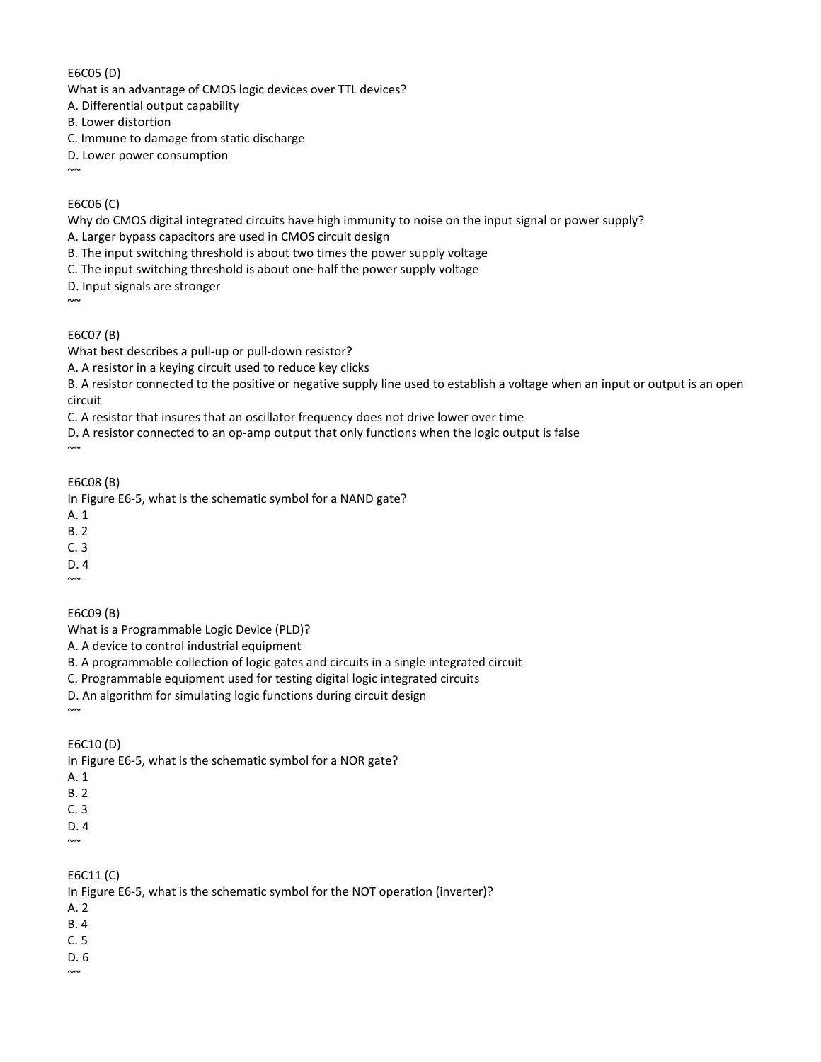E6C05 (D)
What is an advantage of CMOS logic devices over TTL devices?
A. Differential output capability
B. Lower distortion
C. Immune to damage from static discharge
D. Lower power consumption
~~

E6C06 (C)
Why do CMOS digital integrated circuits have high immunity to noise on the input signal or power supply?
A. Larger bypass capacitors are used in CMOS circuit design
B. The input switching threshold is about two times the power supply voltage
C. The input switching threshold is about one-half the power supply voltage
D. Input signals are stronger
~~

E6C07 (B)
What best describes a pull-up or pull-down resistor?
A. A resistor in a keying circuit used to reduce key clicks
B. A resistor connected to the positive or negative supply line used to establish a voltage when an input or output is an open circuit
C. A resistor that insures that an oscillator frequency does not drive lower over time
D. A resistor connected to an op-amp output that only functions when the logic output is false
~~

E6C08 (B)
In Figure E6-5, what is the schematic symbol for a NAND gate?
A. 1
B. 2
C. 3
D. 4
~~

E6C09 (B)
What is a Programmable Logic Device (PLD)?
A. A device to control industrial equipment
B. A programmable collection of logic gates and circuits in a single integrated circuit
C. Programmable equipment used for testing digital logic integrated circuits
D. An algorithm for simulating logic functions during circuit design
~~

E6C10 (D)
In Figure E6-5, what is the schematic symbol for a NOR gate?
A. 1
B. 2
C. 3
D. 4
~~

E6C11 (C)
In Figure E6-5, what is the schematic symbol for the NOT operation (inverter)?
A. 2
B. 4
C. 5
D. 6
~~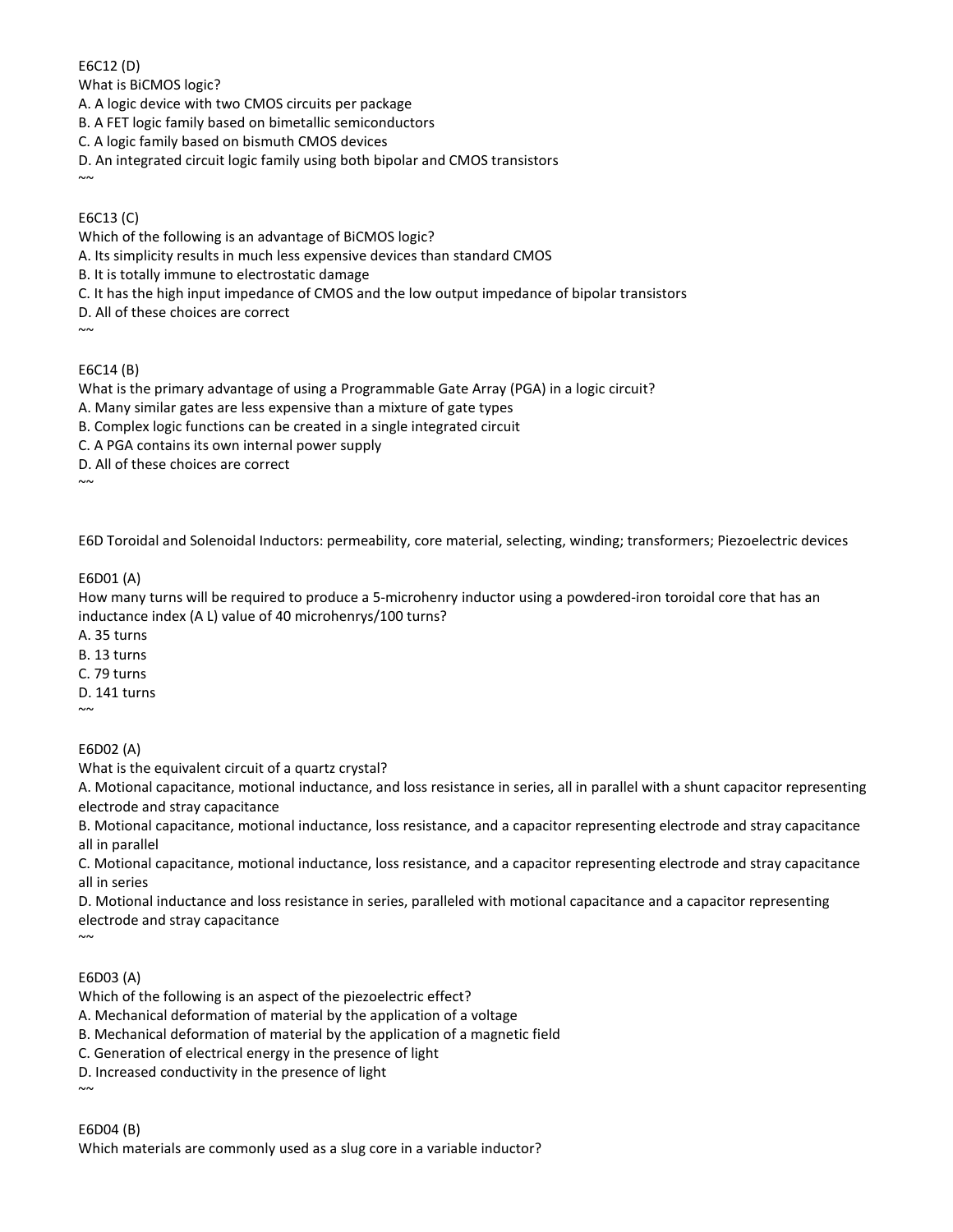E6C12 (D)
What is BiCMOS logic?
A. A logic device with two CMOS circuits per package
B. A FET logic family based on bimetallic semiconductors
C. A logic family based on bismuth CMOS devices
D. An integrated circuit logic family using both bipolar and CMOS transistors
~~

E6C13 (C)
Which of the following is an advantage of BiCMOS logic?
A. Its simplicity results in much less expensive devices than standard CMOS
B. It is totally immune to electrostatic damage
C. It has the high input impedance of CMOS and the low output impedance of bipolar transistors
D. All of these choices are correct
~~

E6C14 (B)
What is the primary advantage of using a Programmable Gate Array (PGA) in a logic circuit?
A. Many similar gates are less expensive than a mixture of gate types
B. Complex logic functions can be created in a single integrated circuit
C. A PGA contains its own internal power supply
D. All of these choices are correct
~~

E6D Toroidal and Solenoidal Inductors: permeability, core material, selecting, winding; transformers; Piezoelectric devices

E6D01 (A)
How many turns will be required to produce a 5-microhenry inductor using a powdered-iron toroidal core that has an inductance index (A L) value of 40 microhenrys/100 turns?
A. 35 turns
B. 13 turns
C. 79 turns
D. 141 turns
~~

E6D02 (A)
What is the equivalent circuit of a quartz crystal?
A. Motional capacitance, motional inductance, and loss resistance in series, all in parallel with a shunt capacitor representing electrode and stray capacitance
B. Motional capacitance, motional inductance, loss resistance, and a capacitor representing electrode and stray capacitance all in parallel
C. Motional capacitance, motional inductance, loss resistance, and a capacitor representing electrode and stray capacitance all in series
D. Motional inductance and loss resistance in series, paralleled with motional capacitance and a capacitor representing electrode and stray capacitance
~~

E6D03 (A)
Which of the following is an aspect of the piezoelectric effect?
A. Mechanical deformation of material by the application of a voltage
B. Mechanical deformation of material by the application of a magnetic field
C. Generation of electrical energy in the presence of light
D. Increased conductivity in the presence of light
~~

E6D04 (B)
Which materials are commonly used as a slug core in a variable inductor?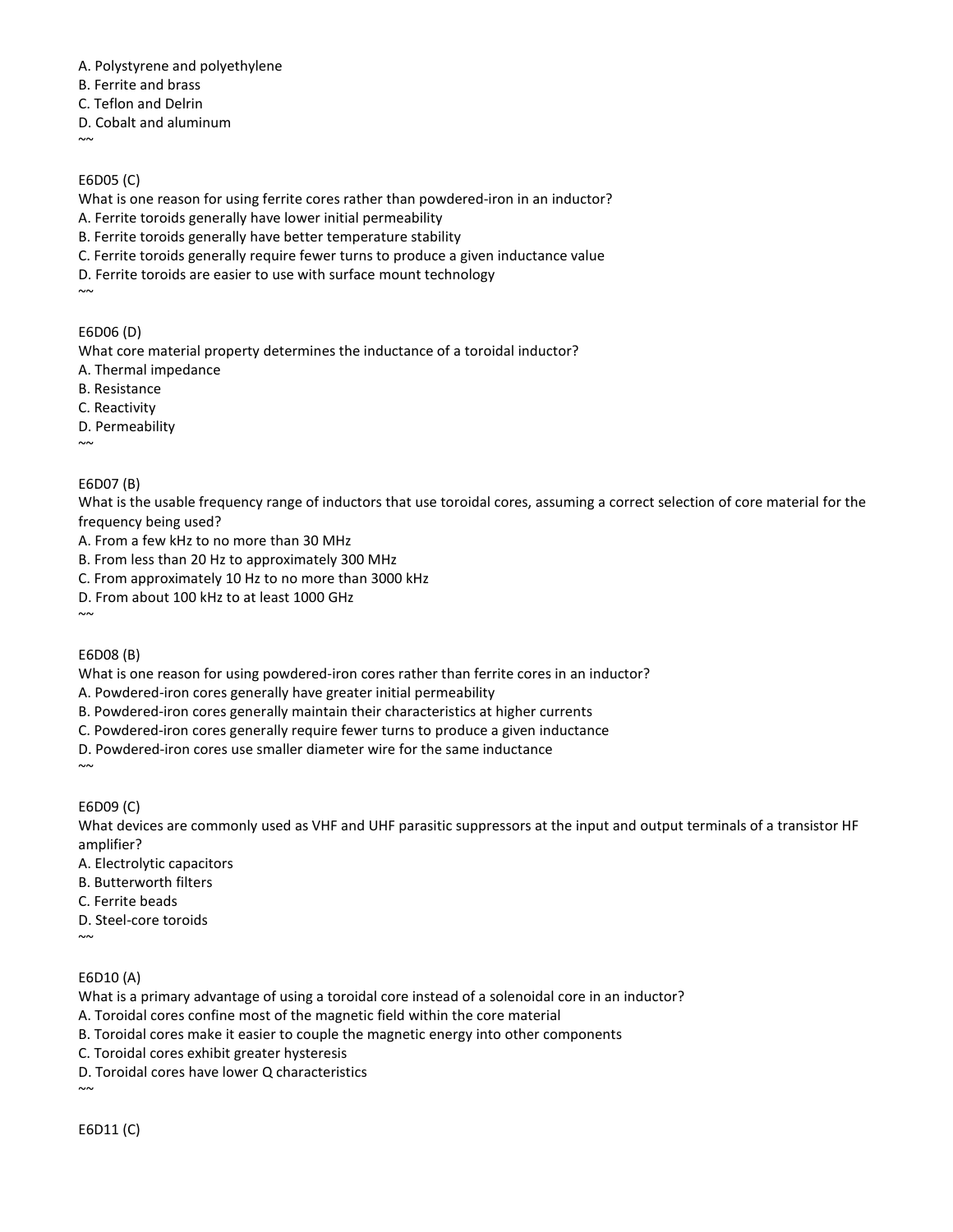A. Polystyrene and polyethylene
B. Ferrite and brass
C. Teflon and Delrin
D. Cobalt and aluminum
~~

E6D05 (C)
What is one reason for using ferrite cores rather than powdered-iron in an inductor?
A. Ferrite toroids generally have lower initial permeability
B. Ferrite toroids generally have better temperature stability
C. Ferrite toroids generally require fewer turns to produce a given inductance value
D. Ferrite toroids are easier to use with surface mount technology
~~

E6D06 (D)
What core material property determines the inductance of a toroidal inductor?
A. Thermal impedance
B. Resistance
C. Reactivity
D. Permeability
~~

E6D07 (B)
What is the usable frequency range of inductors that use toroidal cores, assuming a correct selection of core material for the frequency being used?
A. From a few kHz to no more than 30 MHz
B. From less than 20 Hz to approximately 300 MHz
C. From approximately 10 Hz to no more than 3000 kHz
D. From about 100 kHz to at least 1000 GHz
~~

E6D08 (B)
What is one reason for using powdered-iron cores rather than ferrite cores in an inductor?
A. Powdered-iron cores generally have greater initial permeability
B. Powdered-iron cores generally maintain their characteristics at higher currents
C. Powdered-iron cores generally require fewer turns to produce a given inductance
D. Powdered-iron cores use smaller diameter wire for the same inductance
~~

E6D09 (C)
What devices are commonly used as VHF and UHF parasitic suppressors at the input and output terminals of a transistor HF amplifier?
A. Electrolytic capacitors
B. Butterworth filters
C. Ferrite beads
D. Steel-core toroids
~~

E6D10 (A)
What is a primary advantage of using a toroidal core instead of a solenoidal core in an inductor?
A. Toroidal cores confine most of the magnetic field within the core material
B. Toroidal cores make it easier to couple the magnetic energy into other components
C. Toroidal cores exhibit greater hysteresis
D. Toroidal cores have lower Q characteristics
~~

E6D11 (C)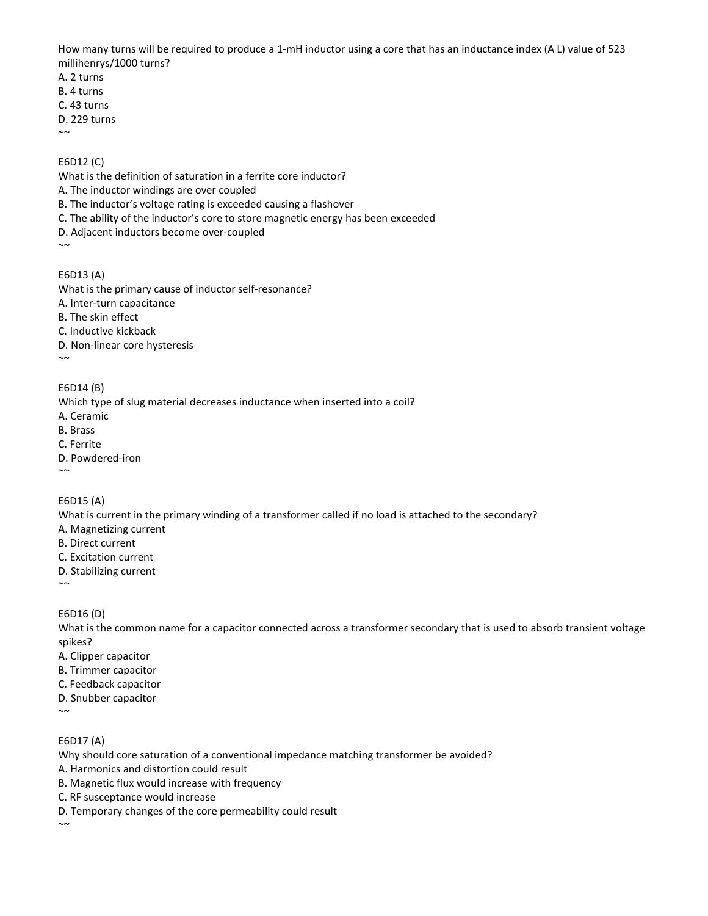How many turns will be required to produce a 1-mH inductor using a core that has an inductance index (A L) value of 523 millihenrys/1000 turns?

A. 2 turns
B. 4 turns
C. 43 turns
D. 229 turns
~~

E6D12 (C)
What is the definition of saturation in a ferrite core inductor?

A. The inductor windings are over coupled
B. The inductor's voltage rating is exceeded causing a flashover
C. The ability of the inductor's core to store magnetic energy has been exceeded
D. Adjacent inductors become over-coupled
~~

E6D13 (A)
What is the primary cause of inductor self-resonance?

A. Inter-turn capacitance
B. The skin effect
C. Inductive kickback
D. Non-linear core hysteresis
~~

E6D14 (B)
Which type of slug material decreases inductance when inserted into a coil?

A. Ceramic
B. Brass
C. Ferrite
D. Powdered-iron
~~

E6D15 (A)
What is current in the primary winding of a transformer called if no load is attached to the secondary?

A. Magnetizing current
B. Direct current
C. Excitation current
D. Stabilizing current
~~

E6D16 (D)
What is the common name for a capacitor connected across a transformer secondary that is used to absorb transient voltage spikes?

A. Clipper capacitor
B. Trimmer capacitor
C. Feedback capacitor
D. Snubber capacitor
~~

E6D17 (A)
Why should core saturation of a conventional impedance matching transformer be avoided?

A. Harmonics and distortion could result
B. Magnetic flux would increase with frequency
C. RF susceptance would increase
D. Temporary changes of the core permeability could result
~~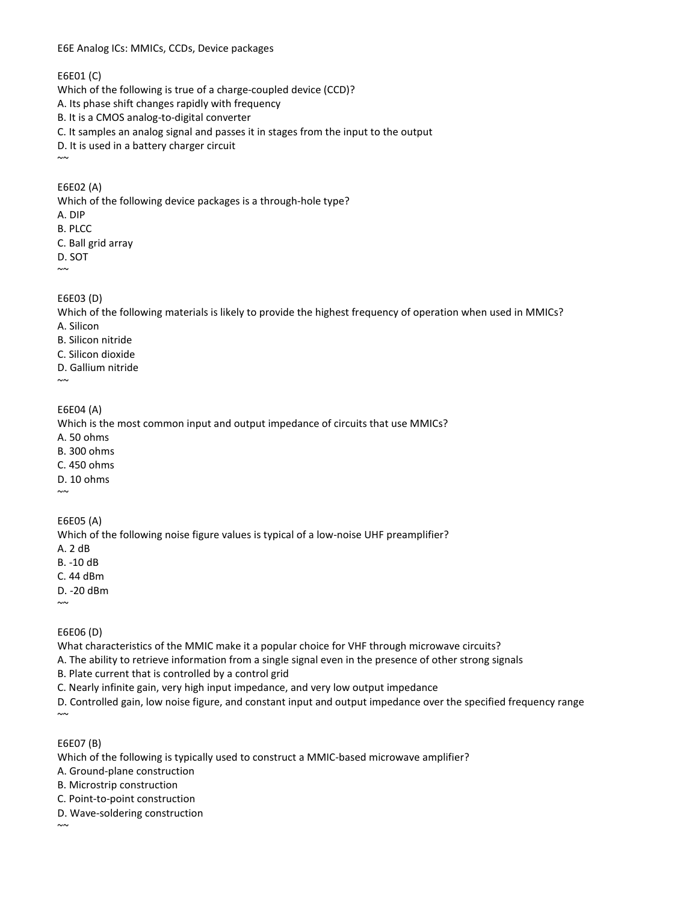E6E Analog ICs: MMICs, CCDs, Device packages

E6E01 (C)
Which of the following is true of a charge-coupled device (CCD)?
A. Its phase shift changes rapidly with frequency
B. It is a CMOS analog-to-digital converter
C. It samples an analog signal and passes it in stages from the input to the output
D. It is used in a battery charger circuit
~~

E6E02 (A)
Which of the following device packages is a through-hole type?
A. DIP
B. PLCC
C. Ball grid array
D. SOT
~~

E6E03 (D)
Which of the following materials is likely to provide the highest frequency of operation when used in MMICs?
A. Silicon
B. Silicon nitride
C. Silicon dioxide
D. Gallium nitride
~~

E6E04 (A)
Which is the most common input and output impedance of circuits that use MMICs?
A. 50 ohms
B. 300 ohms
C. 450 ohms
D. 10 ohms
~~

E6E05 (A)
Which of the following noise figure values is typical of a low-noise UHF preamplifier?
A. 2 dB
B. -10 dB
C. 44 dBm
D. -20 dBm
~~

E6E06 (D)
What characteristics of the MMIC make it a popular choice for VHF through microwave circuits?
A. The ability to retrieve information from a single signal even in the presence of other strong signals
B. Plate current that is controlled by a control grid
C. Nearly infinite gain, very high input impedance, and very low output impedance
D. Controlled gain, low noise figure, and constant input and output impedance over the specified frequency range
~~

E6E07 (B)
Which of the following is typically used to construct a MMIC-based microwave amplifier?
A. Ground-plane construction
B. Microstrip construction
C. Point-to-point construction
D. Wave-soldering construction
~~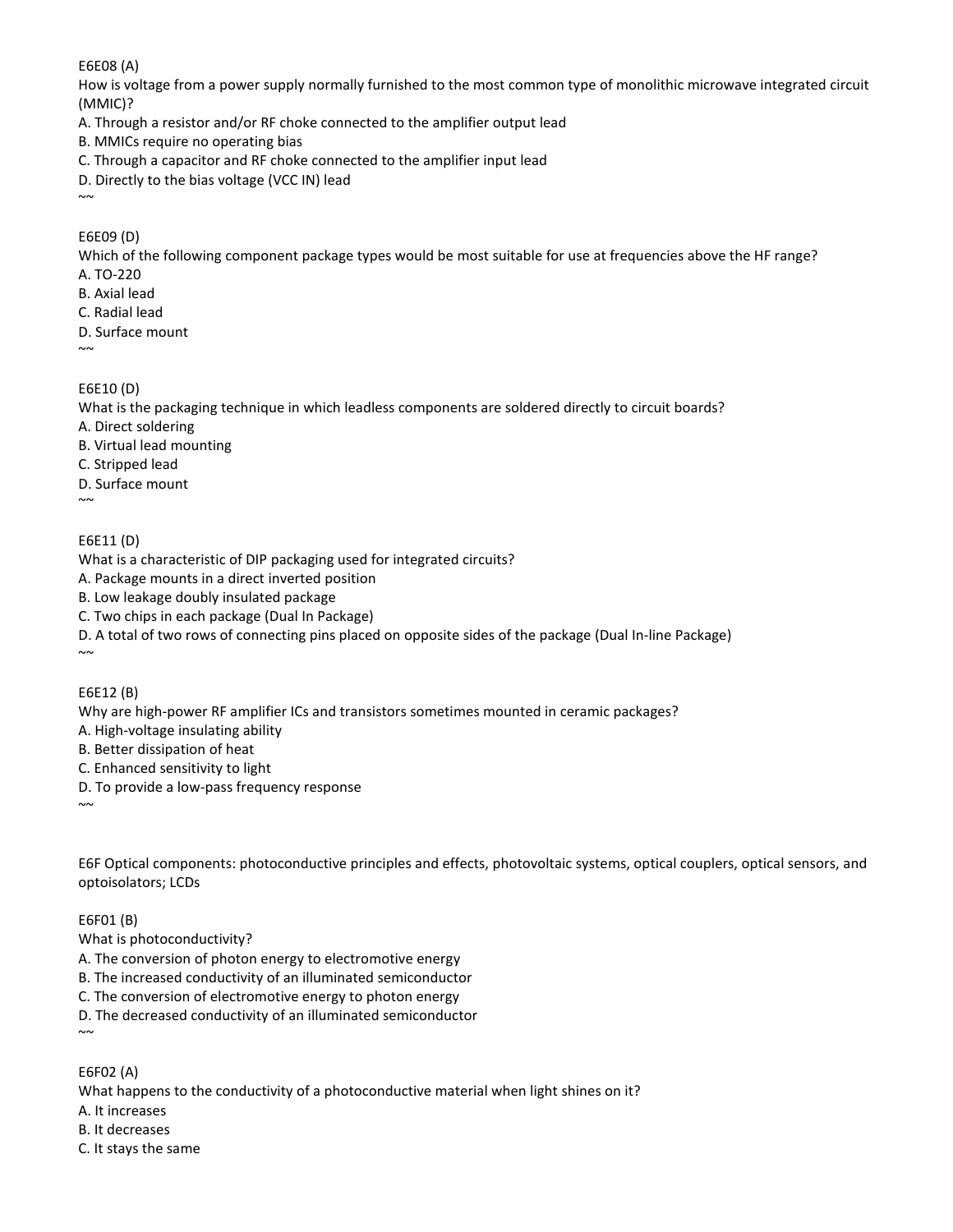E6E08 (A)
How is voltage from a power supply normally furnished to the most common type of monolithic microwave integrated circuit (MMIC)?
A. Through a resistor and/or RF choke connected to the amplifier output lead
B. MMICs require no operating bias
C. Through a capacitor and RF choke connected to the amplifier input lead
D. Directly to the bias voltage (VCC IN) lead
~~

E6E09 (D)
Which of the following component package types would be most suitable for use at frequencies above the HF range?
A. TO-220
B. Axial lead
C. Radial lead
D. Surface mount
~~

E6E10 (D)
What is the packaging technique in which leadless components are soldered directly to circuit boards?
A. Direct soldering
B. Virtual lead mounting
C. Stripped lead
D. Surface mount
~~

E6E11 (D)
What is a characteristic of DIP packaging used for integrated circuits?
A. Package mounts in a direct inverted position
B. Low leakage doubly insulated package
C. Two chips in each package (Dual In Package)
D. A total of two rows of connecting pins placed on opposite sides of the package (Dual In-line Package)
~~

E6E12 (B)
Why are high-power RF amplifier ICs and transistors sometimes mounted in ceramic packages?
A. High-voltage insulating ability
B. Better dissipation of heat
C. Enhanced sensitivity to light
D. To provide a low-pass frequency response
~~

E6F Optical components: photoconductive principles and effects, photovoltaic systems, optical couplers, optical sensors, and optoisolators; LCDs

E6F01 (B)
What is photoconductivity?
A. The conversion of photon energy to electromotive energy
B. The increased conductivity of an illuminated semiconductor
C. The conversion of electromotive energy to photon energy
D. The decreased conductivity of an illuminated semiconductor
~~

E6F02 (A)
What happens to the conductivity of a photoconductive material when light shines on it?
A. It increases
B. It decreases
C. It stays the same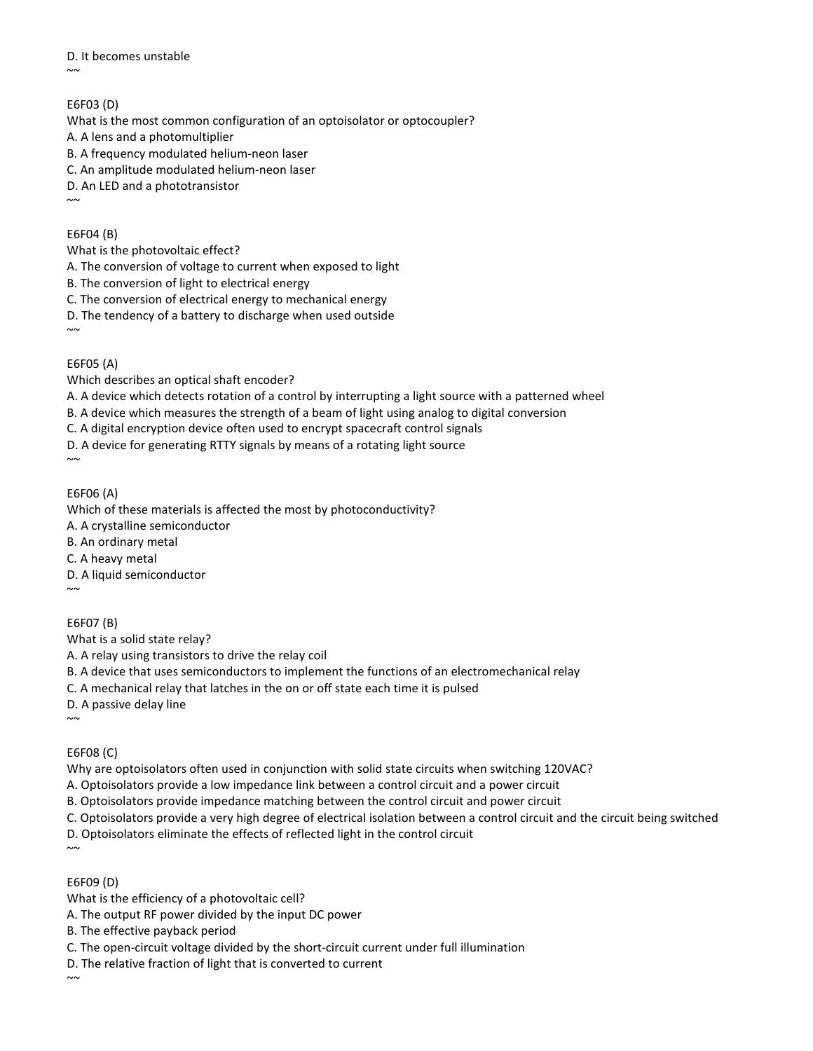D. It becomes unstable
~~

E6F03 (D)
What is the most common configuration of an optoisolator or optocoupler?
A. A lens and a photomultiplier
B. A frequency modulated helium-neon laser
C. An amplitude modulated helium-neon laser
D. An LED and a phototransistor
~~

E6F04 (B)
What is the photovoltaic effect?
A. The conversion of voltage to current when exposed to light
B. The conversion of light to electrical energy
C. The conversion of electrical energy to mechanical energy
D. The tendency of a battery to discharge when used outside
~~

E6F05 (A)
Which describes an optical shaft encoder?
A. A device which detects rotation of a control by interrupting a light source with a patterned wheel
B. A device which measures the strength of a beam of light using analog to digital conversion
C. A digital encryption device often used to encrypt spacecraft control signals
D. A device for generating RTTY signals by means of a rotating light source
~~

E6F06 (A)
Which of these materials is affected the most by photoconductivity?
A. A crystalline semiconductor
B. An ordinary metal
C. A heavy metal
D. A liquid semiconductor
~~

E6F07 (B)
What is a solid state relay?
A. A relay using transistors to drive the relay coil
B. A device that uses semiconductors to implement the functions of an electromechanical relay
C. A mechanical relay that latches in the on or off state each time it is pulsed
D. A passive delay line
~~

E6F08 (C)
Why are optoisolators often used in conjunction with solid state circuits when switching 120VAC?
A. Optoisolators provide a low impedance link between a control circuit and a power circuit
B. Optoisolators provide impedance matching between the control circuit and power circuit
C. Optoisolators provide a very high degree of electrical isolation between a control circuit and the circuit being switched
D. Optoisolators eliminate the effects of reflected light in the control circuit
~~

E6F09 (D)
What is the efficiency of a photovoltaic cell?
A. The output RF power divided by the input DC power
B. The effective payback period
C. The open-circuit voltage divided by the short-circuit current under full illumination
D. The relative fraction of light that is converted to current
~~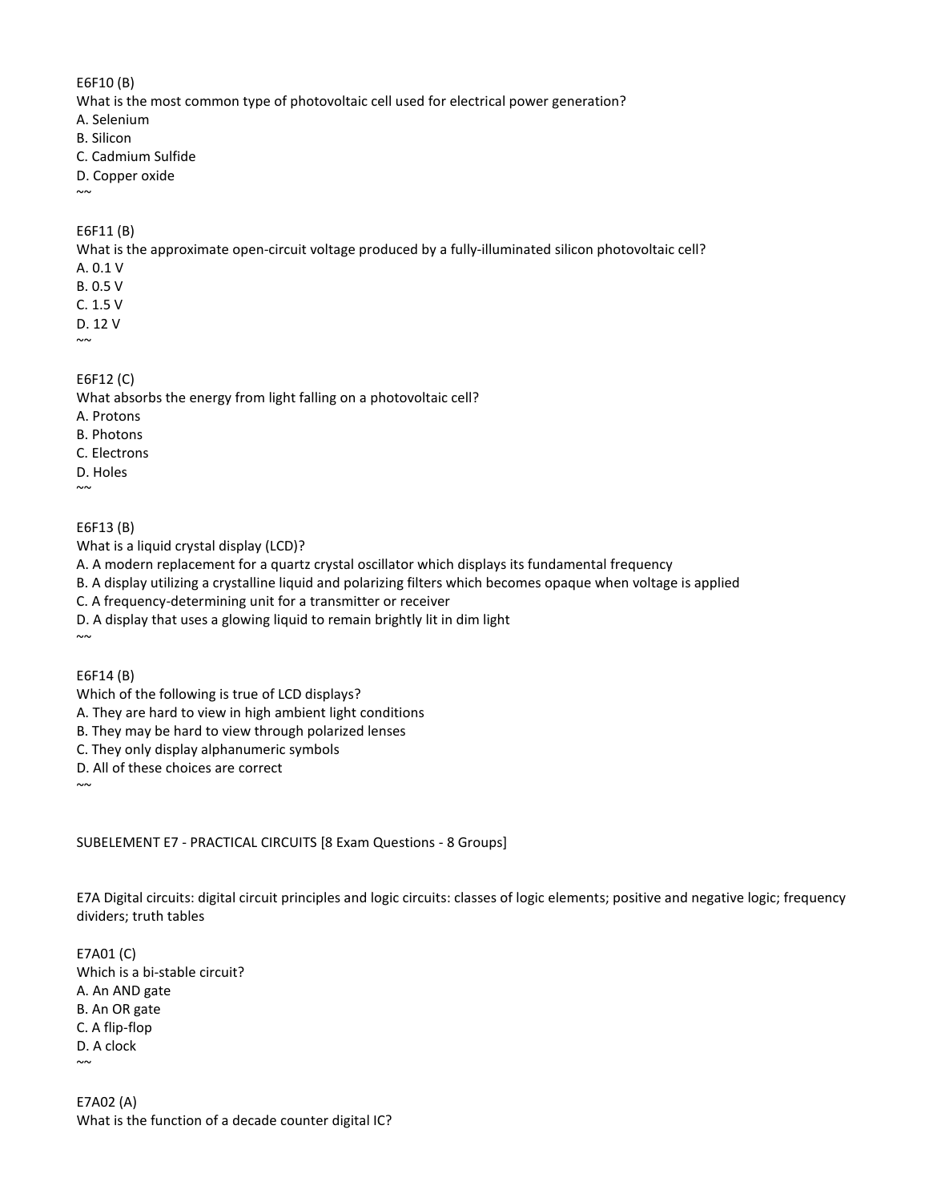E6F10 (B)
What is the most common type of photovoltaic cell used for electrical power generation?
A. Selenium
B. Silicon
C. Cadmium Sulfide
D. Copper oxide
~~

E6F11 (B)
What is the approximate open-circuit voltage produced by a fully-illuminated silicon photovoltaic cell?
A. 0.1 V
B. 0.5 V
C. 1.5 V
D. 12 V
~~

E6F12 (C)
What absorbs the energy from light falling on a photovoltaic cell?
A. Protons
B. Photons
C. Electrons
D. Holes
~~

E6F13 (B)
What is a liquid crystal display (LCD)?
A. A modern replacement for a quartz crystal oscillator which displays its fundamental frequency
B. A display utilizing a crystalline liquid and polarizing filters which becomes opaque when voltage is applied
C. A frequency-determining unit for a transmitter or receiver
D. A display that uses a glowing liquid to remain brightly lit in dim light
~~

E6F14 (B)
Which of the following is true of LCD displays?
A. They are hard to view in high ambient light conditions
B. They may be hard to view through polarized lenses
C. They only display alphanumeric symbols
D. All of these choices are correct
~~

SUBELEMENT E7 - PRACTICAL CIRCUITS [8 Exam Questions - 8 Groups]

E7A Digital circuits: digital circuit principles and logic circuits: classes of logic elements; positive and negative logic; frequency dividers; truth tables

E7A01 (C)
Which is a bi-stable circuit?
A. An AND gate
B. An OR gate
C. A flip-flop
D. A clock
~~

E7A02 (A)
What is the function of a decade counter digital IC?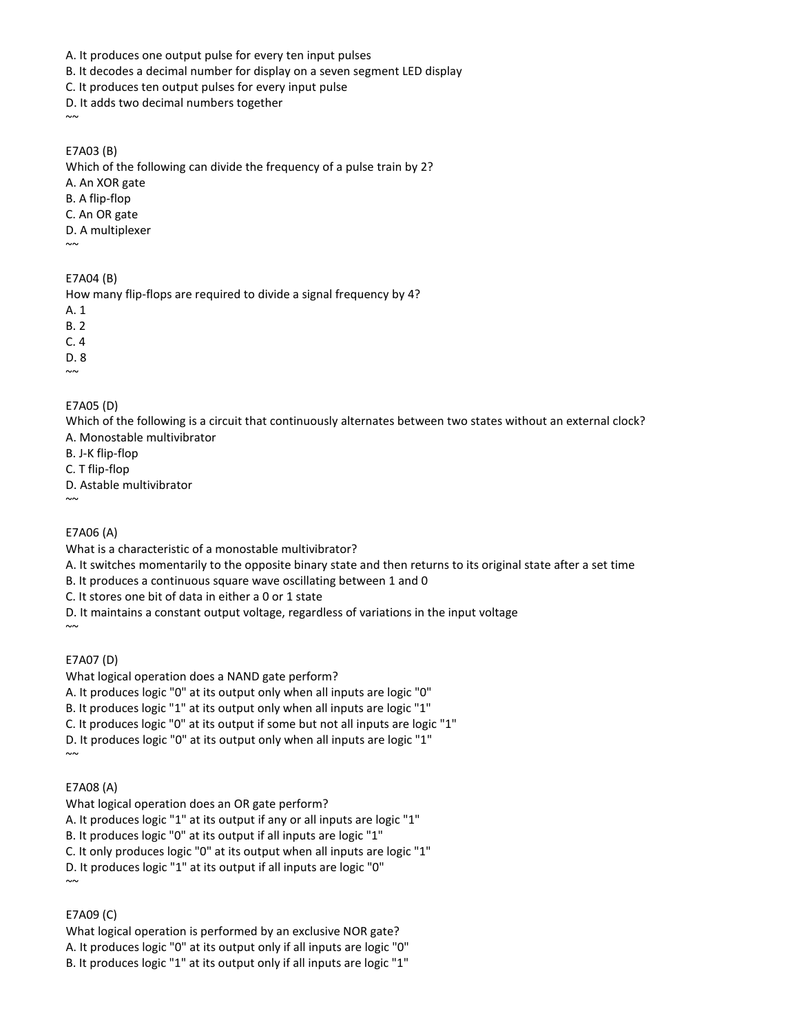A. It produces one output pulse for every ten input pulses
B. It decodes a decimal number for display on a seven segment LED display
C. It produces ten output pulses for every input pulse
D. It adds two decimal numbers together
~~

E7A03 (B)
Which of the following can divide the frequency of a pulse train by 2?
A. An XOR gate
B. A flip-flop
C. An OR gate
D. A multiplexer
~~

E7A04 (B)
How many flip-flops are required to divide a signal frequency by 4?
A. 1
B. 2
C. 4
D. 8
~~

E7A05 (D)
Which of the following is a circuit that continuously alternates between two states without an external clock?
A. Monostable multivibrator
B. J-K flip-flop
C. T flip-flop
D. Astable multivibrator
~~

E7A06 (A)
What is a characteristic of a monostable multivibrator?
A. It switches momentarily to the opposite binary state and then returns to its original state after a set time
B. It produces a continuous square wave oscillating between 1 and 0
C. It stores one bit of data in either a 0 or 1 state
D. It maintains a constant output voltage, regardless of variations in the input voltage
~~

E7A07 (D)
What logical operation does a NAND gate perform?
A. It produces logic "0" at its output only when all inputs are logic "0"
B. It produces logic "1" at its output only when all inputs are logic "1"
C. It produces logic "0" at its output if some but not all inputs are logic "1"
D. It produces logic "0" at its output only when all inputs are logic "1"
~~

E7A08 (A)
What logical operation does an OR gate perform?
A. It produces logic "1" at its output if any or all inputs are logic "1"
B. It produces logic "0" at its output if all inputs are logic "1"
C. It only produces logic "0" at its output when all inputs are logic "1"
D. It produces logic "1" at its output if all inputs are logic "0"
~~

E7A09 (C)
What logical operation is performed by an exclusive NOR gate?
A. It produces logic "0" at its output only if all inputs are logic "0"
B. It produces logic "1" at its output only if all inputs are logic "1"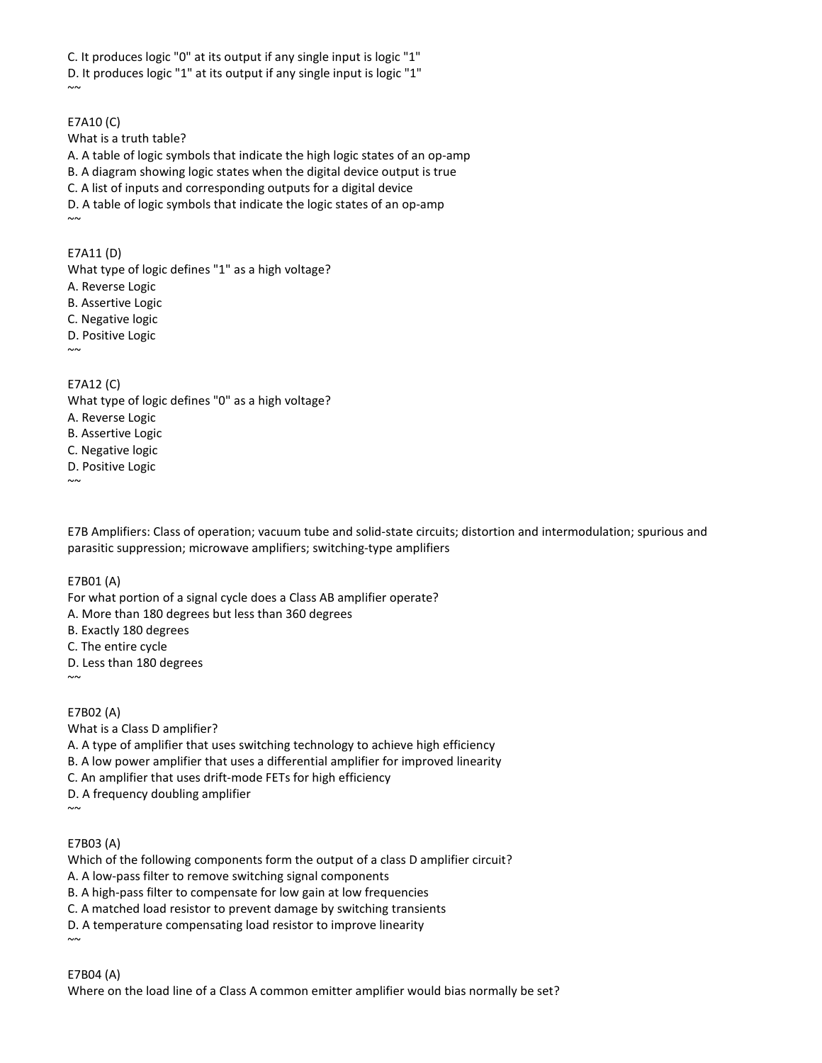C. It produces logic "0" at its output if any single input is logic "1"
D. It produces logic "1" at its output if any single input is logic "1"
~~

E7A10 (C)
What is a truth table?
A. A table of logic symbols that indicate the high logic states of an op-amp
B. A diagram showing logic states when the digital device output is true
C. A list of inputs and corresponding outputs for a digital device
D. A table of logic symbols that indicate the logic states of an op-amp
~~

E7A11 (D)
What type of logic defines "1" as a high voltage?
A. Reverse Logic
B. Assertive Logic
C. Negative logic
D. Positive Logic
~~

E7A12 (C)
What type of logic defines "0" as a high voltage?
A. Reverse Logic
B. Assertive Logic
C. Negative logic
D. Positive Logic
~~

E7B Amplifiers: Class of operation; vacuum tube and solid-state circuits; distortion and intermodulation; spurious and parasitic suppression; microwave amplifiers; switching-type amplifiers

E7B01 (A)
For what portion of a signal cycle does a Class AB amplifier operate?
A. More than 180 degrees but less than 360 degrees
B. Exactly 180 degrees
C. The entire cycle
D. Less than 180 degrees
~~

E7B02 (A)
What is a Class D amplifier?
A. A type of amplifier that uses switching technology to achieve high efficiency
B. A low power amplifier that uses a differential amplifier for improved linearity
C. An amplifier that uses drift-mode FETs for high efficiency
D. A frequency doubling amplifier
~~

E7B03 (A)
Which of the following components form the output of a class D amplifier circuit?
A. A low-pass filter to remove switching signal components
B. A high-pass filter to compensate for low gain at low frequencies
C. A matched load resistor to prevent damage by switching transients
D. A temperature compensating load resistor to improve linearity
~~

E7B04 (A)
Where on the load line of a Class A common emitter amplifier would bias normally be set?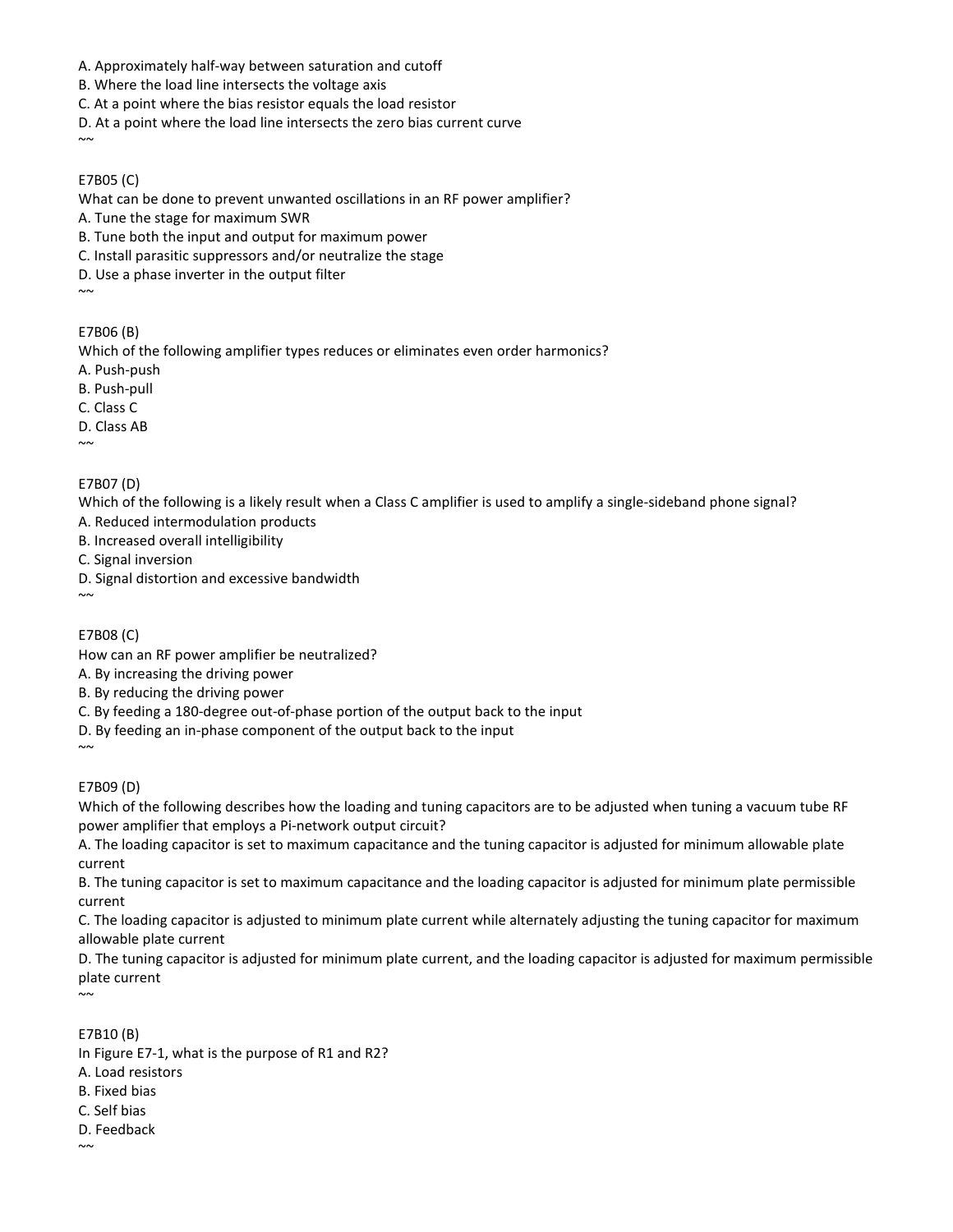A. Approximately half-way between saturation and cutoff
B. Where the load line intersects the voltage axis
C. At a point where the bias resistor equals the load resistor
D. At a point where the load line intersects the zero bias current curve
~~

E7B05 (C)
What can be done to prevent unwanted oscillations in an RF power amplifier?
A. Tune the stage for maximum SWR
B. Tune both the input and output for maximum power
C. Install parasitic suppressors and/or neutralize the stage
D. Use a phase inverter in the output filter
~~

E7B06 (B)
Which of the following amplifier types reduces or eliminates even order harmonics?
A. Push-push
B. Push-pull
C. Class C
D. Class AB
~~

E7B07 (D)
Which of the following is a likely result when a Class C amplifier is used to amplify a single-sideband phone signal?
A. Reduced intermodulation products
B. Increased overall intelligibility
C. Signal inversion
D. Signal distortion and excessive bandwidth
~~

E7B08 (C)
How can an RF power amplifier be neutralized?
A. By increasing the driving power
B. By reducing the driving power
C. By feeding a 180-degree out-of-phase portion of the output back to the input
D. By feeding an in-phase component of the output back to the input
~~

E7B09 (D)
Which of the following describes how the loading and tuning capacitors are to be adjusted when tuning a vacuum tube RF power amplifier that employs a Pi-network output circuit?
A. The loading capacitor is set to maximum capacitance and the tuning capacitor is adjusted for minimum allowable plate current
B. The tuning capacitor is set to maximum capacitance and the loading capacitor is adjusted for minimum plate permissible current
C. The loading capacitor is adjusted to minimum plate current while alternately adjusting the tuning capacitor for maximum allowable plate current
D. The tuning capacitor is adjusted for minimum plate current, and the loading capacitor is adjusted for maximum permissible plate current
~~

E7B10 (B)
In Figure E7-1, what is the purpose of R1 and R2?
A. Load resistors
B. Fixed bias
C. Self bias
D. Feedback
~~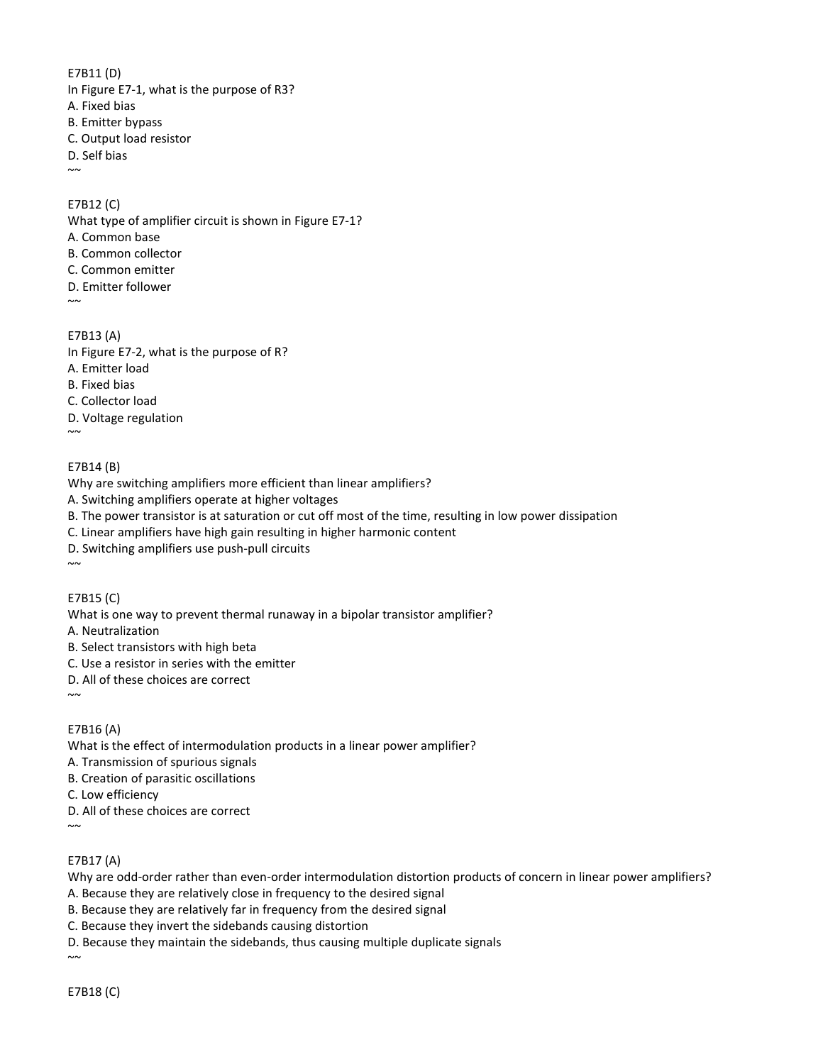E7B11 (D)
In Figure E7-1, what is the purpose of R3?
A. Fixed bias
B. Emitter bypass
C. Output load resistor
D. Self bias
~~

E7B12 (C)
What type of amplifier circuit is shown in Figure E7-1?
A. Common base
B. Common collector
C. Common emitter
D. Emitter follower
~~

E7B13 (A)
In Figure E7-2, what is the purpose of R?
A. Emitter load
B. Fixed bias
C. Collector load
D. Voltage regulation
~~

E7B14 (B)
Why are switching amplifiers more efficient than linear amplifiers?
A. Switching amplifiers operate at higher voltages
B. The power transistor is at saturation or cut off most of the time, resulting in low power dissipation
C. Linear amplifiers have high gain resulting in higher harmonic content
D. Switching amplifiers use push-pull circuits
~~

E7B15 (C)
What is one way to prevent thermal runaway in a bipolar transistor amplifier?
A. Neutralization
B. Select transistors with high beta
C. Use a resistor in series with the emitter
D. All of these choices are correct
~~

E7B16 (A)
What is the effect of intermodulation products in a linear power amplifier?
A. Transmission of spurious signals
B. Creation of parasitic oscillations
C. Low efficiency
D. All of these choices are correct
~~

E7B17 (A)
Why are odd-order rather than even-order intermodulation distortion products of concern in linear power amplifiers?
A. Because they are relatively close in frequency to the desired signal
B. Because they are relatively far in frequency from the desired signal
C. Because they invert the sidebands causing distortion
D. Because they maintain the sidebands, thus causing multiple duplicate signals
~~

E7B18 (C)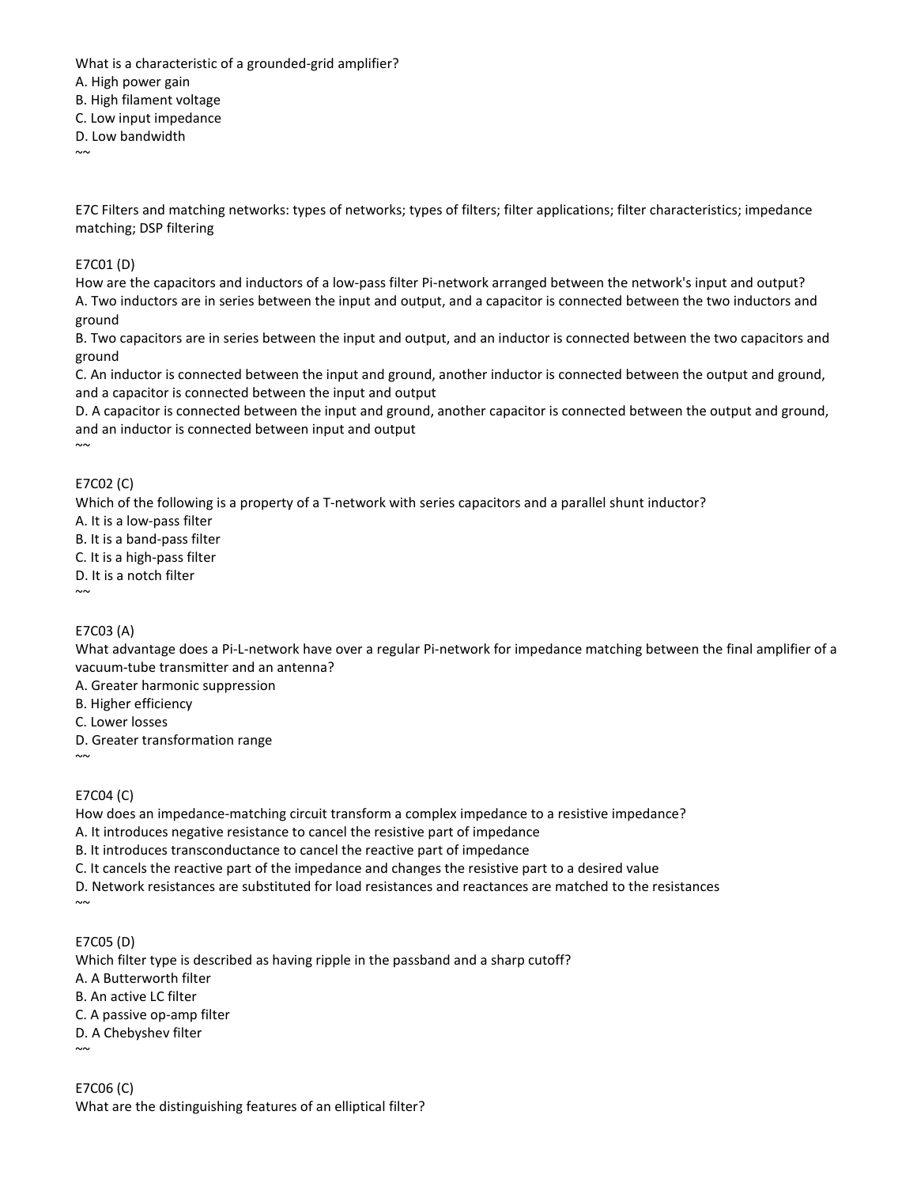What is a characteristic of a grounded-grid amplifier?
A. High power gain
B. High filament voltage
C. Low input impedance
D. Low bandwidth
~~

E7C Filters and matching networks: types of networks; types of filters; filter applications; filter characteristics; impedance matching; DSP filtering

E7C01 (D)
How are the capacitors and inductors of a low-pass filter Pi-network arranged between the network's input and output?
A. Two inductors are in series between the input and output, and a capacitor is connected between the two inductors and ground
B. Two capacitors are in series between the input and output, and an inductor is connected between the two capacitors and ground
C. An inductor is connected between the input and ground, another inductor is connected between the output and ground, and a capacitor is connected between the input and output
D. A capacitor is connected between the input and ground, another capacitor is connected between the output and ground, and an inductor is connected between input and output
~~

E7C02 (C)
Which of the following is a property of a T-network with series capacitors and a parallel shunt inductor?
A. It is a low-pass filter
B. It is a band-pass filter
C. It is a high-pass filter
D. It is a notch filter
~~

E7C03 (A)
What advantage does a Pi-L-network have over a regular Pi-network for impedance matching between the final amplifier of a vacuum-tube transmitter and an antenna?
A. Greater harmonic suppression
B. Higher efficiency
C. Lower losses
D. Greater transformation range
~~

E7C04 (C)
How does an impedance-matching circuit transform a complex impedance to a resistive impedance?
A. It introduces negative resistance to cancel the resistive part of impedance
B. It introduces transconductance to cancel the reactive part of impedance
C. It cancels the reactive part of the impedance and changes the resistive part to a desired value
D. Network resistances are substituted for load resistances and reactances are matched to the resistances
~~

E7C05 (D)
Which filter type is described as having ripple in the passband and a sharp cutoff?
A. A Butterworth filter
B. An active LC filter
C. A passive op-amp filter
D. A Chebyshev filter
~~

E7C06 (C)
What are the distinguishing features of an elliptical filter?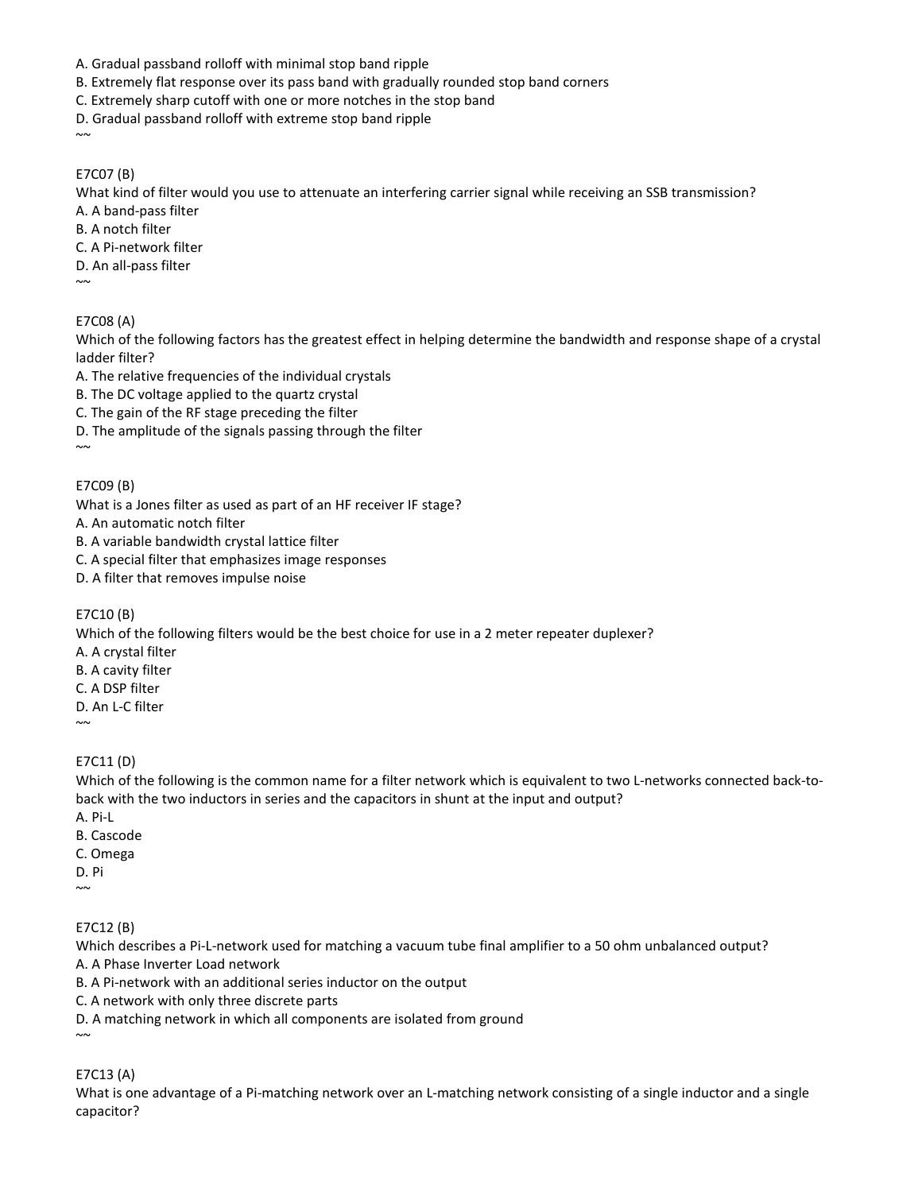A. Gradual passband rolloff with minimal stop band ripple
B. Extremely flat response over its pass band with gradually rounded stop band corners
C. Extremely sharp cutoff with one or more notches in the stop band
D. Gradual passband rolloff with extreme stop band ripple
~~

E7C07 (B)
What kind of filter would you use to attenuate an interfering carrier signal while receiving an SSB transmission?
A. A band-pass filter
B. A notch filter
C. A Pi-network filter
D. An all-pass filter
~~

E7C08 (A)
Which of the following factors has the greatest effect in helping determine the bandwidth and response shape of a crystal ladder filter?
A. The relative frequencies of the individual crystals
B. The DC voltage applied to the quartz crystal
C. The gain of the RF stage preceding the filter
D. The amplitude of the signals passing through the filter
~~

E7C09 (B)
What is a Jones filter as used as part of an HF receiver IF stage?
A. An automatic notch filter
B. A variable bandwidth crystal lattice filter
C. A special filter that emphasizes image responses
D. A filter that removes impulse noise

E7C10 (B)
Which of the following filters would be the best choice for use in a 2 meter repeater duplexer?
A. A crystal filter
B. A cavity filter
C. A DSP filter
D. An L-C filter
~~

E7C11 (D)
Which of the following is the common name for a filter network which is equivalent to two L-networks connected back-to-back with the two inductors in series and the capacitors in shunt at the input and output?
A. Pi-L
B. Cascode
C. Omega
D. Pi
~~

E7C12 (B)
Which describes a Pi-L-network used for matching a vacuum tube final amplifier to a 50 ohm unbalanced output?
A. A Phase Inverter Load network
B. A Pi-network with an additional series inductor on the output
C. A network with only three discrete parts
D. A matching network in which all components are isolated from ground
~~

E7C13 (A)
What is one advantage of a Pi-matching network over an L-matching network consisting of a single inductor and a single capacitor?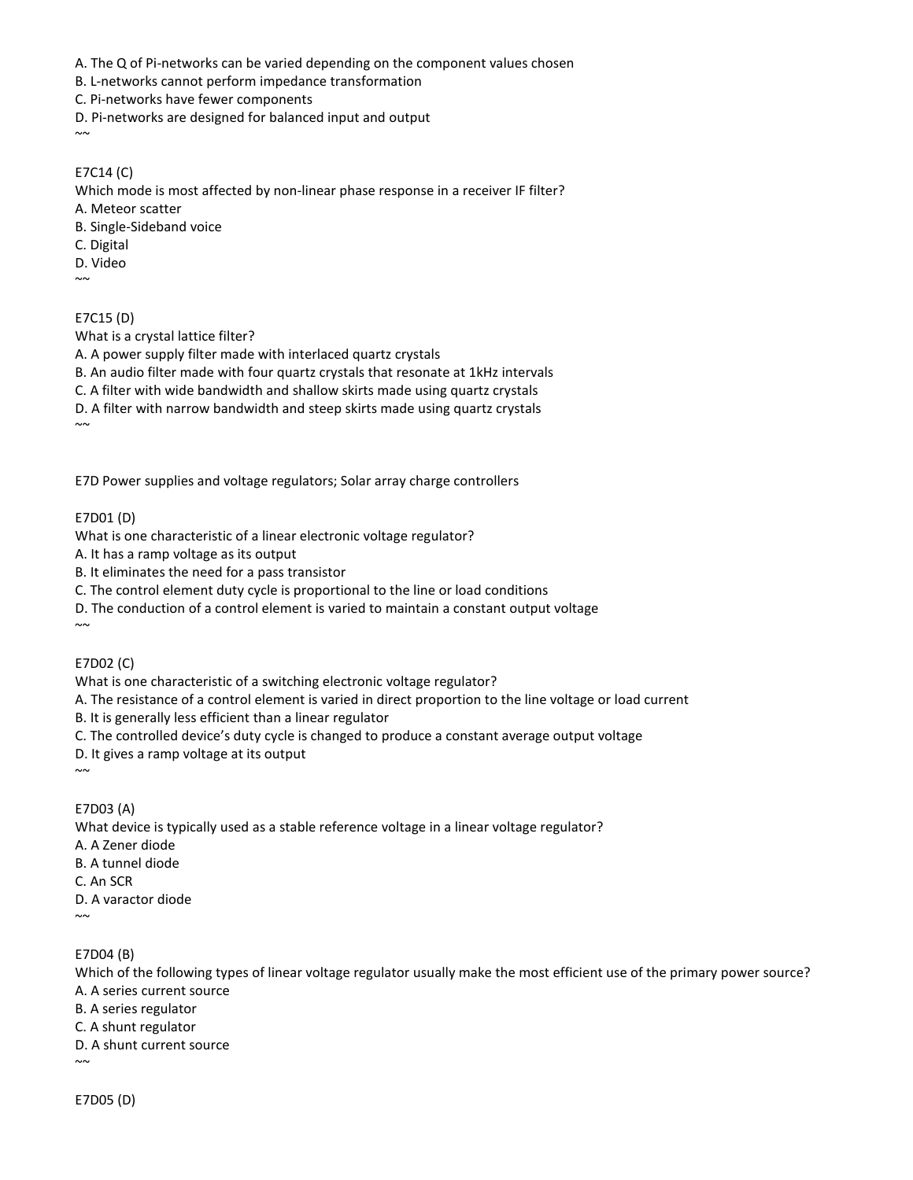A. The Q of Pi-networks can be varied depending on the component values chosen
B. L-networks cannot perform impedance transformation
C. Pi-networks have fewer components
D. Pi-networks are designed for balanced input and output
~~

E7C14 (C)
Which mode is most affected by non-linear phase response in a receiver IF filter?
A. Meteor scatter
B. Single-Sideband voice
C. Digital
D. Video
~~

E7C15 (D)
What is a crystal lattice filter?
A. A power supply filter made with interlaced quartz crystals
B. An audio filter made with four quartz crystals that resonate at 1kHz intervals
C. A filter with wide bandwidth and shallow skirts made using quartz crystals
D. A filter with narrow bandwidth and steep skirts made using quartz crystals
~~

E7D Power supplies and voltage regulators; Solar array charge controllers

E7D01 (D)
What is one characteristic of a linear electronic voltage regulator?
A. It has a ramp voltage as its output
B. It eliminates the need for a pass transistor
C. The control element duty cycle is proportional to the line or load conditions
D. The conduction of a control element is varied to maintain a constant output voltage
~~

E7D02 (C)
What is one characteristic of a switching electronic voltage regulator?
A. The resistance of a control element is varied in direct proportion to the line voltage or load current
B. It is generally less efficient than a linear regulator
C. The controlled device's duty cycle is changed to produce a constant average output voltage
D. It gives a ramp voltage at its output
~~

E7D03 (A)
What device is typically used as a stable reference voltage in a linear voltage regulator?
A. A Zener diode
B. A tunnel diode
C. An SCR
D. A varactor diode
~~

E7D04 (B)
Which of the following types of linear voltage regulator usually make the most efficient use of the primary power source?
A. A series current source
B. A series regulator
C. A shunt regulator
D. A shunt current source
~~

E7D05 (D)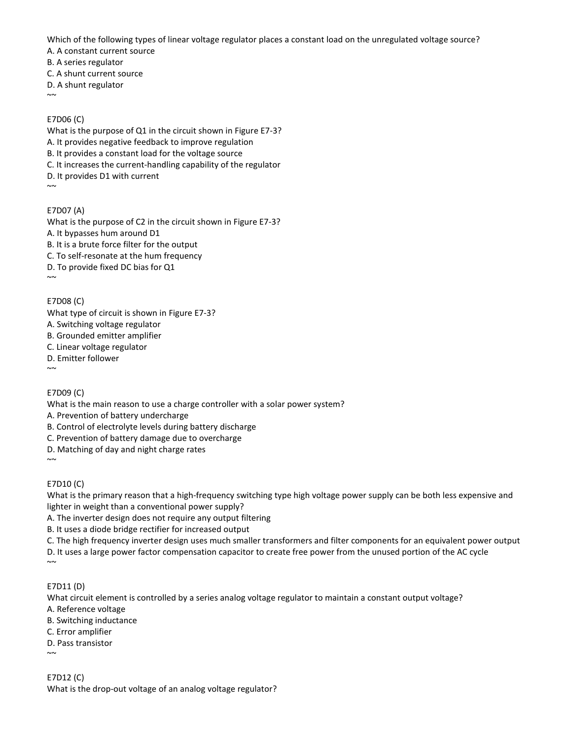Which of the following types of linear voltage regulator places a constant load on the unregulated voltage source?
A. A constant current source
B. A series regulator
C. A shunt current source
D. A shunt regulator
~~

E7D06 (C)
What is the purpose of Q1 in the circuit shown in Figure E7-3?
A. It provides negative feedback to improve regulation
B. It provides a constant load for the voltage source
C. It increases the current-handling capability of the regulator
D. It provides D1 with current
~~

E7D07 (A)
What is the purpose of C2 in the circuit shown in Figure E7-3?
A. It bypasses hum around D1
B. It is a brute force filter for the output
C. To self-resonate at the hum frequency
D. To provide fixed DC bias for Q1
~~

E7D08 (C)
What type of circuit is shown in Figure E7-3?
A. Switching voltage regulator
B. Grounded emitter amplifier
C. Linear voltage regulator
D. Emitter follower
~~

E7D09 (C)
What is the main reason to use a charge controller with a solar power system?
A. Prevention of battery undercharge
B. Control of electrolyte levels during battery discharge
C. Prevention of battery damage due to overcharge
D. Matching of day and night charge rates
~~

E7D10 (C)
What is the primary reason that a high-frequency switching type high voltage power supply can be both less expensive and lighter in weight than a conventional power supply?
A. The inverter design does not require any output filtering
B. It uses a diode bridge rectifier for increased output
C. The high frequency inverter design uses much smaller transformers and filter components for an equivalent power output
D. It uses a large power factor compensation capacitor to create free power from the unused portion of the AC cycle
~~

E7D11 (D)
What circuit element is controlled by a series analog voltage regulator to maintain a constant output voltage?
A. Reference voltage
B. Switching inductance
C. Error amplifier
D. Pass transistor
~~

E7D12 (C)
What is the drop-out voltage of an analog voltage regulator?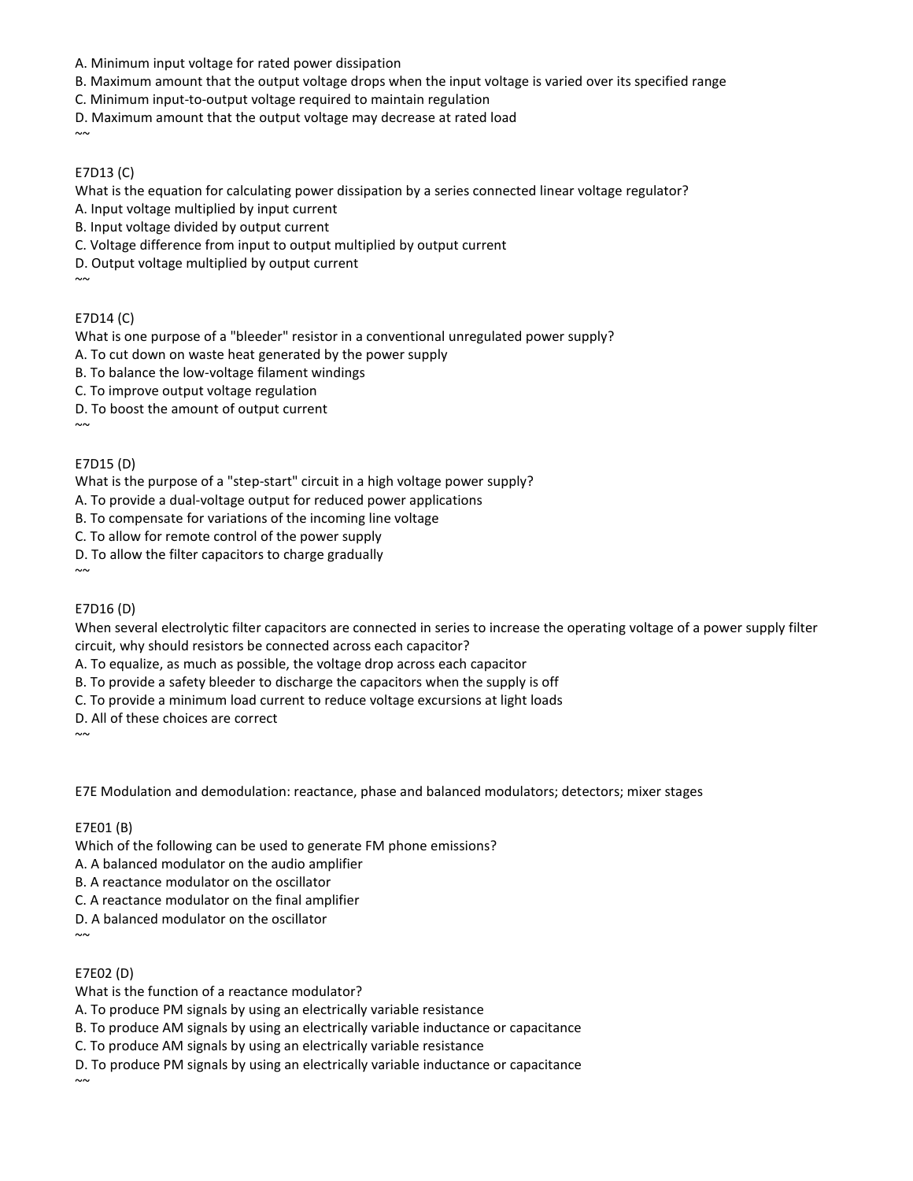A. Minimum input voltage for rated power dissipation
B. Maximum amount that the output voltage drops when the input voltage is varied over its specified range
C. Minimum input-to-output voltage required to maintain regulation
D. Maximum amount that the output voltage may decrease at rated load
~~

E7D13 (C)
What is the equation for calculating power dissipation by a series connected linear voltage regulator?
A. Input voltage multiplied by input current
B. Input voltage divided by output current
C. Voltage difference from input to output multiplied by output current
D. Output voltage multiplied by output current
~~

E7D14 (C)
What is one purpose of a "bleeder" resistor in a conventional unregulated power supply?
A. To cut down on waste heat generated by the power supply
B. To balance the low-voltage filament windings
C. To improve output voltage regulation
D. To boost the amount of output current
~~

E7D15 (D)
What is the purpose of a "step-start" circuit in a high voltage power supply?
A. To provide a dual-voltage output for reduced power applications
B. To compensate for variations of the incoming line voltage
C. To allow for remote control of the power supply
D. To allow the filter capacitors to charge gradually
~~

E7D16 (D)
When several electrolytic filter capacitors are connected in series to increase the operating voltage of a power supply filter circuit, why should resistors be connected across each capacitor?
A. To equalize, as much as possible, the voltage drop across each capacitor
B. To provide a safety bleeder to discharge the capacitors when the supply is off
C. To provide a minimum load current to reduce voltage excursions at light loads
D. All of these choices are correct
~~

E7E Modulation and demodulation: reactance, phase and balanced modulators; detectors; mixer stages

E7E01 (B)
Which of the following can be used to generate FM phone emissions?
A. A balanced modulator on the audio amplifier
B. A reactance modulator on the oscillator
C. A reactance modulator on the final amplifier
D. A balanced modulator on the oscillator
~~

E7E02 (D)
What is the function of a reactance modulator?
A. To produce PM signals by using an electrically variable resistance
B. To produce AM signals by using an electrically variable inductance or capacitance
C. To produce AM signals by using an electrically variable resistance
D. To produce PM signals by using an electrically variable inductance or capacitance
~~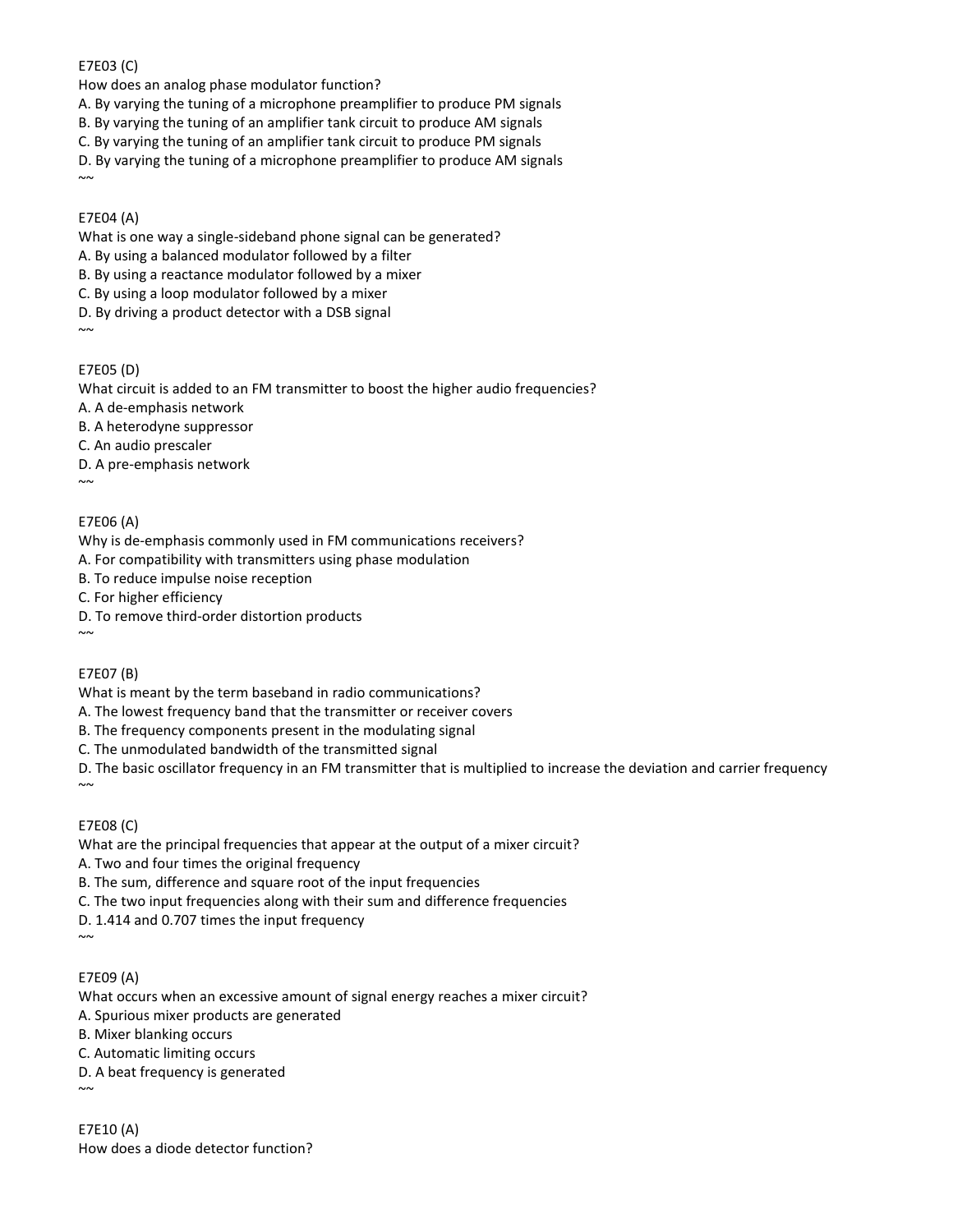E7E03 (C)
How does an analog phase modulator function?
A. By varying the tuning of a microphone preamplifier to produce PM signals
B. By varying the tuning of an amplifier tank circuit to produce AM signals
C. By varying the tuning of an amplifier tank circuit to produce PM signals
D. By varying the tuning of a microphone preamplifier to produce AM signals
~~

E7E04 (A)
What is one way a single-sideband phone signal can be generated?
A. By using a balanced modulator followed by a filter
B. By using a reactance modulator followed by a mixer
C. By using a loop modulator followed by a mixer
D. By driving a product detector with a DSB signal
~~

E7E05 (D)
What circuit is added to an FM transmitter to boost the higher audio frequencies?
A. A de-emphasis network
B. A heterodyne suppressor
C. An audio prescaler
D. A pre-emphasis network
~~

E7E06 (A)
Why is de-emphasis commonly used in FM communications receivers?
A. For compatibility with transmitters using phase modulation
B. To reduce impulse noise reception
C. For higher efficiency
D. To remove third-order distortion products
~~

E7E07 (B)
What is meant by the term baseband in radio communications?
A. The lowest frequency band that the transmitter or receiver covers
B. The frequency components present in the modulating signal
C. The unmodulated bandwidth of the transmitted signal
D. The basic oscillator frequency in an FM transmitter that is multiplied to increase the deviation and carrier frequency
~~

E7E08 (C)
What are the principal frequencies that appear at the output of a mixer circuit?
A. Two and four times the original frequency
B. The sum, difference and square root of the input frequencies
C. The two input frequencies along with their sum and difference frequencies
D. 1.414 and 0.707 times the input frequency
~~

E7E09 (A)
What occurs when an excessive amount of signal energy reaches a mixer circuit?
A. Spurious mixer products are generated
B. Mixer blanking occurs
C. Automatic limiting occurs
D. A beat frequency is generated
~~

E7E10 (A)
How does a diode detector function?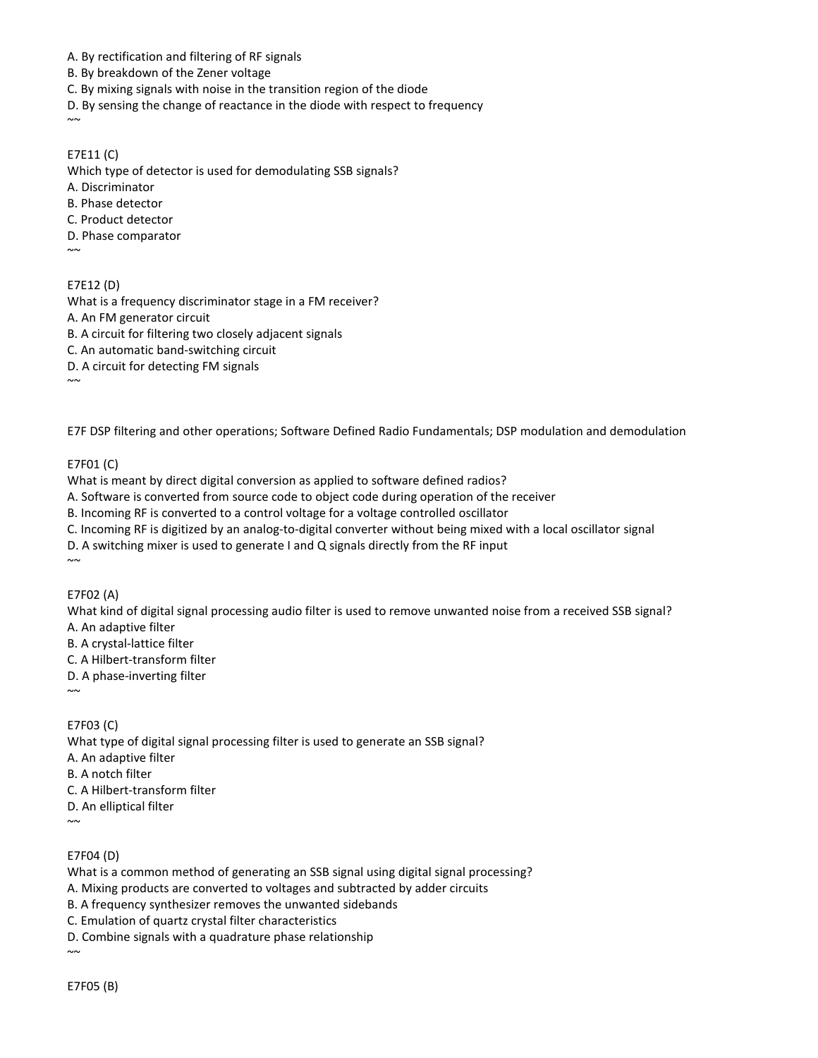A. By rectification and filtering of RF signals
B. By breakdown of the Zener voltage
C. By mixing signals with noise in the transition region of the diode
D. By sensing the change of reactance in the diode with respect to frequency
~~

E7E11 (C)
Which type of detector is used for demodulating SSB signals?
A. Discriminator
B. Phase detector
C. Product detector
D. Phase comparator
~~

E7E12 (D)
What is a frequency discriminator stage in a FM receiver?
A. An FM generator circuit
B. A circuit for filtering two closely adjacent signals
C. An automatic band-switching circuit
D. A circuit for detecting FM signals
~~

E7F DSP filtering and other operations; Software Defined Radio Fundamentals; DSP modulation and demodulation

E7F01 (C)
What is meant by direct digital conversion as applied to software defined radios?
A. Software is converted from source code to object code during operation of the receiver
B. Incoming RF is converted to a control voltage for a voltage controlled oscillator
C. Incoming RF is digitized by an analog-to-digital converter without being mixed with a local oscillator signal
D. A switching mixer is used to generate I and Q signals directly from the RF input
~~

E7F02 (A)
What kind of digital signal processing audio filter is used to remove unwanted noise from a received SSB signal?
A. An adaptive filter
B. A crystal-lattice filter
C. A Hilbert-transform filter
D. A phase-inverting filter
~~

E7F03 (C)
What type of digital signal processing filter is used to generate an SSB signal?
A. An adaptive filter
B. A notch filter
C. A Hilbert-transform filter
D. An elliptical filter
~~

E7F04 (D)
What is a common method of generating an SSB signal using digital signal processing?
A. Mixing products are converted to voltages and subtracted by adder circuits
B. A frequency synthesizer removes the unwanted sidebands
C. Emulation of quartz crystal filter characteristics
D. Combine signals with a quadrature phase relationship
~~

E7F05 (B)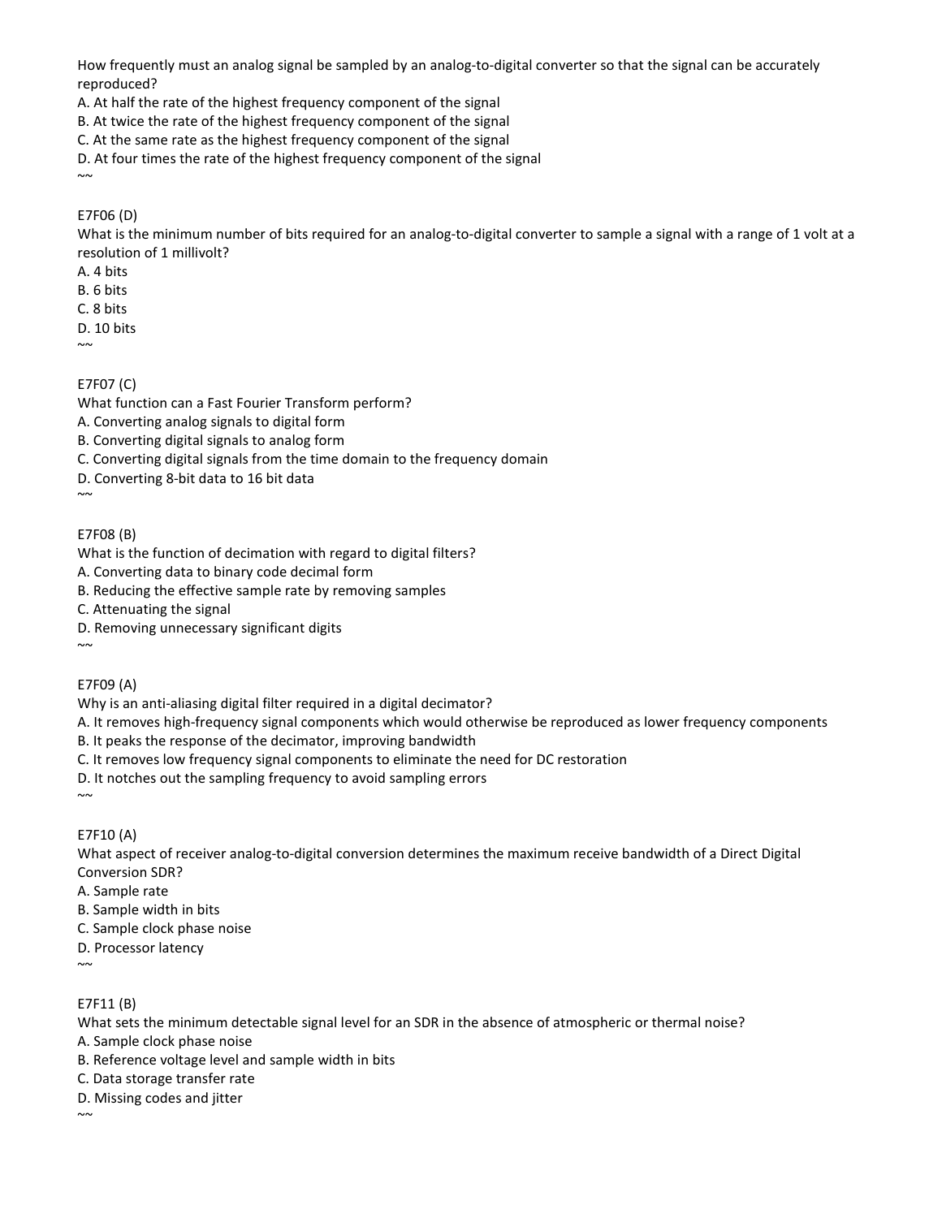How frequently must an analog signal be sampled by an analog-to-digital converter so that the signal can be accurately reproduced?
A. At half the rate of the highest frequency component of the signal
B. At twice the rate of the highest frequency component of the signal
C. At the same rate as the highest frequency component of the signal
D. At four times the rate of the highest frequency component of the signal
~~

E7F06 (D)
What is the minimum number of bits required for an analog-to-digital converter to sample a signal with a range of 1 volt at a resolution of 1 millivolt?
A. 4 bits
B. 6 bits
C. 8 bits
D. 10 bits
~~

E7F07 (C)
What function can a Fast Fourier Transform perform?
A. Converting analog signals to digital form
B. Converting digital signals to analog form
C. Converting digital signals from the time domain to the frequency domain
D. Converting 8-bit data to 16 bit data
~~

E7F08 (B)
What is the function of decimation with regard to digital filters?
A. Converting data to binary code decimal form
B. Reducing the effective sample rate by removing samples
C. Attenuating the signal
D. Removing unnecessary significant digits
~~

E7F09 (A)
Why is an anti-aliasing digital filter required in a digital decimator?
A. It removes high-frequency signal components which would otherwise be reproduced as lower frequency components
B. It peaks the response of the decimator, improving bandwidth
C. It removes low frequency signal components to eliminate the need for DC restoration
D. It notches out the sampling frequency to avoid sampling errors
~~

E7F10 (A)
What aspect of receiver analog-to-digital conversion determines the maximum receive bandwidth of a Direct Digital Conversion SDR?
A. Sample rate
B. Sample width in bits
C. Sample clock phase noise
D. Processor latency
~~

E7F11 (B)
What sets the minimum detectable signal level for an SDR in the absence of atmospheric or thermal noise?
A. Sample clock phase noise
B. Reference voltage level and sample width in bits
C. Data storage transfer rate
D. Missing codes and jitter
~~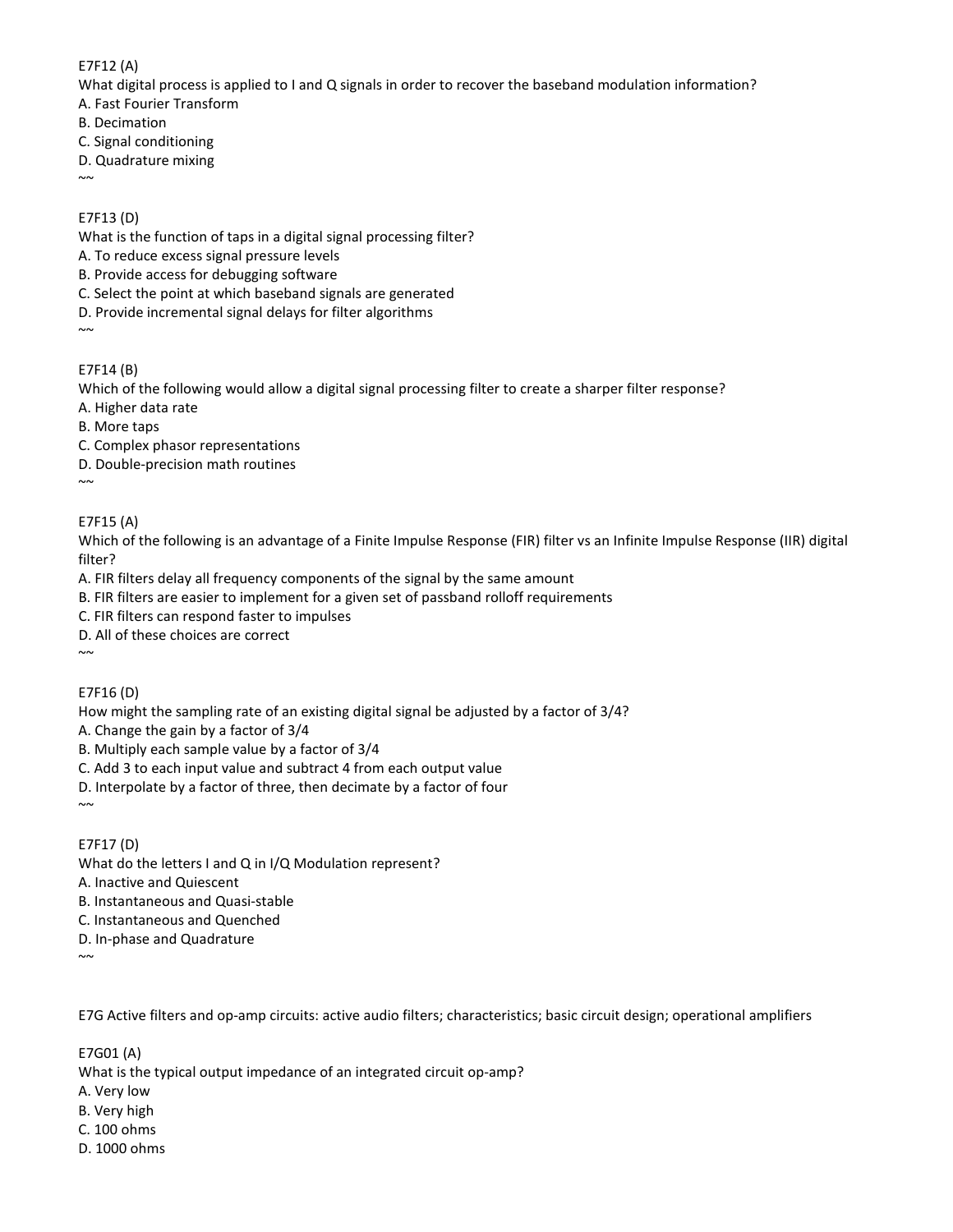E7F12 (A)
What digital process is applied to I and Q signals in order to recover the baseband modulation information?
A. Fast Fourier Transform
B. Decimation
C. Signal conditioning
D. Quadrature mixing
~~

E7F13 (D)
What is the function of taps in a digital signal processing filter?
A. To reduce excess signal pressure levels
B. Provide access for debugging software
C. Select the point at which baseband signals are generated
D. Provide incremental signal delays for filter algorithms
~~

E7F14 (B)
Which of the following would allow a digital signal processing filter to create a sharper filter response?
A. Higher data rate
B. More taps
C. Complex phasor representations
D. Double-precision math routines
~~

E7F15 (A)
Which of the following is an advantage of a Finite Impulse Response (FIR) filter vs an Infinite Impulse Response (IIR) digital filter?
A. FIR filters delay all frequency components of the signal by the same amount
B. FIR filters are easier to implement for a given set of passband rolloff requirements
C. FIR filters can respond faster to impulses
D. All of these choices are correct
~~

E7F16 (D)
How might the sampling rate of an existing digital signal be adjusted by a factor of 3/4?
A. Change the gain by a factor of 3/4
B. Multiply each sample value by a factor of 3/4
C. Add 3 to each input value and subtract 4 from each output value
D. Interpolate by a factor of three, then decimate by a factor of four
~~

E7F17 (D)
What do the letters I and Q in I/Q Modulation represent?
A. Inactive and Quiescent
B. Instantaneous and Quasi-stable
C. Instantaneous and Quenched
D. In-phase and Quadrature
~~

E7G Active filters and op-amp circuits: active audio filters; characteristics; basic circuit design; operational amplifiers

E7G01 (A)
What is the typical output impedance of an integrated circuit op-amp?
A. Very low
B. Very high
C. 100 ohms
D. 1000 ohms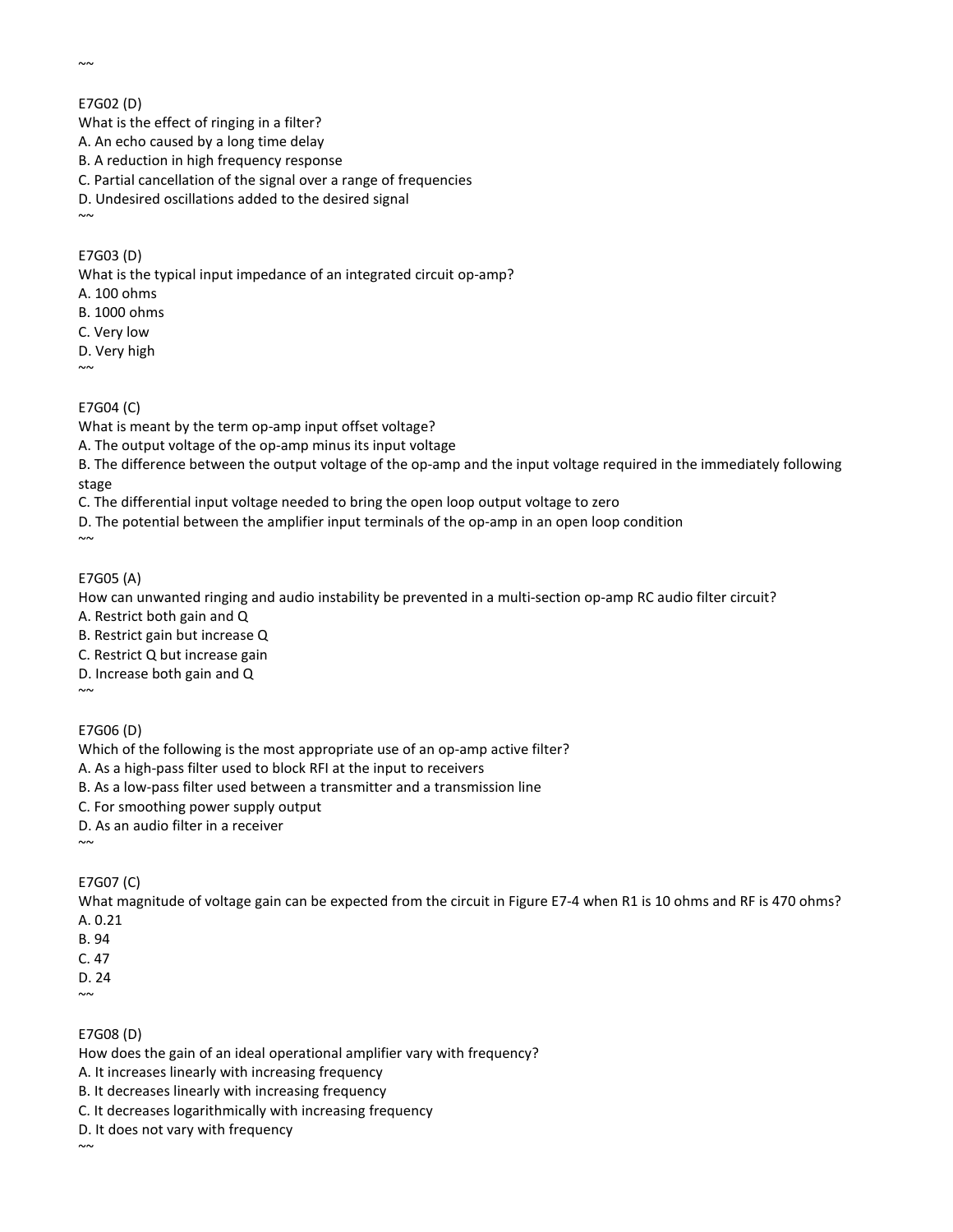~~

E7G02 (D)
What is the effect of ringing in a filter?
A. An echo caused by a long time delay
B. A reduction in high frequency response
C. Partial cancellation of the signal over a range of frequencies
D. Undesired oscillations added to the desired signal
~~

E7G03 (D)
What is the typical input impedance of an integrated circuit op-amp?
A. 100 ohms
B. 1000 ohms
C. Very low
D. Very high
~~

E7G04 (C)
What is meant by the term op-amp input offset voltage?
A. The output voltage of the op-amp minus its input voltage
B. The difference between the output voltage of the op-amp and the input voltage required in the immediately following stage
C. The differential input voltage needed to bring the open loop output voltage to zero
D. The potential between the amplifier input terminals of the op-amp in an open loop condition
~~

E7G05 (A)
How can unwanted ringing and audio instability be prevented in a multi-section op-amp RC audio filter circuit?
A. Restrict both gain and Q
B. Restrict gain but increase Q
C. Restrict Q but increase gain
D. Increase both gain and Q
~~

E7G06 (D)
Which of the following is the most appropriate use of an op-amp active filter?
A. As a high-pass filter used to block RFI at the input to receivers
B. As a low-pass filter used between a transmitter and a transmission line
C. For smoothing power supply output
D. As an audio filter in a receiver
~~

E7G07 (C)
What magnitude of voltage gain can be expected from the circuit in Figure E7-4 when R1 is 10 ohms and RF is 470 ohms?
A. 0.21
B. 94
C. 47
D. 24
~~

E7G08 (D)
How does the gain of an ideal operational amplifier vary with frequency?
A. It increases linearly with increasing frequency
B. It decreases linearly with increasing frequency
C. It decreases logarithmically with increasing frequency
D. It does not vary with frequency
~~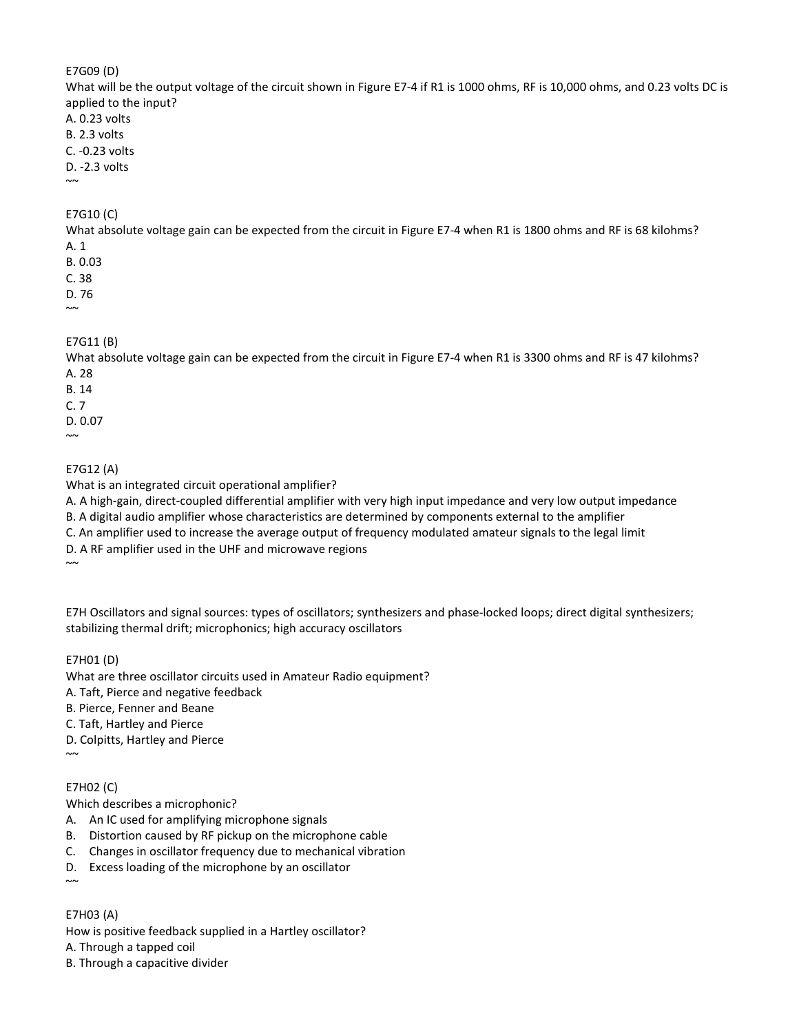E7G09 (D)
What will be the output voltage of the circuit shown in Figure E7-4 if R1 is 1000 ohms, RF is 10,000 ohms, and 0.23 volts DC is applied to the input?
A. 0.23 volts
B. 2.3 volts
C. -0.23 volts
D. -2.3 volts
~~

E7G10 (C)
What absolute voltage gain can be expected from the circuit in Figure E7-4 when R1 is 1800 ohms and RF is 68 kilohms?
A. 1
B. 0.03
C. 38
D. 76
~~

E7G11 (B)
What absolute voltage gain can be expected from the circuit in Figure E7-4 when R1 is 3300 ohms and RF is 47 kilohms?
A. 28
B. 14
C. 7
D. 0.07
~~

E7G12 (A)
What is an integrated circuit operational amplifier?
A. A high-gain, direct-coupled differential amplifier with very high input impedance and very low output impedance
B. A digital audio amplifier whose characteristics are determined by components external to the amplifier
C. An amplifier used to increase the average output of frequency modulated amateur signals to the legal limit
D. A RF amplifier used in the UHF and microwave regions
~~

E7H Oscillators and signal sources: types of oscillators; synthesizers and phase-locked loops; direct digital synthesizers; stabilizing thermal drift; microphonics; high accuracy oscillators

E7H01 (D)
What are three oscillator circuits used in Amateur Radio equipment?
A. Taft, Pierce and negative feedback
B. Pierce, Fenner and Beane
C. Taft, Hartley and Pierce
D. Colpitts, Hartley and Pierce
~~

E7H02 (C)
Which describes a microphonic?
A. An IC used for amplifying microphone signals
B. Distortion caused by RF pickup on the microphone cable
C. Changes in oscillator frequency due to mechanical vibration
D. Excess loading of the microphone by an oscillator
~~

E7H03 (A)
How is positive feedback supplied in a Hartley oscillator?
A. Through a tapped coil
B. Through a capacitive divider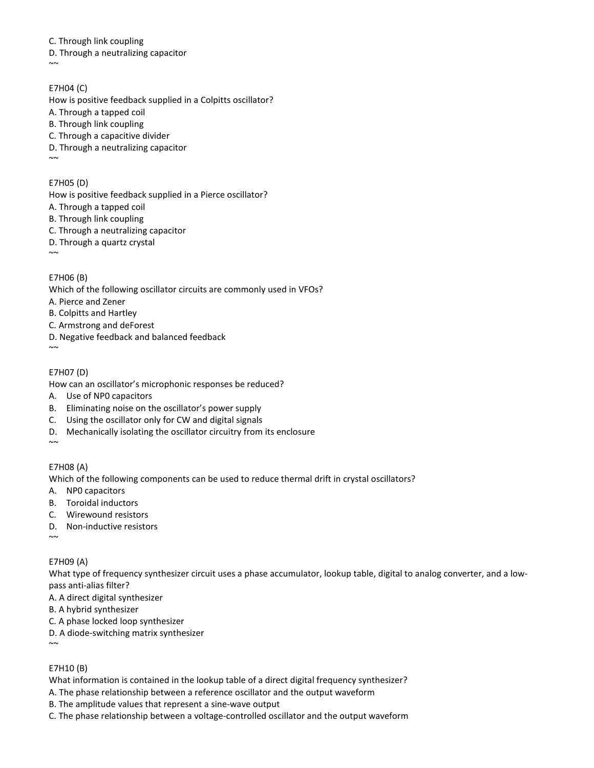C. Through link coupling
D. Through a neutralizing capacitor
~~

E7H04 (C)
How is positive feedback supplied in a Colpitts oscillator?
A. Through a tapped coil
B. Through link coupling
C. Through a capacitive divider
D. Through a neutralizing capacitor
~~

E7H05 (D)
How is positive feedback supplied in a Pierce oscillator?
A. Through a tapped coil
B. Through link coupling
C. Through a neutralizing capacitor
D. Through a quartz crystal
~~

E7H06 (B)
Which of the following oscillator circuits are commonly used in VFOs?
A. Pierce and Zener
B. Colpitts and Hartley
C. Armstrong and deForest
D. Negative feedback and balanced feedback
~~

E7H07 (D)
How can an oscillator's microphonic responses be reduced?
A. Use of NP0 capacitors
B. Eliminating noise on the oscillator's power supply
C. Using the oscillator only for CW and digital signals
D. Mechanically isolating the oscillator circuitry from its enclosure
~~

E7H08 (A)
Which of the following components can be used to reduce thermal drift in crystal oscillators?
A. NP0 capacitors
B. Toroidal inductors
C. Wirewound resistors
D. Non-inductive resistors
~~

E7H09 (A)
What type of frequency synthesizer circuit uses a phase accumulator, lookup table, digital to analog converter, and a low-pass anti-alias filter?
A. A direct digital synthesizer
B. A hybrid synthesizer
C. A phase locked loop synthesizer
D. A diode-switching matrix synthesizer
~~

E7H10 (B)
What information is contained in the lookup table of a direct digital frequency synthesizer?
A. The phase relationship between a reference oscillator and the output waveform
B. The amplitude values that represent a sine-wave output
C. The phase relationship between a voltage-controlled oscillator and the output waveform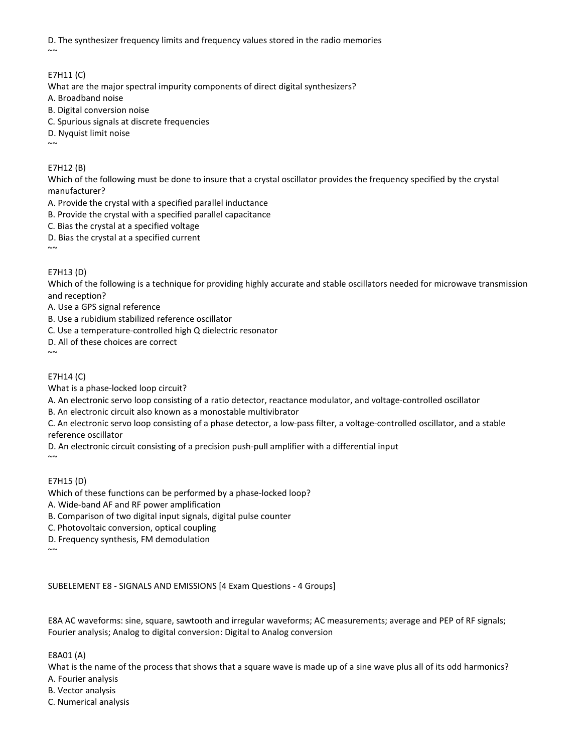D. The synthesizer frequency limits and frequency values stored in the radio memories
~~

E7H11 (C)
What are the major spectral impurity components of direct digital synthesizers?
A. Broadband noise
B. Digital conversion noise
C. Spurious signals at discrete frequencies
D. Nyquist limit noise
~~

E7H12 (B)
Which of the following must be done to insure that a crystal oscillator provides the frequency specified by the crystal manufacturer?
A. Provide the crystal with a specified parallel inductance
B. Provide the crystal with a specified parallel capacitance
C. Bias the crystal at a specified voltage
D. Bias the crystal at a specified current
~~

E7H13 (D)
Which of the following is a technique for providing highly accurate and stable oscillators needed for microwave transmission and reception?
A. Use a GPS signal reference
B. Use a rubidium stabilized reference oscillator
C. Use a temperature-controlled high Q dielectric resonator
D. All of these choices are correct
~~

E7H14 (C)
What is a phase-locked loop circuit?
A. An electronic servo loop consisting of a ratio detector, reactance modulator, and voltage-controlled oscillator
B. An electronic circuit also known as a monostable multivibrator
C. An electronic servo loop consisting of a phase detector, a low-pass filter, a voltage-controlled oscillator, and a stable reference oscillator
D. An electronic circuit consisting of a precision push-pull amplifier with a differential input
~~

E7H15 (D)
Which of these functions can be performed by a phase-locked loop?
A. Wide-band AF and RF power amplification
B. Comparison of two digital input signals, digital pulse counter
C. Photovoltaic conversion, optical coupling
D. Frequency synthesis, FM demodulation
~~

SUBELEMENT E8 - SIGNALS AND EMISSIONS [4 Exam Questions - 4 Groups]

E8A AC waveforms: sine, square, sawtooth and irregular waveforms; AC measurements; average and PEP of RF signals; Fourier analysis; Analog to digital conversion: Digital to Analog conversion

E8A01 (A)
What is the name of the process that shows that a square wave is made up of a sine wave plus all of its odd harmonics?
A. Fourier analysis
B. Vector analysis
C. Numerical analysis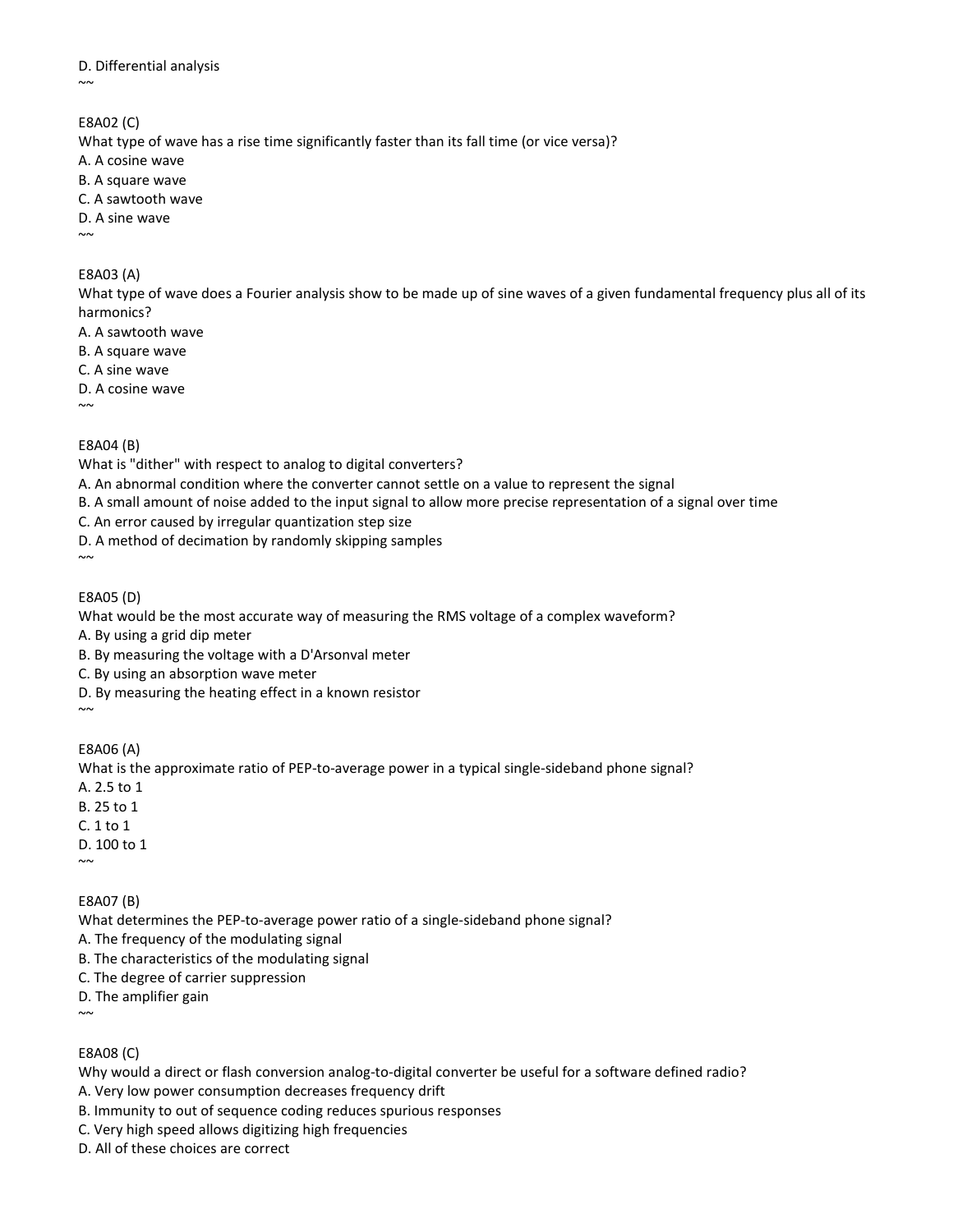D. Differential analysis
~~

E8A02 (C)
What type of wave has a rise time significantly faster than its fall time (or vice versa)?
A. A cosine wave
B. A square wave
C. A sawtooth wave
D. A sine wave
~~

E8A03 (A)
What type of wave does a Fourier analysis show to be made up of sine waves of a given fundamental frequency plus all of its harmonics?
A. A sawtooth wave
B. A square wave
C. A sine wave
D. A cosine wave
~~

E8A04 (B)
What is "dither" with respect to analog to digital converters?
A. An abnormal condition where the converter cannot settle on a value to represent the signal
B. A small amount of noise added to the input signal to allow more precise representation of a signal over time
C. An error caused by irregular quantization step size
D. A method of decimation by randomly skipping samples
~~

E8A05 (D)
What would be the most accurate way of measuring the RMS voltage of a complex waveform?
A. By using a grid dip meter
B. By measuring the voltage with a D'Arsonval meter
C. By using an absorption wave meter
D. By measuring the heating effect in a known resistor
~~

E8A06 (A)
What is the approximate ratio of PEP-to-average power in a typical single-sideband phone signal?
A. 2.5 to 1
B. 25 to 1
C. 1 to 1
D. 100 to 1
~~

E8A07 (B)
What determines the PEP-to-average power ratio of a single-sideband phone signal?
A. The frequency of the modulating signal
B. The characteristics of the modulating signal
C. The degree of carrier suppression
D. The amplifier gain
~~

E8A08 (C)
Why would a direct or flash conversion analog-to-digital converter be useful for a software defined radio?
A. Very low power consumption decreases frequency drift
B. Immunity to out of sequence coding reduces spurious responses
C. Very high speed allows digitizing high frequencies
D. All of these choices are correct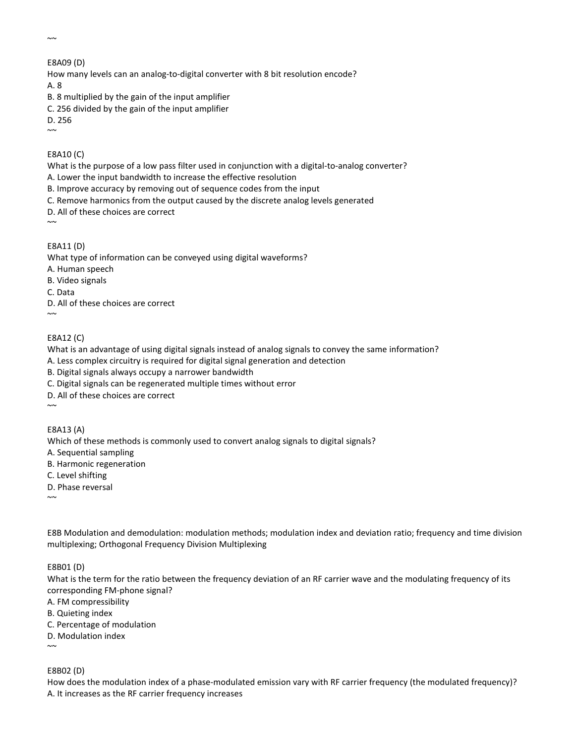~~

E8A09 (D)
How many levels can an analog-to-digital converter with 8 bit resolution encode?
A. 8
B. 8 multiplied by the gain of the input amplifier
C. 256 divided by the gain of the input amplifier
D. 256
~~

E8A10 (C)
What is the purpose of a low pass filter used in conjunction with a digital-to-analog converter?
A. Lower the input bandwidth to increase the effective resolution
B. Improve accuracy by removing out of sequence codes from the input
C. Remove harmonics from the output caused by the discrete analog levels generated
D. All of these choices are correct
~~

E8A11 (D)
What type of information can be conveyed using digital waveforms?
A. Human speech
B. Video signals
C. Data
D. All of these choices are correct
~~

E8A12 (C)
What is an advantage of using digital signals instead of analog signals to convey the same information?
A. Less complex circuitry is required for digital signal generation and detection
B. Digital signals always occupy a narrower bandwidth
C. Digital signals can be regenerated multiple times without error
D. All of these choices are correct
~~

E8A13 (A)
Which of these methods is commonly used to convert analog signals to digital signals?
A. Sequential sampling
B. Harmonic regeneration
C. Level shifting
D. Phase reversal
~~

E8B Modulation and demodulation: modulation methods; modulation index and deviation ratio; frequency and time division multiplexing; Orthogonal Frequency Division Multiplexing

E8B01 (D)
What is the term for the ratio between the frequency deviation of an RF carrier wave and the modulating frequency of its corresponding FM-phone signal?
A. FM compressibility
B. Quieting index
C. Percentage of modulation
D. Modulation index
~~

E8B02 (D)
How does the modulation index of a phase-modulated emission vary with RF carrier frequency (the modulated frequency)?
A. It increases as the RF carrier frequency increases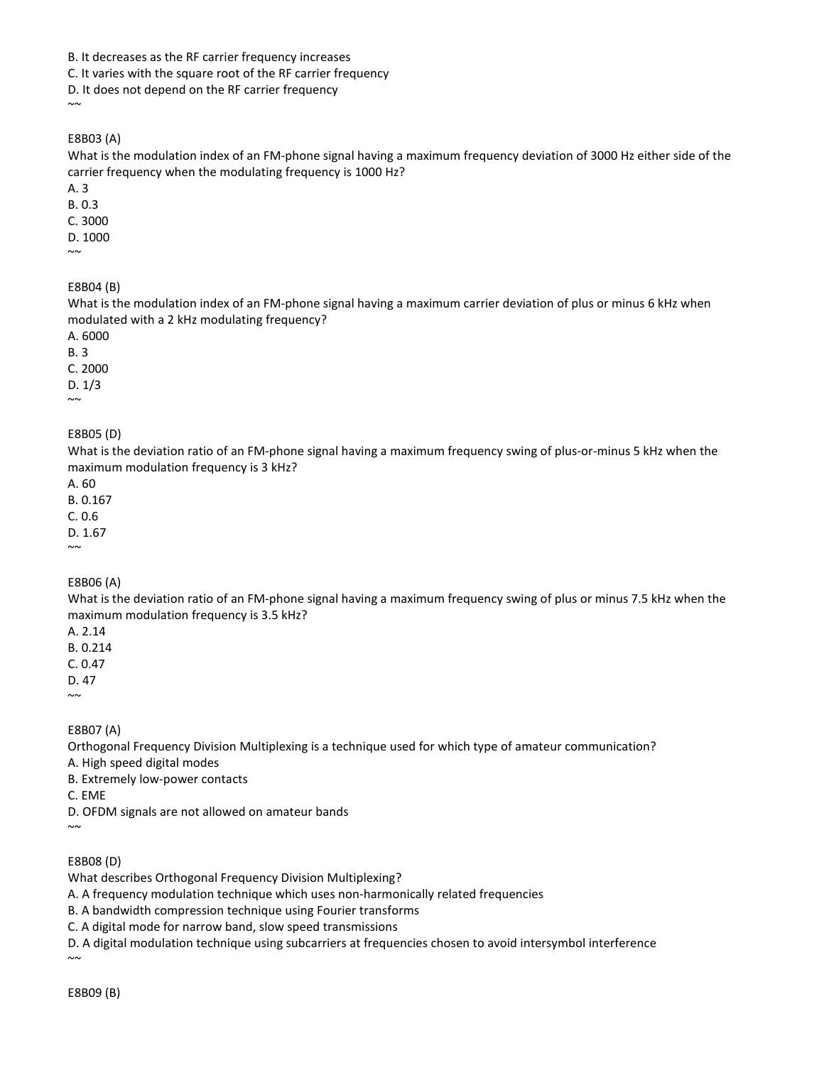B. It decreases as the RF carrier frequency increases
C. It varies with the square root of the RF carrier frequency
D. It does not depend on the RF carrier frequency
~~

E8B03 (A)
What is the modulation index of an FM-phone signal having a maximum frequency deviation of 3000 Hz either side of the carrier frequency when the modulating frequency is 1000 Hz?
A. 3
B. 0.3
C. 3000
D. 1000
~~

E8B04 (B)
What is the modulation index of an FM-phone signal having a maximum carrier deviation of plus or minus 6 kHz when modulated with a 2 kHz modulating frequency?
A. 6000
B. 3
C. 2000
D. 1/3
~~

E8B05 (D)
What is the deviation ratio of an FM-phone signal having a maximum frequency swing of plus-or-minus 5 kHz when the maximum modulation frequency is 3 kHz?
A. 60
B. 0.167
C. 0.6
D. 1.67
~~

E8B06 (A)
What is the deviation ratio of an FM-phone signal having a maximum frequency swing of plus or minus 7.5 kHz when the maximum modulation frequency is 3.5 kHz?
A. 2.14
B. 0.214
C. 0.47
D. 47
~~

E8B07 (A)
Orthogonal Frequency Division Multiplexing is a technique used for which type of amateur communication?
A. High speed digital modes
B. Extremely low-power contacts
C. EME
D. OFDM signals are not allowed on amateur bands
~~

E8B08 (D)
What describes Orthogonal Frequency Division Multiplexing?
A. A frequency modulation technique which uses non-harmonically related frequencies
B. A bandwidth compression technique using Fourier transforms
C. A digital mode for narrow band, slow speed transmissions
D. A digital modulation technique using subcarriers at frequencies chosen to avoid intersymbol interference
~~

E8B09 (B)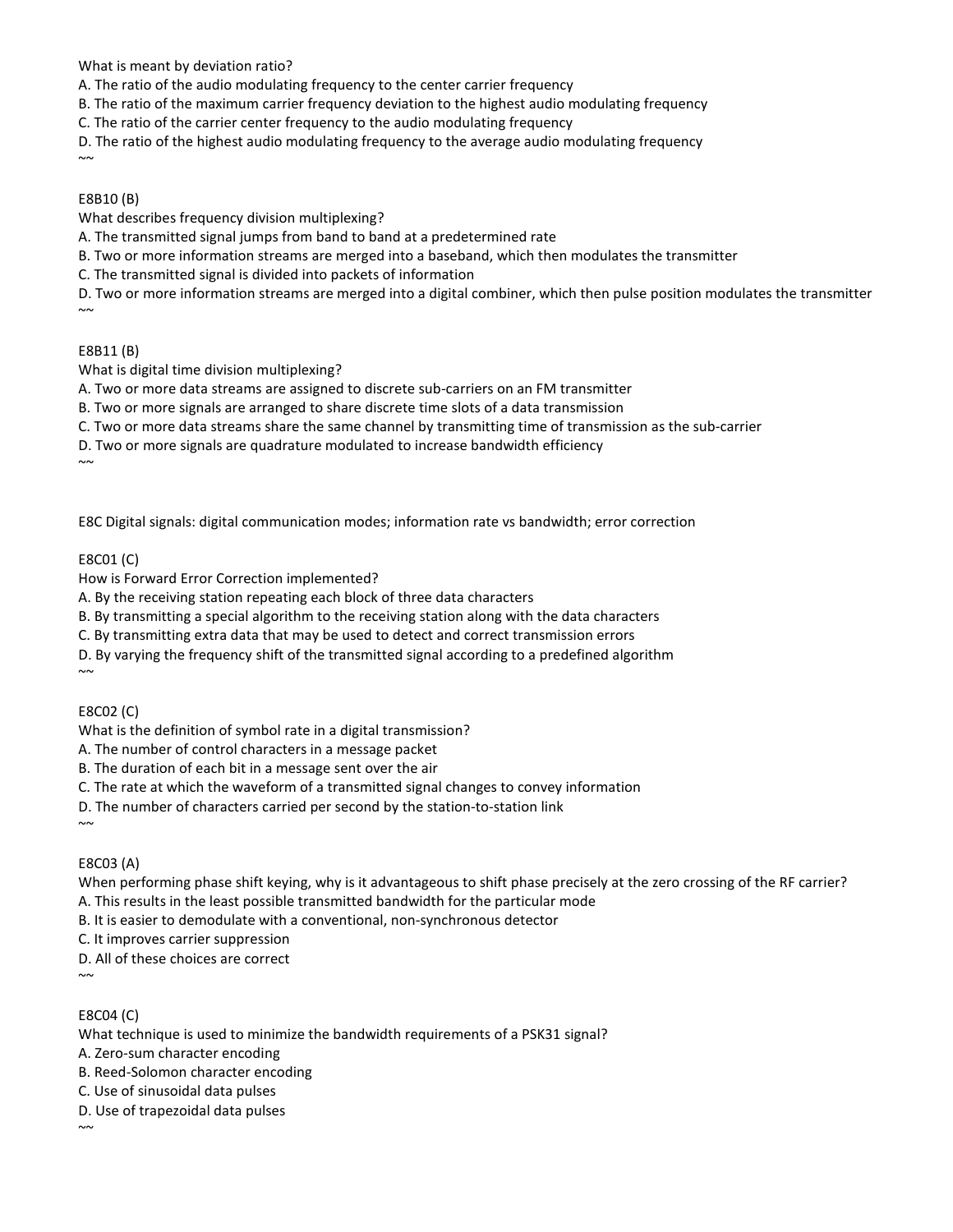What is meant by deviation ratio?
A. The ratio of the audio modulating frequency to the center carrier frequency
B. The ratio of the maximum carrier frequency deviation to the highest audio modulating frequency
C. The ratio of the carrier center frequency to the audio modulating frequency
D. The ratio of the highest audio modulating frequency to the average audio modulating frequency
~~

E8B10 (B)
What describes frequency division multiplexing?
A. The transmitted signal jumps from band to band at a predetermined rate
B. Two or more information streams are merged into a baseband, which then modulates the transmitter
C. The transmitted signal is divided into packets of information
D. Two or more information streams are merged into a digital combiner, which then pulse position modulates the transmitter
~~

E8B11 (B)
What is digital time division multiplexing?
A. Two or more data streams are assigned to discrete sub-carriers on an FM transmitter
B. Two or more signals are arranged to share discrete time slots of a data transmission
C. Two or more data streams share the same channel by transmitting time of transmission as the sub-carrier
D. Two or more signals are quadrature modulated to increase bandwidth efficiency
~~

E8C Digital signals: digital communication modes; information rate vs bandwidth; error correction

E8C01 (C)
How is Forward Error Correction implemented?
A. By the receiving station repeating each block of three data characters
B. By transmitting a special algorithm to the receiving station along with the data characters
C. By transmitting extra data that may be used to detect and correct transmission errors
D. By varying the frequency shift of the transmitted signal according to a predefined algorithm
~~

E8C02 (C)
What is the definition of symbol rate in a digital transmission?
A. The number of control characters in a message packet
B. The duration of each bit in a message sent over the air
C. The rate at which the waveform of a transmitted signal changes to convey information
D. The number of characters carried per second by the station-to-station link
~~

E8C03 (A)
When performing phase shift keying, why is it advantageous to shift phase precisely at the zero crossing of the RF carrier?
A. This results in the least possible transmitted bandwidth for the particular mode
B. It is easier to demodulate with a conventional, non-synchronous detector
C. It improves carrier suppression
D. All of these choices are correct
~~

E8C04 (C)
What technique is used to minimize the bandwidth requirements of a PSK31 signal?
A. Zero-sum character encoding
B. Reed-Solomon character encoding
C. Use of sinusoidal data pulses
D. Use of trapezoidal data pulses
~~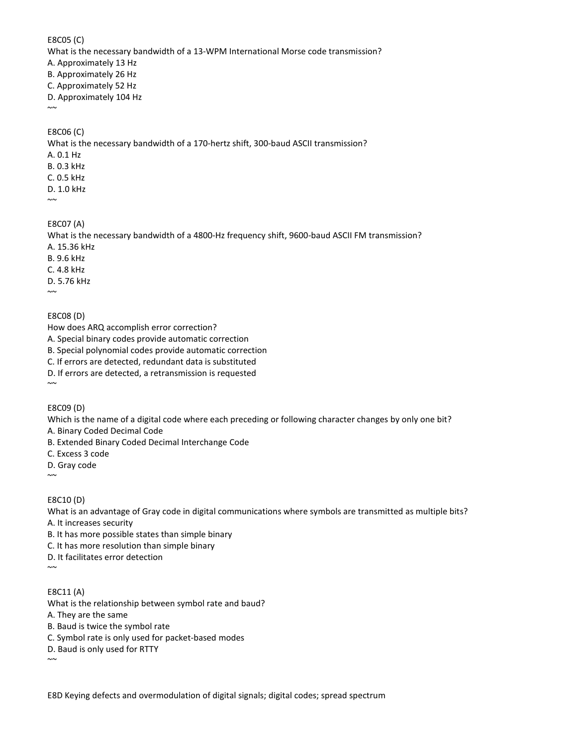E8C05 (C)
What is the necessary bandwidth of a 13-WPM International Morse code transmission?
A. Approximately 13 Hz
B. Approximately 26 Hz
C. Approximately 52 Hz
D. Approximately 104 Hz
~~

E8C06 (C)
What is the necessary bandwidth of a 170-hertz shift, 300-baud ASCII transmission?
A. 0.1 Hz
B. 0.3 kHz
C. 0.5 kHz
D. 1.0 kHz
~~

E8C07 (A)
What is the necessary bandwidth of a 4800-Hz frequency shift, 9600-baud ASCII FM transmission?
A. 15.36 kHz
B. 9.6 kHz
C. 4.8 kHz
D. 5.76 kHz
~~

E8C08 (D)
How does ARQ accomplish error correction?
A. Special binary codes provide automatic correction
B. Special polynomial codes provide automatic correction
C. If errors are detected, redundant data is substituted
D. If errors are detected, a retransmission is requested
~~

E8C09 (D)
Which is the name of a digital code where each preceding or following character changes by only one bit?
A. Binary Coded Decimal Code
B. Extended Binary Coded Decimal Interchange Code
C. Excess 3 code
D. Gray code
~~

E8C10 (D)
What is an advantage of Gray code in digital communications where symbols are transmitted as multiple bits?
A. It increases security
B. It has more possible states than simple binary
C. It has more resolution than simple binary
D. It facilitates error detection
~~

E8C11 (A)
What is the relationship between symbol rate and baud?
A. They are the same
B. Baud is twice the symbol rate
C. Symbol rate is only used for packet-based modes
D. Baud is only used for RTTY
~~

E8D Keying defects and overmodulation of digital signals; digital codes; spread spectrum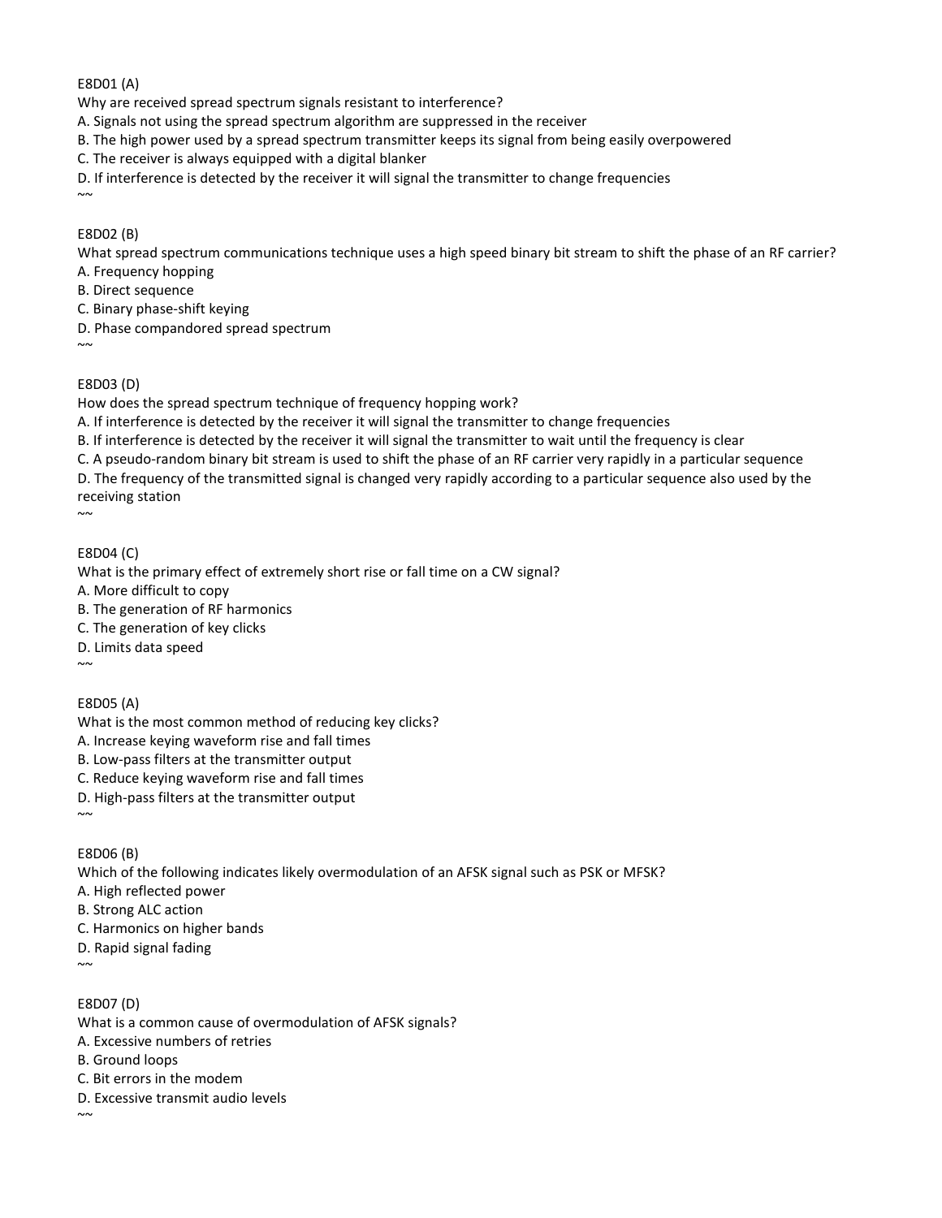E8D01 (A)
Why are received spread spectrum signals resistant to interference?
A. Signals not using the spread spectrum algorithm are suppressed in the receiver
B. The high power used by a spread spectrum transmitter keeps its signal from being easily overpowered
C. The receiver is always equipped with a digital blanker
D. If interference is detected by the receiver it will signal the transmitter to change frequencies
~~

E8D02 (B)
What spread spectrum communications technique uses a high speed binary bit stream to shift the phase of an RF carrier?
A. Frequency hopping
B. Direct sequence
C. Binary phase-shift keying
D. Phase compandored spread spectrum
~~

E8D03 (D)
How does the spread spectrum technique of frequency hopping work?
A. If interference is detected by the receiver it will signal the transmitter to change frequencies
B. If interference is detected by the receiver it will signal the transmitter to wait until the frequency is clear
C. A pseudo-random binary bit stream is used to shift the phase of an RF carrier very rapidly in a particular sequence
D. The frequency of the transmitted signal is changed very rapidly according to a particular sequence also used by the receiving station
~~

E8D04 (C)
What is the primary effect of extremely short rise or fall time on a CW signal?
A. More difficult to copy
B. The generation of RF harmonics
C. The generation of key clicks
D. Limits data speed
~~

E8D05 (A)
What is the most common method of reducing key clicks?
A. Increase keying waveform rise and fall times
B. Low-pass filters at the transmitter output
C. Reduce keying waveform rise and fall times
D. High-pass filters at the transmitter output
~~

E8D06 (B)
Which of the following indicates likely overmodulation of an AFSK signal such as PSK or MFSK?
A. High reflected power
B. Strong ALC action
C. Harmonics on higher bands
D. Rapid signal fading
~~

E8D07 (D)
What is a common cause of overmodulation of AFSK signals?
A. Excessive numbers of retries
B. Ground loops
C. Bit errors in the modem
D. Excessive transmit audio levels
~~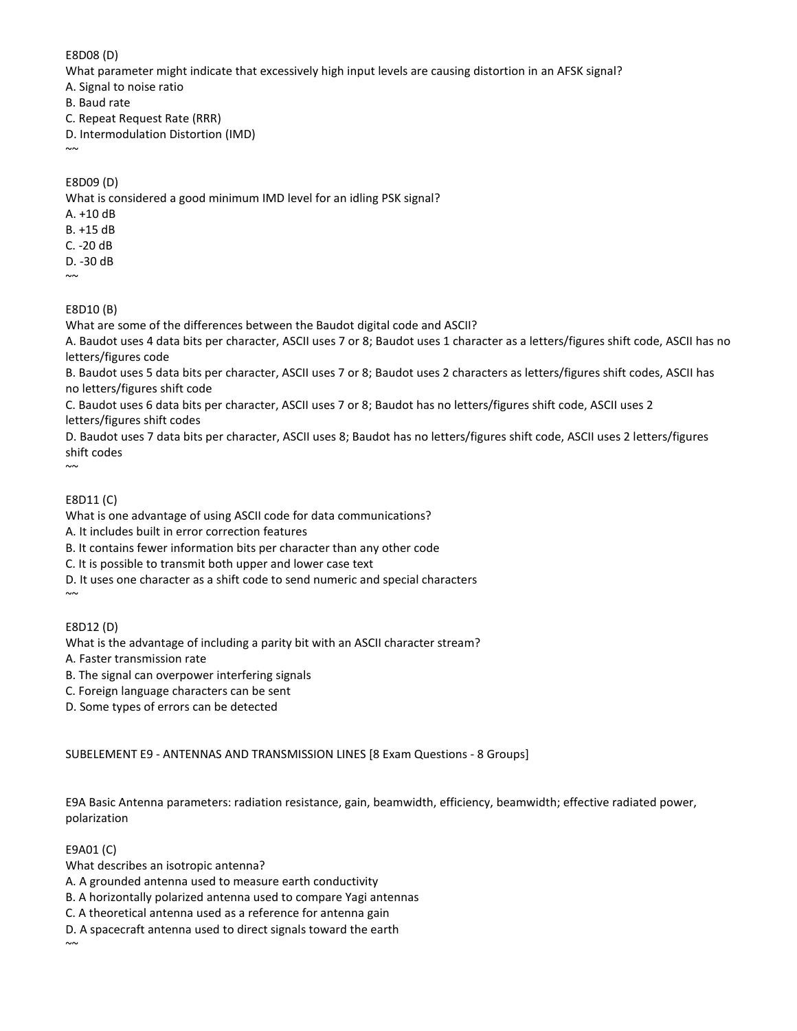E8D08 (D)
What parameter might indicate that excessively high input levels are causing distortion in an AFSK signal?
A. Signal to noise ratio
B. Baud rate
C. Repeat Request Rate (RRR)
D. Intermodulation Distortion (IMD)
~~

E8D09 (D)
What is considered a good minimum IMD level for an idling PSK signal?
A. +10 dB
B. +15 dB
C. -20 dB
D. -30 dB
~~

E8D10 (B)
What are some of the differences between the Baudot digital code and ASCII?
A. Baudot uses 4 data bits per character, ASCII uses 7 or 8; Baudot uses 1 character as a letters/figures shift code, ASCII has no letters/figures code
B. Baudot uses 5 data bits per character, ASCII uses 7 or 8; Baudot uses 2 characters as letters/figures shift codes, ASCII has no letters/figures shift code
C. Baudot uses 6 data bits per character, ASCII uses 7 or 8; Baudot has no letters/figures shift code, ASCII uses 2 letters/figures shift codes
D. Baudot uses 7 data bits per character, ASCII uses 8; Baudot has no letters/figures shift code, ASCII uses 2 letters/figures shift codes
~~

E8D11 (C)
What is one advantage of using ASCII code for data communications?
A. It includes built in error correction features
B. It contains fewer information bits per character than any other code
C. It is possible to transmit both upper and lower case text
D. It uses one character as a shift code to send numeric and special characters
~~

E8D12 (D)
What is the advantage of including a parity bit with an ASCII character stream?
A. Faster transmission rate
B. The signal can overpower interfering signals
C. Foreign language characters can be sent
D. Some types of errors can be detected

## SUBELEMENT E9 - ANTENNAS AND TRANSMISSION LINES [8 Exam Questions - 8 Groups]

### E9A Basic Antenna parameters: radiation resistance, gain, beamwidth, efficiency, beamwidth; effective radiated power, polarization

E9A01 (C)
What describes an isotropic antenna?
A. A grounded antenna used to measure earth conductivity
B. A horizontally polarized antenna used to compare Yagi antennas
C. A theoretical antenna used as a reference for antenna gain
D. A spacecraft antenna used to direct signals toward the earth
~~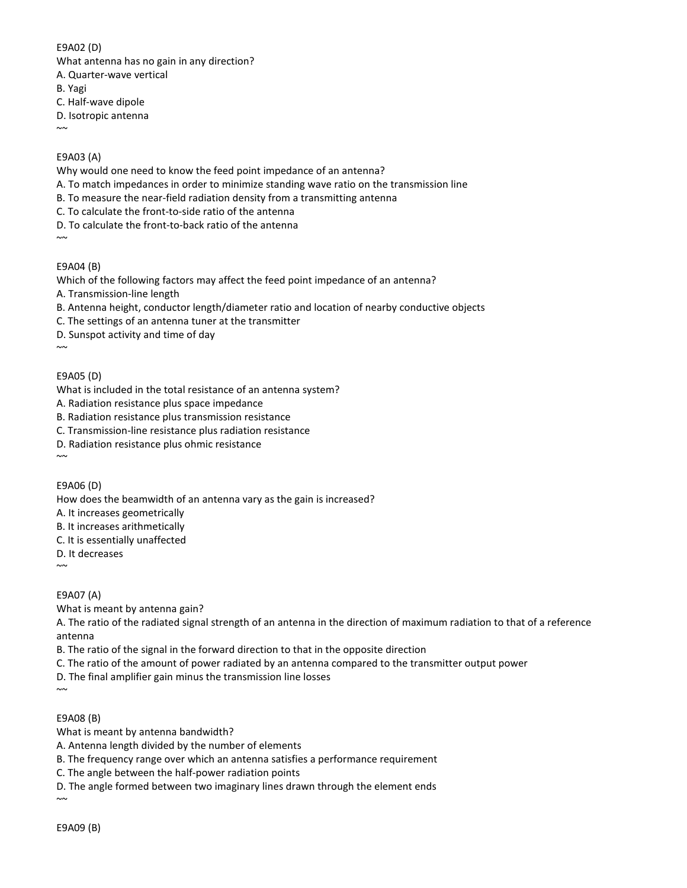E9A02 (D)
What antenna has no gain in any direction?
A. Quarter-wave vertical
B. Yagi
C. Half-wave dipole
D. Isotropic antenna
~~

E9A03 (A)
Why would one need to know the feed point impedance of an antenna?
A. To match impedances in order to minimize standing wave ratio on the transmission line
B. To measure the near-field radiation density from a transmitting antenna
C. To calculate the front-to-side ratio of the antenna
D. To calculate the front-to-back ratio of the antenna
~~

E9A04 (B)
Which of the following factors may affect the feed point impedance of an antenna?
A. Transmission-line length
B. Antenna height, conductor length/diameter ratio and location of nearby conductive objects
C. The settings of an antenna tuner at the transmitter
D. Sunspot activity and time of day
~~

E9A05 (D)
What is included in the total resistance of an antenna system?
A. Radiation resistance plus space impedance
B. Radiation resistance plus transmission resistance
C. Transmission-line resistance plus radiation resistance
D. Radiation resistance plus ohmic resistance
~~

E9A06 (D)
How does the beamwidth of an antenna vary as the gain is increased?
A. It increases geometrically
B. It increases arithmetically
C. It is essentially unaffected
D. It decreases
~~

E9A07 (A)
What is meant by antenna gain?
A. The ratio of the radiated signal strength of an antenna in the direction of maximum radiation to that of a reference antenna
B. The ratio of the signal in the forward direction to that in the opposite direction
C. The ratio of the amount of power radiated by an antenna compared to the transmitter output power
D. The final amplifier gain minus the transmission line losses
~~

E9A08 (B)
What is meant by antenna bandwidth?
A. Antenna length divided by the number of elements
B. The frequency range over which an antenna satisfies a performance requirement
C. The angle between the half-power radiation points
D. The angle formed between two imaginary lines drawn through the element ends
~~

E9A09 (B)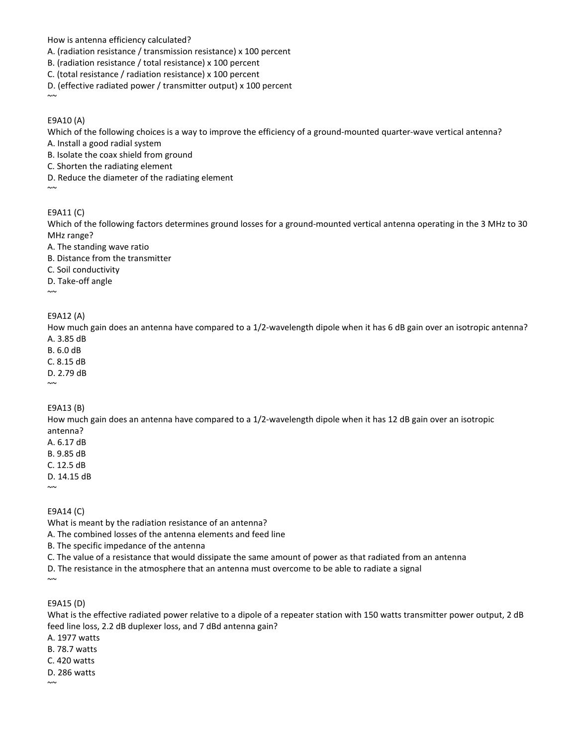How is antenna efficiency calculated?
A. (radiation resistance / transmission resistance) x 100 percent
B. (radiation resistance / total resistance) x 100 percent
C. (total resistance / radiation resistance) x 100 percent
D. (effective radiated power / transmitter output) x 100 percent
~~

E9A10 (A)
Which of the following choices is a way to improve the efficiency of a ground-mounted quarter-wave vertical antenna?
A. Install a good radial system
B. Isolate the coax shield from ground
C. Shorten the radiating element
D. Reduce the diameter of the radiating element
~~

E9A11 (C)
Which of the following factors determines ground losses for a ground-mounted vertical antenna operating in the 3 MHz to 30 MHz range?
A. The standing wave ratio
B. Distance from the transmitter
C. Soil conductivity
D. Take-off angle
~~

E9A12 (A)
How much gain does an antenna have compared to a 1/2-wavelength dipole when it has 6 dB gain over an isotropic antenna?
A. 3.85 dB
B. 6.0 dB
C. 8.15 dB
D. 2.79 dB
~~

E9A13 (B)
How much gain does an antenna have compared to a 1/2-wavelength dipole when it has 12 dB gain over an isotropic antenna?
A. 6.17 dB
B. 9.85 dB
C. 12.5 dB
D. 14.15 dB
~~

E9A14 (C)
What is meant by the radiation resistance of an antenna?
A. The combined losses of the antenna elements and feed line
B. The specific impedance of the antenna
C. The value of a resistance that would dissipate the same amount of power as that radiated from an antenna
D. The resistance in the atmosphere that an antenna must overcome to be able to radiate a signal
~~

E9A15 (D)
What is the effective radiated power relative to a dipole of a repeater station with 150 watts transmitter power output, 2 dB feed line loss, 2.2 dB duplexer loss, and 7 dBd antenna gain?
A. 1977 watts
B. 78.7 watts
C. 420 watts
D. 286 watts
~~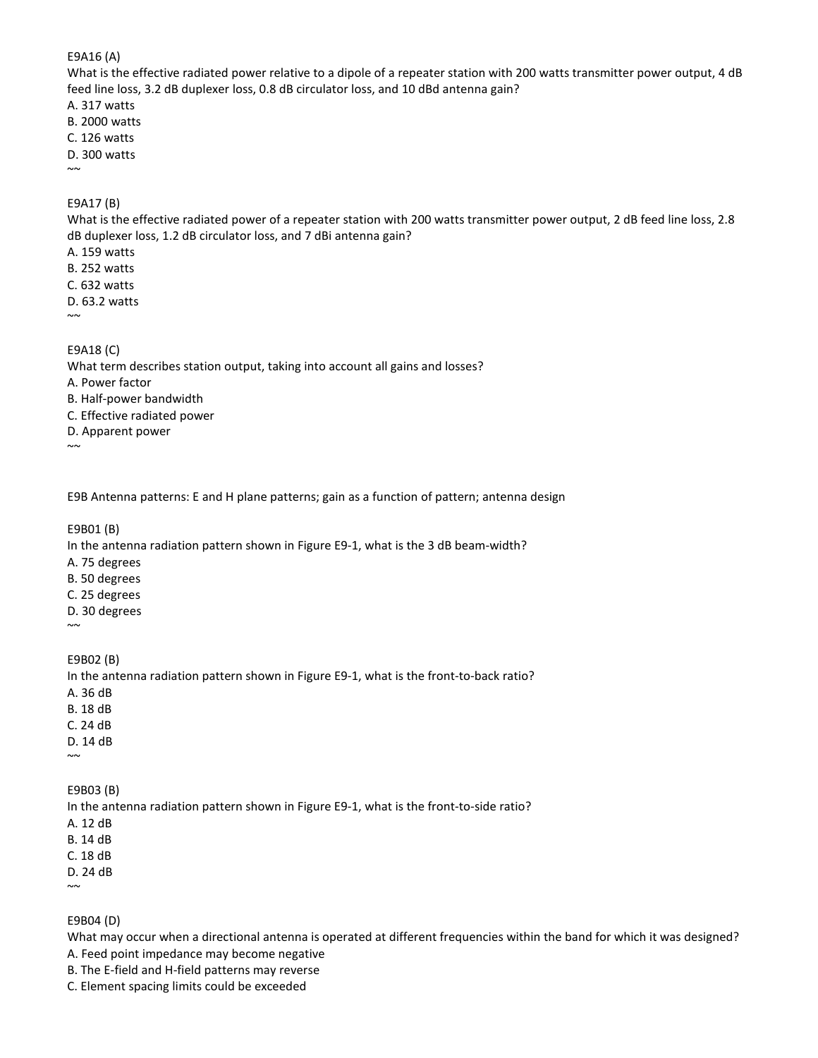E9A16 (A)
What is the effective radiated power relative to a dipole of a repeater station with 200 watts transmitter power output, 4 dB feed line loss, 3.2 dB duplexer loss, 0.8 dB circulator loss, and 10 dBd antenna gain?
A. 317 watts
B. 2000 watts
C. 126 watts
D. 300 watts
~~

E9A17 (B)
What is the effective radiated power of a repeater station with 200 watts transmitter power output, 2 dB feed line loss, 2.8 dB duplexer loss, 1.2 dB circulator loss, and 7 dBi antenna gain?
A. 159 watts
B. 252 watts
C. 632 watts
D. 63.2 watts
~~

E9A18 (C)
What term describes station output, taking into account all gains and losses?
A. Power factor
B. Half-power bandwidth
C. Effective radiated power
D. Apparent power
~~

E9B Antenna patterns: E and H plane patterns; gain as a function of pattern; antenna design

E9B01 (B)
In the antenna radiation pattern shown in Figure E9-1, what is the 3 dB beam-width?
A. 75 degrees
B. 50 degrees
C. 25 degrees
D. 30 degrees
~~

E9B02 (B)
In the antenna radiation pattern shown in Figure E9-1, what is the front-to-back ratio?
A. 36 dB
B. 18 dB
C. 24 dB
D. 14 dB
~~

E9B03 (B)
In the antenna radiation pattern shown in Figure E9-1, what is the front-to-side ratio?
A. 12 dB
B. 14 dB
C. 18 dB
D. 24 dB
~~

E9B04 (D)
What may occur when a directional antenna is operated at different frequencies within the band for which it was designed?
A. Feed point impedance may become negative
B. The E-field and H-field patterns may reverse
C. Element spacing limits could be exceeded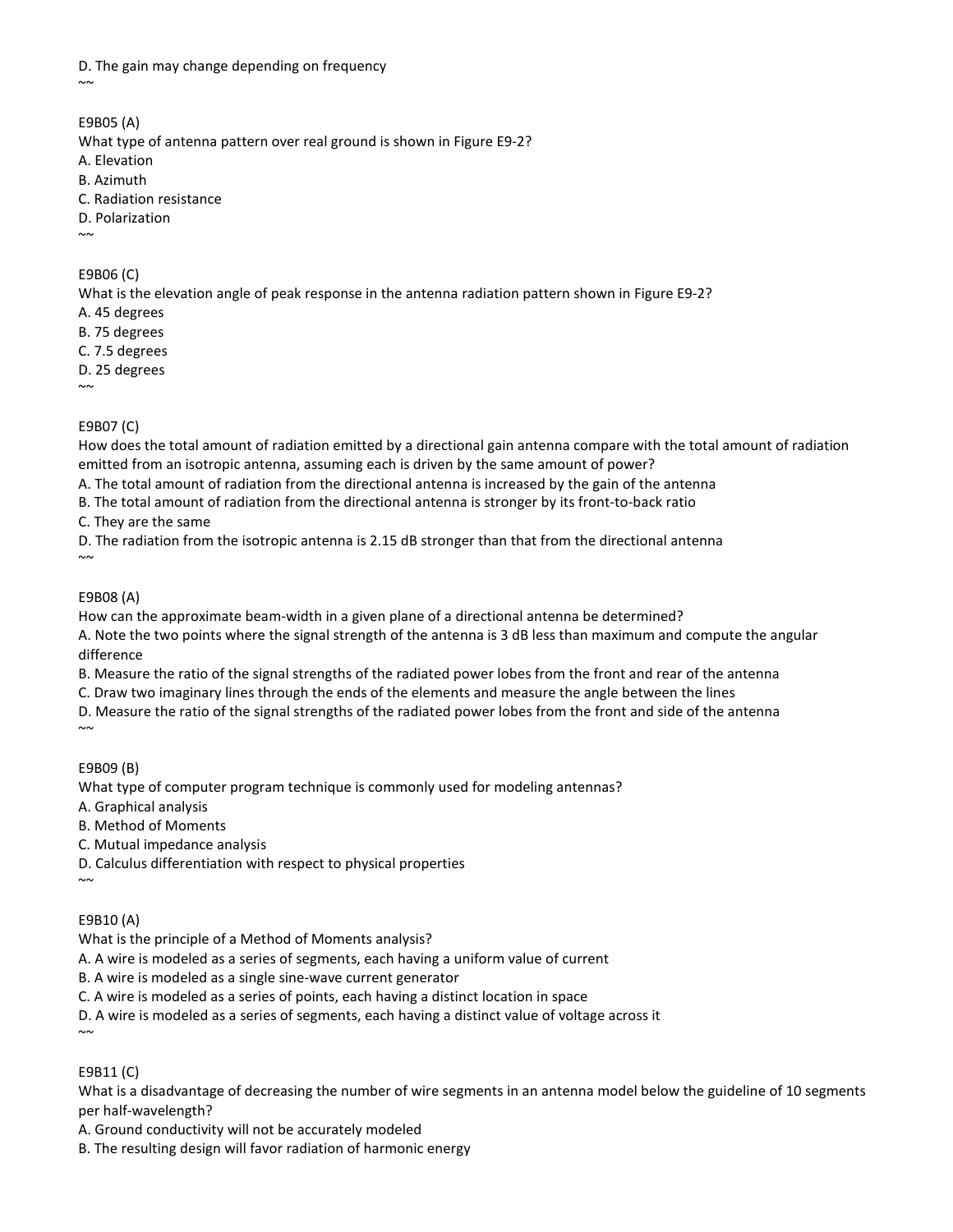D. The gain may change depending on frequency
~~

E9B05 (A)
What type of antenna pattern over real ground is shown in Figure E9-2?
A. Elevation
B. Azimuth
C. Radiation resistance
D. Polarization
~~

E9B06 (C)
What is the elevation angle of peak response in the antenna radiation pattern shown in Figure E9-2?
A. 45 degrees
B. 75 degrees
C. 7.5 degrees
D. 25 degrees
~~

E9B07 (C)
How does the total amount of radiation emitted by a directional gain antenna compare with the total amount of radiation emitted from an isotropic antenna, assuming each is driven by the same amount of power?
A. The total amount of radiation from the directional antenna is increased by the gain of the antenna
B. The total amount of radiation from the directional antenna is stronger by its front-to-back ratio
C. They are the same
D. The radiation from the isotropic antenna is 2.15 dB stronger than that from the directional antenna
~~

E9B08 (A)
How can the approximate beam-width in a given plane of a directional antenna be determined?
A. Note the two points where the signal strength of the antenna is 3 dB less than maximum and compute the angular difference
B. Measure the ratio of the signal strengths of the radiated power lobes from the front and rear of the antenna
C. Draw two imaginary lines through the ends of the elements and measure the angle between the lines
D. Measure the ratio of the signal strengths of the radiated power lobes from the front and side of the antenna
~~

E9B09 (B)
What type of computer program technique is commonly used for modeling antennas?
A. Graphical analysis
B. Method of Moments
C. Mutual impedance analysis
D. Calculus differentiation with respect to physical properties
~~

E9B10 (A)
What is the principle of a Method of Moments analysis?
A. A wire is modeled as a series of segments, each having a uniform value of current
B. A wire is modeled as a single sine-wave current generator
C. A wire is modeled as a series of points, each having a distinct location in space
D. A wire is modeled as a series of segments, each having a distinct value of voltage across it
~~

E9B11 (C)
What is a disadvantage of decreasing the number of wire segments in an antenna model below the guideline of 10 segments per half-wavelength?
A. Ground conductivity will not be accurately modeled
B. The resulting design will favor radiation of harmonic energy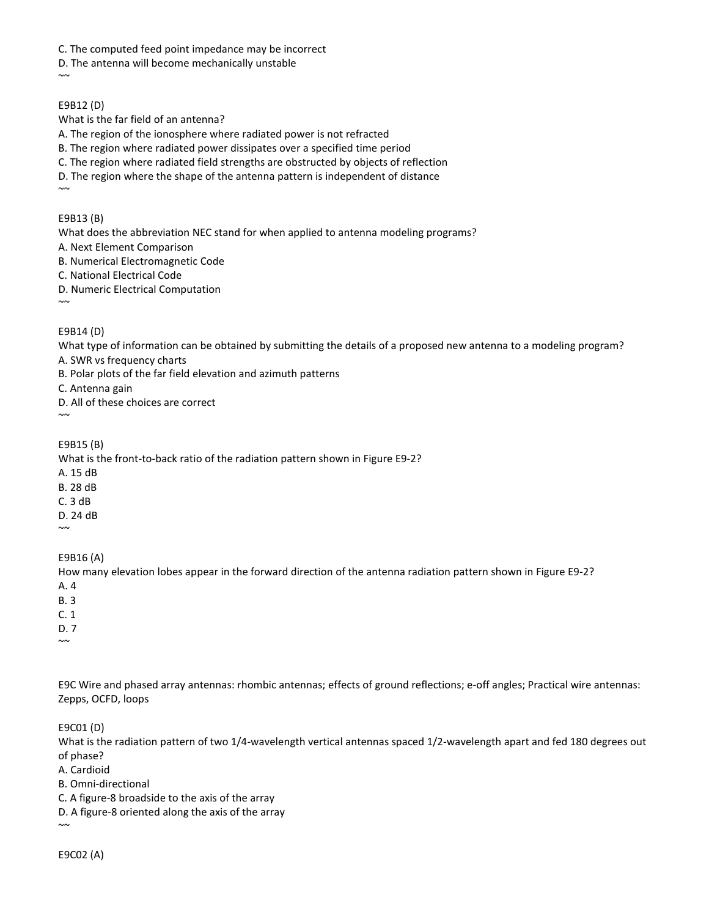C. The computed feed point impedance may be incorrect
D. The antenna will become mechanically unstable
~~

E9B12 (D)
What is the far field of an antenna?
A. The region of the ionosphere where radiated power is not refracted
B. The region where radiated power dissipates over a specified time period
C. The region where radiated field strengths are obstructed by objects of reflection
D. The region where the shape of the antenna pattern is independent of distance
~~

E9B13 (B)
What does the abbreviation NEC stand for when applied to antenna modeling programs?
A. Next Element Comparison
B. Numerical Electromagnetic Code
C. National Electrical Code
D. Numeric Electrical Computation
~~

E9B14 (D)
What type of information can be obtained by submitting the details of a proposed new antenna to a modeling program?
A. SWR vs frequency charts
B. Polar plots of the far field elevation and azimuth patterns
C. Antenna gain
D. All of these choices are correct
~~

E9B15 (B)
What is the front-to-back ratio of the radiation pattern shown in Figure E9-2?
A. 15 dB
B. 28 dB
C. 3 dB
D. 24 dB
~~

E9B16 (A)
How many elevation lobes appear in the forward direction of the antenna radiation pattern shown in Figure E9-2?
A. 4
B. 3
C. 1
D. 7
~~

E9C Wire and phased array antennas: rhombic antennas; effects of ground reflections; e-off angles; Practical wire antennas: Zepps, OCFD, loops

E9C01 (D)
What is the radiation pattern of two 1/4-wavelength vertical antennas spaced 1/2-wavelength apart and fed 180 degrees out of phase?
A. Cardioid
B. Omni-directional
C. A figure-8 broadside to the axis of the array
D. A figure-8 oriented along the axis of the array
~~

E9C02 (A)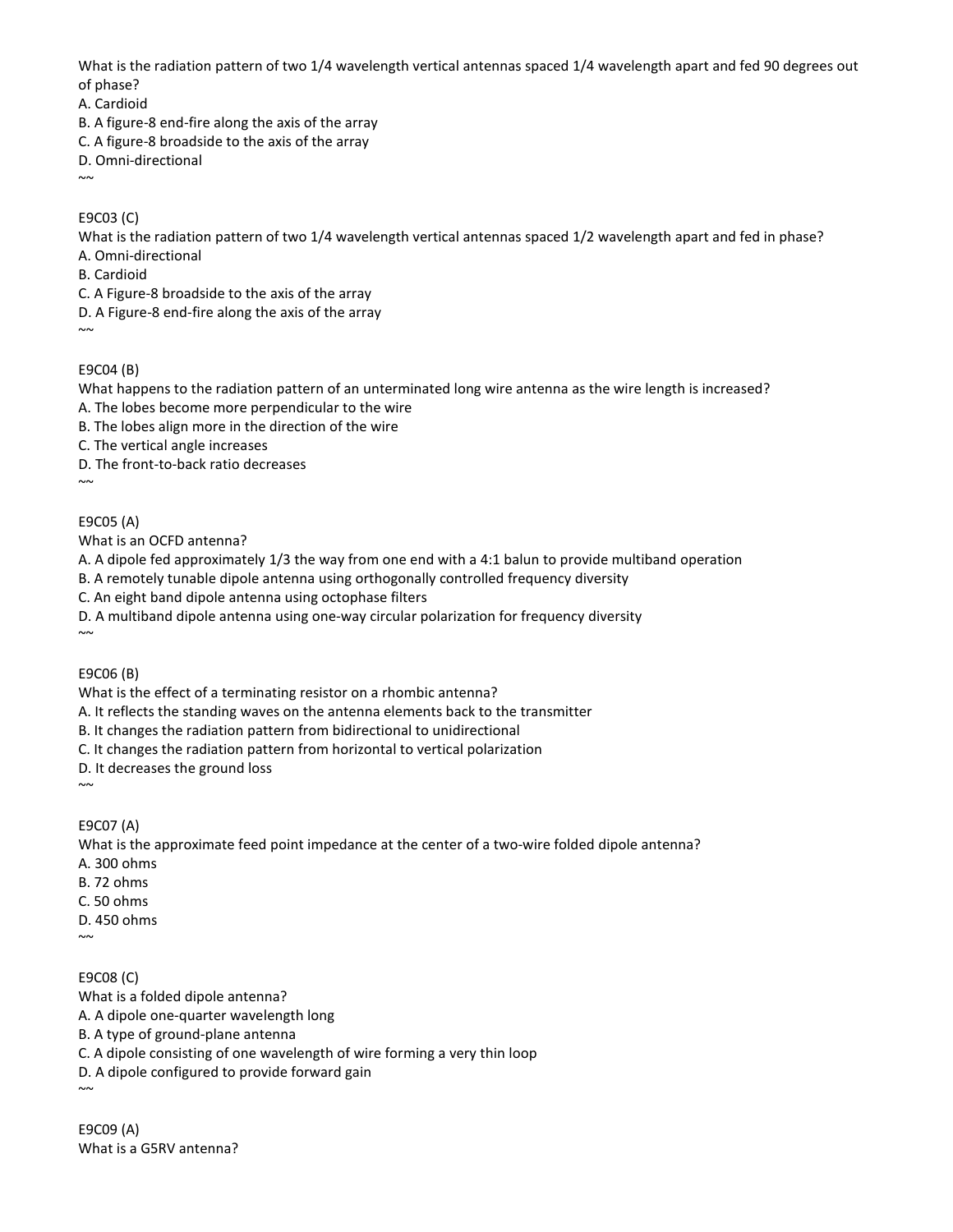What is the radiation pattern of two 1/4 wavelength vertical antennas spaced 1/4 wavelength apart and fed 90 degrees out of phase?
A. Cardioid
B. A figure-8 end-fire along the axis of the array
C. A figure-8 broadside to the axis of the array
D. Omni-directional
~~

E9C03 (C)
What is the radiation pattern of two 1/4 wavelength vertical antennas spaced 1/2 wavelength apart and fed in phase?
A. Omni-directional
B. Cardioid
C. A Figure-8 broadside to the axis of the array
D. A Figure-8 end-fire along the axis of the array
~~

E9C04 (B)
What happens to the radiation pattern of an unterminated long wire antenna as the wire length is increased?
A. The lobes become more perpendicular to the wire
B. The lobes align more in the direction of the wire
C. The vertical angle increases
D. The front-to-back ratio decreases
~~

E9C05 (A)
What is an OCFD antenna?
A. A dipole fed approximately 1/3 the way from one end with a 4:1 balun to provide multiband operation
B. A remotely tunable dipole antenna using orthogonally controlled frequency diversity
C. An eight band dipole antenna using octophase filters
D. A multiband dipole antenna using one-way circular polarization for frequency diversity
~~

E9C06 (B)
What is the effect of a terminating resistor on a rhombic antenna?
A. It reflects the standing waves on the antenna elements back to the transmitter
B. It changes the radiation pattern from bidirectional to unidirectional
C. It changes the radiation pattern from horizontal to vertical polarization
D. It decreases the ground loss
~~

E9C07 (A)
What is the approximate feed point impedance at the center of a two-wire folded dipole antenna?
A. 300 ohms
B. 72 ohms
C. 50 ohms
D. 450 ohms
~~

E9C08 (C)
What is a folded dipole antenna?
A. A dipole one-quarter wavelength long
B. A type of ground-plane antenna
C. A dipole consisting of one wavelength of wire forming a very thin loop
D. A dipole configured to provide forward gain
~~

E9C09 (A)
What is a G5RV antenna?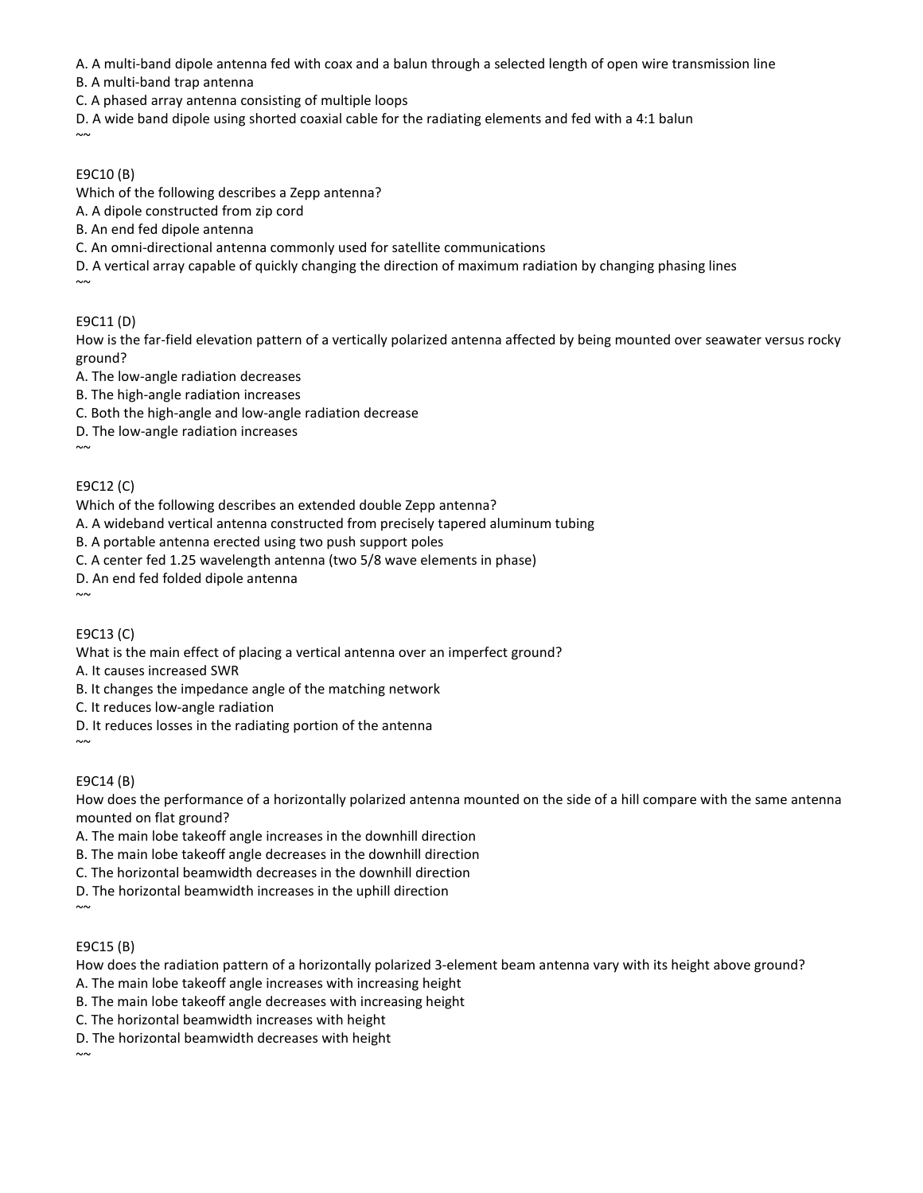A. A multi-band dipole antenna fed with coax and a balun through a selected length of open wire transmission line
B. A multi-band trap antenna
C. A phased array antenna consisting of multiple loops
D. A wide band dipole using shorted coaxial cable for the radiating elements and fed with a 4:1 balun
~~

E9C10 (B)
Which of the following describes a Zepp antenna?
A. A dipole constructed from zip cord
B. An end fed dipole antenna
C. An omni-directional antenna commonly used for satellite communications
D. A vertical array capable of quickly changing the direction of maximum radiation by changing phasing lines
~~

E9C11 (D)
How is the far-field elevation pattern of a vertically polarized antenna affected by being mounted over seawater versus rocky ground?
A. The low-angle radiation decreases
B. The high-angle radiation increases
C. Both the high-angle and low-angle radiation decrease
D. The low-angle radiation increases
~~

E9C12 (C)
Which of the following describes an extended double Zepp antenna?
A. A wideband vertical antenna constructed from precisely tapered aluminum tubing
B. A portable antenna erected using two push support poles
C. A center fed 1.25 wavelength antenna (two 5/8 wave elements in phase)
D. An end fed folded dipole antenna
~~

E9C13 (C)
What is the main effect of placing a vertical antenna over an imperfect ground?
A. It causes increased SWR
B. It changes the impedance angle of the matching network
C. It reduces low-angle radiation
D. It reduces losses in the radiating portion of the antenna
~~

E9C14 (B)
How does the performance of a horizontally polarized antenna mounted on the side of a hill compare with the same antenna mounted on flat ground?
A. The main lobe takeoff angle increases in the downhill direction
B. The main lobe takeoff angle decreases in the downhill direction
C. The horizontal beamwidth decreases in the downhill direction
D. The horizontal beamwidth increases in the uphill direction
~~

E9C15 (B)
How does the radiation pattern of a horizontally polarized 3-element beam antenna vary with its height above ground?
A. The main lobe takeoff angle increases with increasing height
B. The main lobe takeoff angle decreases with increasing height
C. The horizontal beamwidth increases with height
D. The horizontal beamwidth decreases with height
~~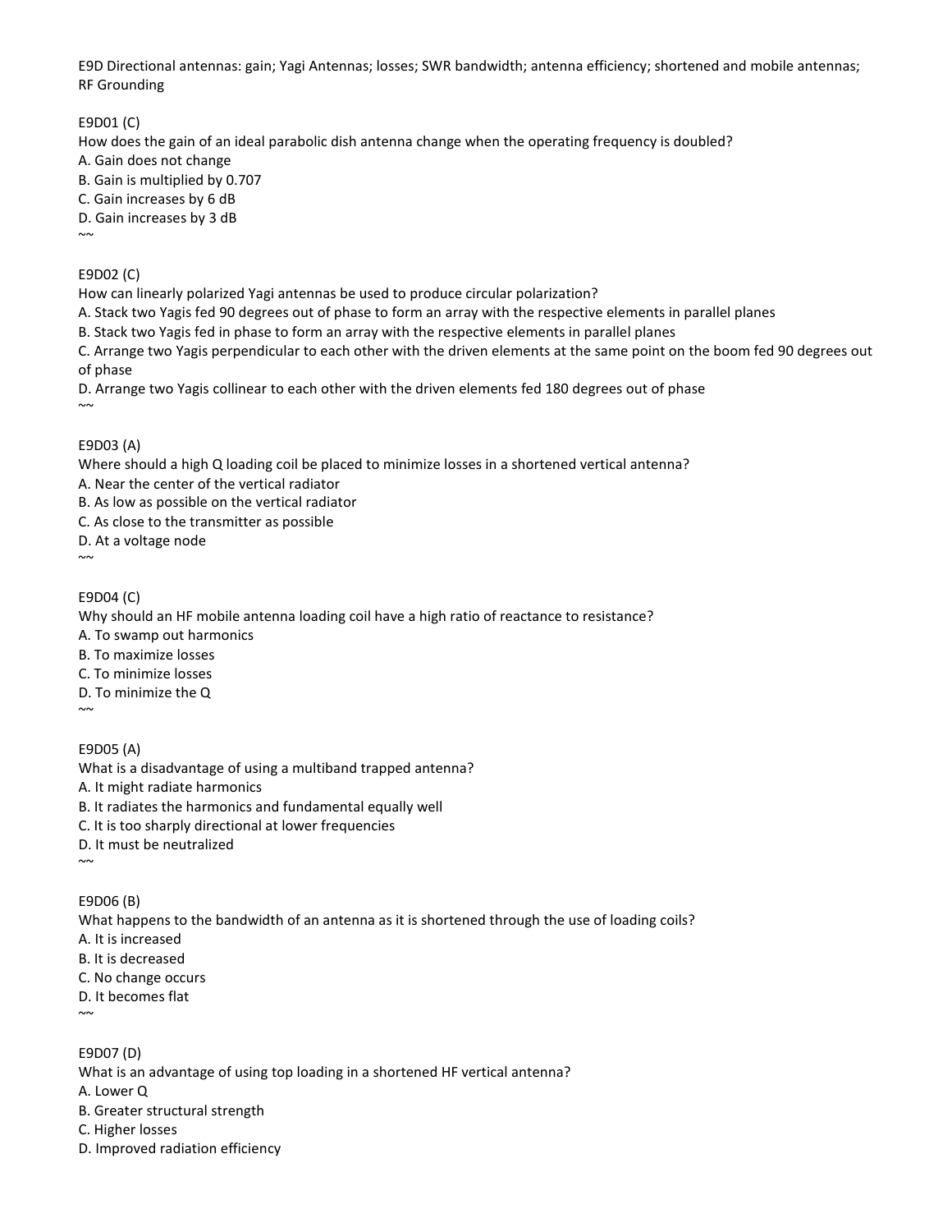E9D Directional antennas: gain; Yagi Antennas; losses; SWR bandwidth; antenna efficiency; shortened and mobile antennas; RF Grounding

E9D01 (C)
How does the gain of an ideal parabolic dish antenna change when the operating frequency is doubled?
A. Gain does not change
B. Gain is multiplied by 0.707
C. Gain increases by 6 dB
D. Gain increases by 3 dB
~~

E9D02 (C)
How can linearly polarized Yagi antennas be used to produce circular polarization?
A. Stack two Yagis fed 90 degrees out of phase to form an array with the respective elements in parallel planes
B. Stack two Yagis fed in phase to form an array with the respective elements in parallel planes
C. Arrange two Yagis perpendicular to each other with the driven elements at the same point on the boom fed 90 degrees out of phase
D. Arrange two Yagis collinear to each other with the driven elements fed 180 degrees out of phase
~~

E9D03 (A)
Where should a high Q loading coil be placed to minimize losses in a shortened vertical antenna?
A. Near the center of the vertical radiator
B. As low as possible on the vertical radiator
C. As close to the transmitter as possible
D. At a voltage node
~~

E9D04 (C)
Why should an HF mobile antenna loading coil have a high ratio of reactance to resistance?
A. To swamp out harmonics
B. To maximize losses
C. To minimize losses
D. To minimize the Q
~~

E9D05 (A)
What is a disadvantage of using a multiband trapped antenna?
A. It might radiate harmonics
B. It radiates the harmonics and fundamental equally well
C. It is too sharply directional at lower frequencies
D. It must be neutralized
~~

E9D06 (B)
What happens to the bandwidth of an antenna as it is shortened through the use of loading coils?
A. It is increased
B. It is decreased
C. No change occurs
D. It becomes flat
~~

E9D07 (D)
What is an advantage of using top loading in a shortened HF vertical antenna?
A. Lower Q
B. Greater structural strength
C. Higher losses
D. Improved radiation efficiency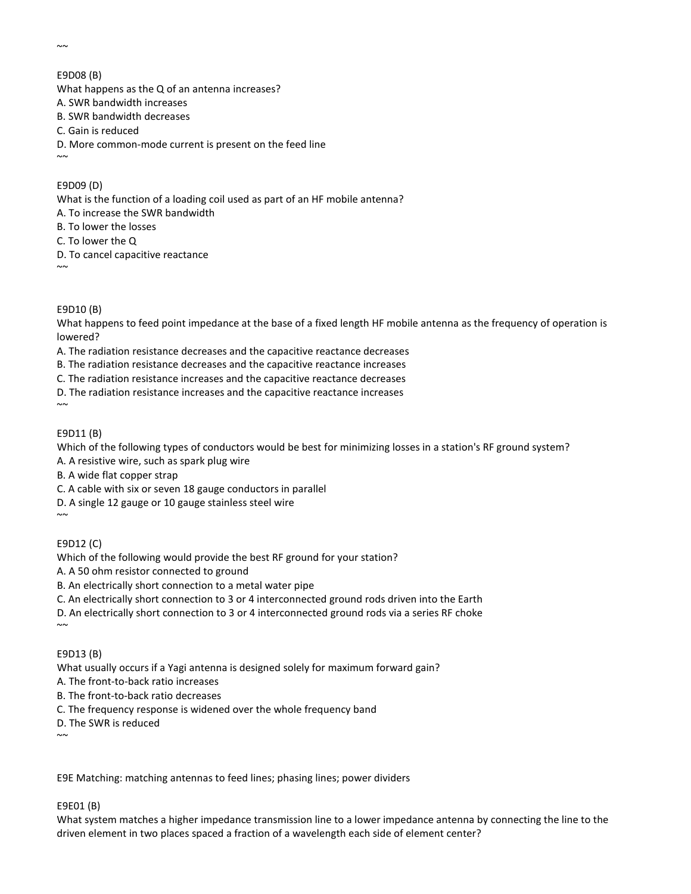~~

E9D08 (B)
What happens as the Q of an antenna increases?
A. SWR bandwidth increases
B. SWR bandwidth decreases
C. Gain is reduced
D. More common-mode current is present on the feed line
~~

E9D09 (D)
What is the function of a loading coil used as part of an HF mobile antenna?
A. To increase the SWR bandwidth
B. To lower the losses
C. To lower the Q
D. To cancel capacitive reactance
~~

E9D10 (B)
What happens to feed point impedance at the base of a fixed length HF mobile antenna as the frequency of operation is lowered?
A. The radiation resistance decreases and the capacitive reactance decreases
B. The radiation resistance decreases and the capacitive reactance increases
C. The radiation resistance increases and the capacitive reactance decreases
D. The radiation resistance increases and the capacitive reactance increases
~~

E9D11 (B)
Which of the following types of conductors would be best for minimizing losses in a station's RF ground system?
A. A resistive wire, such as spark plug wire
B. A wide flat copper strap
C. A cable with six or seven 18 gauge conductors in parallel
D. A single 12 gauge or 10 gauge stainless steel wire
~~

E9D12 (C)
Which of the following would provide the best RF ground for your station?
A. A 50 ohm resistor connected to ground
B. An electrically short connection to a metal water pipe
C. An electrically short connection to 3 or 4 interconnected ground rods driven into the Earth
D. An electrically short connection to 3 or 4 interconnected ground rods via a series RF choke
~~

E9D13 (B)
What usually occurs if a Yagi antenna is designed solely for maximum forward gain?
A. The front-to-back ratio increases
B. The front-to-back ratio decreases
C. The frequency response is widened over the whole frequency band
D. The SWR is reduced
~~

E9E Matching: matching antennas to feed lines; phasing lines; power dividers

E9E01 (B)
What system matches a higher impedance transmission line to a lower impedance antenna by connecting the line to the driven element in two places spaced a fraction of a wavelength each side of element center?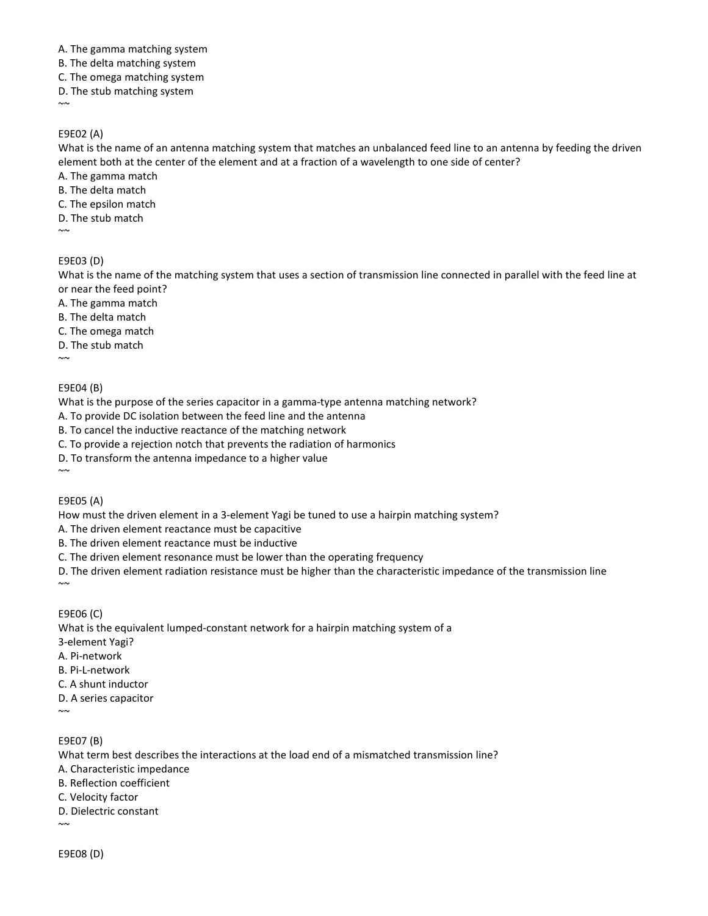A. The gamma matching system
B. The delta matching system
C. The omega matching system
D. The stub matching system
~~

E9E02 (A)
What is the name of an antenna matching system that matches an unbalanced feed line to an antenna by feeding the driven element both at the center of the element and at a fraction of a wavelength to one side of center?
A. The gamma match
B. The delta match
C. The epsilon match
D. The stub match
~~

E9E03 (D)
What is the name of the matching system that uses a section of transmission line connected in parallel with the feed line at or near the feed point?
A. The gamma match
B. The delta match
C. The omega match
D. The stub match
~~

E9E04 (B)
What is the purpose of the series capacitor in a gamma-type antenna matching network?
A. To provide DC isolation between the feed line and the antenna
B. To cancel the inductive reactance of the matching network
C. To provide a rejection notch that prevents the radiation of harmonics
D. To transform the antenna impedance to a higher value
~~

E9E05 (A)
How must the driven element in a 3-element Yagi be tuned to use a hairpin matching system?
A. The driven element reactance must be capacitive
B. The driven element reactance must be inductive
C. The driven element resonance must be lower than the operating frequency
D. The driven element radiation resistance must be higher than the characteristic impedance of the transmission line
~~

E9E06 (C)
What is the equivalent lumped-constant network for a hairpin matching system of a 3-element Yagi?
A. Pi-network
B. Pi-L-network
C. A shunt inductor
D. A series capacitor
~~

E9E07 (B)
What term best describes the interactions at the load end of a mismatched transmission line?
A. Characteristic impedance
B. Reflection coefficient
C. Velocity factor
D. Dielectric constant
~~

E9E08 (D)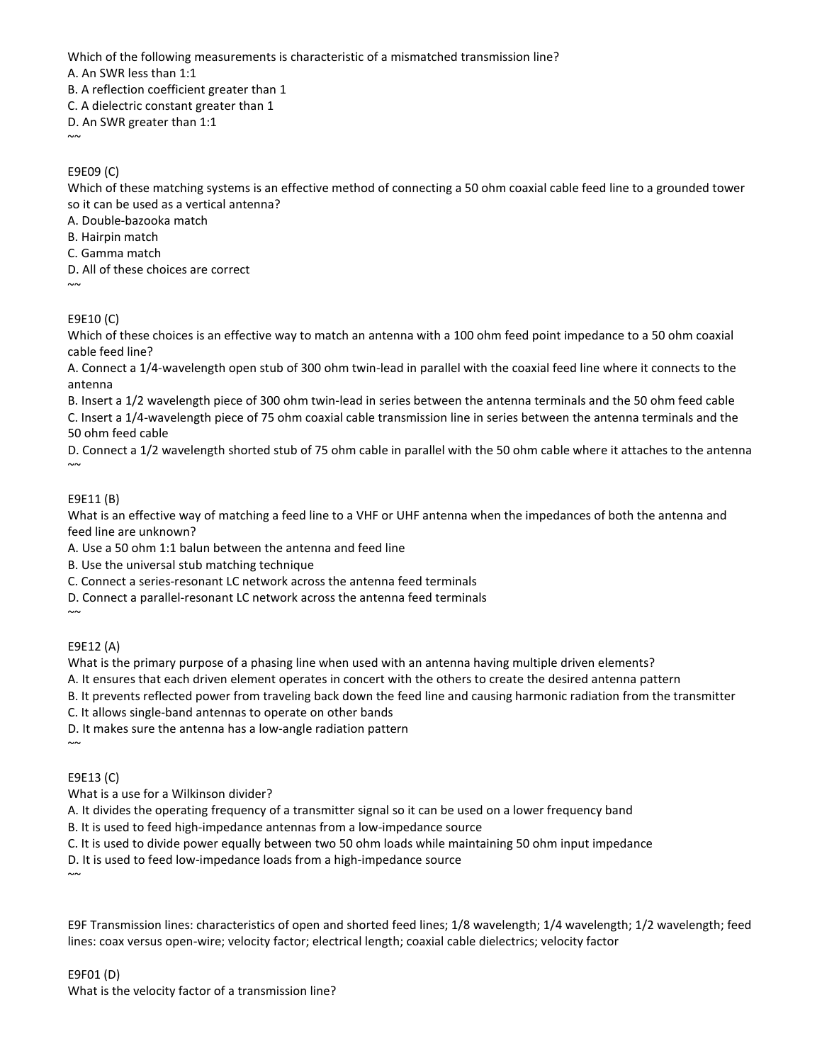Which of the following measurements is characteristic of a mismatched transmission line?
A. An SWR less than 1:1
B. A reflection coefficient greater than 1
C. A dielectric constant greater than 1
D. An SWR greater than 1:1
~~

E9E09 (C)
Which of these matching systems is an effective method of connecting a 50 ohm coaxial cable feed line to a grounded tower so it can be used as a vertical antenna?
A. Double-bazooka match
B. Hairpin match
C. Gamma match
D. All of these choices are correct
~~

E9E10 (C)
Which of these choices is an effective way to match an antenna with a 100 ohm feed point impedance to a 50 ohm coaxial cable feed line?
A. Connect a 1/4-wavelength open stub of 300 ohm twin-lead in parallel with the coaxial feed line where it connects to the antenna
B. Insert a 1/2 wavelength piece of 300 ohm twin-lead in series between the antenna terminals and the 50 ohm feed cable
C. Insert a 1/4-wavelength piece of 75 ohm coaxial cable transmission line in series between the antenna terminals and the 50 ohm feed cable
D. Connect a 1/2 wavelength shorted stub of 75 ohm cable in parallel with the 50 ohm cable where it attaches to the antenna
~~

E9E11 (B)
What is an effective way of matching a feed line to a VHF or UHF antenna when the impedances of both the antenna and feed line are unknown?
A. Use a 50 ohm 1:1 balun between the antenna and feed line
B. Use the universal stub matching technique
C. Connect a series-resonant LC network across the antenna feed terminals
D. Connect a parallel-resonant LC network across the antenna feed terminals
~~

E9E12 (A)
What is the primary purpose of a phasing line when used with an antenna having multiple driven elements?
A. It ensures that each driven element operates in concert with the others to create the desired antenna pattern
B. It prevents reflected power from traveling back down the feed line and causing harmonic radiation from the transmitter
C. It allows single-band antennas to operate on other bands
D. It makes sure the antenna has a low-angle radiation pattern
~~

E9E13 (C)
What is a use for a Wilkinson divider?
A. It divides the operating frequency of a transmitter signal so it can be used on a lower frequency band
B. It is used to feed high-impedance antennas from a low-impedance source
C. It is used to divide power equally between two 50 ohm loads while maintaining 50 ohm input impedance
D. It is used to feed low-impedance loads from a high-impedance source
~~

E9F Transmission lines: characteristics of open and shorted feed lines; 1/8 wavelength; 1/4 wavelength; 1/2 wavelength; feed lines: coax versus open-wire; velocity factor; electrical length; coaxial cable dielectrics; velocity factor

E9F01 (D)
What is the velocity factor of a transmission line?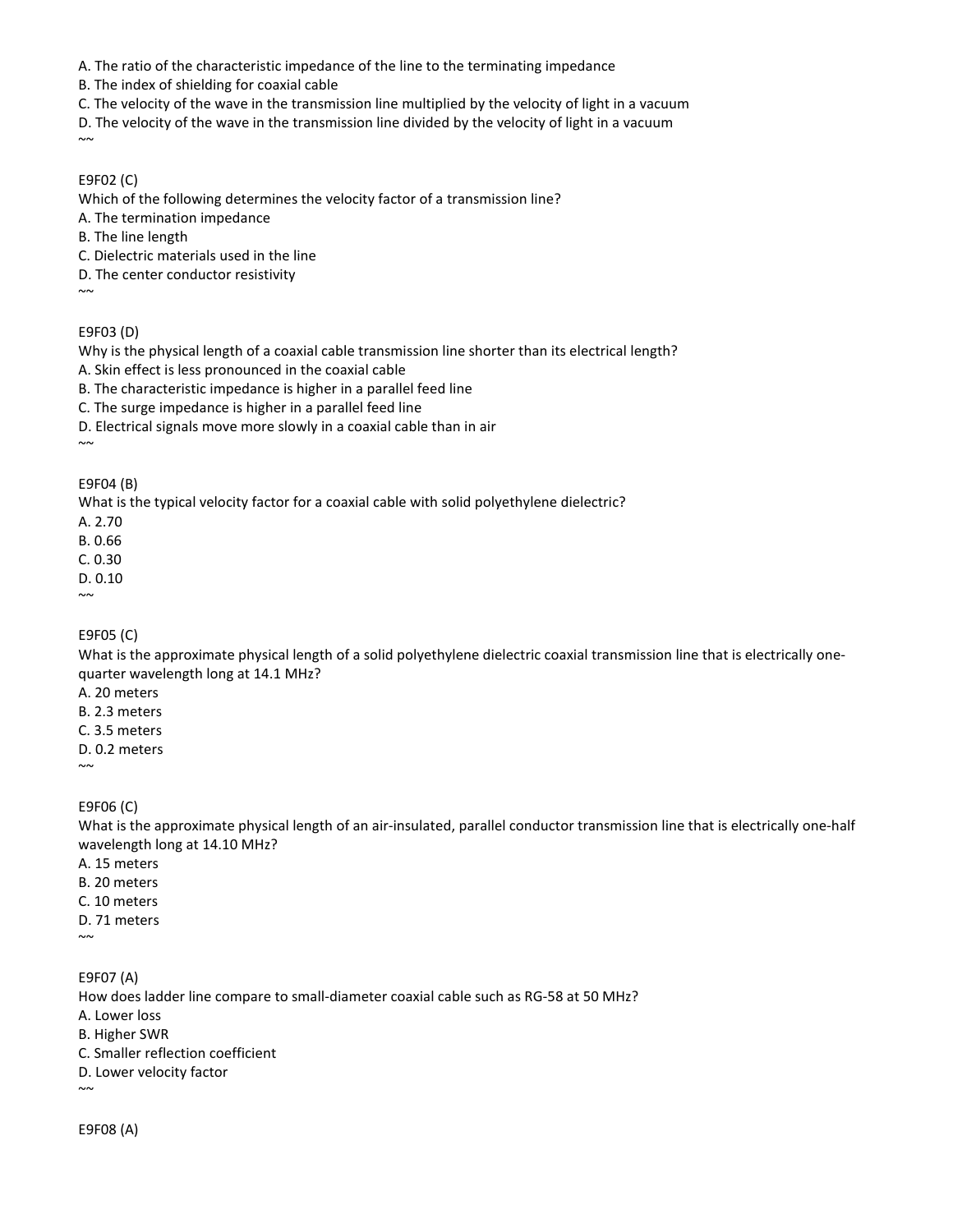A. The ratio of the characteristic impedance of the line to the terminating impedance
B. The index of shielding for coaxial cable
C. The velocity of the wave in the transmission line multiplied by the velocity of light in a vacuum
D. The velocity of the wave in the transmission line divided by the velocity of light in a vacuum
~~

E9F02 (C)
Which of the following determines the velocity factor of a transmission line?
A. The termination impedance
B. The line length
C. Dielectric materials used in the line
D. The center conductor resistivity
~~

E9F03 (D)
Why is the physical length of a coaxial cable transmission line shorter than its electrical length?
A. Skin effect is less pronounced in the coaxial cable
B. The characteristic impedance is higher in a parallel feed line
C. The surge impedance is higher in a parallel feed line
D. Electrical signals move more slowly in a coaxial cable than in air
~~

E9F04 (B)
What is the typical velocity factor for a coaxial cable with solid polyethylene dielectric?
A. 2.70
B. 0.66
C. 0.30
D. 0.10
~~

E9F05 (C)
What is the approximate physical length of a solid polyethylene dielectric coaxial transmission line that is electrically one-quarter wavelength long at 14.1 MHz?
A. 20 meters
B. 2.3 meters
C. 3.5 meters
D. 0.2 meters
~~

E9F06 (C)
What is the approximate physical length of an air-insulated, parallel conductor transmission line that is electrically one-half wavelength long at 14.10 MHz?
A. 15 meters
B. 20 meters
C. 10 meters
D. 71 meters
~~

E9F07 (A)
How does ladder line compare to small-diameter coaxial cable such as RG-58 at 50 MHz?
A. Lower loss
B. Higher SWR
C. Smaller reflection coefficient
D. Lower velocity factor
~~

E9F08 (A)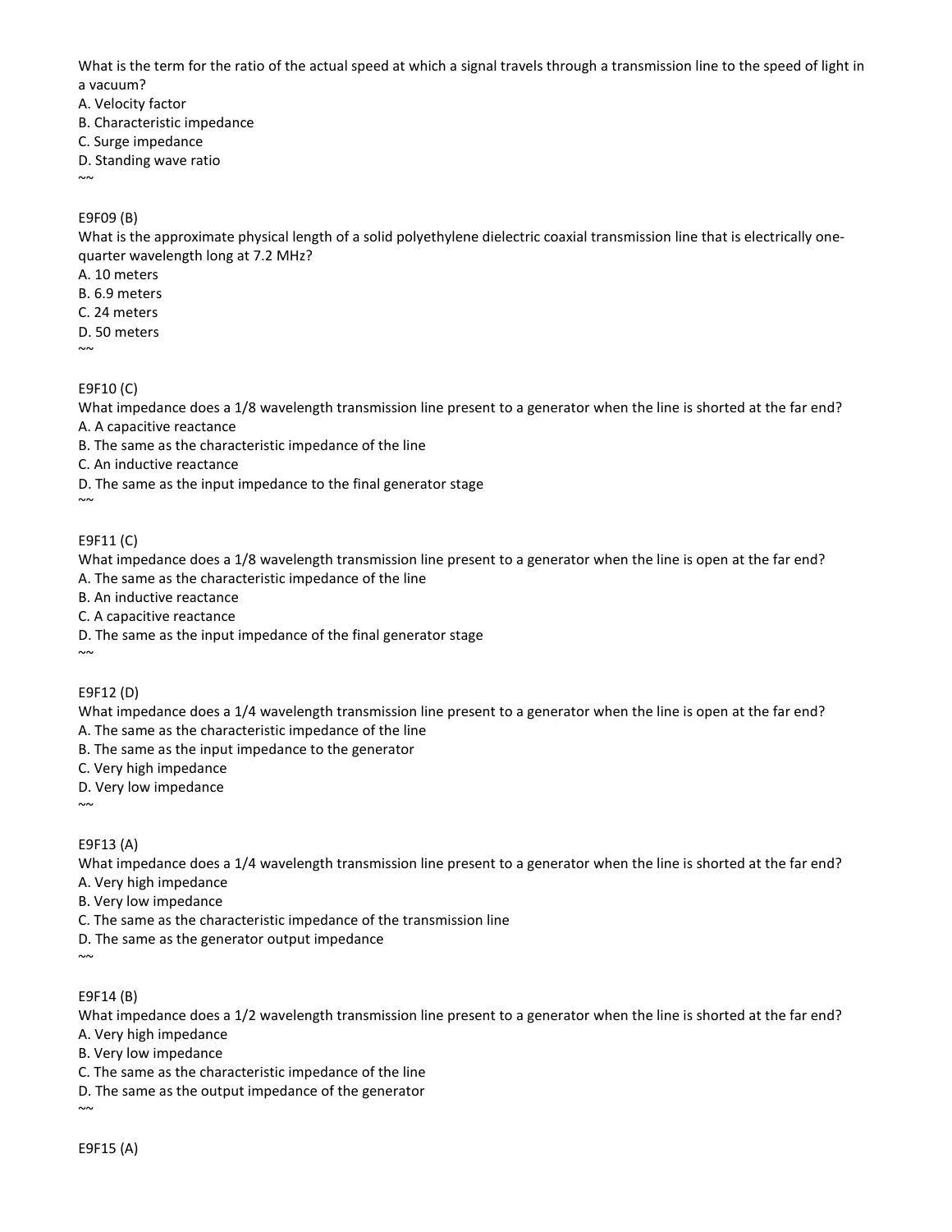What is the term for the ratio of the actual speed at which a signal travels through a transmission line to the speed of light in a vacuum?
A. Velocity factor
B. Characteristic impedance
C. Surge impedance
D. Standing wave ratio
~~

E9F09 (B)
What is the approximate physical length of a solid polyethylene dielectric coaxial transmission line that is electrically one-quarter wavelength long at 7.2 MHz?
A. 10 meters
B. 6.9 meters
C. 24 meters
D. 50 meters
~~

E9F10 (C)
What impedance does a 1/8 wavelength transmission line present to a generator when the line is shorted at the far end?
A. A capacitive reactance
B. The same as the characteristic impedance of the line
C. An inductive reactance
D. The same as the input impedance to the final generator stage
~~

E9F11 (C)
What impedance does a 1/8 wavelength transmission line present to a generator when the line is open at the far end?
A. The same as the characteristic impedance of the line
B. An inductive reactance
C. A capacitive reactance
D. The same as the input impedance of the final generator stage
~~

E9F12 (D)
What impedance does a 1/4 wavelength transmission line present to a generator when the line is open at the far end?
A. The same as the characteristic impedance of the line
B. The same as the input impedance to the generator
C. Very high impedance
D. Very low impedance
~~

E9F13 (A)
What impedance does a 1/4 wavelength transmission line present to a generator when the line is shorted at the far end?
A. Very high impedance
B. Very low impedance
C. The same as the characteristic impedance of the transmission line
D. The same as the generator output impedance
~~

E9F14 (B)
What impedance does a 1/2 wavelength transmission line present to a generator when the line is shorted at the far end?
A. Very high impedance
B. Very low impedance
C. The same as the characteristic impedance of the line
D. The same as the output impedance of the generator
~~

E9F15 (A)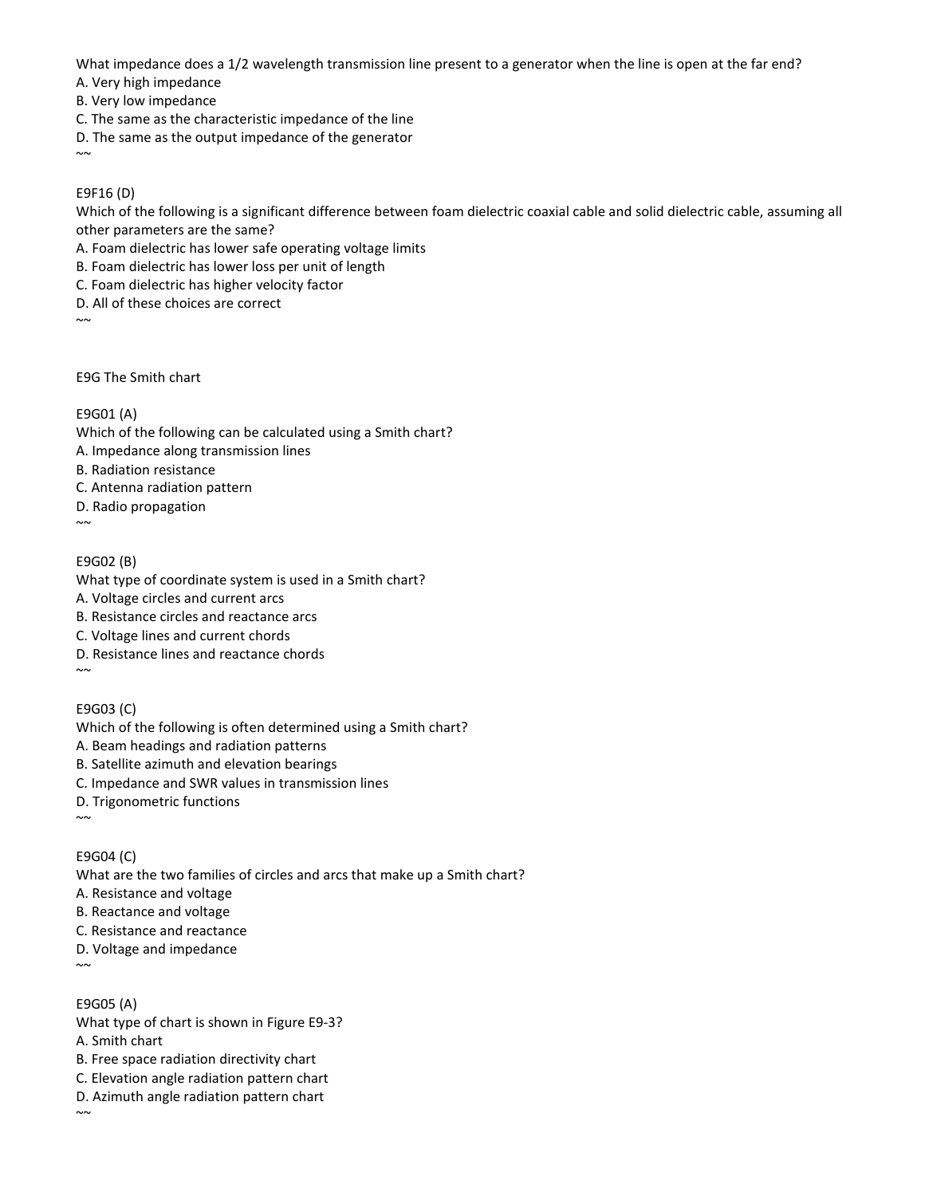What impedance does a 1/2 wavelength transmission line present to a generator when the line is open at the far end?
A. Very high impedance
B. Very low impedance
C. The same as the characteristic impedance of the line
D. The same as the output impedance of the generator
~~

E9F16 (D)
Which of the following is a significant difference between foam dielectric coaxial cable and solid dielectric cable, assuming all other parameters are the same?
A. Foam dielectric has lower safe operating voltage limits
B. Foam dielectric has lower loss per unit of length
C. Foam dielectric has higher velocity factor
D. All of these choices are correct
~~

E9G The Smith chart

E9G01 (A)
Which of the following can be calculated using a Smith chart?
A. Impedance along transmission lines
B. Radiation resistance
C. Antenna radiation pattern
D. Radio propagation
~~

E9G02 (B)
What type of coordinate system is used in a Smith chart?
A. Voltage circles and current arcs
B. Resistance circles and reactance arcs
C. Voltage lines and current chords
D. Resistance lines and reactance chords
~~

E9G03 (C)
Which of the following is often determined using a Smith chart?
A. Beam headings and radiation patterns
B. Satellite azimuth and elevation bearings
C. Impedance and SWR values in transmission lines
D. Trigonometric functions
~~

E9G04 (C)
What are the two families of circles and arcs that make up a Smith chart?
A. Resistance and voltage
B. Reactance and voltage
C. Resistance and reactance
D. Voltage and impedance
~~

E9G05 (A)
What type of chart is shown in Figure E9-3?
A. Smith chart
B. Free space radiation directivity chart
C. Elevation angle radiation pattern chart
D. Azimuth angle radiation pattern chart
~~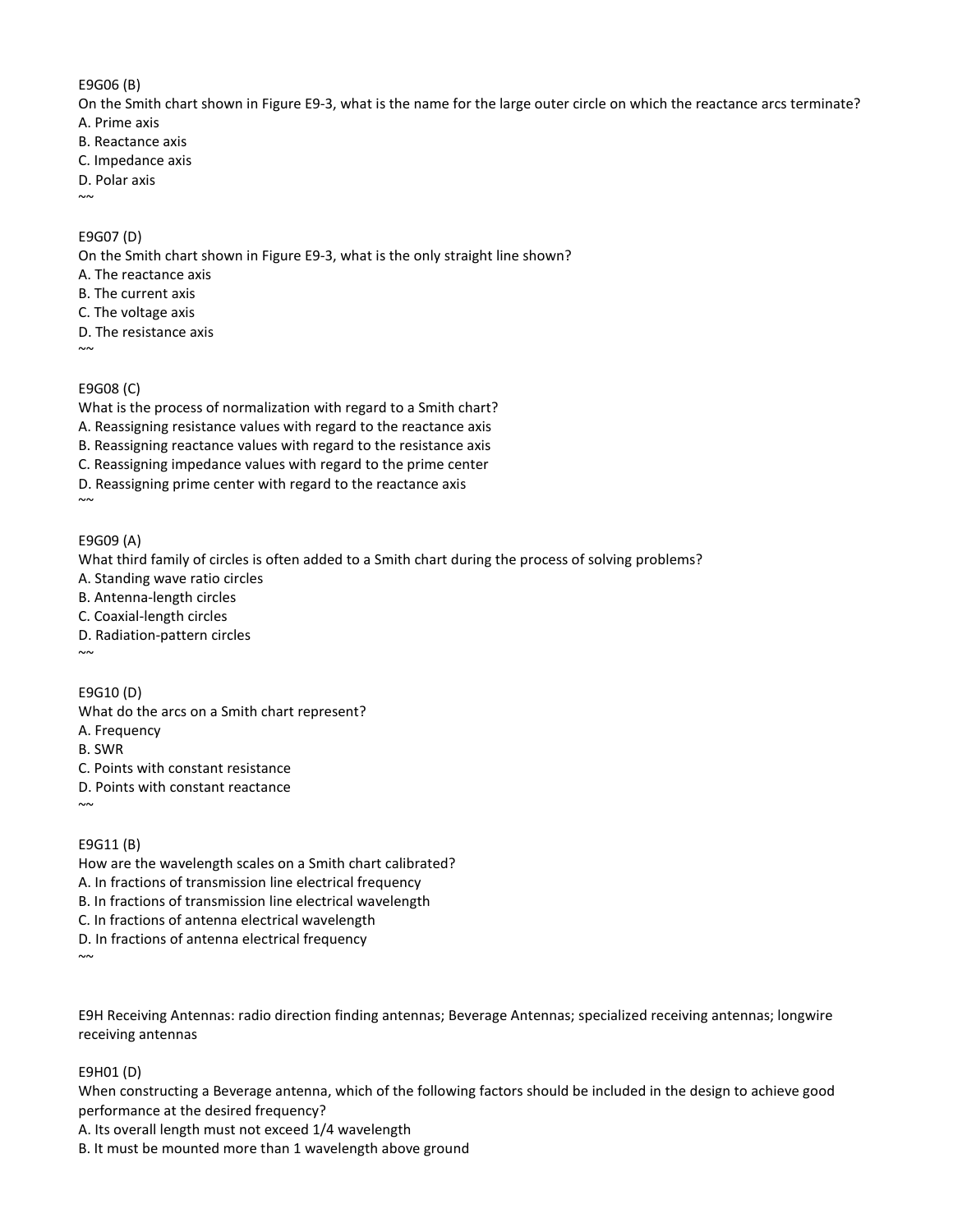E9G06 (B)
On the Smith chart shown in Figure E9-3, what is the name for the large outer circle on which the reactance arcs terminate?
A. Prime axis
B. Reactance axis
C. Impedance axis
D. Polar axis
~~

E9G07 (D)
On the Smith chart shown in Figure E9-3, what is the only straight line shown?
A. The reactance axis
B. The current axis
C. The voltage axis
D. The resistance axis
~~

E9G08 (C)
What is the process of normalization with regard to a Smith chart?
A. Reassigning resistance values with regard to the reactance axis
B. Reassigning reactance values with regard to the resistance axis
C. Reassigning impedance values with regard to the prime center
D. Reassigning prime center with regard to the reactance axis
~~

E9G09 (A)
What third family of circles is often added to a Smith chart during the process of solving problems?
A. Standing wave ratio circles
B. Antenna-length circles
C. Coaxial-length circles
D. Radiation-pattern circles
~~

E9G10 (D)
What do the arcs on a Smith chart represent?
A. Frequency
B. SWR
C. Points with constant resistance
D. Points with constant reactance
~~

E9G11 (B)
How are the wavelength scales on a Smith chart calibrated?
A. In fractions of transmission line electrical frequency
B. In fractions of transmission line electrical wavelength
C. In fractions of antenna electrical wavelength
D. In fractions of antenna electrical frequency
~~

E9H Receiving Antennas: radio direction finding antennas; Beverage Antennas; specialized receiving antennas; longwire receiving antennas

E9H01 (D)
When constructing a Beverage antenna, which of the following factors should be included in the design to achieve good performance at the desired frequency?
A. Its overall length must not exceed 1/4 wavelength
B. It must be mounted more than 1 wavelength above ground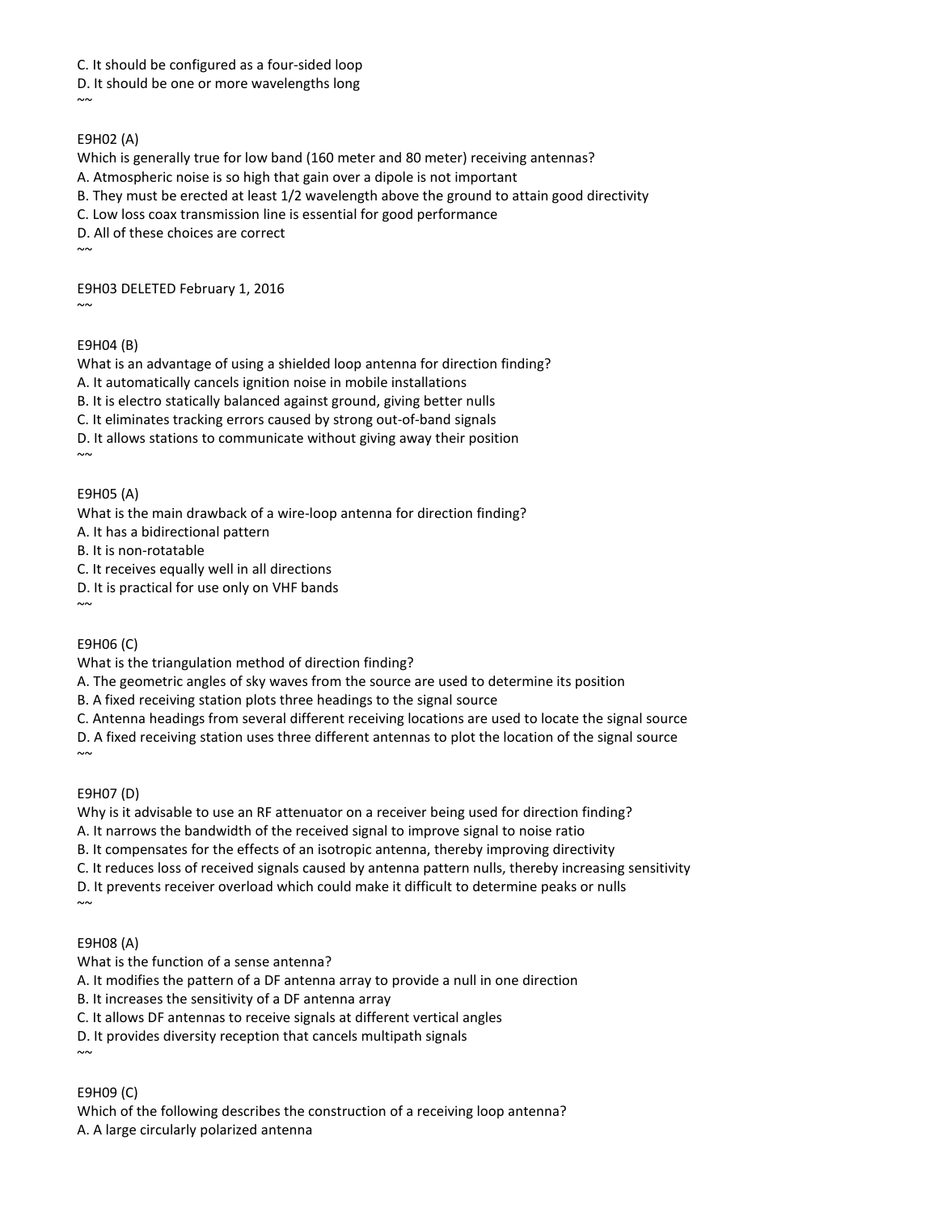C. It should be configured as a four-sided loop
D. It should be one or more wavelengths long
~~

E9H02 (A)
Which is generally true for low band (160 meter and 80 meter) receiving antennas?
A. Atmospheric noise is so high that gain over a dipole is not important
B. They must be erected at least 1/2 wavelength above the ground to attain good directivity
C. Low loss coax transmission line is essential for good performance
D. All of these choices are correct
~~

E9H03 DELETED February 1, 2016
~~

E9H04 (B)
What is an advantage of using a shielded loop antenna for direction finding?
A. It automatically cancels ignition noise in mobile installations
B. It is electro statically balanced against ground, giving better nulls
C. It eliminates tracking errors caused by strong out-of-band signals
D. It allows stations to communicate without giving away their position
~~

E9H05 (A)
What is the main drawback of a wire-loop antenna for direction finding?
A. It has a bidirectional pattern
B. It is non-rotatable
C. It receives equally well in all directions
D. It is practical for use only on VHF bands
~~

E9H06 (C)
What is the triangulation method of direction finding?
A. The geometric angles of sky waves from the source are used to determine its position
B. A fixed receiving station plots three headings to the signal source
C. Antenna headings from several different receiving locations are used to locate the signal source
D. A fixed receiving station uses three different antennas to plot the location of the signal source
~~

E9H07 (D)
Why is it advisable to use an RF attenuator on a receiver being used for direction finding?
A. It narrows the bandwidth of the received signal to improve signal to noise ratio
B. It compensates for the effects of an isotropic antenna, thereby improving directivity
C. It reduces loss of received signals caused by antenna pattern nulls, thereby increasing sensitivity
D. It prevents receiver overload which could make it difficult to determine peaks or nulls
~~

E9H08 (A)
What is the function of a sense antenna?
A. It modifies the pattern of a DF antenna array to provide a null in one direction
B. It increases the sensitivity of a DF antenna array
C. It allows DF antennas to receive signals at different vertical angles
D. It provides diversity reception that cancels multipath signals
~~

E9H09 (C)
Which of the following describes the construction of a receiving loop antenna?
A. A large circularly polarized antenna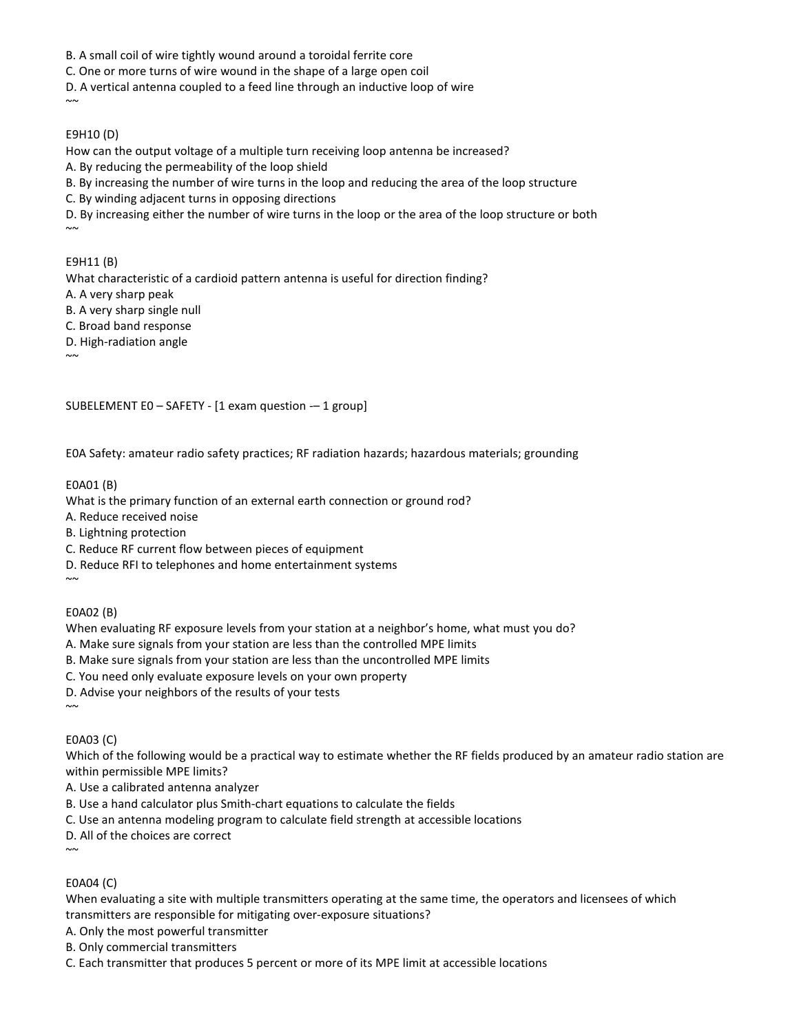B. A small coil of wire tightly wound around a toroidal ferrite core
C. One or more turns of wire wound in the shape of a large open coil
D. A vertical antenna coupled to a feed line through an inductive loop of wire
~~

E9H10 (D)
How can the output voltage of a multiple turn receiving loop antenna be increased?
A. By reducing the permeability of the loop shield
B. By increasing the number of wire turns in the loop and reducing the area of the loop structure
C. By winding adjacent turns in opposing directions
D. By increasing either the number of wire turns in the loop or the area of the loop structure or both
~~

E9H11 (B)
What characteristic of a cardioid pattern antenna is useful for direction finding?
A. A very sharp peak
B. A very sharp single null
C. Broad band response
D. High-radiation angle
~~

SUBELEMENT E0 – SAFETY - [1 exam question -– 1 group]

E0A Safety: amateur radio safety practices; RF radiation hazards; hazardous materials; grounding

E0A01 (B)
What is the primary function of an external earth connection or ground rod?
A. Reduce received noise
B. Lightning protection
C. Reduce RF current flow between pieces of equipment
D. Reduce RFI to telephones and home entertainment systems
~~

E0A02 (B)
When evaluating RF exposure levels from your station at a neighbor's home, what must you do?
A. Make sure signals from your station are less than the controlled MPE limits
B. Make sure signals from your station are less than the uncontrolled MPE limits
C. You need only evaluate exposure levels on your own property
D. Advise your neighbors of the results of your tests
~~

E0A03 (C)
Which of the following would be a practical way to estimate whether the RF fields produced by an amateur radio station are within permissible MPE limits?
A. Use a calibrated antenna analyzer
B. Use a hand calculator plus Smith-chart equations to calculate the fields
C. Use an antenna modeling program to calculate field strength at accessible locations
D. All of the choices are correct
~~

E0A04 (C)
When evaluating a site with multiple transmitters operating at the same time, the operators and licensees of which transmitters are responsible for mitigating over-exposure situations?
A. Only the most powerful transmitter
B. Only commercial transmitters
C. Each transmitter that produces 5 percent or more of its MPE limit at accessible locations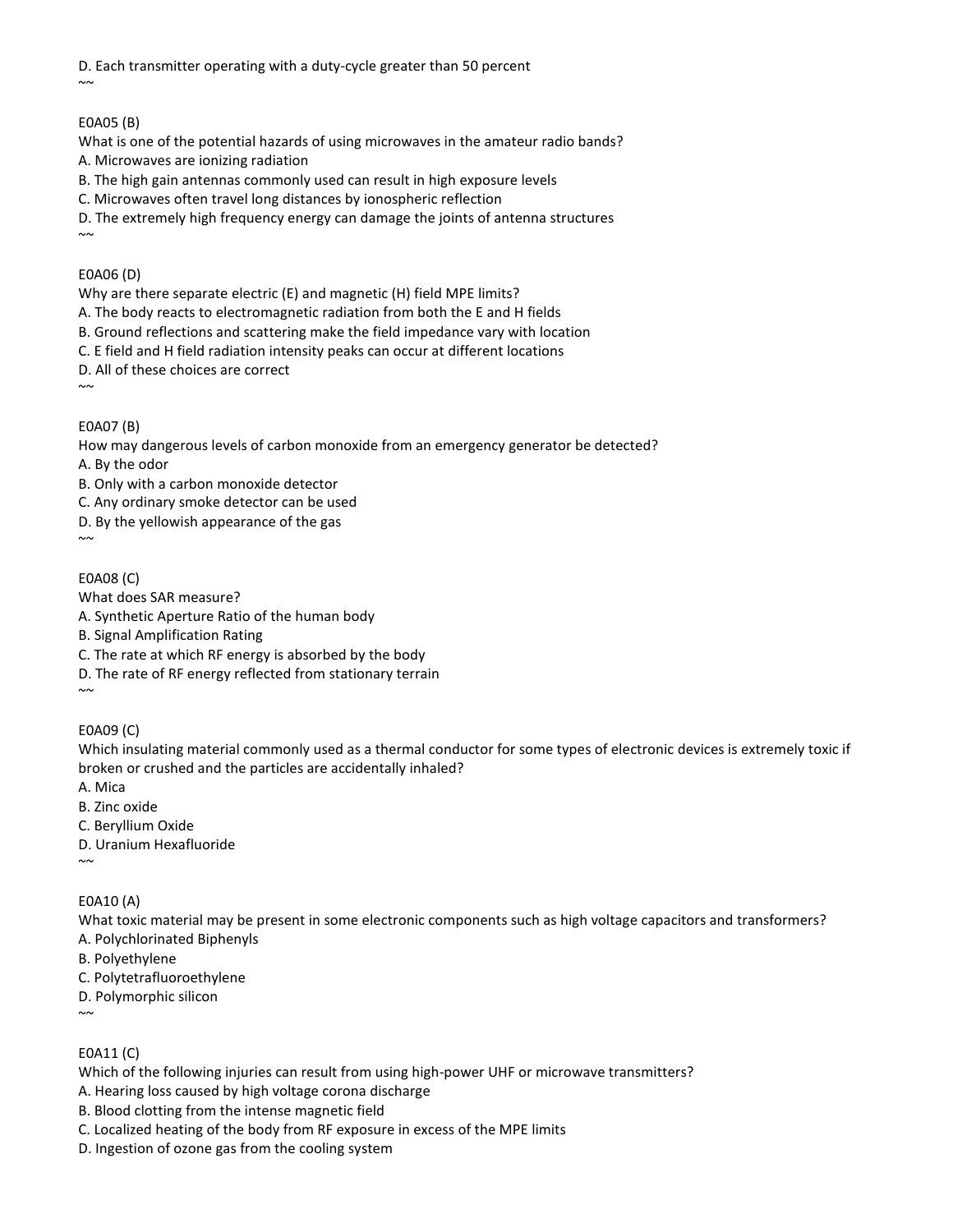D. Each transmitter operating with a duty-cycle greater than 50 percent
~~

E0A05 (B)
What is one of the potential hazards of using microwaves in the amateur radio bands?
A. Microwaves are ionizing radiation
B. The high gain antennas commonly used can result in high exposure levels
C. Microwaves often travel long distances by ionospheric reflection
D. The extremely high frequency energy can damage the joints of antenna structures
~~

E0A06 (D)
Why are there separate electric (E) and magnetic (H) field MPE limits?
A. The body reacts to electromagnetic radiation from both the E and H fields
B. Ground reflections and scattering make the field impedance vary with location
C. E field and H field radiation intensity peaks can occur at different locations
D. All of these choices are correct
~~

E0A07 (B)
How may dangerous levels of carbon monoxide from an emergency generator be detected?
A. By the odor
B. Only with a carbon monoxide detector
C. Any ordinary smoke detector can be used
D. By the yellowish appearance of the gas
~~

E0A08 (C)
What does SAR measure?
A. Synthetic Aperture Ratio of the human body
B. Signal Amplification Rating
C. The rate at which RF energy is absorbed by the body
D. The rate of RF energy reflected from stationary terrain
~~

E0A09 (C)
Which insulating material commonly used as a thermal conductor for some types of electronic devices is extremely toxic if broken or crushed and the particles are accidentally inhaled?
A. Mica
B. Zinc oxide
C. Beryllium Oxide
D. Uranium Hexafluoride
~~

E0A10 (A)
What toxic material may be present in some electronic components such as high voltage capacitors and transformers?
A. Polychlorinated Biphenyls
B. Polyethylene
C. Polytetrafluoroethylene
D. Polymorphic silicon
~~

E0A11 (C)
Which of the following injuries can result from using high-power UHF or microwave transmitters?
A. Hearing loss caused by high voltage corona discharge
B. Blood clotting from the intense magnetic field
C. Localized heating of the body from RF exposure in excess of the MPE limits
D. Ingestion of ozone gas from the cooling system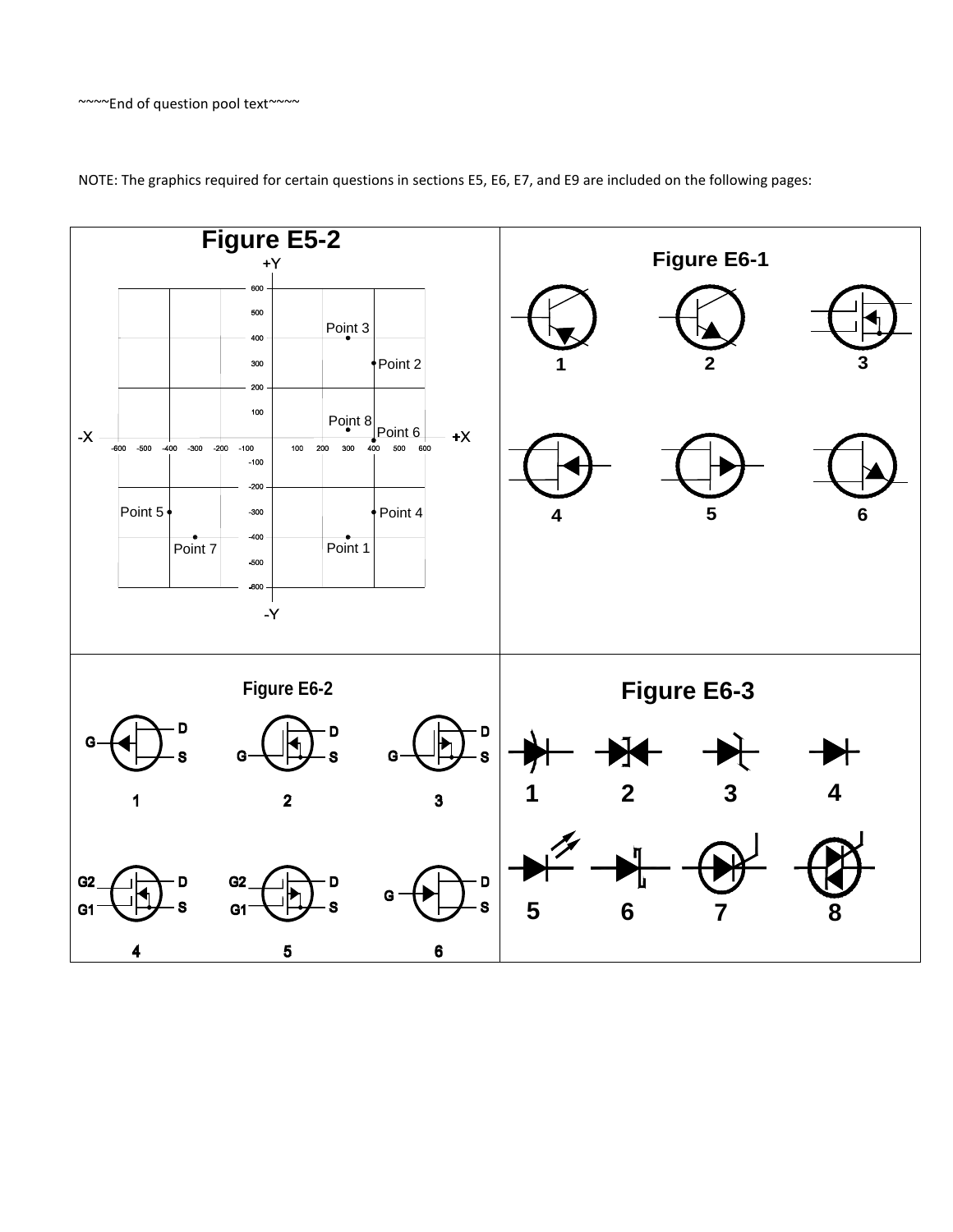~~~~End of question pool text~~~~

NOTE: The graphics required for certain questions in sections E5, E6, E7, and E9 are included on the following pages:

**Figure E5-2**

+Y

600
500
400
300
200
100
-100
-200
-300
-400
-500
-600

-X
-600 -500 -400 -300 -200 -100 100 200 300 400 500 600
+X

-Y

Point 1
Point 2
Point 3
Point 4
Point 5
Point 6
Point 7
Point 8

**Figure E6-1**

1 2 3 4 5 6

**Figure E6-2**

G D S

G2 G1

1 2 3 4 5 6

**Figure E6-3**

1 2 3 4 5 6 7 8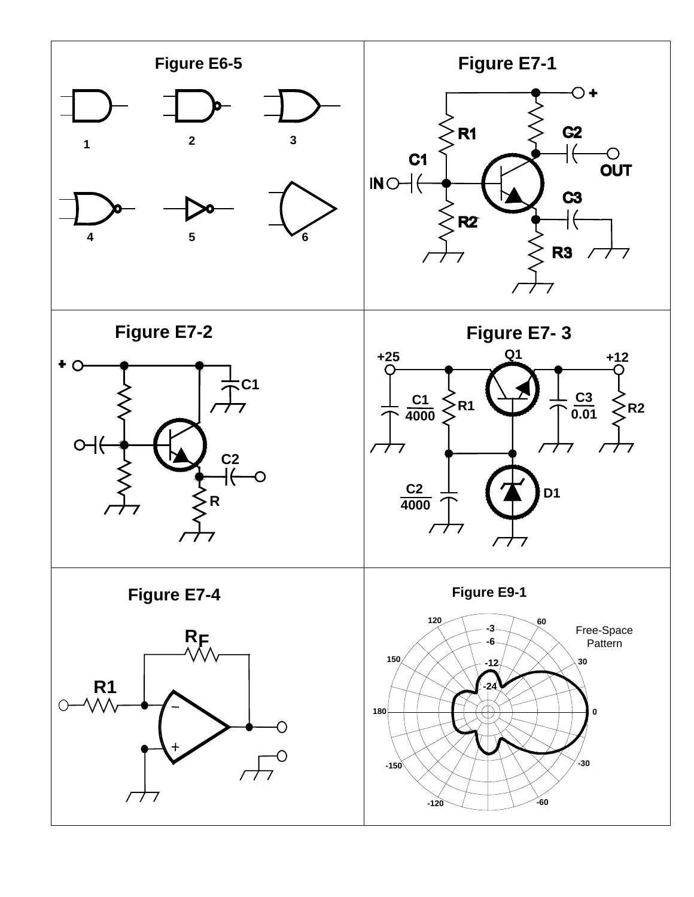Figure E6-5

1

2

3

4

5

6

Figure E7-1

+

R1

C2

C1

OUT

IN

C3

R2

R3

Figure E7-2

+

C1

C2

R

Figure E7- 3

Q1

+25

+12

C1
4000

R1

C3
0.01

R2

C2
4000

D1

Figure E7-4

RF

R1

−

+

Figure E9-1

120

60

-3

-6

Free-Space
Pattern

150

30

-12

-24

180

0

-150

-30

-120

-60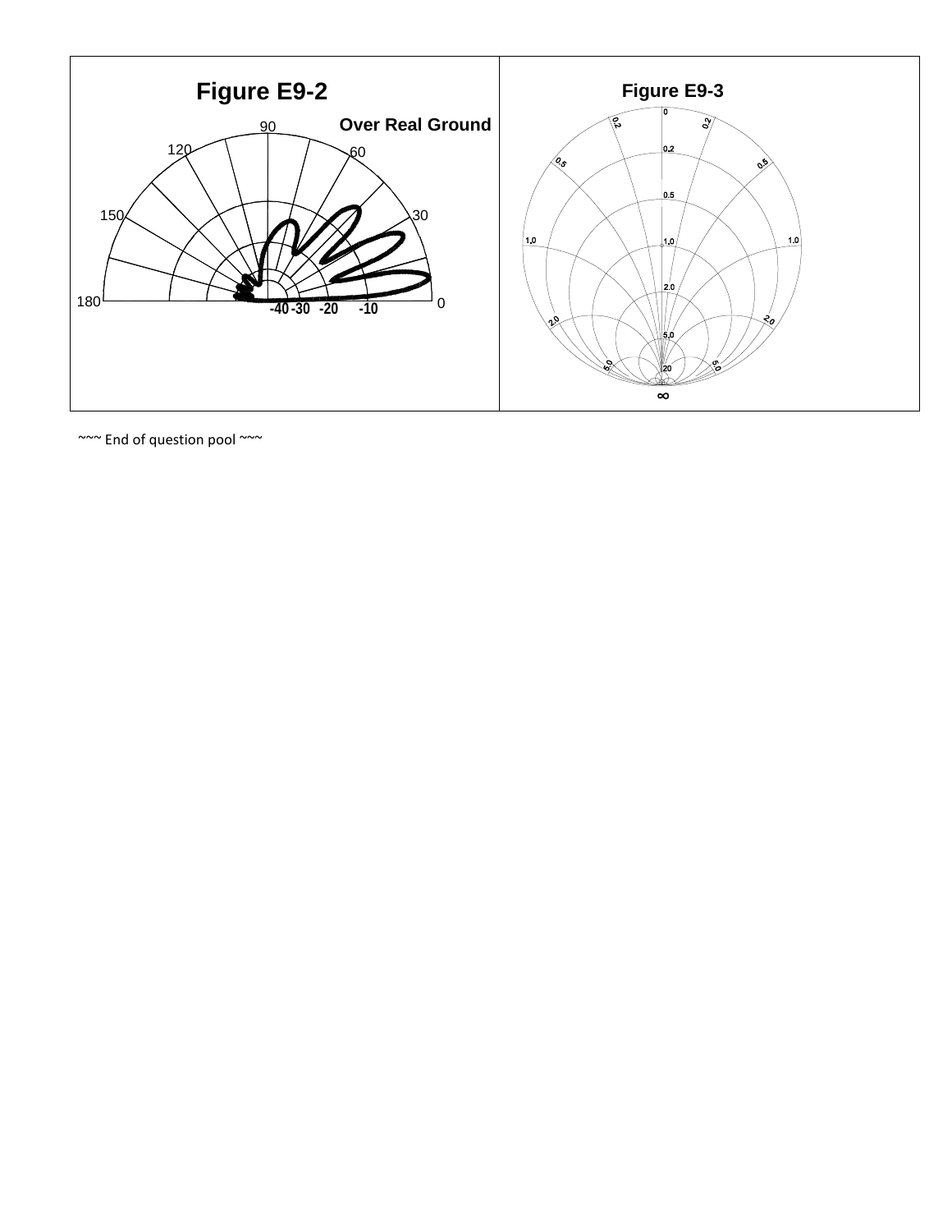**Figure E9-2**

Over Real Ground

90

120

60

150

30

180

0

-40 -30 -20 -10

**Figure E9-3**

0

0.2

0.2

0.2

0.5

0.5

0.5

1.0

1.0

1.0

2.0

2.0

2.0

5.0

5.0

5.0

20

∞

~~~ End of question pool ~~~